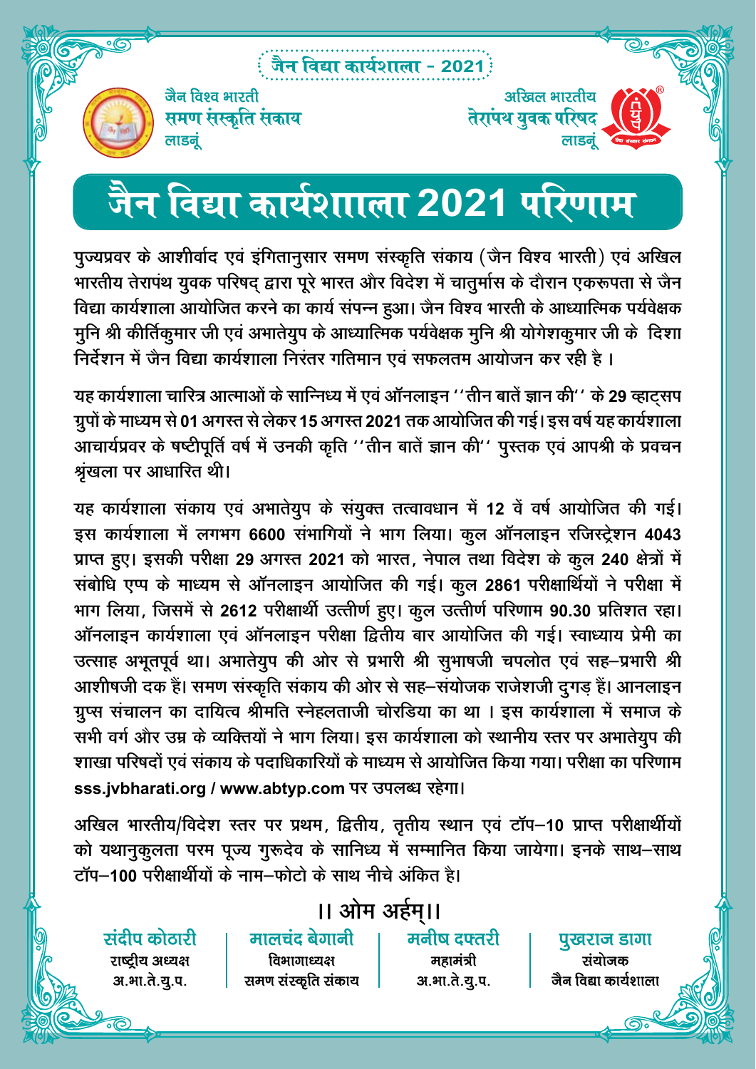जैन विद्या कार्यशाला - 2021

जैन विश्व भारती
समण संस्कृति संकाय
लाडनूं

अखिल भारतीय
तेरापंथ युवक परिषद
लाडनूं

# जैन विद्या कार्यशाला 2021 परिणाम

पुज्यप्रवर के आशीर्वाद एवं इंगितानुसार समण संस्कृति संकाय (जैन विश्व भारती) एवं अखिल भारतीय तेरापंथ युवक परिषद् द्वारा पूरे भारत और विदेश में चातुर्मास के दौरान एकरूपता से जैन विद्या कार्यशाला आयोजित करने का कार्य संपन्न हुआ। जैन विश्व भारती के आध्यात्मिक पर्यवेक्षक मुनि श्री कीर्तिकुमार जी एवं अभातेयुप के आध्यात्मिक पर्यवेक्षक मुनि श्री योगेशकुमार जी के दिशा निर्देशन में जैन विद्या कार्यशाला निरंतर गतिमान एवं सफलतम आयोजन कर रही है ।

यह कार्यशाला चारित्र आत्माओं के सान्निध्य में एवं ऑनलाइन ''तीन बातें ज्ञान की'' के 29 व्हाट्सप ग्रुपों के माध्यम से 01 अगस्त से लेकर 15 अगस्त 2021 तक आयोजित की गई। इस वर्ष यह कार्यशाला आचार्यप्रवर के षष्टीपूर्ति वर्ष में उनकी कृति ''तीन बातें ज्ञान की'' पुस्तक एवं आपश्री के प्रवचन श्रृंखला पर आधारित थी।

यह कार्यशाला संकाय एवं अभातेयुप के संयुक्त तत्वावधान में 12 वें वर्ष आयोजित की गई। इस कार्यशाला में लगभग 6600 संभागियों ने भाग लिया। कुल ऑनलाइन रजिस्ट्रेशन 4043 प्राप्त हुए। इसकी परीक्षा 29 अगस्त 2021 को भारत, नेपाल तथा विदेश के कुल 240 क्षेत्रों में संबोधि एप्प के माध्यम से ऑनलाइन आयोजित की गई। कुल 2861 परीक्षार्थियों ने परीक्षा में भाग लिया, जिसमें से 2612 परीक्षार्थी उत्तीर्ण हुए। कुल उत्तीर्ण परिणाम 90.30 प्रतिशत रहा। ऑनलाइन कार्यशाला एवं ऑनलाइन परीक्षा द्वितीय बार आयोजित की गई। स्वाध्याय प्रेमी का उत्साह अभूतपूर्व था। अभातेयुप की ओर से प्रभारी श्री सुभाषजी चपलोत एवं सह–प्रभारी श्री आशीषजी दक हैं। समण संस्कृति संकाय की ओर से सह–संयोजक राजेशजी दुगड़ हैं। आनलाइन ग्रुप्स संचालन का दायित्व श्रीमति स्नेहलताजी चोरडिया का था । इस कार्यशाला में समाज के सभी वर्ग और उम्र के व्यक्तियों ने भाग लिया। इस कार्यशाला को स्थानीय स्तर पर अभातेयुप की शाखा परिषदों एवं संकाय के पदाधिकारियों के माध्यम से आयोजित किया गया। परीक्षा का परिणाम **sss.jvbharati.org / www.abtyp.com** पर उपलब्ध रहेगा।

अखिल भारतीय/विदेश स्तर पर प्रथम, द्वितीय, तृतीय स्थान एवं टॉप–10 प्राप्त परीक्षार्थीयों को यथानुकुलता परम पूज्य गुरुदेव के सानिध्य में सम्मानित किया जायेगा। इनके साथ–साथ टॉप–100 परीक्षार्थीयों के नाम–फोटो के साथ नीचे अंकित है।

।। ओम अर्हम्।।

| संदीप कोठारी | मालचंद बेगानी | मनीष दफ्तरी | पुखराज डागा |
|---|---|---|---|
| राष्ट्रीय अध्यक्ष | विभागाध्यक्ष | महामंत्री | संयोजक |
| अ.भा.ते.यु.प. | समण संस्कृति संकाय | अ.भा.ते.यु.प. | जैन विद्या कार्यशाला |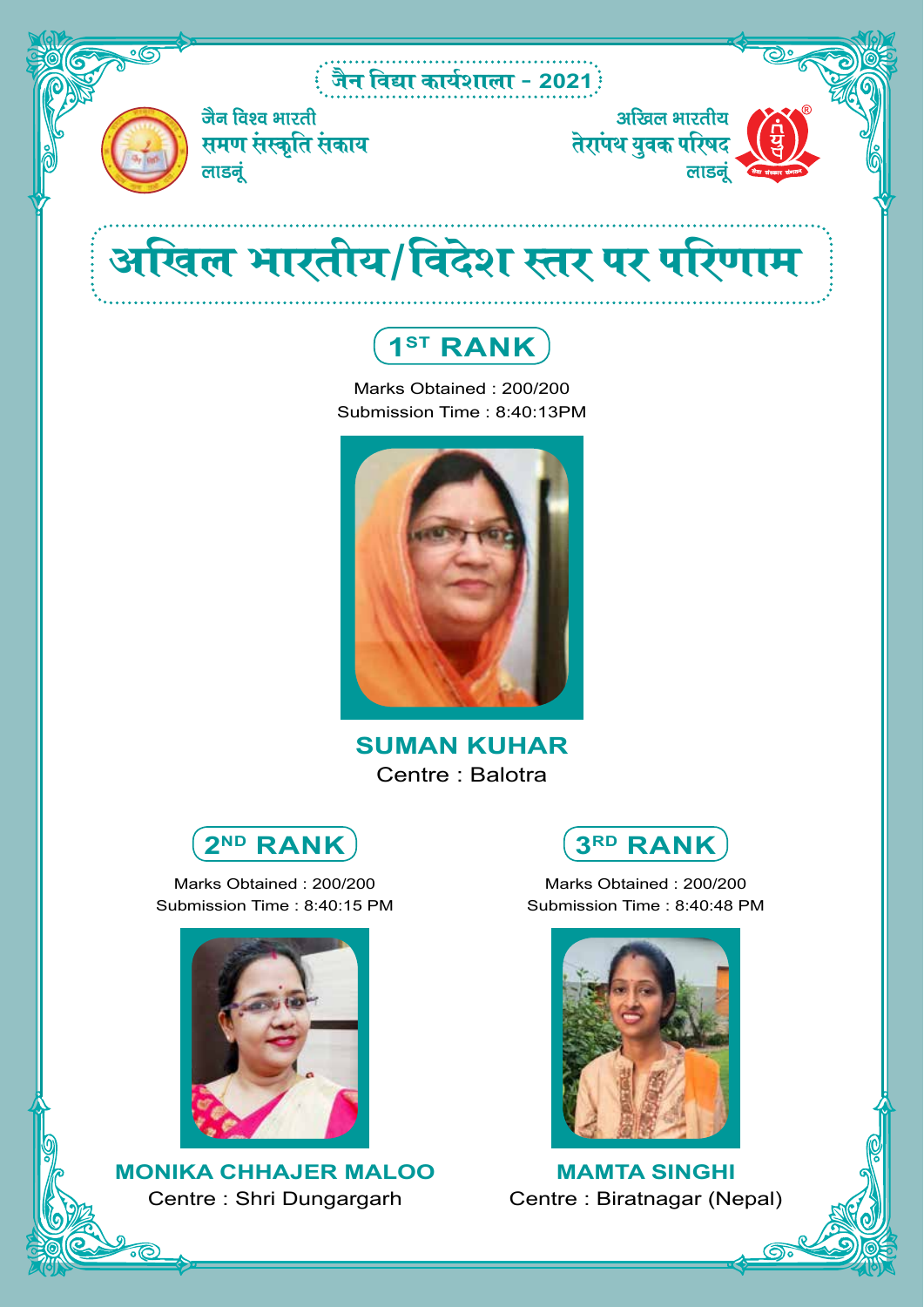जैन विद्या कार्यशाला - 2021

जैन विश्व भारती
समण संस्कृति संकाय
लाडनूं

अखिल भारतीय
तेरापंथ युवक परिषद
लाडनूं

# अखिल भारतीय/विदेश स्तर पर परिणाम

## 1ST RANK

Marks Obtained : 200/200
Submission Time : 8:40:13PM

**SUMAN KUHAR**
Centre : Balotra

## 2ND RANK

Marks Obtained : 200/200
Submission Time : 8:40:15 PM

**MONIKA CHHAJER MALOO**
Centre : Shri Dungargarh

## 3RD RANK

Marks Obtained : 200/200
Submission Time : 8:40:48 PM

**MAMTA SINGHI**
Centre : Biratnagar (Nepal)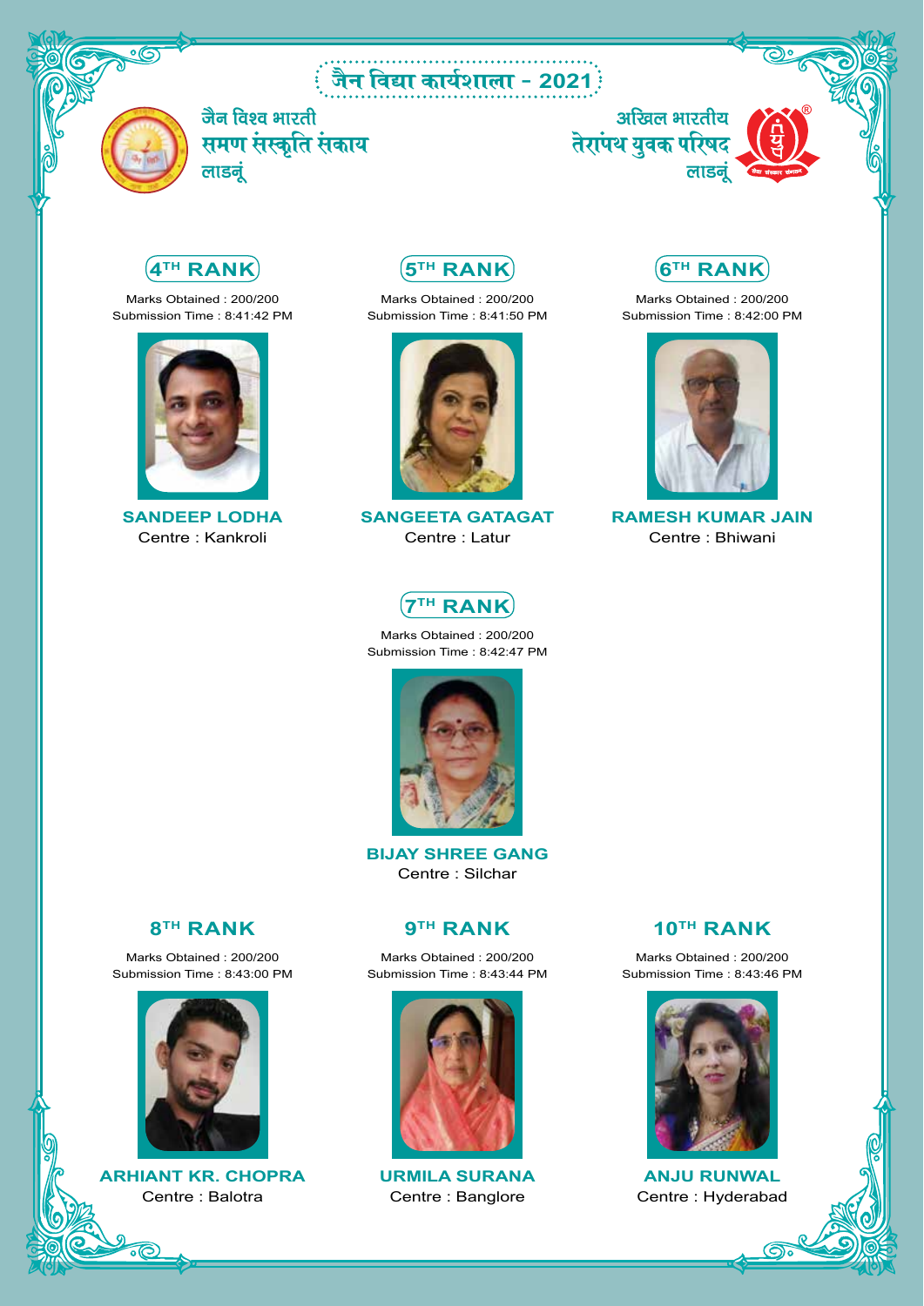# जैन विद्या कार्यशाला - 2021

जैन विश्व भारती
समण संस्कृति संकाय
लाडनूं

अखिल भारतीय
तेरापंथ युवक परिषद
लाडनूं

## 4TH RANK

Marks Obtained : 200/200
Submission Time : 8:41:42 PM

**SANDEEP LODHA**
Centre : Kankroli

## 5TH RANK

Marks Obtained : 200/200
Submission Time : 8:41:50 PM

**SANGEETA GATAGAT**
Centre : Latur

## 6TH RANK

Marks Obtained : 200/200
Submission Time : 8:42:00 PM

**RAMESH KUMAR JAIN**
Centre : Bhiwani

## 7TH RANK

Marks Obtained : 200/200
Submission Time : 8:42:47 PM

**BIJAY SHREE GANG**
Centre : Silchar

## 8TH RANK

Marks Obtained : 200/200
Submission Time : 8:43:00 PM

**ARHIANT KR. CHOPRA**
Centre : Balotra

## 9TH RANK

Marks Obtained : 200/200
Submission Time : 8:43:44 PM

**URMILA SURANA**
Centre : Banglore

## 10TH RANK

Marks Obtained : 200/200
Submission Time : 8:43:46 PM

**ANJU RUNWAL**
Centre : Hyderabad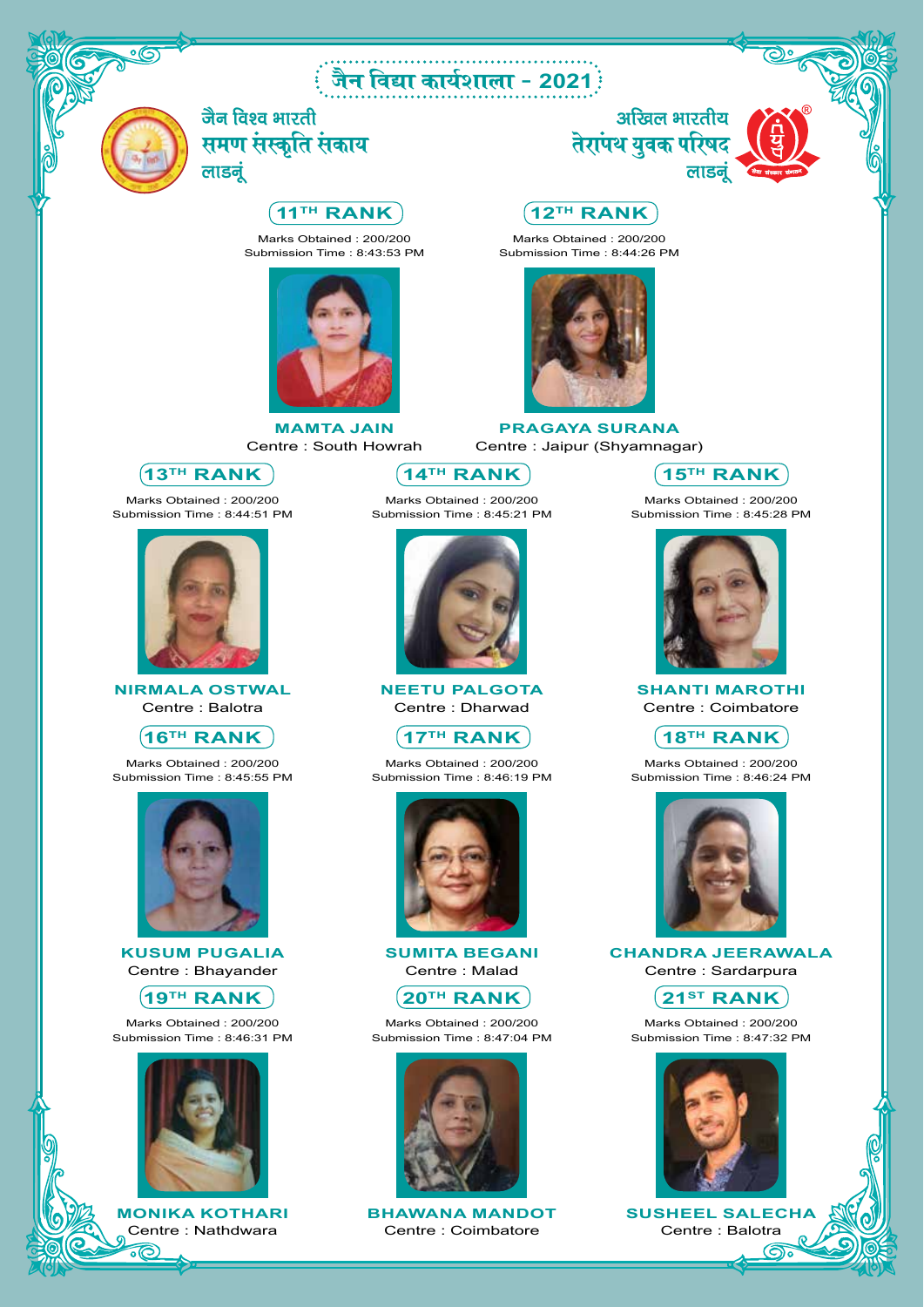# जैन विद्या कार्यशाला - 2021

जैन विश्व भारती
समण संस्कृति संकाय
लाडनूं

अखिल भारतीय
तेरापंथ युवक परिषद
लाडनूं

## 11TH RANK

Marks Obtained : 200/200
Submission Time : 8:43:53 PM

**MAMTA JAIN**
Centre : South Howrah

## 12TH RANK

Marks Obtained : 200/200
Submission Time : 8:44:26 PM

**PRAGAYA SURANA**
Centre : Jaipur (Shyamnagar)

## 13TH RANK

Marks Obtained : 200/200
Submission Time : 8:44:51 PM

**NIRMALA OSTWAL**
Centre : Balotra

## 14TH RANK

Marks Obtained : 200/200
Submission Time : 8:45:21 PM

**NEETU PALGOTA**
Centre : Dharwad

## 15TH RANK

Marks Obtained : 200/200
Submission Time : 8:45:28 PM

**SHANTI MAROTHI**
Centre : Coimbatore

## 16TH RANK

Marks Obtained : 200/200
Submission Time : 8:45:55 PM

**KUSUM PUGALIA**
Centre : Bhayander

## 17TH RANK

Marks Obtained : 200/200
Submission Time : 8:46:19 PM

**SUMITA BEGANI**
Centre : Malad

## 18TH RANK

Marks Obtained : 200/200
Submission Time : 8:46:24 PM

**CHANDRA JEERAWALA**
Centre : Sardarpura

## 19TH RANK

Marks Obtained : 200/200
Submission Time : 8:46:31 PM

**MONIKA KOTHARI**
Centre : Nathdwara

## 20TH RANK

Marks Obtained : 200/200
Submission Time : 8:47:04 PM

**BHAWANA MANDOT**
Centre : Coimbatore

## 21ST RANK

Marks Obtained : 200/200
Submission Time : 8:47:32 PM

**SUSHEEL SALECHA**
Centre : Balotra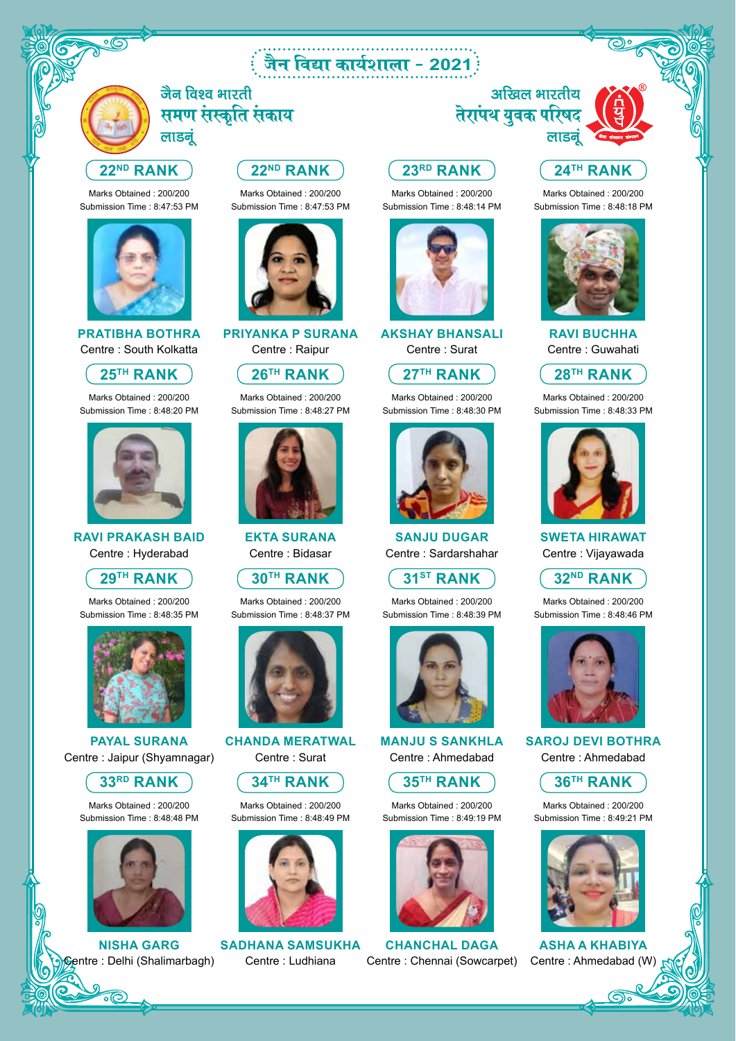# जैन विद्या कार्यशाला - 2021

जैन विश्व भारती
समण संस्कृति संकाय
लाडनूं

अखिल भारतीय
तेरापंथ युवक परिषद
लाडनूं

## 22ND RANK
Marks Obtained : 200/200
Submission Time : 8:47:53 PM

**PRATIBHA BOTHRA**
Centre : South Kolkatta

## 22ND RANK
Marks Obtained : 200/200
Submission Time : 8:47:53 PM

**PRIYANKA P SURANA**
Centre : Raipur

## 23RD RANK
Marks Obtained : 200/200
Submission Time : 8:48:14 PM

**AKSHAY BHANSALI**
Centre : Surat

## 24TH RANK
Marks Obtained : 200/200
Submission Time : 8:48:18 PM

**RAVI BUCHHA**
Centre : Guwahati

## 25TH RANK
Marks Obtained : 200/200
Submission Time : 8:48:20 PM

**RAVI PRAKASH BAID**
Centre : Hyderabad

## 26TH RANK
Marks Obtained : 200/200
Submission Time : 8:48:27 PM

**EKTA SURANA**
Centre : Bidasar

## 27TH RANK
Marks Obtained : 200/200
Submission Time : 8:48:30 PM

**SANJU DUGAR**
Centre : Sardarshahar

## 28TH RANK
Marks Obtained : 200/200
Submission Time : 8:48:33 PM

**SWETA HIRAWAT**
Centre : Vijayawada

## 29TH RANK
Marks Obtained : 200/200
Submission Time : 8:48:35 PM

**PAYAL SURANA**
Centre : Jaipur (Shyamnagar)

## 30TH RANK
Marks Obtained : 200/200
Submission Time : 8:48:37 PM

**CHANDA MERATWAL**
Centre : Surat

## 31ST RANK
Marks Obtained : 200/200
Submission Time : 8:48:39 PM

**MANJU S SANKHLA**
Centre : Ahmedabad

## 32ND RANK
Marks Obtained : 200/200
Submission Time : 8:48:46 PM

**SAROJ DEVI BOTHRA**
Centre : Ahmedabad

## 33RD RANK
Marks Obtained : 200/200
Submission Time : 8:48:48 PM

**NISHA GARG**
Centre : Delhi (Shalimarbagh)

## 34TH RANK
Marks Obtained : 200/200
Submission Time : 8:48:49 PM

**SADHANA SAMSUKHA**
Centre : Ludhiana

## 35TH RANK
Marks Obtained : 200/200
Submission Time : 8:49:19 PM

**CHANCHAL DAGA**
Centre : Chennai (Sowcarpet)

## 36TH RANK
Marks Obtained : 200/200
Submission Time : 8:49:21 PM

**ASHA A KHABIYA**
Centre : Ahmedabad (W)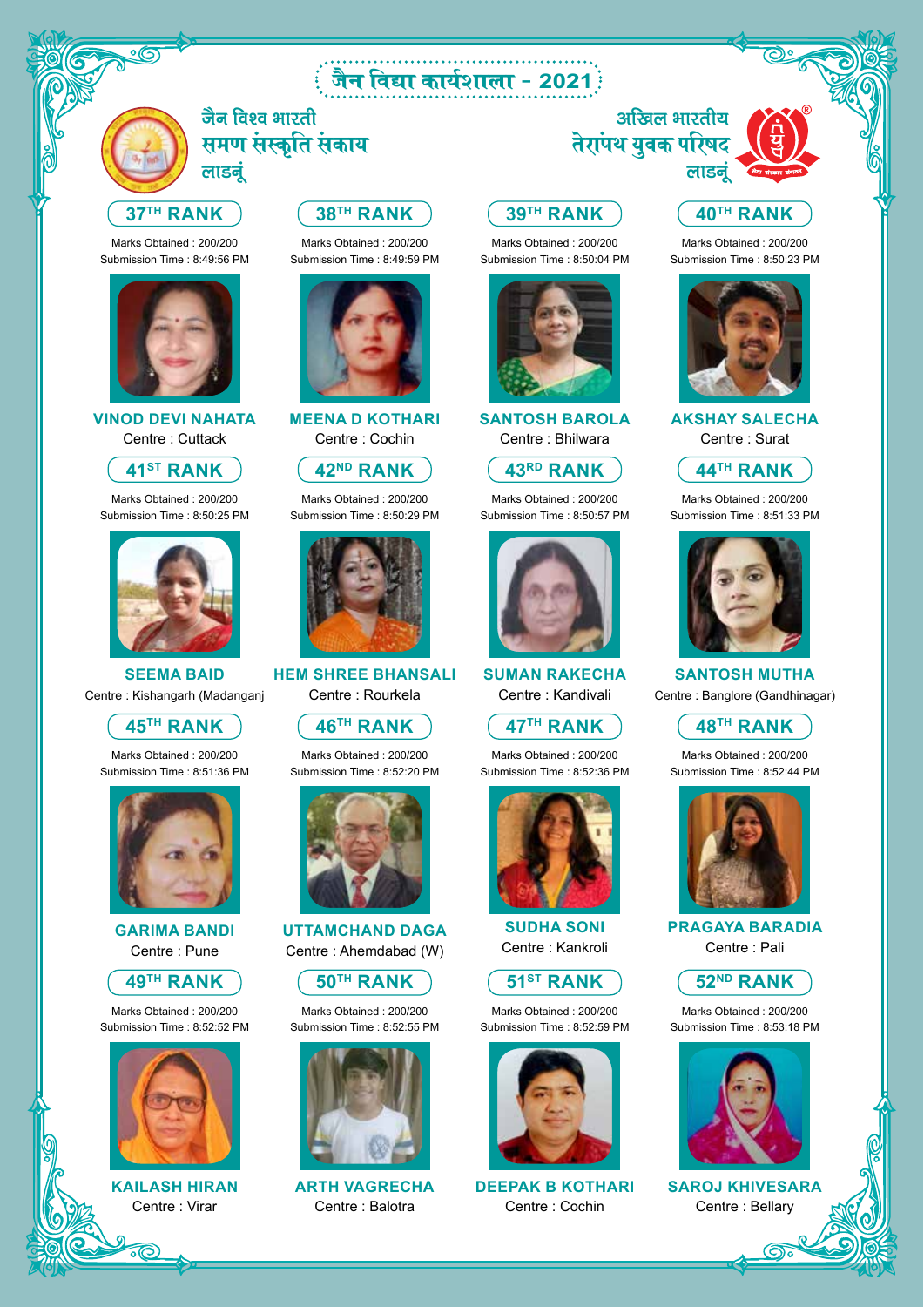# जैन विद्या कार्यशाला - 2021

जैन विश्व भारती
समण संस्कृति संकाय
लाडनूं

अखिल भारतीय
तेरापंथ युवक परिषद
लाडनूं

**37TH RANK**
Marks Obtained : 200/200
Submission Time : 8:49:56 PM
**VINOD DEVI NAHATA**
Centre : Cuttack

**38TH RANK**
Marks Obtained : 200/200
Submission Time : 8:49:59 PM
**MEENA D KOTHARI**
Centre : Cochin

**39TH RANK**
Marks Obtained : 200/200
Submission Time : 8:50:04 PM
**SANTOSH BAROLA**
Centre : Bhilwara

**40TH RANK**
Marks Obtained : 200/200
Submission Time : 8:50:23 PM
**AKSHAY SALECHA**
Centre : Surat

**41ST RANK**
Marks Obtained : 200/200
Submission Time : 8:50:25 PM
**SEEMA BAID**
Centre : Kishangarh (Madanganj

**42ND RANK**
Marks Obtained : 200/200
Submission Time : 8:50:29 PM
**HEM SHREE BHANSALI**
Centre : Rourkela

**43RD RANK**
Marks Obtained : 200/200
Submission Time : 8:50:57 PM
**SUMAN RAKECHA**
Centre : Kandivali

**44TH RANK**
Marks Obtained : 200/200
Submission Time : 8:51:33 PM
**SANTOSH MUTHA**
Centre : Banglore (Gandhinagar)

**45TH RANK**
Marks Obtained : 200/200
Submission Time : 8:51:36 PM
**GARIMA BANDI**
Centre : Pune

**46TH RANK**
Marks Obtained : 200/200
Submission Time : 8:52:20 PM
**UTTAMCHAND DAGA**
Centre : Ahemdabad (W)

**47TH RANK**
Marks Obtained : 200/200
Submission Time : 8:52:36 PM
**SUDHA SONI**
Centre : Kankroli

**48TH RANK**
Marks Obtained : 200/200
Submission Time : 8:52:44 PM
**PRAGAYA BARADIA**
Centre : Pali

**49TH RANK**
Marks Obtained : 200/200
Submission Time : 8:52:52 PM
**KAILASH HIRAN**
Centre : Virar

**50TH RANK**
Marks Obtained : 200/200
Submission Time : 8:52:55 PM
**ARTH VAGRECHA**
Centre : Balotra

**51ST RANK**
Marks Obtained : 200/200
Submission Time : 8:52:59 PM
**DEEPAK B KOTHARI**
Centre : Cochin

**52ND RANK**
Marks Obtained : 200/200
Submission Time : 8:53:18 PM
**SAROJ KHIVESARA**
Centre : Bellary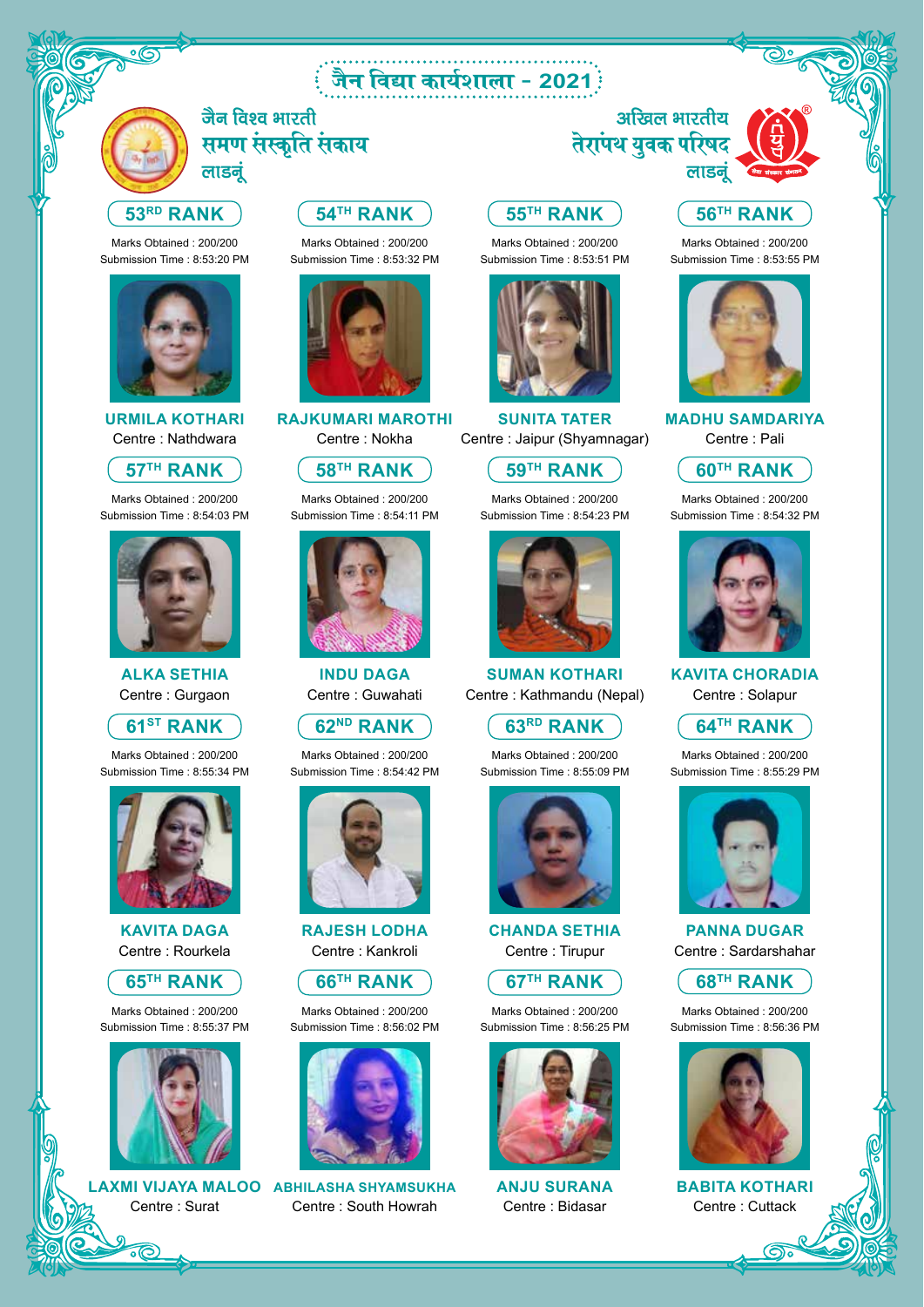# जैन विद्या कार्यशाला - 2021

जैन विश्व भारती
समण संस्कृति संकाय
लाडनूं

अखिल भारतीय
तेरापंथ युवक परिषद
लाडनूं

**53RD RANK**
Marks Obtained : 200/200
Submission Time : 8:53:20 PM
**URMILA KOTHARI**
Centre : Nathdwara

**54TH RANK**
Marks Obtained : 200/200
Submission Time : 8:53:32 PM
**RAJKUMARI MAROTHI**
Centre : Nokha

**55TH RANK**
Marks Obtained : 200/200
Submission Time : 8:53:51 PM
**SUNITA TATER**
Centre : Jaipur (Shyamnagar)

**56TH RANK**
Marks Obtained : 200/200
Submission Time : 8:53:55 PM
**MADHU SAMDARIYA**
Centre : Pali

**57TH RANK**
Marks Obtained : 200/200
Submission Time : 8:54:03 PM
**ALKA SETHIA**
Centre : Gurgaon

**58TH RANK**
Marks Obtained : 200/200
Submission Time : 8:54:11 PM
**INDU DAGA**
Centre : Guwahati

**59TH RANK**
Marks Obtained : 200/200
Submission Time : 8:54:23 PM
**SUMAN KOTHARI**
Centre : Kathmandu (Nepal)

**60TH RANK**
Marks Obtained : 200/200
Submission Time : 8:54:32 PM
**KAVITA CHORADIA**
Centre : Solapur

**61ST RANK**
Marks Obtained : 200/200
Submission Time : 8:55:34 PM
**KAVITA DAGA**
Centre : Rourkela

**62ND RANK**
Marks Obtained : 200/200
Submission Time : 8:54:42 PM
**RAJESH LODHA**
Centre : Kankroli

**63RD RANK**
Marks Obtained : 200/200
Submission Time : 8:55:09 PM
**CHANDA SETHIA**
Centre : Tirupur

**64TH RANK**
Marks Obtained : 200/200
Submission Time : 8:55:29 PM
**PANNA DUGAR**
Centre : Sardarshahar

**65TH RANK**
Marks Obtained : 200/200
Submission Time : 8:55:37 PM
**LAXMI VIJAYA MALOO**
Centre : Surat

**66TH RANK**
Marks Obtained : 200/200
Submission Time : 8:56:02 PM
**ABHILASHA SHYAMSUKHA**
Centre : South Howrah

**67TH RANK**
Marks Obtained : 200/200
Submission Time : 8:56:25 PM
**ANJU SURANA**
Centre : Bidasar

**68TH RANK**
Marks Obtained : 200/200
Submission Time : 8:56:36 PM
**BABITA KOTHARI**
Centre : Cuttack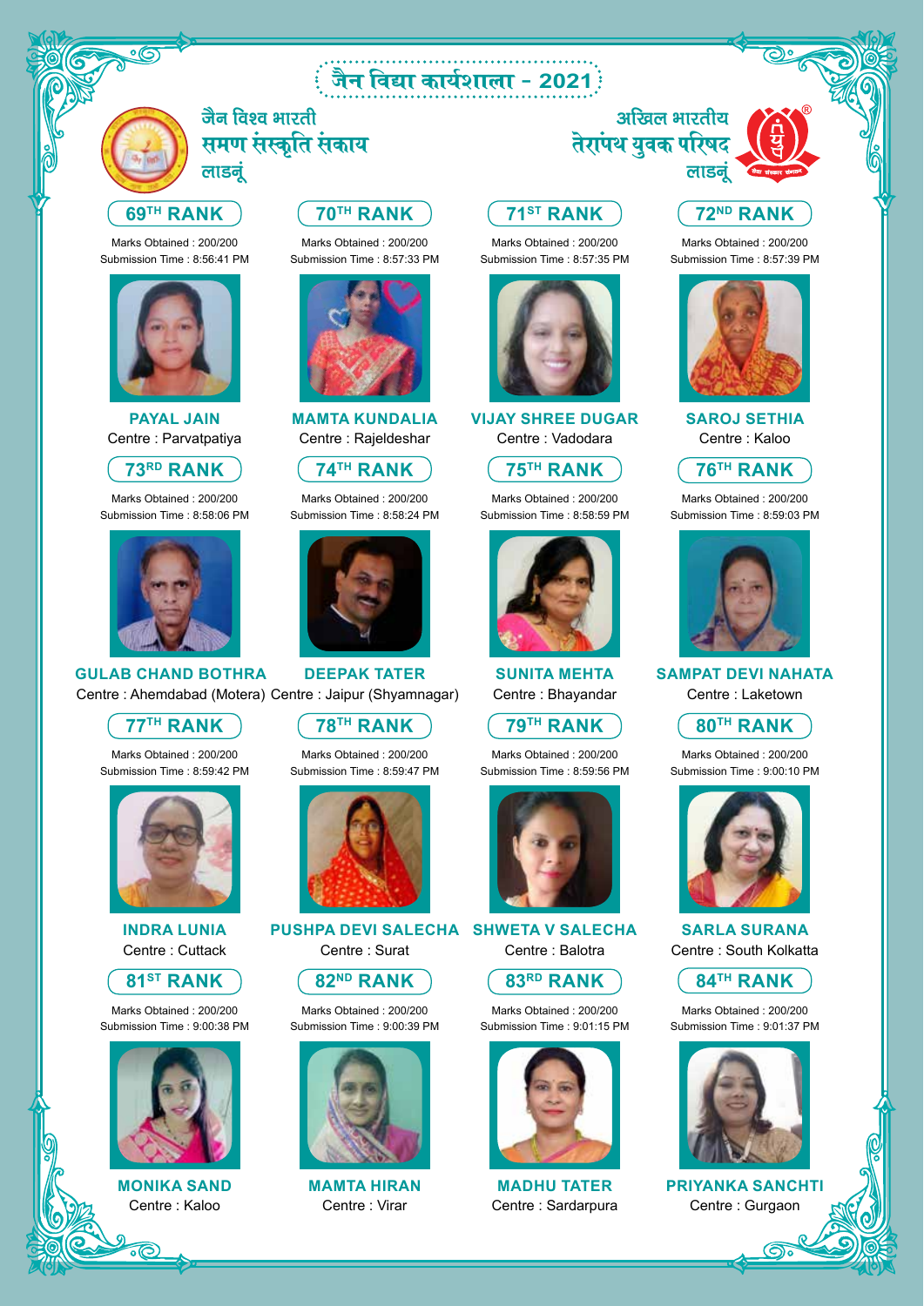# जैन विद्या कार्यशाला - 2021

जैन विश्व भारती
समण संस्कृति संकाय
लाडनूं

अखिल भारतीय
तेरापंथ युवक परिषद
लाडनूं

**69TH RANK**
Marks Obtained : 200/200
Submission Time : 8:56:41 PM
**PAYAL JAIN**
Centre : Parvatpatiya

**70TH RANK**
Marks Obtained : 200/200
Submission Time : 8:57:33 PM
**MAMTA KUNDALIA**
Centre : Rajeldeshar

**71ST RANK**
Marks Obtained : 200/200
Submission Time : 8:57:35 PM
**VIJAY SHREE DUGAR**
Centre : Vadodara

**72ND RANK**
Marks Obtained : 200/200
Submission Time : 8:57:39 PM
**SAROJ SETHIA**
Centre : Kaloo

**73RD RANK**
Marks Obtained : 200/200
Submission Time : 8:58:06 PM
**GULAB CHAND BOTHRA**
Centre : Ahemdabad (Motera)

**74TH RANK**
Marks Obtained : 200/200
Submission Time : 8:58:24 PM
**DEEPAK TATER**
Centre : Jaipur (Shyamnagar)

**75TH RANK**
Marks Obtained : 200/200
Submission Time : 8:58:59 PM
**SUNITA MEHTA**
Centre : Bhayandar

**76TH RANK**
Marks Obtained : 200/200
Submission Time : 8:59:03 PM
**SAMPAT DEVI NAHATA**
Centre : Laketown

**77TH RANK**
Marks Obtained : 200/200
Submission Time : 8:59:42 PM
**INDRA LUNIA**
Centre : Cuttack

**78TH RANK**
Marks Obtained : 200/200
Submission Time : 8:59:47 PM
**PUSHPA DEVI SALECHA**
Centre : Surat

**79TH RANK**
Marks Obtained : 200/200
Submission Time : 8:59:56 PM
**SHWETA V SALECHA**
Centre : Balotra

**80TH RANK**
Marks Obtained : 200/200
Submission Time : 9:00:10 PM
**SARLA SURANA**
Centre : South Kolkatta

**81ST RANK**
Marks Obtained : 200/200
Submission Time : 9:00:38 PM
**MONIKA SAND**
Centre : Kaloo

**82ND RANK**
Marks Obtained : 200/200
Submission Time : 9:00:39 PM
**MAMTA HIRAN**
Centre : Virar

**83RD RANK**
Marks Obtained : 200/200
Submission Time : 9:01:15 PM
**MADHU TATER**
Centre : Sardarpura

**84TH RANK**
Marks Obtained : 200/200
Submission Time : 9:01:37 PM
**PRIYANKA SANCHTI**
Centre : Gurgaon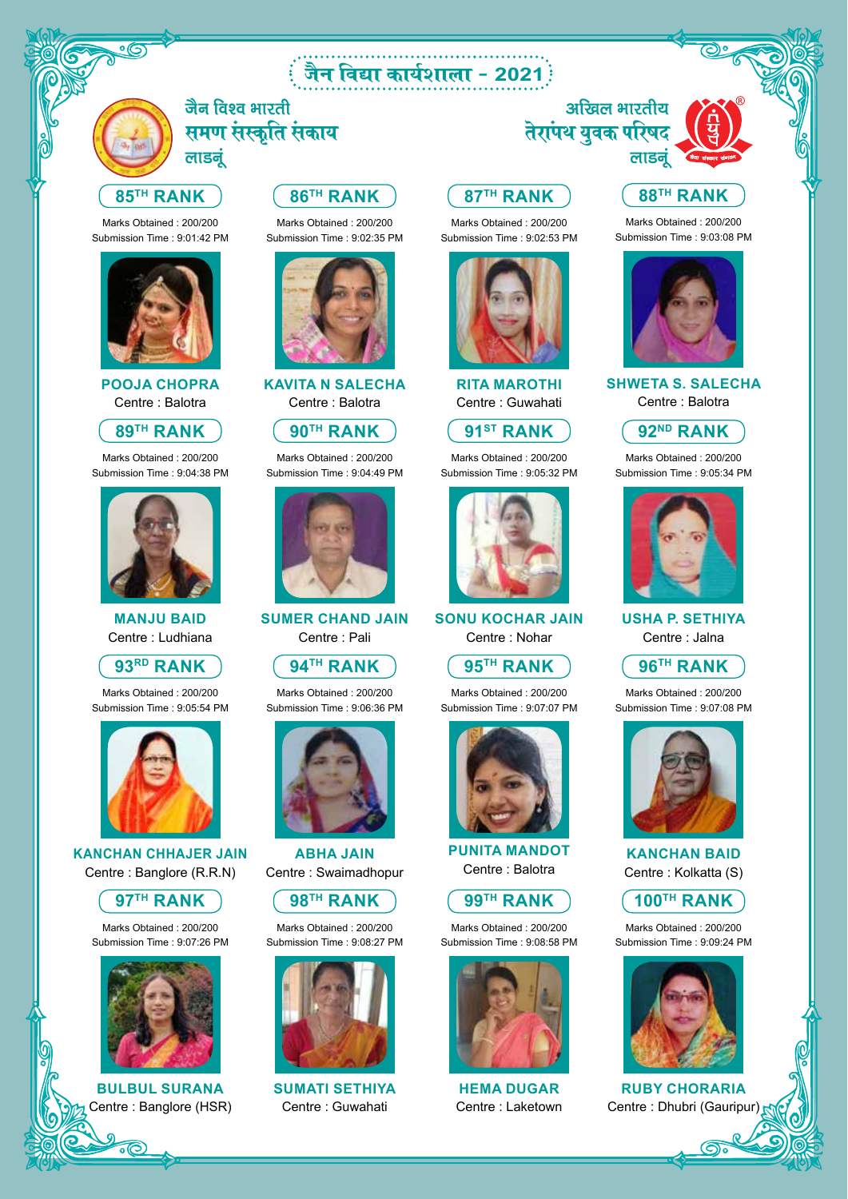# जैन विद्या कार्यशाला - 2021

जैन विश्व भारती
समण संस्कृति संकाय
लाडनूं

अखिल भारतीय
तेरापंथ युवक परिषद
लाडनूं

**85TH RANK**
Marks Obtained : 200/200
Submission Time : 9:01:42 PM
**POOJA CHOPRA**
Centre : Balotra

**86TH RANK**
Marks Obtained : 200/200
Submission Time : 9:02:35 PM
**KAVITA N SALECHA**
Centre : Balotra

**87TH RANK**
Marks Obtained : 200/200
Submission Time : 9:02:53 PM
**RITA MAROTHI**
Centre : Guwahati

**88TH RANK**
Marks Obtained : 200/200
Submission Time : 9:03:08 PM
**SHWETA S. SALECHA**
Centre : Balotra

**89TH RANK**
Marks Obtained : 200/200
Submission Time : 9:04:38 PM
**MANJU BAID**
Centre : Ludhiana

**90TH RANK**
Marks Obtained : 200/200
Submission Time : 9:04:49 PM
**SUMER CHAND JAIN**
Centre : Pali

**91ST RANK**
Marks Obtained : 200/200
Submission Time : 9:05:32 PM
**SONU KOCHAR JAIN**
Centre : Nohar

**92ND RANK**
Marks Obtained : 200/200
Submission Time : 9:05:34 PM
**USHA P. SETHIYA**
Centre : Jalna

**93RD RANK**
Marks Obtained : 200/200
Submission Time : 9:05:54 PM
**KANCHAN CHHAJER JAIN**
Centre : Banglore (R.R.N)

**94TH RANK**
Marks Obtained : 200/200
Submission Time : 9:06:36 PM
**ABHA JAIN**
Centre : Swaimadhopur

**95TH RANK**
Marks Obtained : 200/200
Submission Time : 9:07:07 PM
**PUNITA MANDOT**
Centre : Balotra

**96TH RANK**
Marks Obtained : 200/200
Submission Time : 9:07:08 PM
**KANCHAN BAID**
Centre : Kolkatta (S)

**97TH RANK**
Marks Obtained : 200/200
Submission Time : 9:07:26 PM
**BULBUL SURANA**
Centre : Banglore (HSR)

**98TH RANK**
Marks Obtained : 200/200
Submission Time : 9:08:27 PM
**SUMATI SETHIYA**
Centre : Guwahati

**99TH RANK**
Marks Obtained : 200/200
Submission Time : 9:08:58 PM
**HEMA DUGAR**
Centre : Laketown

**100TH RANK**
Marks Obtained : 200/200
Submission Time : 9:09:24 PM
**RUBY CHORARIA**
Centre : Dhubri (Gauripur)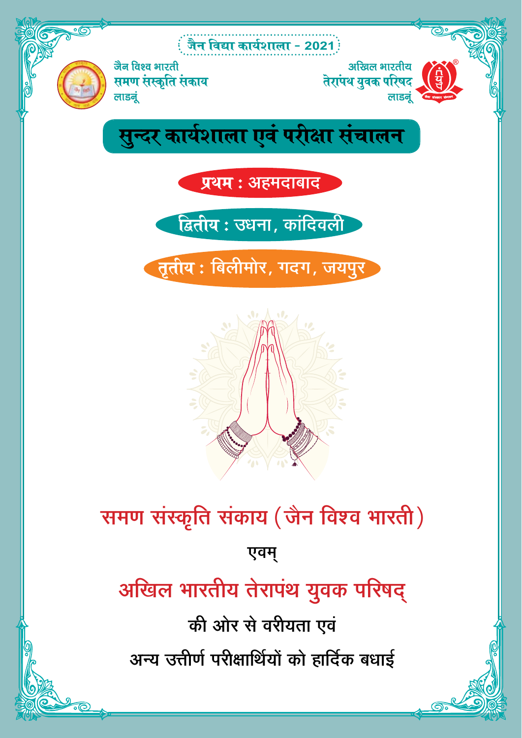जैन विद्या कार्यशाला - 2021

जैन विश्व भारती
समण संस्कृति संकाय
लाडनूं

अखिल भारतीय
तेरापंथ युवक परिषद
लाडनूं

# सुन्दर कार्यशाला एवं परीक्षा संचालन

**प्रथम : अहमदाबाद**

**द्वितीय : उधना, कांदिवली**

**तृतीय : बिलीमोर, गदग, जयपुर**

## समण संस्कृति संकाय (जैन विश्व भारती)

एवम्

## अखिल भारतीय तेरापंथ युवक परिषद्

**की ओर से वरीयता एवं**

**अन्य उत्तीर्ण परीक्षार्थियों को हार्दिक बधाई**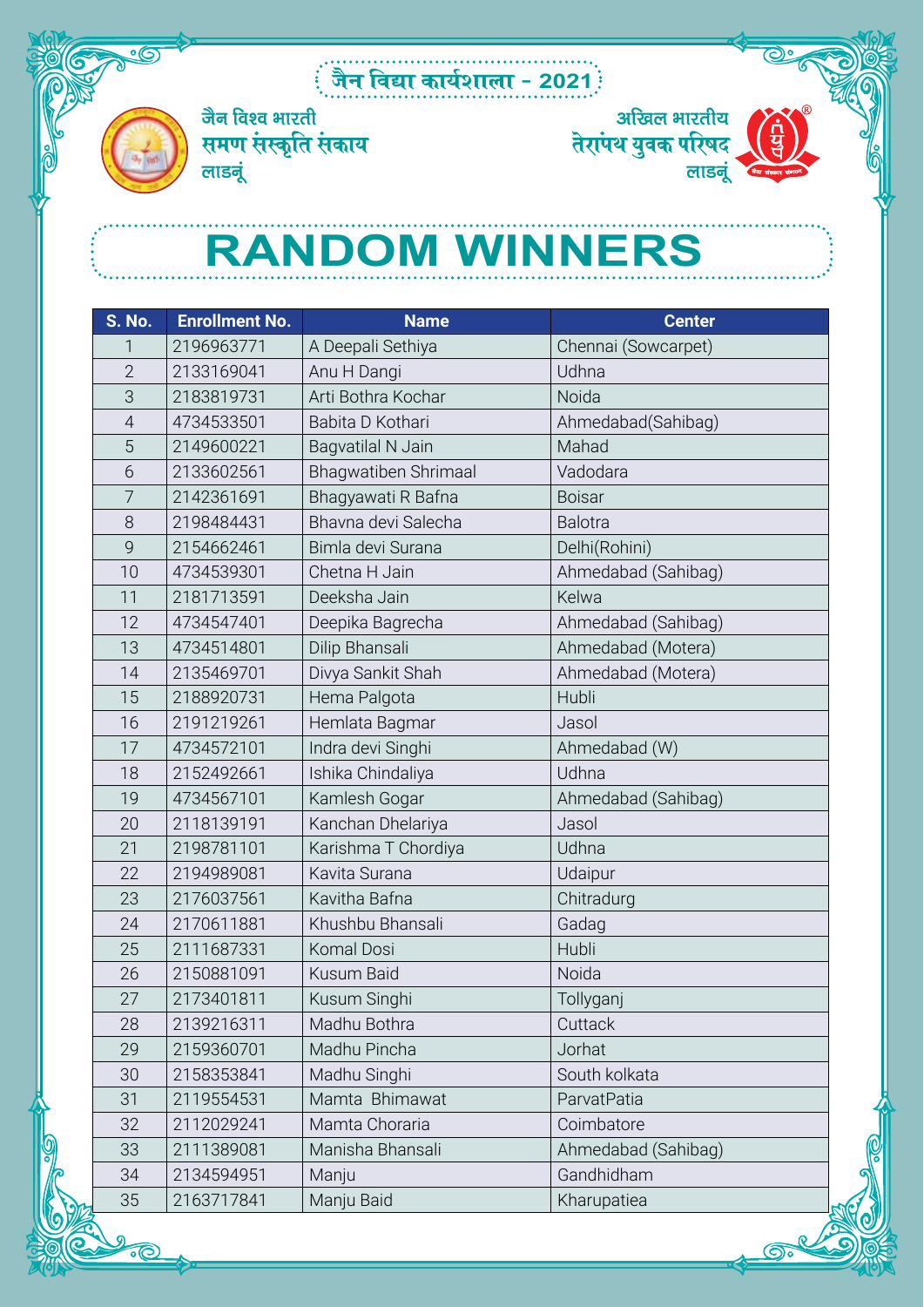जैन विद्या कार्यशाला - 2021

जैन विश्व भारती
समण संस्कृति संकाय
लाडनूं

अखिल भारतीय
तेरापंथ युवक परिषद
लाडनूं

# RANDOM WINNERS

| S. No. | Enrollment No. | Name | Center |
|---|---|---|---|
| 1 | 2196963771 | A Deepali Sethiya | Chennai (Sowcarpet) |
| 2 | 2133169041 | Anu H Dangi | Udhna |
| 3 | 2183819731 | Arti Bothra Kochar | Noida |
| 4 | 4734533501 | Babita D Kothari | Ahmedabad(Sahibag) |
| 5 | 2149600221 | Bagvatilal N Jain | Mahad |
| 6 | 2133602561 | Bhagwatiben Shrimaal | Vadodara |
| 7 | 2142361691 | Bhagyawati R Bafna | Boisar |
| 8 | 2198484431 | Bhavna devi Salecha | Balotra |
| 9 | 2154662461 | Bimla devi Surana | Delhi(Rohini) |
| 10 | 4734539301 | Chetna H Jain | Ahmedabad (Sahibag) |
| 11 | 2181713591 | Deeksha Jain | Kelwa |
| 12 | 4734547401 | Deepika Bagrecha | Ahmedabad (Sahibag) |
| 13 | 4734514801 | Dilip Bhansali | Ahmedabad (Motera) |
| 14 | 2135469701 | Divya Sankit Shah | Ahmedabad (Motera) |
| 15 | 2188920731 | Hema Palgota | Hubli |
| 16 | 2191219261 | Hemlata Bagmar | Jasol |
| 17 | 4734572101 | Indra devi Singhi | Ahmedabad (W) |
| 18 | 2152492661 | Ishika Chindaliya | Udhna |
| 19 | 4734567101 | Kamlesh Gogar | Ahmedabad (Sahibag) |
| 20 | 2118139191 | Kanchan Dhelariya | Jasol |
| 21 | 2198781101 | Karishma T Chordiya | Udhna |
| 22 | 2194989081 | Kavita Surana | Udaipur |
| 23 | 2176037561 | Kavitha Bafna | Chitradurg |
| 24 | 2170611881 | Khushbu Bhansali | Gadag |
| 25 | 2111687331 | Komal Dosi | Hubli |
| 26 | 2150881091 | Kusum Baid | Noida |
| 27 | 2173401811 | Kusum Singhi | Tollyganj |
| 28 | 2139216311 | Madhu Bothra | Cuttack |
| 29 | 2159360701 | Madhu Pincha | Jorhat |
| 30 | 2158353841 | Madhu Singhi | South kolkata |
| 31 | 2119554531 | Mamta Bhimawat | ParvatPatia |
| 32 | 2112029241 | Mamta Choraria | Coimbatore |
| 33 | 2111389081 | Manisha Bhansali | Ahmedabad (Sahibag) |
| 34 | 2134594951 | Manju | Gandhidham |
| 35 | 2163717841 | Manju Baid | Kharupatiea |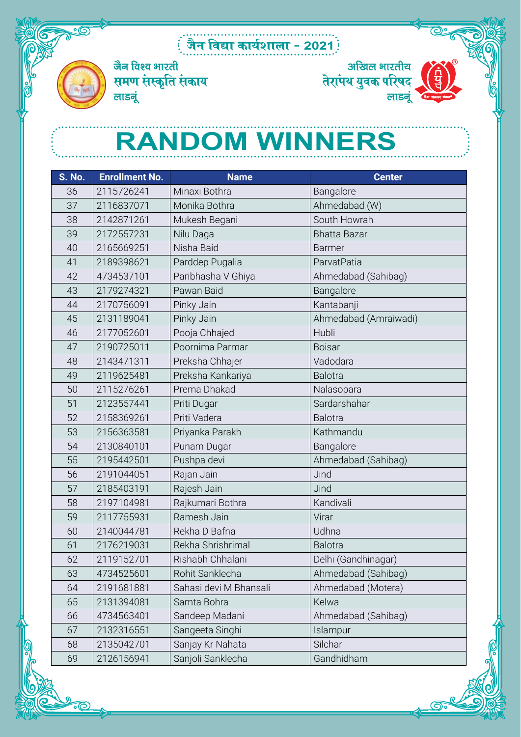जैन विद्या कार्यशाला - 2021

जैन विश्व भारती
समण संस्कृति संकाय
लाडनूं

अखिल भारतीय
तेरापंथ युवक परिषद
लाडनूं

# RANDOM WINNERS

| S. No. | Enrollment No. | Name | Center |
|---|---|---|---|
| 36 | 2115726241 | Minaxi Bothra | Bangalore |
| 37 | 2116837071 | Monika Bothra | Ahmedabad (W) |
| 38 | 2142871261 | Mukesh Begani | South Howrah |
| 39 | 2172557231 | Nilu Daga | Bhatta Bazar |
| 40 | 2165669251 | Nisha Baid | Barmer |
| 41 | 2189398621 | Parddep Pugalia | ParvatPatia |
| 42 | 4734537101 | Paribhasha V Ghiya | Ahmedabad (Sahibag) |
| 43 | 2179274321 | Pawan Baid | Bangalore |
| 44 | 2170756091 | Pinky Jain | Kantabanji |
| 45 | 2131189041 | Pinky Jain | Ahmedabad (Amraiwadi) |
| 46 | 2177052601 | Pooja Chhajed | Hubli |
| 47 | 2190725011 | Poornima Parmar | Boisar |
| 48 | 2143471311 | Preksha Chhajer | Vadodara |
| 49 | 2119625481 | Preksha Kankariya | Balotra |
| 50 | 2115276261 | Prema Dhakad | Nalasopara |
| 51 | 2123557441 | Priti Dugar | Sardarshahar |
| 52 | 2158369261 | Priti Vadera | Balotra |
| 53 | 2156363581 | Priyanka Parakh | Kathmandu |
| 54 | 2130840101 | Punam Dugar | Bangalore |
| 55 | 2195442501 | Pushpa devi | Ahmedabad (Sahibag) |
| 56 | 2191044051 | Rajan Jain | Jind |
| 57 | 2185403191 | Rajesh Jain | Jind |
| 58 | 2197104981 | Rajkumari Bothra | Kandivali |
| 59 | 2117755931 | Ramesh Jain | Virar |
| 60 | 2140044781 | Rekha D Bafna | Udhna |
| 61 | 2176219031 | Rekha Shrishrimal | Balotra |
| 62 | 2119152701 | Rishabh Chhalani | Delhi (Gandhinagar) |
| 63 | 4734525601 | Rohit Sanklecha | Ahmedabad (Sahibag) |
| 64 | 2191681881 | Sahasi devi M Bhansali | Ahmedabad (Motera) |
| 65 | 2131394081 | Samta Bohra | Kelwa |
| 66 | 4734563401 | Sandeep Madani | Ahmedabad (Sahibag) |
| 67 | 2132316551 | Sangeeta Singhi | Islampur |
| 68 | 2135042701 | Sanjay Kr Nahata | Silchar |
| 69 | 2126156941 | Sanjoli Sanklecha | Gandhidham |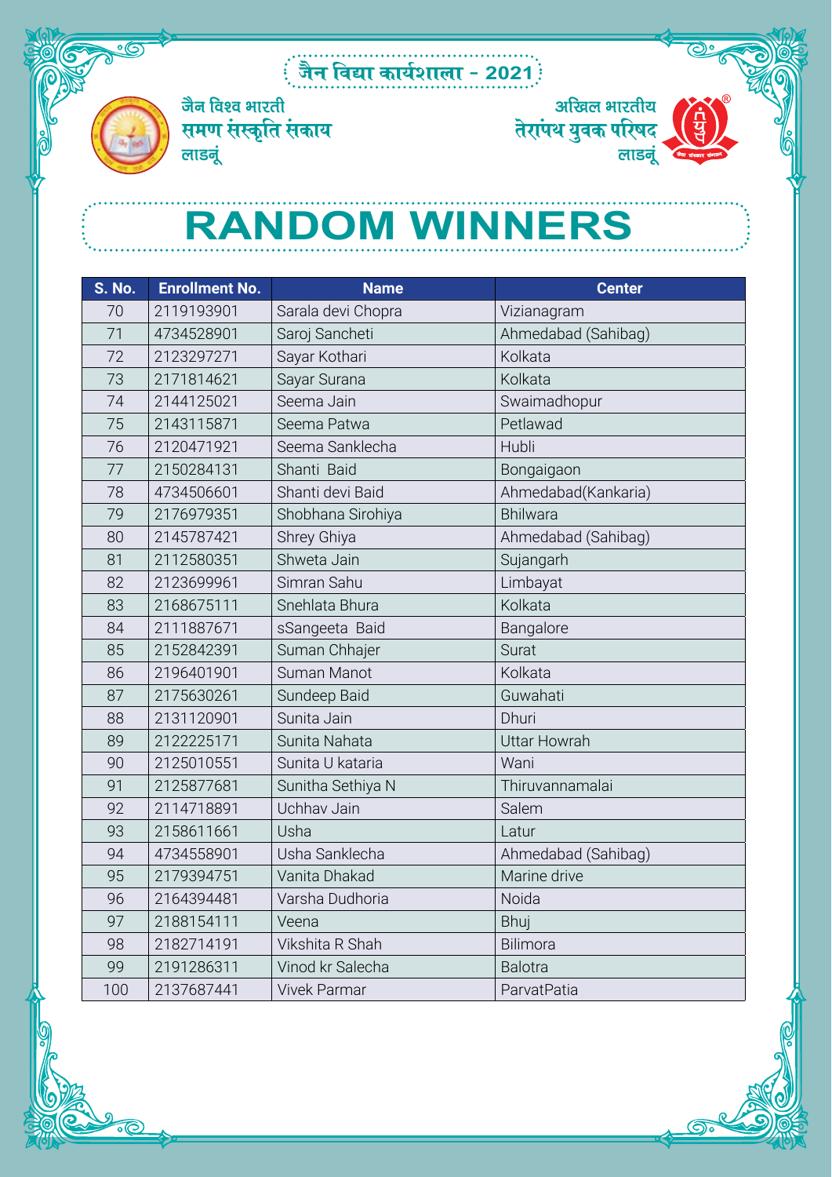जैन विद्या कार्यशाला - 2021

जैन विश्व भारती
समण संस्कृति संकाय
लाडनूं

अखिल भारतीय
तेरापंथ युवक परिषद
लाडनूं

# RANDOM WINNERS

| S. No. | Enrollment No. | Name | Center |
|---|---|---|---|
| 70 | 2119193901 | Sarala devi Chopra | Vizianagram |
| 71 | 4734528901 | Saroj Sancheti | Ahmedabad (Sahibag) |
| 72 | 2123297271 | Sayar Kothari | Kolkata |
| 73 | 2171814621 | Sayar Surana | Kolkata |
| 74 | 2144125021 | Seema Jain | Swaimadhopur |
| 75 | 2143115871 | Seema Patwa | Petlawad |
| 76 | 2120471921 | Seema Sanklecha | Hubli |
| 77 | 2150284131 | Shanti Baid | Bongaigaon |
| 78 | 4734506601 | Shanti devi Baid | Ahmedabad(Kankaria) |
| 79 | 2176979351 | Shobhana Sirohiya | Bhilwara |
| 80 | 2145787421 | Shrey Ghiya | Ahmedabad (Sahibag) |
| 81 | 2112580351 | Shweta Jain | Sujangarh |
| 82 | 2123699961 | Simran Sahu | Limbayat |
| 83 | 2168675111 | Snehlata Bhura | Kolkata |
| 84 | 2111887671 | sSangeeta Baid | Bangalore |
| 85 | 2152842391 | Suman Chhajer | Surat |
| 86 | 2196401901 | Suman Manot | Kolkata |
| 87 | 2175630261 | Sundeep Baid | Guwahati |
| 88 | 2131120901 | Sunita Jain | Dhuri |
| 89 | 2122225171 | Sunita Nahata | Uttar Howrah |
| 90 | 2125010551 | Sunita U kataria | Wani |
| 91 | 2125877681 | Sunitha Sethiya N | Thiruvannamalai |
| 92 | 2114718891 | Uchhav Jain | Salem |
| 93 | 2158611661 | Usha | Latur |
| 94 | 4734558901 | Usha Sanklecha | Ahmedabad (Sahibag) |
| 95 | 2179394751 | Vanita Dhakad | Marine drive |
| 96 | 2164394481 | Varsha Dudhoria | Noida |
| 97 | 2188154111 | Veena | Bhuj |
| 98 | 2182714191 | Vikshita R Shah | Bilimora |
| 99 | 2191286311 | Vinod kr Salecha | Balotra |
| 100 | 2137687441 | Vivek Parmar | ParvatPatia |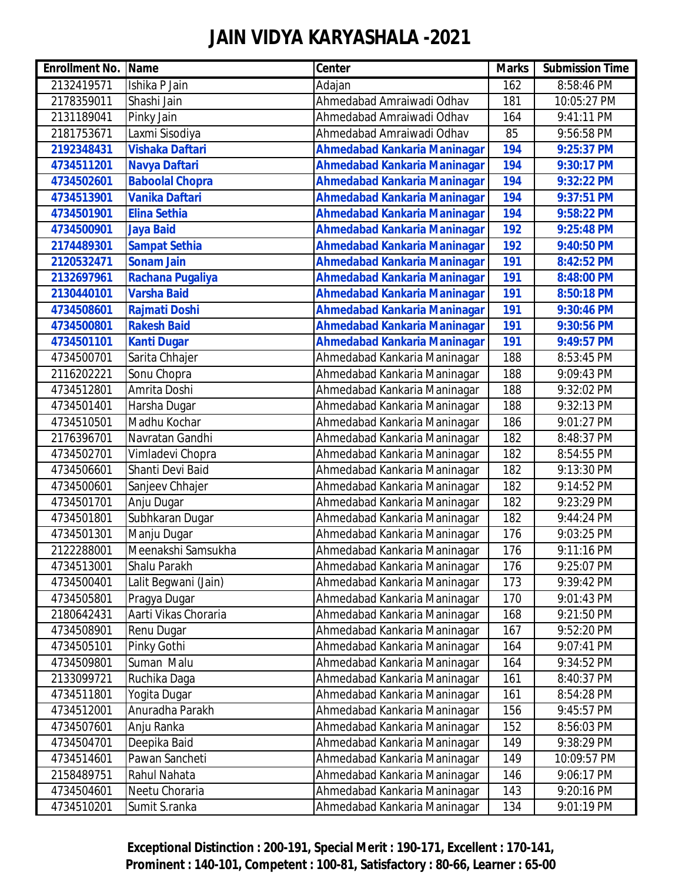# JAIN VIDYA KARYASHALA -2021

| Enrollment No. | Name | Center | Marks | Submission Time |
|---|---|---|---|---|
| 2132419571 | Ishika P Jain | Adajan | 162 | 8:58:46 PM |
| 2178359011 | Shashi Jain | Ahmedabad Amraiwadi Odhav | 181 | 10:05:27 PM |
| 2131189041 | Pinky Jain | Ahmedabad Amraiwadi Odhav | 164 | 9:41:11 PM |
| 2181753671 | Laxmi Sisodiya | Ahmedabad Amraiwadi Odhav | 85 | 9:56:58 PM |
| **2192348431** | **Vishaka Daftari** | **Ahmedabad Kankaria Maninagar** | **194** | **9:25:37 PM** |
| **4734511201** | **Navya Daftari** | **Ahmedabad Kankaria Maninagar** | **194** | **9:30:17 PM** |
| **4734502601** | **Baboolal Chopra** | **Ahmedabad Kankaria Maninagar** | **194** | **9:32:22 PM** |
| **4734513901** | **Vanika Daftari** | **Ahmedabad Kankaria Maninagar** | **194** | **9:37:51 PM** |
| **4734501901** | **Elina Sethia** | **Ahmedabad Kankaria Maninagar** | **194** | **9:58:22 PM** |
| **4734500901** | **Jaya Baid** | **Ahmedabad Kankaria Maninagar** | **192** | **9:25:48 PM** |
| **2174489301** | **Sampat Sethia** | **Ahmedabad Kankaria Maninagar** | **192** | **9:40:50 PM** |
| **2120532471** | **Sonam Jain** | **Ahmedabad Kankaria Maninagar** | **191** | **8:42:52 PM** |
| **2132697961** | **Rachana Pugaliya** | **Ahmedabad Kankaria Maninagar** | **191** | **8:48:00 PM** |
| **2130440101** | **Varsha Baid** | **Ahmedabad Kankaria Maninagar** | **191** | **8:50:18 PM** |
| **4734508601** | **Rajmati Doshi** | **Ahmedabad Kankaria Maninagar** | **191** | **9:30:46 PM** |
| **4734500801** | **Rakesh Baid** | **Ahmedabad Kankaria Maninagar** | **191** | **9:30:56 PM** |
| **4734501101** | **Kanti Dugar** | **Ahmedabad Kankaria Maninagar** | **191** | **9:49:57 PM** |
| 4734500701 | Sarita Chhajer | Ahmedabad Kankaria Maninagar | 188 | 8:53:45 PM |
| 2116202221 | Sonu Chopra | Ahmedabad Kankaria Maninagar | 188 | 9:09:43 PM |
| 4734512801 | Amrita Doshi | Ahmedabad Kankaria Maninagar | 188 | 9:32:02 PM |
| 4734501401 | Harsha Dugar | Ahmedabad Kankaria Maninagar | 188 | 9:32:13 PM |
| 4734510501 | Madhu Kochar | Ahmedabad Kankaria Maninagar | 186 | 9:01:27 PM |
| 2176396701 | Navratan Gandhi | Ahmedabad Kankaria Maninagar | 182 | 8:48:37 PM |
| 4734502701 | Vimladevi Chopra | Ahmedabad Kankaria Maninagar | 182 | 8:54:55 PM |
| 4734506601 | Shanti Devi Baid | Ahmedabad Kankaria Maninagar | 182 | 9:13:30 PM |
| 4734500601 | Sanjeev Chhajer | Ahmedabad Kankaria Maninagar | 182 | 9:14:52 PM |
| 4734501701 | Anju Dugar | Ahmedabad Kankaria Maninagar | 182 | 9:23:29 PM |
| 4734501801 | Subhkaran Dugar | Ahmedabad Kankaria Maninagar | 182 | 9:44:24 PM |
| 4734501301 | Manju Dugar | Ahmedabad Kankaria Maninagar | 176 | 9:03:25 PM |
| 2122288001 | Meenakshi Samsukha | Ahmedabad Kankaria Maninagar | 176 | 9:11:16 PM |
| 4734513001 | Shalu Parakh | Ahmedabad Kankaria Maninagar | 176 | 9:25:07 PM |
| 4734500401 | Lalit Begwani (Jain) | Ahmedabad Kankaria Maninagar | 173 | 9:39:42 PM |
| 4734505801 | Pragya Dugar | Ahmedabad Kankaria Maninagar | 170 | 9:01:43 PM |
| 2180642431 | Aarti Vikas Choraria | Ahmedabad Kankaria Maninagar | 168 | 9:21:50 PM |
| 4734508901 | Renu Dugar | Ahmedabad Kankaria Maninagar | 167 | 9:52:20 PM |
| 4734505101 | Pinky Gothi | Ahmedabad Kankaria Maninagar | 164 | 9:07:41 PM |
| 4734509801 | Suman Malu | Ahmedabad Kankaria Maninagar | 164 | 9:34:52 PM |
| 2133099721 | Ruchika Daga | Ahmedabad Kankaria Maninagar | 161 | 8:40:37 PM |
| 4734511801 | Yogita Dugar | Ahmedabad Kankaria Maninagar | 161 | 8:54:28 PM |
| 4734512001 | Anuradha Parakh | Ahmedabad Kankaria Maninagar | 156 | 9:45:57 PM |
| 4734507601 | Anju Ranka | Ahmedabad Kankaria Maninagar | 152 | 8:56:03 PM |
| 4734504701 | Deepika Baid | Ahmedabad Kankaria Maninagar | 149 | 9:38:29 PM |
| 4734514601 | Pawan Sancheti | Ahmedabad Kankaria Maninagar | 149 | 10:09:57 PM |
| 2158489751 | Rahul Nahata | Ahmedabad Kankaria Maninagar | 146 | 9:06:17 PM |
| 4734504601 | Neetu Choraria | Ahmedabad Kankaria Maninagar | 143 | 9:20:16 PM |
| 4734510201 | Sumit S.ranka | Ahmedabad Kankaria Maninagar | 134 | 9:01:19 PM |

**Exceptional Distinction : 200-191, Special Merit : 190-171, Excellent : 170-141, Prominent : 140-101, Competent : 100-81, Satisfactory : 80-66, Learner : 65-00**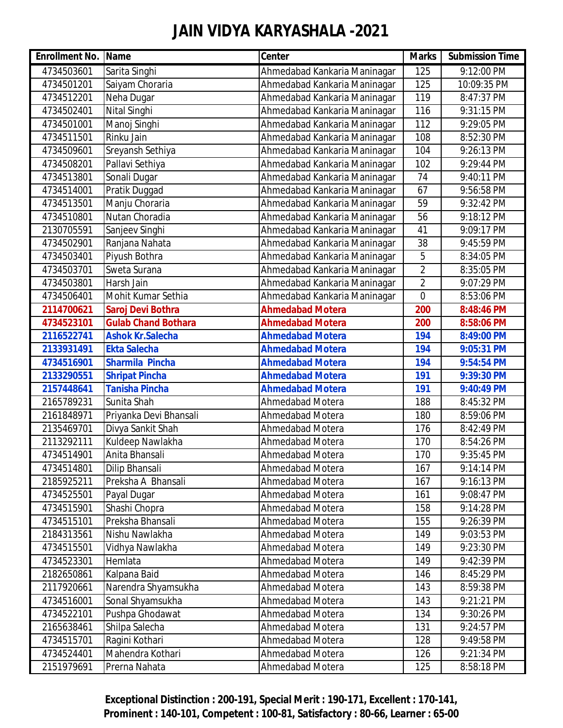# JAIN VIDYA KARYASHALA -2021

| Enrollment No. | Name | Center | Marks | Submission Time |
|---|---|---|---|---|
| 4734503601 | Sarita Singhi | Ahmedabad Kankaria Maninagar | 125 | 9:12:00 PM |
| 4734501201 | Saiyam Choraria | Ahmedabad Kankaria Maninagar | 125 | 10:09:35 PM |
| 4734512201 | Neha Dugar | Ahmedabad Kankaria Maninagar | 119 | 8:47:37 PM |
| 4734502401 | Nital Singhi | Ahmedabad Kankaria Maninagar | 116 | 9:31:15 PM |
| 4734501001 | Manoj Singhi | Ahmedabad Kankaria Maninagar | 112 | 9:29:05 PM |
| 4734511501 | Rinku Jain | Ahmedabad Kankaria Maninagar | 108 | 8:52:30 PM |
| 4734509601 | Sreyansh Sethiya | Ahmedabad Kankaria Maninagar | 104 | 9:26:13 PM |
| 4734508201 | Pallavi Sethiya | Ahmedabad Kankaria Maninagar | 102 | 9:29:44 PM |
| 4734513801 | Sonali Dugar | Ahmedabad Kankaria Maninagar | 74 | 9:40:11 PM |
| 4734514001 | Pratik Duggad | Ahmedabad Kankaria Maninagar | 67 | 9:56:58 PM |
| 4734513501 | Manju Choraria | Ahmedabad Kankaria Maninagar | 59 | 9:32:42 PM |
| 4734510801 | Nutan Choradia | Ahmedabad Kankaria Maninagar | 56 | 9:18:12 PM |
| 2130705591 | Sanjeev Singhi | Ahmedabad Kankaria Maninagar | 41 | 9:09:17 PM |
| 4734502901 | Ranjana Nahata | Ahmedabad Kankaria Maninagar | 38 | 9:45:59 PM |
| 4734503401 | Piyush Bothra | Ahmedabad Kankaria Maninagar | 5 | 8:34:05 PM |
| 4734503701 | Sweta Surana | Ahmedabad Kankaria Maninagar | 2 | 8:35:05 PM |
| 4734503801 | Harsh Jain | Ahmedabad Kankaria Maninagar | 2 | 9:07:29 PM |
| 4734506401 | Mohit Kumar Sethia | Ahmedabad Kankaria Maninagar | 0 | 8:53:06 PM |
| **2114700621** | **Saroj Devi Bothra** | **Ahmedabad Motera** | **200** | **8:48:46 PM** |
| **4734523101** | **Gulab Chand Bothara** | **Ahmedabad Motera** | **200** | **8:58:06 PM** |
| **2116522741** | **Ashok Kr.Salecha** | **Ahmedabad Motera** | **194** | **8:49:00 PM** |
| **2133931491** | **Ekta Salecha** | **Ahmedabad Motera** | **194** | **9:05:31 PM** |
| **4734516901** | **Sharmila Pincha** | **Ahmedabad Motera** | **194** | **9:54:54 PM** |
| **2133290551** | **Shripat Pincha** | **Ahmedabad Motera** | **191** | **9:39:30 PM** |
| **2157448641** | **Tanisha Pincha** | **Ahmedabad Motera** | **191** | **9:40:49 PM** |
| 2165789231 | Sunita Shah | Ahmedabad Motera | 188 | 8:45:32 PM |
| 2161848971 | Priyanka Devi Bhansali | Ahmedabad Motera | 180 | 8:59:06 PM |
| 2135469701 | Divya Sankit Shah | Ahmedabad Motera | 176 | 8:42:49 PM |
| 2113292111 | Kuldeep Nawlakha | Ahmedabad Motera | 170 | 8:54:26 PM |
| 4734514901 | Anita Bhansali | Ahmedabad Motera | 170 | 9:35:45 PM |
| 4734514801 | Dilip Bhansali | Ahmedabad Motera | 167 | 9:14:14 PM |
| 2185925211 | Preksha A Bhansali | Ahmedabad Motera | 167 | 9:16:13 PM |
| 4734525501 | Payal Dugar | Ahmedabad Motera | 161 | 9:08:47 PM |
| 4734515901 | Shashi Chopra | Ahmedabad Motera | 158 | 9:14:28 PM |
| 4734515101 | Preksha Bhansali | Ahmedabad Motera | 155 | 9:26:39 PM |
| 2184313561 | Nishu Nawlakha | Ahmedabad Motera | 149 | 9:03:53 PM |
| 4734515501 | Vidhya Nawlakha | Ahmedabad Motera | 149 | 9:23:30 PM |
| 4734523301 | Hemlata | Ahmedabad Motera | 149 | 9:42:39 PM |
| 2182650861 | Kalpana Baid | Ahmedabad Motera | 146 | 8:45:29 PM |
| 2117920661 | Narendra Shyamsukha | Ahmedabad Motera | 143 | 8:59:38 PM |
| 4734516001 | Sonal Shyamsukha | Ahmedabad Motera | 143 | 9:21:21 PM |
| 4734522101 | Pushpa Ghodawat | Ahmedabad Motera | 134 | 9:30:26 PM |
| 2165638461 | Shilpa Salecha | Ahmedabad Motera | 131 | 9:24:57 PM |
| 4734515701 | Ragini Kothari | Ahmedabad Motera | 128 | 9:49:58 PM |
| 4734524401 | Mahendra Kothari | Ahmedabad Motera | 126 | 9:21:34 PM |
| 2151979691 | Prerna Nahata | Ahmedabad Motera | 125 | 8:58:18 PM |

**Exceptional Distinction : 200-191, Special Merit : 190-171, Excellent : 170-141, Prominent : 140-101, Competent : 100-81, Satisfactory : 80-66, Learner : 65-00**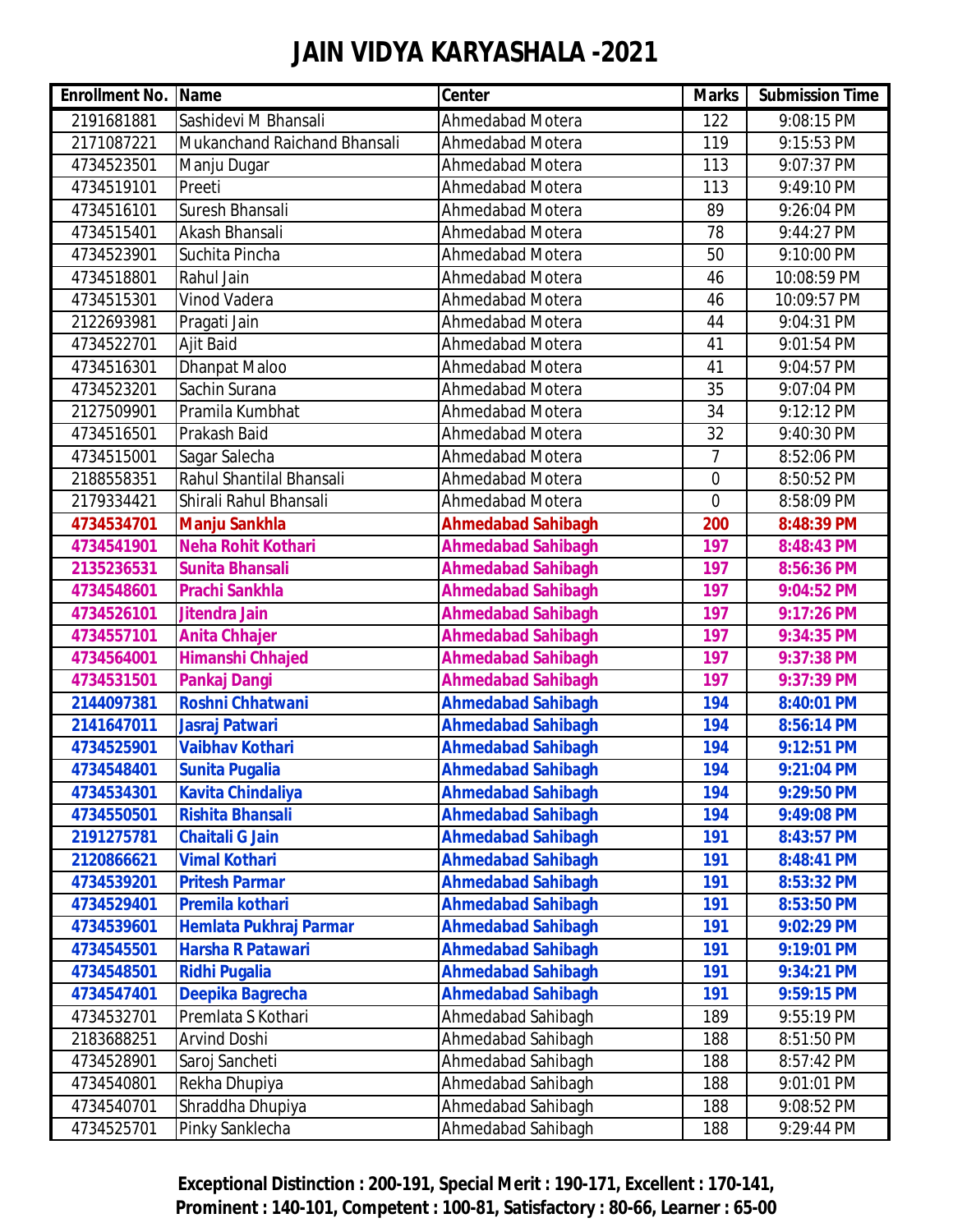# JAIN VIDYA KARYASHALA -2021

| Enrollment No. | Name | Center | Marks | Submission Time |
|---|---|---|---|---|
| 2191681881 | Sashidevi M Bhansali | Ahmedabad Motera | 122 | 9:08:15 PM |
| 2171087221 | Mukanchand Raichand Bhansali | Ahmedabad Motera | 119 | 9:15:53 PM |
| 4734523501 | Manju Dugar | Ahmedabad Motera | 113 | 9:07:37 PM |
| 4734519101 | Preeti | Ahmedabad Motera | 113 | 9:49:10 PM |
| 4734516101 | Suresh Bhansali | Ahmedabad Motera | 89 | 9:26:04 PM |
| 4734515401 | Akash Bhansali | Ahmedabad Motera | 78 | 9:44:27 PM |
| 4734523901 | Suchita Pincha | Ahmedabad Motera | 50 | 9:10:00 PM |
| 4734518801 | Rahul Jain | Ahmedabad Motera | 46 | 10:08:59 PM |
| 4734515301 | Vinod Vadera | Ahmedabad Motera | 46 | 10:09:57 PM |
| 2122693981 | Pragati Jain | Ahmedabad Motera | 44 | 9:04:31 PM |
| 4734522701 | Ajit Baid | Ahmedabad Motera | 41 | 9:01:54 PM |
| 4734516301 | Dhanpat Maloo | Ahmedabad Motera | 41 | 9:04:57 PM |
| 4734523201 | Sachin Surana | Ahmedabad Motera | 35 | 9:07:04 PM |
| 2127509901 | Pramila Kumbhat | Ahmedabad Motera | 34 | 9:12:12 PM |
| 4734516501 | Prakash Baid | Ahmedabad Motera | 32 | 9:40:30 PM |
| 4734515001 | Sagar Salecha | Ahmedabad Motera | 7 | 8:52:06 PM |
| 2188558351 | Rahul Shantilal Bhansali | Ahmedabad Motera | 0 | 8:50:52 PM |
| 2179334421 | Shirali Rahul Bhansali | Ahmedabad Motera | 0 | 8:58:09 PM |
| **4734534701** | **Manju Sankhla** | **Ahmedabad Sahibagh** | **200** | **8:48:39 PM** |
| **4734541901** | **Neha Rohit Kothari** | **Ahmedabad Sahibagh** | **197** | **8:48:43 PM** |
| **2135236531** | **Sunita Bhansali** | **Ahmedabad Sahibagh** | **197** | **8:56:36 PM** |
| **4734548601** | **Prachi Sankhla** | **Ahmedabad Sahibagh** | **197** | **9:04:52 PM** |
| **4734526101** | **Jitendra Jain** | **Ahmedabad Sahibagh** | **197** | **9:17:26 PM** |
| **4734557101** | **Anita Chhajer** | **Ahmedabad Sahibagh** | **197** | **9:34:35 PM** |
| **4734564001** | **Himanshi Chhajed** | **Ahmedabad Sahibagh** | **197** | **9:37:38 PM** |
| **4734531501** | **Pankaj Dangi** | **Ahmedabad Sahibagh** | **197** | **9:37:39 PM** |
| **2144097381** | **Roshni Chhatwani** | **Ahmedabad Sahibagh** | **194** | **8:40:01 PM** |
| **2141647011** | **Jasraj Patwari** | **Ahmedabad Sahibagh** | **194** | **8:56:14 PM** |
| **4734525901** | **Vaibhav Kothari** | **Ahmedabad Sahibagh** | **194** | **9:12:51 PM** |
| **4734548401** | **Sunita Pugalia** | **Ahmedabad Sahibagh** | **194** | **9:21:04 PM** |
| **4734534301** | **Kavita Chindaliya** | **Ahmedabad Sahibagh** | **194** | **9:29:50 PM** |
| **4734550501** | **Rishita Bhansali** | **Ahmedabad Sahibagh** | **194** | **9:49:08 PM** |
| **2191275781** | **Chaitali G Jain** | **Ahmedabad Sahibagh** | **191** | **8:43:57 PM** |
| **2120866621** | **Vimal Kothari** | **Ahmedabad Sahibagh** | **191** | **8:48:41 PM** |
| **4734539201** | **Pritesh Parmar** | **Ahmedabad Sahibagh** | **191** | **8:53:32 PM** |
| **4734529401** | **Premila kothari** | **Ahmedabad Sahibagh** | **191** | **8:53:50 PM** |
| **4734539601** | **Hemlata Pukhraj Parmar** | **Ahmedabad Sahibagh** | **191** | **9:02:29 PM** |
| **4734545501** | **Harsha R Patawari** | **Ahmedabad Sahibagh** | **191** | **9:19:01 PM** |
| **4734548501** | **Ridhi Pugalia** | **Ahmedabad Sahibagh** | **191** | **9:34:21 PM** |
| **4734547401** | **Deepika Bagrecha** | **Ahmedabad Sahibagh** | **191** | **9:59:15 PM** |
| 4734532701 | Premlata S Kothari | Ahmedabad Sahibagh | 189 | 9:55:19 PM |
| 2183688251 | Arvind Doshi | Ahmedabad Sahibagh | 188 | 8:51:50 PM |
| 4734528901 | Saroj Sancheti | Ahmedabad Sahibagh | 188 | 8:57:42 PM |
| 4734540801 | Rekha Dhupiya | Ahmedabad Sahibagh | 188 | 9:01:01 PM |
| 4734540701 | Shraddha Dhupiya | Ahmedabad Sahibagh | 188 | 9:08:52 PM |
| 4734525701 | Pinky Sanklecha | Ahmedabad Sahibagh | 188 | 9:29:44 PM |

**Exceptional Distinction : 200-191, Special Merit : 190-171, Excellent : 170-141, Prominent : 140-101, Competent : 100-81, Satisfactory : 80-66, Learner : 65-00**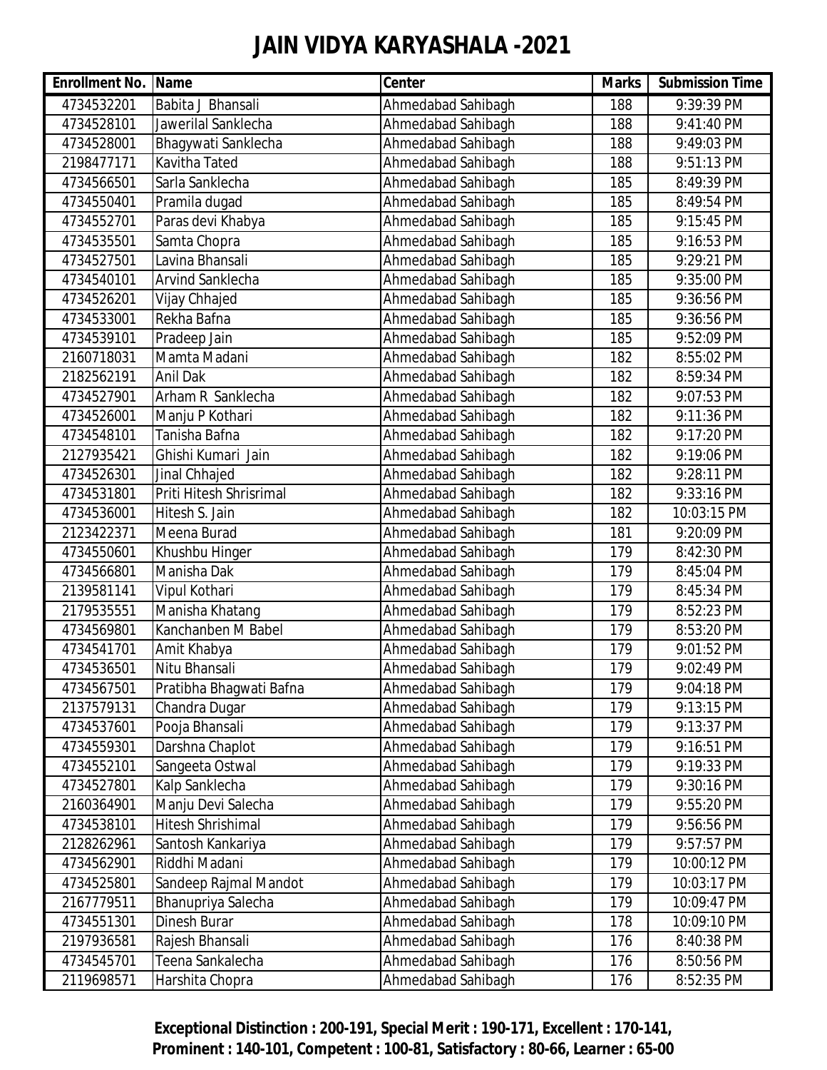# JAIN VIDYA KARYASHALA -2021

| Enrollment No. | Name | Center | Marks | Submission Time |
|---|---|---|---|---|
| 4734532201 | Babita J Bhansali | Ahmedabad Sahibagh | 188 | 9:39:39 PM |
| 4734528101 | Jawerilal Sanklecha | Ahmedabad Sahibagh | 188 | 9:41:40 PM |
| 4734528001 | Bhagywati Sanklecha | Ahmedabad Sahibagh | 188 | 9:49:03 PM |
| 2198477171 | Kavitha Tated | Ahmedabad Sahibagh | 188 | 9:51:13 PM |
| 4734566501 | Sarla Sanklecha | Ahmedabad Sahibagh | 185 | 8:49:39 PM |
| 4734550401 | Pramila dugad | Ahmedabad Sahibagh | 185 | 8:49:54 PM |
| 4734552701 | Paras devi Khabya | Ahmedabad Sahibagh | 185 | 9:15:45 PM |
| 4734535501 | Samta Chopra | Ahmedabad Sahibagh | 185 | 9:16:53 PM |
| 4734527501 | Lavina Bhansali | Ahmedabad Sahibagh | 185 | 9:29:21 PM |
| 4734540101 | Arvind Sanklecha | Ahmedabad Sahibagh | 185 | 9:35:00 PM |
| 4734526201 | Vijay Chhajed | Ahmedabad Sahibagh | 185 | 9:36:56 PM |
| 4734533001 | Rekha Bafna | Ahmedabad Sahibagh | 185 | 9:36:56 PM |
| 4734539101 | Pradeep Jain | Ahmedabad Sahibagh | 185 | 9:52:09 PM |
| 2160718031 | Mamta Madani | Ahmedabad Sahibagh | 182 | 8:55:02 PM |
| 2182562191 | Anil Dak | Ahmedabad Sahibagh | 182 | 8:59:34 PM |
| 4734527901 | Arham R Sanklecha | Ahmedabad Sahibagh | 182 | 9:07:53 PM |
| 4734526001 | Manju P Kothari | Ahmedabad Sahibagh | 182 | 9:11:36 PM |
| 4734548101 | Tanisha Bafna | Ahmedabad Sahibagh | 182 | 9:17:20 PM |
| 2127935421 | Ghishi Kumari Jain | Ahmedabad Sahibagh | 182 | 9:19:06 PM |
| 4734526301 | Jinal Chhajed | Ahmedabad Sahibagh | 182 | 9:28:11 PM |
| 4734531801 | Priti Hitesh Shrisrimal | Ahmedabad Sahibagh | 182 | 9:33:16 PM |
| 4734536001 | Hitesh S. Jain | Ahmedabad Sahibagh | 182 | 10:03:15 PM |
| 2123422371 | Meena Burad | Ahmedabad Sahibagh | 181 | 9:20:09 PM |
| 4734550601 | Khushbu Hinger | Ahmedabad Sahibagh | 179 | 8:42:30 PM |
| 4734566801 | Manisha Dak | Ahmedabad Sahibagh | 179 | 8:45:04 PM |
| 2139581141 | Vipul Kothari | Ahmedabad Sahibagh | 179 | 8:45:34 PM |
| 2179535551 | Manisha Khatang | Ahmedabad Sahibagh | 179 | 8:52:23 PM |
| 4734569801 | Kanchanben M Babel | Ahmedabad Sahibagh | 179 | 8:53:20 PM |
| 4734541701 | Amit Khabya | Ahmedabad Sahibagh | 179 | 9:01:52 PM |
| 4734536501 | Nitu Bhansali | Ahmedabad Sahibagh | 179 | 9:02:49 PM |
| 4734567501 | Pratibha Bhagwati Bafna | Ahmedabad Sahibagh | 179 | 9:04:18 PM |
| 2137579131 | Chandra Dugar | Ahmedabad Sahibagh | 179 | 9:13:15 PM |
| 4734537601 | Pooja Bhansali | Ahmedabad Sahibagh | 179 | 9:13:37 PM |
| 4734559301 | Darshna Chaplot | Ahmedabad Sahibagh | 179 | 9:16:51 PM |
| 4734552101 | Sangeeta Ostwal | Ahmedabad Sahibagh | 179 | 9:19:33 PM |
| 4734527801 | Kalp Sanklecha | Ahmedabad Sahibagh | 179 | 9:30:16 PM |
| 2160364901 | Manju Devi Salecha | Ahmedabad Sahibagh | 179 | 9:55:20 PM |
| 4734538101 | Hitesh Shrishimal | Ahmedabad Sahibagh | 179 | 9:56:56 PM |
| 2128262961 | Santosh Kankariya | Ahmedabad Sahibagh | 179 | 9:57:57 PM |
| 4734562901 | Riddhi Madani | Ahmedabad Sahibagh | 179 | 10:00:12 PM |
| 4734525801 | Sandeep Rajmal Mandot | Ahmedabad Sahibagh | 179 | 10:03:17 PM |
| 2167779511 | Bhanupriya Salecha | Ahmedabad Sahibagh | 179 | 10:09:47 PM |
| 4734551301 | Dinesh Burar | Ahmedabad Sahibagh | 178 | 10:09:10 PM |
| 2197936581 | Rajesh Bhansali | Ahmedabad Sahibagh | 176 | 8:40:38 PM |
| 4734545701 | Teena Sankalecha | Ahmedabad Sahibagh | 176 | 8:50:56 PM |
| 2119698571 | Harshita Chopra | Ahmedabad Sahibagh | 176 | 8:52:35 PM |

**Exceptional Distinction : 200-191, Special Merit : 190-171, Excellent : 170-141, Prominent : 140-101, Competent : 100-81, Satisfactory : 80-66, Learner : 65-00**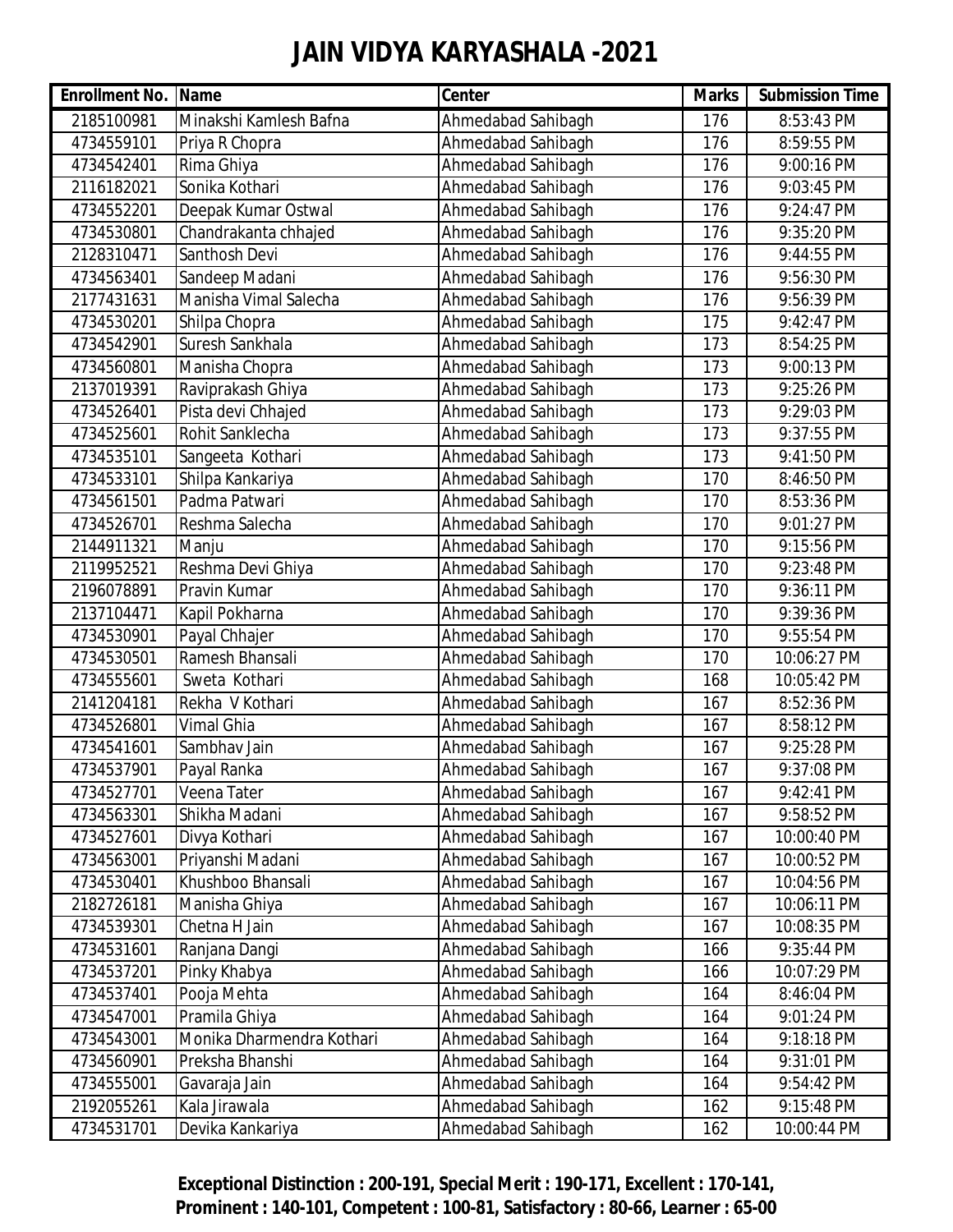# JAIN VIDYA KARYASHALA -2021

| Enrollment No. | Name | Center | Marks | Submission Time |
|---|---|---|---|---|
| 2185100981 | Minakshi Kamlesh Bafna | Ahmedabad Sahibagh | 176 | 8:53:43 PM |
| 4734559101 | Priya R Chopra | Ahmedabad Sahibagh | 176 | 8:59:55 PM |
| 4734542401 | Rima Ghiya | Ahmedabad Sahibagh | 176 | 9:00:16 PM |
| 2116182021 | Sonika Kothari | Ahmedabad Sahibagh | 176 | 9:03:45 PM |
| 4734552201 | Deepak Kumar Ostwal | Ahmedabad Sahibagh | 176 | 9:24:47 PM |
| 4734530801 | Chandrakanta chhajed | Ahmedabad Sahibagh | 176 | 9:35:20 PM |
| 2128310471 | Santhosh Devi | Ahmedabad Sahibagh | 176 | 9:44:55 PM |
| 4734563401 | Sandeep Madani | Ahmedabad Sahibagh | 176 | 9:56:30 PM |
| 2177431631 | Manisha Vimal Salecha | Ahmedabad Sahibagh | 176 | 9:56:39 PM |
| 4734530201 | Shilpa Chopra | Ahmedabad Sahibagh | 175 | 9:42:47 PM |
| 4734542901 | Suresh Sankhala | Ahmedabad Sahibagh | 173 | 8:54:25 PM |
| 4734560801 | Manisha Chopra | Ahmedabad Sahibagh | 173 | 9:00:13 PM |
| 2137019391 | Raviprakash Ghiya | Ahmedabad Sahibagh | 173 | 9:25:26 PM |
| 4734526401 | Pista devi Chhajed | Ahmedabad Sahibagh | 173 | 9:29:03 PM |
| 4734525601 | Rohit Sanklecha | Ahmedabad Sahibagh | 173 | 9:37:55 PM |
| 4734535101 | Sangeeta Kothari | Ahmedabad Sahibagh | 173 | 9:41:50 PM |
| 4734533101 | Shilpa Kankariya | Ahmedabad Sahibagh | 170 | 8:46:50 PM |
| 4734561501 | Padma Patwari | Ahmedabad Sahibagh | 170 | 8:53:36 PM |
| 4734526701 | Reshma Salecha | Ahmedabad Sahibagh | 170 | 9:01:27 PM |
| 2144911321 | Manju | Ahmedabad Sahibagh | 170 | 9:15:56 PM |
| 2119952521 | Reshma Devi Ghiya | Ahmedabad Sahibagh | 170 | 9:23:48 PM |
| 2196078891 | Pravin Kumar | Ahmedabad Sahibagh | 170 | 9:36:11 PM |
| 2137104471 | Kapil Pokharna | Ahmedabad Sahibagh | 170 | 9:39:36 PM |
| 4734530901 | Payal Chhajer | Ahmedabad Sahibagh | 170 | 9:55:54 PM |
| 4734530501 | Ramesh Bhansali | Ahmedabad Sahibagh | 170 | 10:06:27 PM |
| 4734555601 | Sweta Kothari | Ahmedabad Sahibagh | 168 | 10:05:42 PM |
| 2141204181 | Rekha V Kothari | Ahmedabad Sahibagh | 167 | 8:52:36 PM |
| 4734526801 | Vimal Ghia | Ahmedabad Sahibagh | 167 | 8:58:12 PM |
| 4734541601 | Sambhav Jain | Ahmedabad Sahibagh | 167 | 9:25:28 PM |
| 4734537901 | Payal Ranka | Ahmedabad Sahibagh | 167 | 9:37:08 PM |
| 4734527701 | Veena Tater | Ahmedabad Sahibagh | 167 | 9:42:41 PM |
| 4734563301 | Shikha Madani | Ahmedabad Sahibagh | 167 | 9:58:52 PM |
| 4734527601 | Divya Kothari | Ahmedabad Sahibagh | 167 | 10:00:40 PM |
| 4734563001 | Priyanshi Madani | Ahmedabad Sahibagh | 167 | 10:00:52 PM |
| 4734530401 | Khushboo Bhansali | Ahmedabad Sahibagh | 167 | 10:04:56 PM |
| 2182726181 | Manisha Ghiya | Ahmedabad Sahibagh | 167 | 10:06:11 PM |
| 4734539301 | Chetna H Jain | Ahmedabad Sahibagh | 167 | 10:08:35 PM |
| 4734531601 | Ranjana Dangi | Ahmedabad Sahibagh | 166 | 9:35:44 PM |
| 4734537201 | Pinky Khabya | Ahmedabad Sahibagh | 166 | 10:07:29 PM |
| 4734537401 | Pooja Mehta | Ahmedabad Sahibagh | 164 | 8:46:04 PM |
| 4734547001 | Pramila Ghiya | Ahmedabad Sahibagh | 164 | 9:01:24 PM |
| 4734543001 | Monika Dharmendra Kothari | Ahmedabad Sahibagh | 164 | 9:18:18 PM |
| 4734560901 | Preksha Bhanshi | Ahmedabad Sahibagh | 164 | 9:31:01 PM |
| 4734555001 | Gavaraja Jain | Ahmedabad Sahibagh | 164 | 9:54:42 PM |
| 2192055261 | Kala Jirawala | Ahmedabad Sahibagh | 162 | 9:15:48 PM |
| 4734531701 | Devika Kankariya | Ahmedabad Sahibagh | 162 | 10:00:44 PM |

**Exceptional Distinction : 200-191, Special Merit : 190-171, Excellent : 170-141, Prominent : 140-101, Competent : 100-81, Satisfactory : 80-66, Learner : 65-00**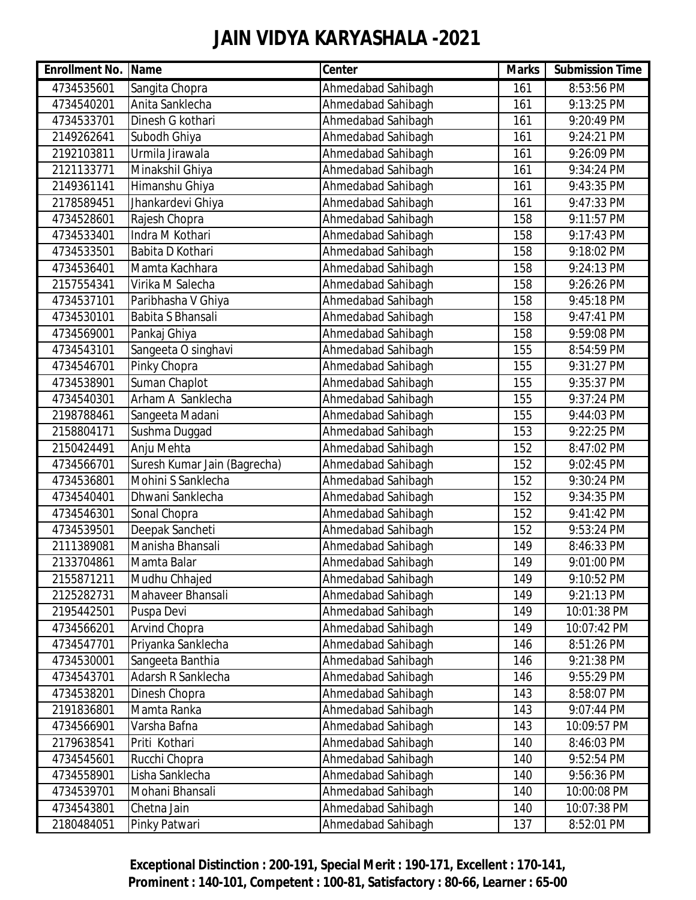# JAIN VIDYA KARYASHALA -2021

| Enrollment No. | Name | Center | Marks | Submission Time |
|---|---|---|---|---|
| 4734535601 | Sangita Chopra | Ahmedabad Sahibagh | 161 | 8:53:56 PM |
| 4734540201 | Anita Sanklecha | Ahmedabad Sahibagh | 161 | 9:13:25 PM |
| 4734533701 | Dinesh G kothari | Ahmedabad Sahibagh | 161 | 9:20:49 PM |
| 2149262641 | Subodh Ghiya | Ahmedabad Sahibagh | 161 | 9:24:21 PM |
| 2192103811 | Urmila Jirawala | Ahmedabad Sahibagh | 161 | 9:26:09 PM |
| 2121133771 | Minakshil Ghiya | Ahmedabad Sahibagh | 161 | 9:34:24 PM |
| 2149361141 | Himanshu Ghiya | Ahmedabad Sahibagh | 161 | 9:43:35 PM |
| 2178589451 | Jhankardevi Ghiya | Ahmedabad Sahibagh | 161 | 9:47:33 PM |
| 4734528601 | Rajesh Chopra | Ahmedabad Sahibagh | 158 | 9:11:57 PM |
| 4734533401 | Indra M Kothari | Ahmedabad Sahibagh | 158 | 9:17:43 PM |
| 4734533501 | Babita D Kothari | Ahmedabad Sahibagh | 158 | 9:18:02 PM |
| 4734536401 | Mamta Kachhara | Ahmedabad Sahibagh | 158 | 9:24:13 PM |
| 2157554341 | Virika M Salecha | Ahmedabad Sahibagh | 158 | 9:26:26 PM |
| 4734537101 | Paribhasha V Ghiya | Ahmedabad Sahibagh | 158 | 9:45:18 PM |
| 4734530101 | Babita S Bhansali | Ahmedabad Sahibagh | 158 | 9:47:41 PM |
| 4734569001 | Pankaj Ghiya | Ahmedabad Sahibagh | 158 | 9:59:08 PM |
| 4734543101 | Sangeeta O singhavi | Ahmedabad Sahibagh | 155 | 8:54:59 PM |
| 4734546701 | Pinky Chopra | Ahmedabad Sahibagh | 155 | 9:31:27 PM |
| 4734538901 | Suman Chaplot | Ahmedabad Sahibagh | 155 | 9:35:37 PM |
| 4734540301 | Arham A Sanklecha | Ahmedabad Sahibagh | 155 | 9:37:24 PM |
| 2198788461 | Sangeeta Madani | Ahmedabad Sahibagh | 155 | 9:44:03 PM |
| 2158804171 | Sushma Duggad | Ahmedabad Sahibagh | 153 | 9:22:25 PM |
| 2150424491 | Anju Mehta | Ahmedabad Sahibagh | 152 | 8:47:02 PM |
| 4734566701 | Suresh Kumar Jain (Bagrecha) | Ahmedabad Sahibagh | 152 | 9:02:45 PM |
| 4734536801 | Mohini S Sanklecha | Ahmedabad Sahibagh | 152 | 9:30:24 PM |
| 4734540401 | Dhwani Sanklecha | Ahmedabad Sahibagh | 152 | 9:34:35 PM |
| 4734546301 | Sonal Chopra | Ahmedabad Sahibagh | 152 | 9:41:42 PM |
| 4734539501 | Deepak Sancheti | Ahmedabad Sahibagh | 152 | 9:53:24 PM |
| 2111389081 | Manisha Bhansali | Ahmedabad Sahibagh | 149 | 8:46:33 PM |
| 2133704861 | Mamta Balar | Ahmedabad Sahibagh | 149 | 9:01:00 PM |
| 2155871211 | Mudhu Chhajed | Ahmedabad Sahibagh | 149 | 9:10:52 PM |
| 2125282731 | Mahaveer Bhansali | Ahmedabad Sahibagh | 149 | 9:21:13 PM |
| 2195442501 | Puspa Devi | Ahmedabad Sahibagh | 149 | 10:01:38 PM |
| 4734566201 | Arvind Chopra | Ahmedabad Sahibagh | 149 | 10:07:42 PM |
| 4734547701 | Priyanka Sanklecha | Ahmedabad Sahibagh | 146 | 8:51:26 PM |
| 4734530001 | Sangeeta Banthia | Ahmedabad Sahibagh | 146 | 9:21:38 PM |
| 4734543701 | Adarsh R Sanklecha | Ahmedabad Sahibagh | 146 | 9:55:29 PM |
| 4734538201 | Dinesh Chopra | Ahmedabad Sahibagh | 143 | 8:58:07 PM |
| 2191836801 | Mamta Ranka | Ahmedabad Sahibagh | 143 | 9:07:44 PM |
| 4734566901 | Varsha Bafna | Ahmedabad Sahibagh | 143 | 10:09:57 PM |
| 2179638541 | Priti Kothari | Ahmedabad Sahibagh | 140 | 8:46:03 PM |
| 4734545601 | Rucchi Chopra | Ahmedabad Sahibagh | 140 | 9:52:54 PM |
| 4734558901 | Lisha Sanklecha | Ahmedabad Sahibagh | 140 | 9:56:36 PM |
| 4734539701 | Mohani Bhansali | Ahmedabad Sahibagh | 140 | 10:00:08 PM |
| 4734543801 | Chetna Jain | Ahmedabad Sahibagh | 140 | 10:07:38 PM |
| 2180484051 | Pinky Patwari | Ahmedabad Sahibagh | 137 | 8:52:01 PM |

**Exceptional Distinction : 200-191, Special Merit : 190-171, Excellent : 170-141, Prominent : 140-101, Competent : 100-81, Satisfactory : 80-66, Learner : 65-00**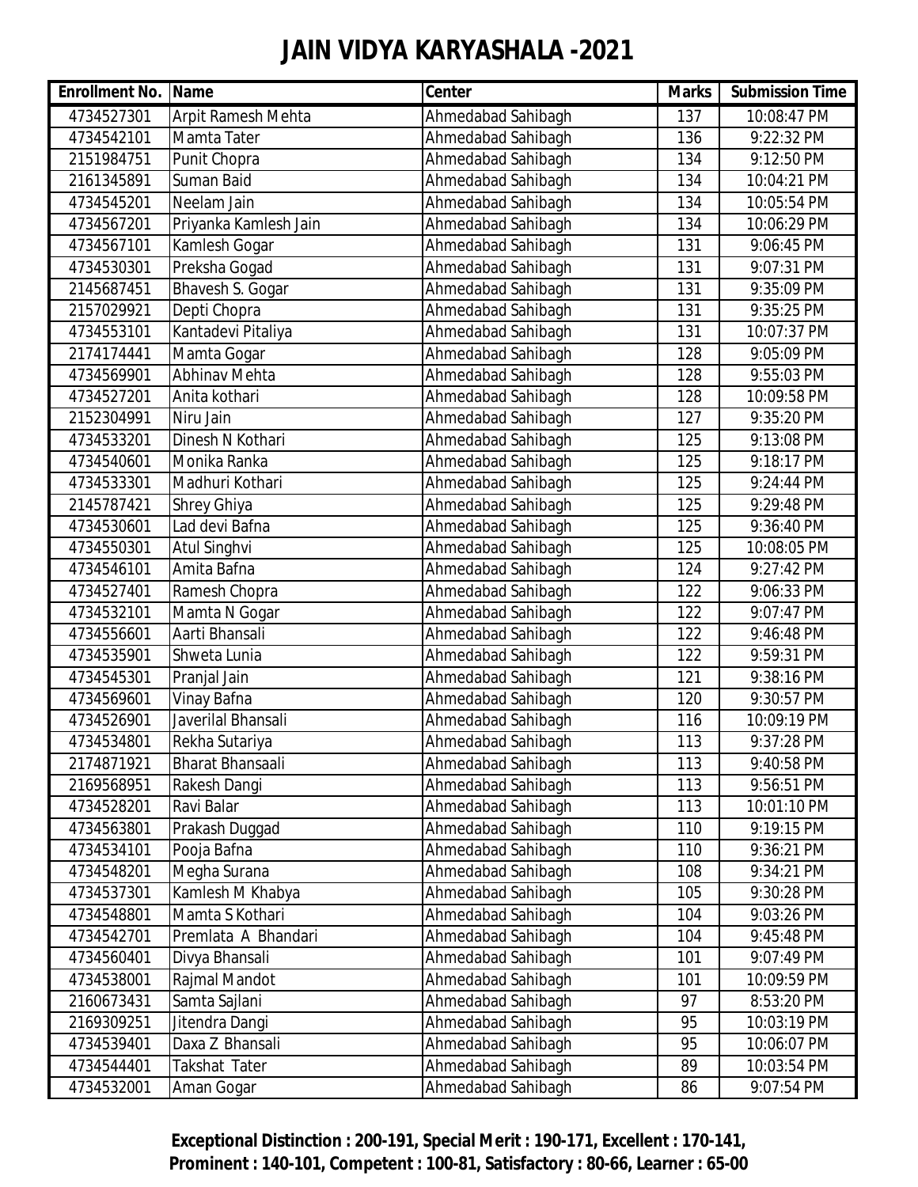# JAIN VIDYA KARYASHALA -2021

| Enrollment No. | Name | Center | Marks | Submission Time |
|---|---|---|---|---|
| 4734527301 | Arpit Ramesh Mehta | Ahmedabad Sahibagh | 137 | 10:08:47 PM |
| 4734542101 | Mamta Tater | Ahmedabad Sahibagh | 136 | 9:22:32 PM |
| 2151984751 | Punit Chopra | Ahmedabad Sahibagh | 134 | 9:12:50 PM |
| 2161345891 | Suman Baid | Ahmedabad Sahibagh | 134 | 10:04:21 PM |
| 4734545201 | Neelam Jain | Ahmedabad Sahibagh | 134 | 10:05:54 PM |
| 4734567201 | Priyanka Kamlesh Jain | Ahmedabad Sahibagh | 134 | 10:06:29 PM |
| 4734567101 | Kamlesh Gogar | Ahmedabad Sahibagh | 131 | 9:06:45 PM |
| 4734530301 | Preksha Gogad | Ahmedabad Sahibagh | 131 | 9:07:31 PM |
| 2145687451 | Bhavesh S. Gogar | Ahmedabad Sahibagh | 131 | 9:35:09 PM |
| 2157029921 | Depti Chopra | Ahmedabad Sahibagh | 131 | 9:35:25 PM |
| 4734553101 | Kantadevi Pitaliya | Ahmedabad Sahibagh | 131 | 10:07:37 PM |
| 2174174441 | Mamta Gogar | Ahmedabad Sahibagh | 128 | 9:05:09 PM |
| 4734569901 | Abhinav Mehta | Ahmedabad Sahibagh | 128 | 9:55:03 PM |
| 4734527201 | Anita kothari | Ahmedabad Sahibagh | 128 | 10:09:58 PM |
| 2152304991 | Niru Jain | Ahmedabad Sahibagh | 127 | 9:35:20 PM |
| 4734533201 | Dinesh N Kothari | Ahmedabad Sahibagh | 125 | 9:13:08 PM |
| 4734540601 | Monika Ranka | Ahmedabad Sahibagh | 125 | 9:18:17 PM |
| 4734533301 | Madhuri Kothari | Ahmedabad Sahibagh | 125 | 9:24:44 PM |
| 2145787421 | Shrey Ghiya | Ahmedabad Sahibagh | 125 | 9:29:48 PM |
| 4734530601 | Lad devi Bafna | Ahmedabad Sahibagh | 125 | 9:36:40 PM |
| 4734550301 | Atul Singhvi | Ahmedabad Sahibagh | 125 | 10:08:05 PM |
| 4734546101 | Amita Bafna | Ahmedabad Sahibagh | 124 | 9:27:42 PM |
| 4734527401 | Ramesh Chopra | Ahmedabad Sahibagh | 122 | 9:06:33 PM |
| 4734532101 | Mamta N Gogar | Ahmedabad Sahibagh | 122 | 9:07:47 PM |
| 4734556601 | Aarti Bhansali | Ahmedabad Sahibagh | 122 | 9:46:48 PM |
| 4734535901 | Shweta Lunia | Ahmedabad Sahibagh | 122 | 9:59:31 PM |
| 4734545301 | Pranjal Jain | Ahmedabad Sahibagh | 121 | 9:38:16 PM |
| 4734569601 | Vinay Bafna | Ahmedabad Sahibagh | 120 | 9:30:57 PM |
| 4734526901 | Javerilal Bhansali | Ahmedabad Sahibagh | 116 | 10:09:19 PM |
| 4734534801 | Rekha Sutariya | Ahmedabad Sahibagh | 113 | 9:37:28 PM |
| 2174871921 | Bharat Bhansaali | Ahmedabad Sahibagh | 113 | 9:40:58 PM |
| 2169568951 | Rakesh Dangi | Ahmedabad Sahibagh | 113 | 9:56:51 PM |
| 4734528201 | Ravi Balar | Ahmedabad Sahibagh | 113 | 10:01:10 PM |
| 4734563801 | Prakash Duggad | Ahmedabad Sahibagh | 110 | 9:19:15 PM |
| 4734534101 | Pooja Bafna | Ahmedabad Sahibagh | 110 | 9:36:21 PM |
| 4734548201 | Megha Surana | Ahmedabad Sahibagh | 108 | 9:34:21 PM |
| 4734537301 | Kamlesh M Khabya | Ahmedabad Sahibagh | 105 | 9:30:28 PM |
| 4734548801 | Mamta S Kothari | Ahmedabad Sahibagh | 104 | 9:03:26 PM |
| 4734542701 | Premlata A Bhandari | Ahmedabad Sahibagh | 104 | 9:45:48 PM |
| 4734560401 | Divya Bhansali | Ahmedabad Sahibagh | 101 | 9:07:49 PM |
| 4734538001 | Rajmal Mandot | Ahmedabad Sahibagh | 101 | 10:09:59 PM |
| 2160673431 | Samta Sajlani | Ahmedabad Sahibagh | 97 | 8:53:20 PM |
| 2169309251 | Jitendra Dangi | Ahmedabad Sahibagh | 95 | 10:03:19 PM |
| 4734539401 | Daxa Z Bhansali | Ahmedabad Sahibagh | 95 | 10:06:07 PM |
| 4734544401 | Takshat Tater | Ahmedabad Sahibagh | 89 | 10:03:54 PM |
| 4734532001 | Aman Gogar | Ahmedabad Sahibagh | 86 | 9:07:54 PM |

**Exceptional Distinction : 200-191, Special Merit : 190-171, Excellent : 170-141, Prominent : 140-101, Competent : 100-81, Satisfactory : 80-66, Learner : 65-00**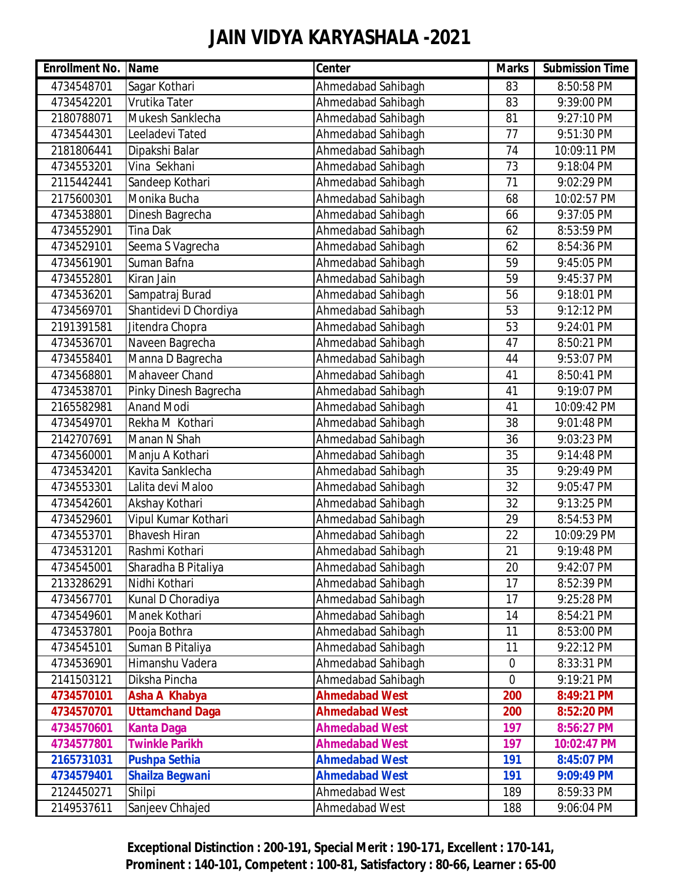# JAIN VIDYA KARYASHALA -2021

| Enrollment No. | Name | Center | Marks | Submission Time |
|---|---|---|---|---|
| 4734548701 | Sagar Kothari | Ahmedabad Sahibagh | 83 | 8:50:58 PM |
| 4734542201 | Vrutika Tater | Ahmedabad Sahibagh | 83 | 9:39:00 PM |
| 2180788071 | Mukesh Sanklecha | Ahmedabad Sahibagh | 81 | 9:27:10 PM |
| 4734544301 | Leeladevi Tated | Ahmedabad Sahibagh | 77 | 9:51:30 PM |
| 2181806441 | Dipakshi Balar | Ahmedabad Sahibagh | 74 | 10:09:11 PM |
| 4734553201 | Vina Sekhani | Ahmedabad Sahibagh | 73 | 9:18:04 PM |
| 2115442441 | Sandeep Kothari | Ahmedabad Sahibagh | 71 | 9:02:29 PM |
| 2175600301 | Monika Bucha | Ahmedabad Sahibagh | 68 | 10:02:57 PM |
| 4734538801 | Dinesh Bagrecha | Ahmedabad Sahibagh | 66 | 9:37:05 PM |
| 4734552901 | Tina Dak | Ahmedabad Sahibagh | 62 | 8:53:59 PM |
| 4734529101 | Seema S Vagrecha | Ahmedabad Sahibagh | 62 | 8:54:36 PM |
| 4734561901 | Suman Bafna | Ahmedabad Sahibagh | 59 | 9:45:05 PM |
| 4734552801 | Kiran Jain | Ahmedabad Sahibagh | 59 | 9:45:37 PM |
| 4734536201 | Sampatraj Burad | Ahmedabad Sahibagh | 56 | 9:18:01 PM |
| 4734569701 | Shantidevi D Chordiya | Ahmedabad Sahibagh | 53 | 9:12:12 PM |
| 2191391581 | Jitendra Chopra | Ahmedabad Sahibagh | 53 | 9:24:01 PM |
| 4734536701 | Naveen Bagrecha | Ahmedabad Sahibagh | 47 | 8:50:21 PM |
| 4734558401 | Manna D Bagrecha | Ahmedabad Sahibagh | 44 | 9:53:07 PM |
| 4734568801 | Mahaveer Chand | Ahmedabad Sahibagh | 41 | 8:50:41 PM |
| 4734538701 | Pinky Dinesh Bagrecha | Ahmedabad Sahibagh | 41 | 9:19:07 PM |
| 2165582981 | Anand Modi | Ahmedabad Sahibagh | 41 | 10:09:42 PM |
| 4734549701 | Rekha M Kothari | Ahmedabad Sahibagh | 38 | 9:01:48 PM |
| 2142707691 | Manan N Shah | Ahmedabad Sahibagh | 36 | 9:03:23 PM |
| 4734560001 | Manju A Kothari | Ahmedabad Sahibagh | 35 | 9:14:48 PM |
| 4734534201 | Kavita Sanklecha | Ahmedabad Sahibagh | 35 | 9:29:49 PM |
| 4734553301 | Lalita devi Maloo | Ahmedabad Sahibagh | 32 | 9:05:47 PM |
| 4734542601 | Akshay Kothari | Ahmedabad Sahibagh | 32 | 9:13:25 PM |
| 4734529601 | Vipul Kumar Kothari | Ahmedabad Sahibagh | 29 | 8:54:53 PM |
| 4734553701 | Bhavesh Hiran | Ahmedabad Sahibagh | 22 | 10:09:29 PM |
| 4734531201 | Rashmi Kothari | Ahmedabad Sahibagh | 21 | 9:19:48 PM |
| 4734545001 | Sharadha B Pitaliya | Ahmedabad Sahibagh | 20 | 9:42:07 PM |
| 2133286291 | Nidhi Kothari | Ahmedabad Sahibagh | 17 | 8:52:39 PM |
| 4734567701 | Kunal D Choradiya | Ahmedabad Sahibagh | 17 | 9:25:28 PM |
| 4734549601 | Manek Kothari | Ahmedabad Sahibagh | 14 | 8:54:21 PM |
| 4734537801 | Pooja Bothra | Ahmedabad Sahibagh | 11 | 8:53:00 PM |
| 4734545101 | Suman B Pitaliya | Ahmedabad Sahibagh | 11 | 9:22:12 PM |
| 4734536901 | Himanshu Vadera | Ahmedabad Sahibagh | 0 | 8:33:31 PM |
| 2141503121 | Diksha Pincha | Ahmedabad Sahibagh | 0 | 9:19:21 PM |
| **4734570101** | **Asha A Khabya** | **Ahmedabad West** | **200** | **8:49:21 PM** |
| **4734570701** | **Uttamchand Daga** | **Ahmedabad West** | **200** | **8:52:20 PM** |
| **4734570601** | **Kanta Daga** | **Ahmedabad West** | **197** | **8:56:27 PM** |
| **4734577801** | **Twinkle Parikh** | **Ahmedabad West** | **197** | **10:02:47 PM** |
| **2165731031** | **Pushpa Sethia** | **Ahmedabad West** | **191** | **8:45:07 PM** |
| **4734579401** | **Shailza Begwani** | **Ahmedabad West** | **191** | **9:09:49 PM** |
| 2124450271 | Shilpi | Ahmedabad West | 189 | 8:59:33 PM |
| 2149537611 | Sanjeev Chhajed | Ahmedabad West | 188 | 9:06:04 PM |

**Exceptional Distinction : 200-191, Special Merit : 190-171, Excellent : 170-141, Prominent : 140-101, Competent : 100-81, Satisfactory : 80-66, Learner : 65-00**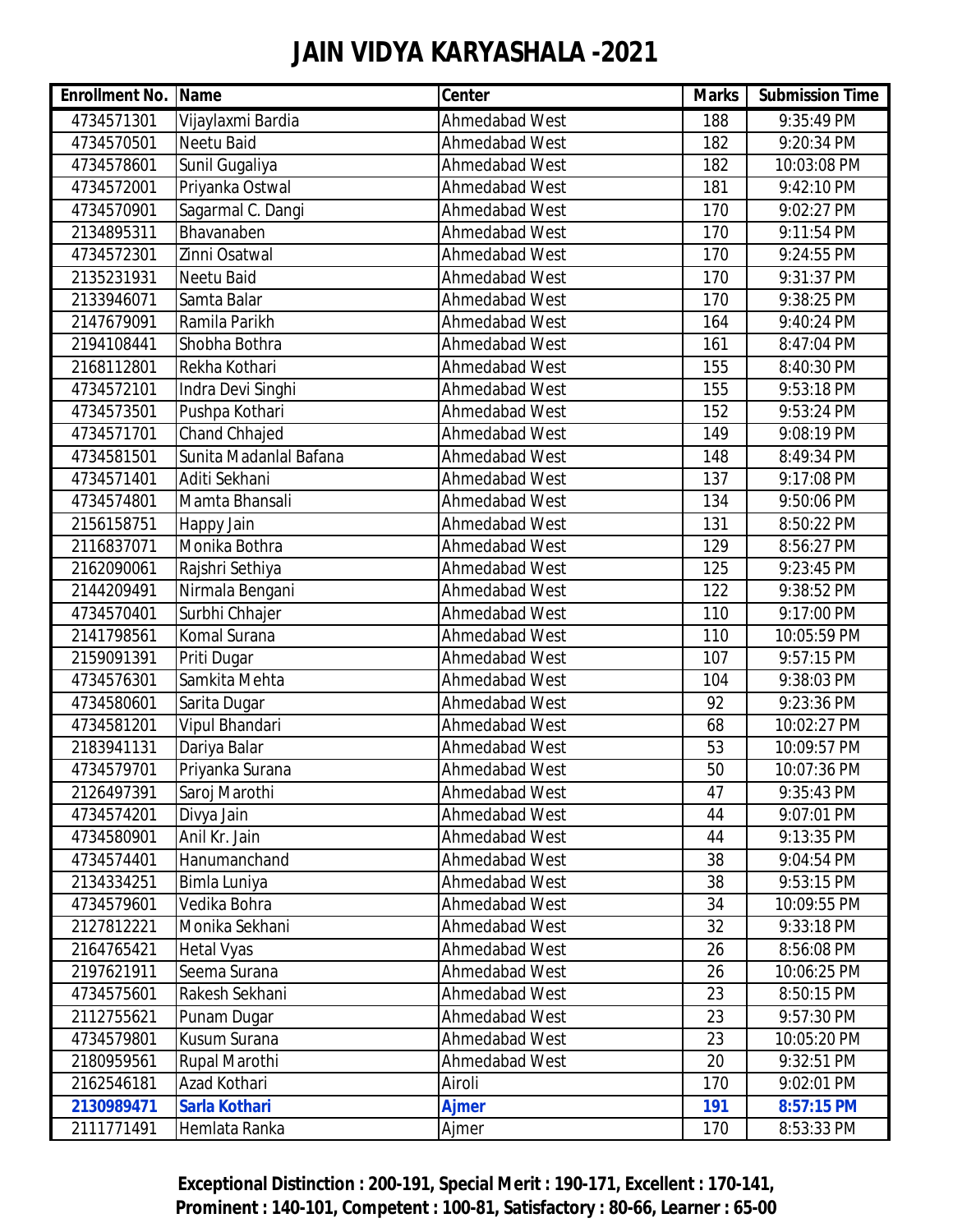# JAIN VIDYA KARYASHALA -2021

| Enrollment No. | Name | Center | Marks | Submission Time |
|---|---|---|---|---|
| 4734571301 | Vijaylaxmi Bardia | Ahmedabad West | 188 | 9:35:49 PM |
| 4734570501 | Neetu Baid | Ahmedabad West | 182 | 9:20:34 PM |
| 4734578601 | Sunil Gugaliya | Ahmedabad West | 182 | 10:03:08 PM |
| 4734572001 | Priyanka Ostwal | Ahmedabad West | 181 | 9:42:10 PM |
| 4734570901 | Sagarmal C. Dangi | Ahmedabad West | 170 | 9:02:27 PM |
| 2134895311 | Bhavanaben | Ahmedabad West | 170 | 9:11:54 PM |
| 4734572301 | Zinni Osatwal | Ahmedabad West | 170 | 9:24:55 PM |
| 2135231931 | Neetu Baid | Ahmedabad West | 170 | 9:31:37 PM |
| 2133946071 | Samta Balar | Ahmedabad West | 170 | 9:38:25 PM |
| 2147679091 | Ramila Parikh | Ahmedabad West | 164 | 9:40:24 PM |
| 2194108441 | Shobha Bothra | Ahmedabad West | 161 | 8:47:04 PM |
| 2168112801 | Rekha Kothari | Ahmedabad West | 155 | 8:40:30 PM |
| 4734572101 | Indra Devi Singhi | Ahmedabad West | 155 | 9:53:18 PM |
| 4734573501 | Pushpa Kothari | Ahmedabad West | 152 | 9:53:24 PM |
| 4734571701 | Chand Chhajed | Ahmedabad West | 149 | 9:08:19 PM |
| 4734581501 | Sunita Madanlal Bafana | Ahmedabad West | 148 | 8:49:34 PM |
| 4734571401 | Aditi Sekhani | Ahmedabad West | 137 | 9:17:08 PM |
| 4734574801 | Mamta Bhansali | Ahmedabad West | 134 | 9:50:06 PM |
| 2156158751 | Happy Jain | Ahmedabad West | 131 | 8:50:22 PM |
| 2116837071 | Monika Bothra | Ahmedabad West | 129 | 8:56:27 PM |
| 2162090061 | Rajshri Sethiya | Ahmedabad West | 125 | 9:23:45 PM |
| 2144209491 | Nirmala Bengani | Ahmedabad West | 122 | 9:38:52 PM |
| 4734570401 | Surbhi Chhajer | Ahmedabad West | 110 | 9:17:00 PM |
| 2141798561 | Komal Surana | Ahmedabad West | 110 | 10:05:59 PM |
| 2159091391 | Priti Dugar | Ahmedabad West | 107 | 9:57:15 PM |
| 4734576301 | Samkita Mehta | Ahmedabad West | 104 | 9:38:03 PM |
| 4734580601 | Sarita Dugar | Ahmedabad West | 92 | 9:23:36 PM |
| 4734581201 | Vipul Bhandari | Ahmedabad West | 68 | 10:02:27 PM |
| 2183941131 | Dariya Balar | Ahmedabad West | 53 | 10:09:57 PM |
| 4734579701 | Priyanka Surana | Ahmedabad West | 50 | 10:07:36 PM |
| 2126497391 | Saroj Marothi | Ahmedabad West | 47 | 9:35:43 PM |
| 4734574201 | Divya Jain | Ahmedabad West | 44 | 9:07:01 PM |
| 4734580901 | Anil Kr. Jain | Ahmedabad West | 44 | 9:13:35 PM |
| 4734574401 | Hanumanchand | Ahmedabad West | 38 | 9:04:54 PM |
| 2134334251 | Bimla Luniya | Ahmedabad West | 38 | 9:53:15 PM |
| 4734579601 | Vedika Bohra | Ahmedabad West | 34 | 10:09:55 PM |
| 2127812221 | Monika Sekhani | Ahmedabad West | 32 | 9:33:18 PM |
| 2164765421 | Hetal Vyas | Ahmedabad West | 26 | 8:56:08 PM |
| 2197621911 | Seema Surana | Ahmedabad West | 26 | 10:06:25 PM |
| 4734575601 | Rakesh Sekhani | Ahmedabad West | 23 | 8:50:15 PM |
| 2112755621 | Punam Dugar | Ahmedabad West | 23 | 9:57:30 PM |
| 4734579801 | Kusum Surana | Ahmedabad West | 23 | 10:05:20 PM |
| 2180959561 | Rupal Marothi | Ahmedabad West | 20 | 9:32:51 PM |
| 2162546181 | Azad Kothari | Airoli | 170 | 9:02:01 PM |
| **2130989471** | **Sarla Kothari** | **Ajmer** | **191** | **8:57:15 PM** |
| 2111771491 | Hemlata Ranka | Ajmer | 170 | 8:53:33 PM |

**Exceptional Distinction : 200-191, Special Merit : 190-171, Excellent : 170-141, Prominent : 140-101, Competent : 100-81, Satisfactory : 80-66, Learner : 65-00**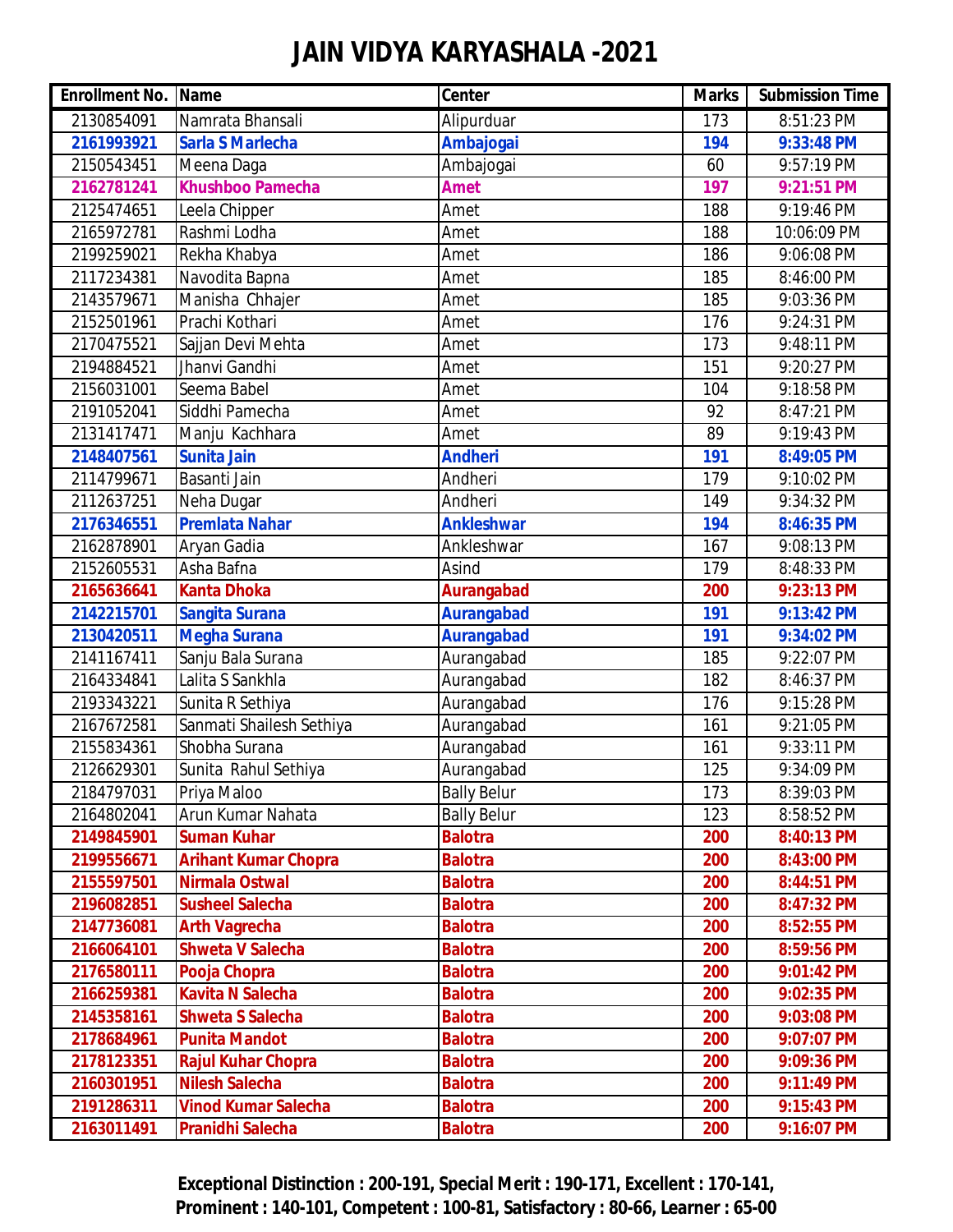# JAIN VIDYA KARYASHALA -2021

| Enrollment No. | Name | Center | Marks | Submission Time |
|---|---|---|---|---|
| 2130854091 | Namrata Bhansali | Alipurduar | 173 | 8:51:23 PM |
| **2161993921** | **Sarla S Marlecha** | **Ambajogai** | **194** | **9:33:48 PM** |
| 2150543451 | Meena Daga | Ambajogai | 60 | 9:57:19 PM |
| **2162781241** | **Khushboo Pamecha** | **Amet** | **197** | **9:21:51 PM** |
| 2125474651 | Leela Chipper | Amet | 188 | 9:19:46 PM |
| 2165972781 | Rashmi Lodha | Amet | 188 | 10:06:09 PM |
| 2199259021 | Rekha Khabya | Amet | 186 | 9:06:08 PM |
| 2117234381 | Navodita Bapna | Amet | 185 | 8:46:00 PM |
| 2143579671 | Manisha Chhajer | Amet | 185 | 9:03:36 PM |
| 2152501961 | Prachi Kothari | Amet | 176 | 9:24:31 PM |
| 2170475521 | Sajjan Devi Mehta | Amet | 173 | 9:48:11 PM |
| 2194884521 | Jhanvi Gandhi | Amet | 151 | 9:20:27 PM |
| 2156031001 | Seema Babel | Amet | 104 | 9:18:58 PM |
| 2191052041 | Siddhi Pamecha | Amet | 92 | 8:47:21 PM |
| 2131417471 | Manju Kachhara | Amet | 89 | 9:19:43 PM |
| **2148407561** | **Sunita Jain** | **Andheri** | **191** | **8:49:05 PM** |
| 2114799671 | Basanti Jain | Andheri | 179 | 9:10:02 PM |
| 2112637251 | Neha Dugar | Andheri | 149 | 9:34:32 PM |
| **2176346551** | **Premlata Nahar** | **Ankleshwar** | **194** | **8:46:35 PM** |
| 2162878901 | Aryan Gadia | Ankleshwar | 167 | 9:08:13 PM |
| 2152605531 | Asha Bafna | Asind | 179 | 8:48:33 PM |
| **2165636641** | **Kanta Dhoka** | **Aurangabad** | **200** | **9:23:13 PM** |
| **2142215701** | **Sangita Surana** | **Aurangabad** | **191** | **9:13:42 PM** |
| **2130420511** | **Megha Surana** | **Aurangabad** | **191** | **9:34:02 PM** |
| 2141167411 | Sanju Bala Surana | Aurangabad | 185 | 9:22:07 PM |
| 2164334841 | Lalita S Sankhla | Aurangabad | 182 | 8:46:37 PM |
| 2193343221 | Sunita R Sethiya | Aurangabad | 176 | 9:15:28 PM |
| 2167672581 | Sanmati Shailesh Sethiya | Aurangabad | 161 | 9:21:05 PM |
| 2155834361 | Shobha Surana | Aurangabad | 161 | 9:33:11 PM |
| 2126629301 | Sunita Rahul Sethiya | Aurangabad | 125 | 9:34:09 PM |
| 2184797031 | Priya Maloo | Bally Belur | 173 | 8:39:03 PM |
| 2164802041 | Arun Kumar Nahata | Bally Belur | 123 | 8:58:52 PM |
| **2149845901** | **Suman Kuhar** | **Balotra** | **200** | **8:40:13 PM** |
| **2199556671** | **Arihant Kumar Chopra** | **Balotra** | **200** | **8:43:00 PM** |
| **2155597501** | **Nirmala Ostwal** | **Balotra** | **200** | **8:44:51 PM** |
| **2196082851** | **Susheel Salecha** | **Balotra** | **200** | **8:47:32 PM** |
| **2147736081** | **Arth Vagrecha** | **Balotra** | **200** | **8:52:55 PM** |
| **2166064101** | **Shweta V Salecha** | **Balotra** | **200** | **8:59:56 PM** |
| **2176580111** | **Pooja Chopra** | **Balotra** | **200** | **9:01:42 PM** |
| **2166259381** | **Kavita N Salecha** | **Balotra** | **200** | **9:02:35 PM** |
| **2145358161** | **Shweta S Salecha** | **Balotra** | **200** | **9:03:08 PM** |
| **2178684961** | **Punita Mandot** | **Balotra** | **200** | **9:07:07 PM** |
| **2178123351** | **Rajul Kuhar Chopra** | **Balotra** | **200** | **9:09:36 PM** |
| **2160301951** | **Nilesh Salecha** | **Balotra** | **200** | **9:11:49 PM** |
| **2191286311** | **Vinod Kumar Salecha** | **Balotra** | **200** | **9:15:43 PM** |
| **2163011491** | **Pranidhi Salecha** | **Balotra** | **200** | **9:16:07 PM** |

**Exceptional Distinction : 200-191, Special Merit : 190-171, Excellent : 170-141, Prominent : 140-101, Competent : 100-81, Satisfactory : 80-66, Learner : 65-00**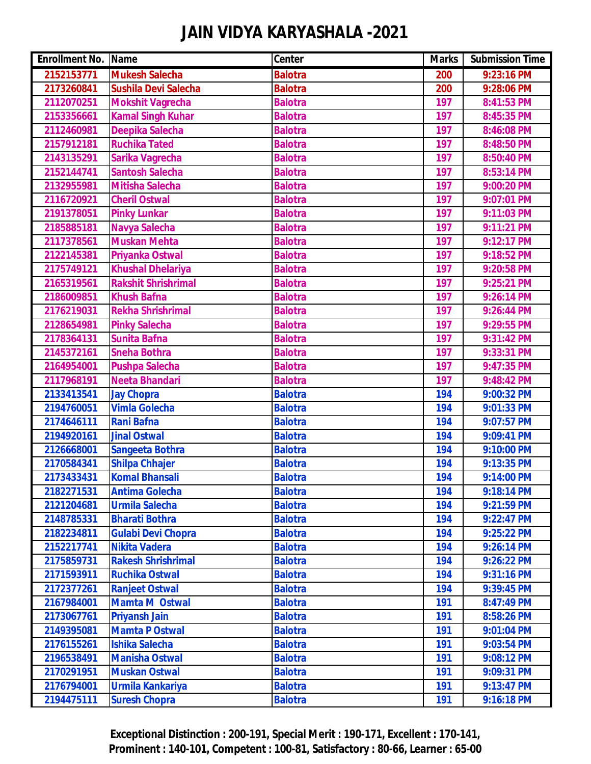# JAIN VIDYA KARYASHALA -2021

| Enrollment No. | Name | Center | Marks | Submission Time |
|---|---|---|---|---|
| 2152153771 | Mukesh Salecha | Balotra | 200 | 9:23:16 PM |
| 2173260841 | Sushila Devi Salecha | Balotra | 200 | 9:28:06 PM |
| 2112070251 | Mokshit Vagrecha | Balotra | 197 | 8:41:53 PM |
| 2153356661 | Kamal Singh Kuhar | Balotra | 197 | 8:45:35 PM |
| 2112460981 | Deepika Salecha | Balotra | 197 | 8:46:08 PM |
| 2157912181 | Ruchika Tated | Balotra | 197 | 8:48:50 PM |
| 2143135291 | Sarika Vagrecha | Balotra | 197 | 8:50:40 PM |
| 2152144741 | Santosh Salecha | Balotra | 197 | 8:53:14 PM |
| 2132955981 | Mitisha Salecha | Balotra | 197 | 9:00:20 PM |
| 2116720921 | Cheril Ostwal | Balotra | 197 | 9:07:01 PM |
| 2191378051 | Pinky Lunkar | Balotra | 197 | 9:11:03 PM |
| 2185885181 | Navya Salecha | Balotra | 197 | 9:11:21 PM |
| 2117378561 | Muskan Mehta | Balotra | 197 | 9:12:17 PM |
| 2122145381 | Priyanka Ostwal | Balotra | 197 | 9:18:52 PM |
| 2175749121 | Khushal Dhelariya | Balotra | 197 | 9:20:58 PM |
| 2165319561 | Rakshit Shrishrimal | Balotra | 197 | 9:25:21 PM |
| 2186009851 | Khush Bafna | Balotra | 197 | 9:26:14 PM |
| 2176219031 | Rekha Shrishrimal | Balotra | 197 | 9:26:44 PM |
| 2128654981 | Pinky Salecha | Balotra | 197 | 9:29:55 PM |
| 2178364131 | Sunita Bafna | Balotra | 197 | 9:31:42 PM |
| 2145372161 | Sneha Bothra | Balotra | 197 | 9:33:31 PM |
| 2164954001 | Pushpa Salecha | Balotra | 197 | 9:47:35 PM |
| 2117968191 | Neeta Bhandari | Balotra | 197 | 9:48:42 PM |
| 2133413541 | Jay Chopra | Balotra | 194 | 9:00:32 PM |
| 2194760051 | Vimla Golecha | Balotra | 194 | 9:01:33 PM |
| 2174646111 | Rani Bafna | Balotra | 194 | 9:07:57 PM |
| 2194920161 | Jinal Ostwal | Balotra | 194 | 9:09:41 PM |
| 2126668001 | Sangeeta Bothra | Balotra | 194 | 9:10:00 PM |
| 2170584341 | Shilpa Chhajer | Balotra | 194 | 9:13:35 PM |
| 2173433431 | Komal Bhansali | Balotra | 194 | 9:14:00 PM |
| 2182271531 | Antima Golecha | Balotra | 194 | 9:18:14 PM |
| 2121204681 | Urmila Salecha | Balotra | 194 | 9:21:59 PM |
| 2148785331 | Bharati Bothra | Balotra | 194 | 9:22:47 PM |
| 2182234811 | Gulabi Devi Chopra | Balotra | 194 | 9:25:22 PM |
| 2152217741 | Nikita Vadera | Balotra | 194 | 9:26:14 PM |
| 2175859731 | Rakesh Shrishrimal | Balotra | 194 | 9:26:22 PM |
| 2171593911 | Ruchika Ostwal | Balotra | 194 | 9:31:16 PM |
| 2172377261 | Ranjeet Ostwal | Balotra | 194 | 9:39:45 PM |
| 2167984001 | Mamta M Ostwal | Balotra | 191 | 8:47:49 PM |
| 2173067761 | Priyansh Jain | Balotra | 191 | 8:58:26 PM |
| 2149395081 | Mamta P Ostwal | Balotra | 191 | 9:01:04 PM |
| 2176155261 | Ishika Salecha | Balotra | 191 | 9:03:54 PM |
| 2196538491 | Manisha Ostwal | Balotra | 191 | 9:08:12 PM |
| 2170291951 | Muskan Ostwal | Balotra | 191 | 9:09:31 PM |
| 2176794001 | Urmila Kankariya | Balotra | 191 | 9:13:47 PM |
| 2194475111 | Suresh Chopra | Balotra | 191 | 9:16:18 PM |

**Exceptional Distinction : 200-191, Special Merit : 190-171, Excellent : 170-141, Prominent : 140-101, Competent : 100-81, Satisfactory : 80-66, Learner : 65-00**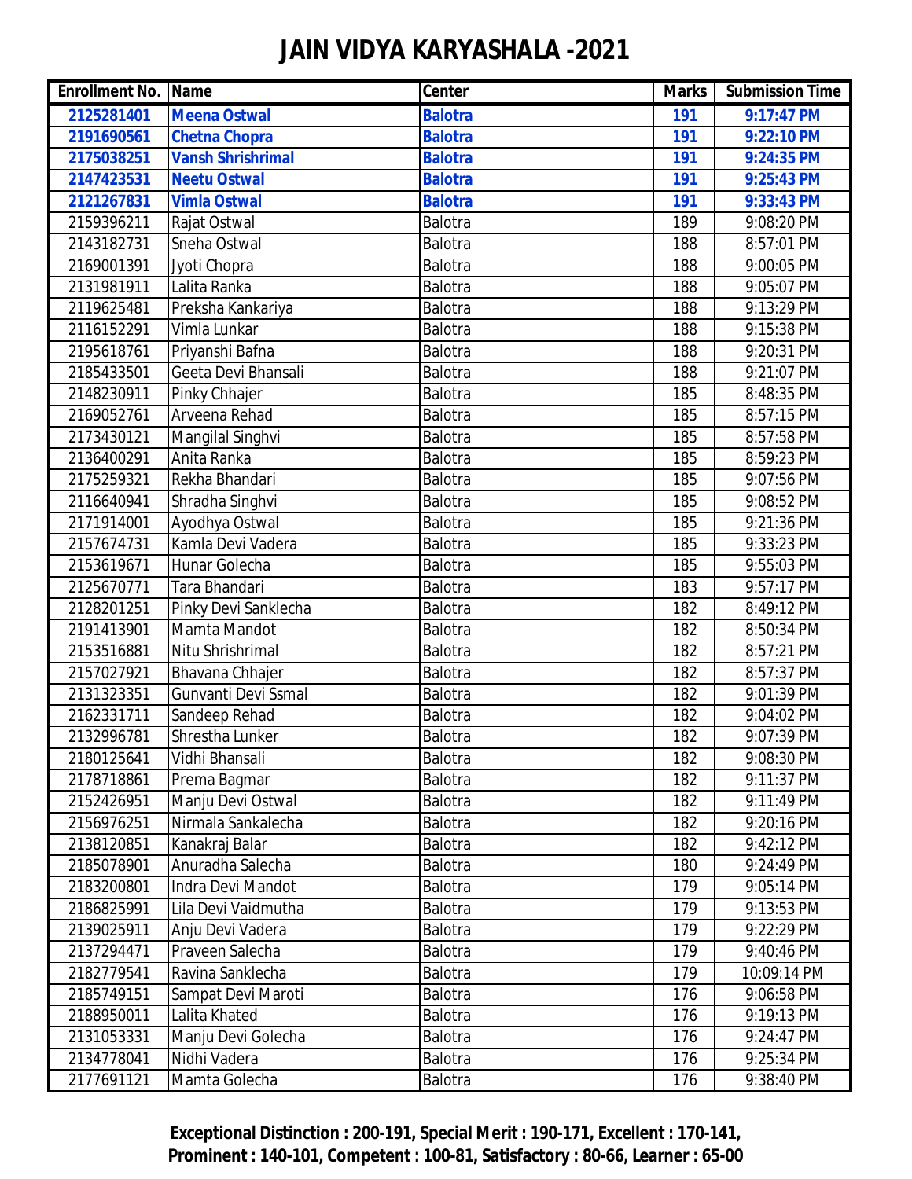# JAIN VIDYA KARYASHALA -2021

| Enrollment No. | Name | Center | Marks | Submission Time |
|---|---|---|---|---|
| **2125281401** | **Meena Ostwal** | **Balotra** | **191** | **9:17:47 PM** |
| **2191690561** | **Chetna Chopra** | **Balotra** | **191** | **9:22:10 PM** |
| **2175038251** | **Vansh Shrishrimal** | **Balotra** | **191** | **9:24:35 PM** |
| **2147423531** | **Neetu Ostwal** | **Balotra** | **191** | **9:25:43 PM** |
| **2121267831** | **Vimla Ostwal** | **Balotra** | **191** | **9:33:43 PM** |
| 2159396211 | Rajat Ostwal | Balotra | 189 | 9:08:20 PM |
| 2143182731 | Sneha Ostwal | Balotra | 188 | 8:57:01 PM |
| 2169001391 | Jyoti Chopra | Balotra | 188 | 9:00:05 PM |
| 2131981911 | Lalita Ranka | Balotra | 188 | 9:05:07 PM |
| 2119625481 | Preksha Kankariya | Balotra | 188 | 9:13:29 PM |
| 2116152291 | Vimla Lunkar | Balotra | 188 | 9:15:38 PM |
| 2195618761 | Priyanshi Bafna | Balotra | 188 | 9:20:31 PM |
| 2185433501 | Geeta Devi Bhansali | Balotra | 188 | 9:21:07 PM |
| 2148230911 | Pinky Chhajer | Balotra | 185 | 8:48:35 PM |
| 2169052761 | Arveena Rehad | Balotra | 185 | 8:57:15 PM |
| 2173430121 | Mangilal Singhvi | Balotra | 185 | 8:57:58 PM |
| 2136400291 | Anita Ranka | Balotra | 185 | 8:59:23 PM |
| 2175259321 | Rekha Bhandari | Balotra | 185 | 9:07:56 PM |
| 2116640941 | Shradha Singhvi | Balotra | 185 | 9:08:52 PM |
| 2171914001 | Ayodhya Ostwal | Balotra | 185 | 9:21:36 PM |
| 2157674731 | Kamla Devi Vadera | Balotra | 185 | 9:33:23 PM |
| 2153619671 | Hunar Golecha | Balotra | 185 | 9:55:03 PM |
| 2125670771 | Tara Bhandari | Balotra | 183 | 9:57:17 PM |
| 2128201251 | Pinky Devi Sanklecha | Balotra | 182 | 8:49:12 PM |
| 2191413901 | Mamta Mandot | Balotra | 182 | 8:50:34 PM |
| 2153516881 | Nitu Shrishrimal | Balotra | 182 | 8:57:21 PM |
| 2157027921 | Bhavana Chhajer | Balotra | 182 | 8:57:37 PM |
| 2131323351 | Gunvanti Devi Ssmal | Balotra | 182 | 9:01:39 PM |
| 2162331711 | Sandeep Rehad | Balotra | 182 | 9:04:02 PM |
| 2132996781 | Shrestha Lunker | Balotra | 182 | 9:07:39 PM |
| 2180125641 | Vidhi Bhansali | Balotra | 182 | 9:08:30 PM |
| 2178718861 | Prema Bagmar | Balotra | 182 | 9:11:37 PM |
| 2152426951 | Manju Devi Ostwal | Balotra | 182 | 9:11:49 PM |
| 2156976251 | Nirmala Sankalecha | Balotra | 182 | 9:20:16 PM |
| 2138120851 | Kanakraj Balar | Balotra | 182 | 9:42:12 PM |
| 2185078901 | Anuradha Salecha | Balotra | 180 | 9:24:49 PM |
| 2183200801 | Indra Devi Mandot | Balotra | 179 | 9:05:14 PM |
| 2186825991 | Lila Devi Vaidmutha | Balotra | 179 | 9:13:53 PM |
| 2139025911 | Anju Devi Vadera | Balotra | 179 | 9:22:29 PM |
| 2137294471 | Praveen Salecha | Balotra | 179 | 9:40:46 PM |
| 2182779541 | Ravina Sanklecha | Balotra | 179 | 10:09:14 PM |
| 2185749151 | Sampat Devi Maroti | Balotra | 176 | 9:06:58 PM |
| 2188950011 | Lalita Khated | Balotra | 176 | 9:19:13 PM |
| 2131053331 | Manju Devi Golecha | Balotra | 176 | 9:24:47 PM |
| 2134778041 | Nidhi Vadera | Balotra | 176 | 9:25:34 PM |
| 2177691121 | Mamta Golecha | Balotra | 176 | 9:38:40 PM |

**Exceptional Distinction : 200-191, Special Merit : 190-171, Excellent : 170-141, Prominent : 140-101, Competent : 100-81, Satisfactory : 80-66, Learner : 65-00**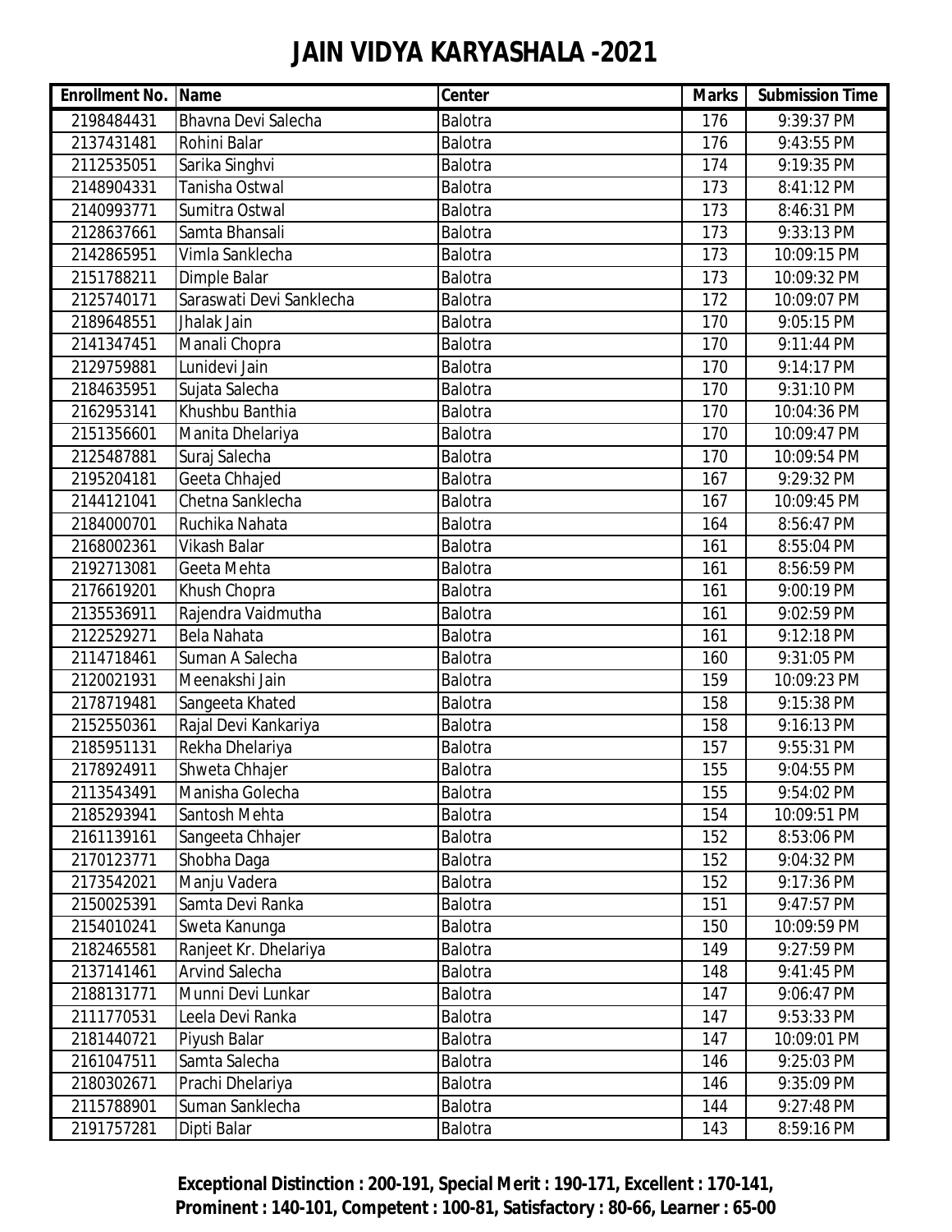# JAIN VIDYA KARYASHALA -2021

| Enrollment No. | Name | Center | Marks | Submission Time |
|---|---|---|---|---|
| 2198484431 | Bhavna Devi Salecha | Balotra | 176 | 9:39:37 PM |
| 2137431481 | Rohini Balar | Balotra | 176 | 9:43:55 PM |
| 2112535051 | Sarika Singhvi | Balotra | 174 | 9:19:35 PM |
| 2148904331 | Tanisha Ostwal | Balotra | 173 | 8:41:12 PM |
| 2140993771 | Sumitra Ostwal | Balotra | 173 | 8:46:31 PM |
| 2128637661 | Samta Bhansali | Balotra | 173 | 9:33:13 PM |
| 2142865951 | Vimla Sanklecha | Balotra | 173 | 10:09:15 PM |
| 2151788211 | Dimple Balar | Balotra | 173 | 10:09:32 PM |
| 2125740171 | Saraswati Devi Sanklecha | Balotra | 172 | 10:09:07 PM |
| 2189648551 | Jhalak Jain | Balotra | 170 | 9:05:15 PM |
| 2141347451 | Manali Chopra | Balotra | 170 | 9:11:44 PM |
| 2129759881 | Lunidevi Jain | Balotra | 170 | 9:14:17 PM |
| 2184635951 | Sujata Salecha | Balotra | 170 | 9:31:10 PM |
| 2162953141 | Khushbu Banthia | Balotra | 170 | 10:04:36 PM |
| 2151356601 | Manita Dhelariya | Balotra | 170 | 10:09:47 PM |
| 2125487881 | Suraj Salecha | Balotra | 170 | 10:09:54 PM |
| 2195204181 | Geeta Chhajed | Balotra | 167 | 9:29:32 PM |
| 2144121041 | Chetna Sanklecha | Balotra | 167 | 10:09:45 PM |
| 2184000701 | Ruchika Nahata | Balotra | 164 | 8:56:47 PM |
| 2168002361 | Vikash Balar | Balotra | 161 | 8:55:04 PM |
| 2192713081 | Geeta Mehta | Balotra | 161 | 8:56:59 PM |
| 2176619201 | Khush Chopra | Balotra | 161 | 9:00:19 PM |
| 2135536911 | Rajendra Vaidmutha | Balotra | 161 | 9:02:59 PM |
| 2122529271 | Bela Nahata | Balotra | 161 | 9:12:18 PM |
| 2114718461 | Suman A Salecha | Balotra | 160 | 9:31:05 PM |
| 2120021931 | Meenakshi Jain | Balotra | 159 | 10:09:23 PM |
| 2178719481 | Sangeeta Khated | Balotra | 158 | 9:15:38 PM |
| 2152550361 | Rajal Devi Kankariya | Balotra | 158 | 9:16:13 PM |
| 2185951131 | Rekha Dhelariya | Balotra | 157 | 9:55:31 PM |
| 2178924911 | Shweta Chhajer | Balotra | 155 | 9:04:55 PM |
| 2113543491 | Manisha Golecha | Balotra | 155 | 9:54:02 PM |
| 2185293941 | Santosh Mehta | Balotra | 154 | 10:09:51 PM |
| 2161139161 | Sangeeta Chhajer | Balotra | 152 | 8:53:06 PM |
| 2170123771 | Shobha Daga | Balotra | 152 | 9:04:32 PM |
| 2173542021 | Manju Vadera | Balotra | 152 | 9:17:36 PM |
| 2150025391 | Samta Devi Ranka | Balotra | 151 | 9:47:57 PM |
| 2154010241 | Sweta Kanunga | Balotra | 150 | 10:09:59 PM |
| 2182465581 | Ranjeet Kr. Dhelariya | Balotra | 149 | 9:27:59 PM |
| 2137141461 | Arvind Salecha | Balotra | 148 | 9:41:45 PM |
| 2188131771 | Munni Devi Lunkar | Balotra | 147 | 9:06:47 PM |
| 2111770531 | Leela Devi Ranka | Balotra | 147 | 9:53:33 PM |
| 2181440721 | Piyush Balar | Balotra | 147 | 10:09:01 PM |
| 2161047511 | Samta Salecha | Balotra | 146 | 9:25:03 PM |
| 2180302671 | Prachi Dhelariya | Balotra | 146 | 9:35:09 PM |
| 2115788901 | Suman Sanklecha | Balotra | 144 | 9:27:48 PM |
| 2191757281 | Dipti Balar | Balotra | 143 | 8:59:16 PM |

**Exceptional Distinction : 200-191, Special Merit : 190-171, Excellent : 170-141, Prominent : 140-101, Competent : 100-81, Satisfactory : 80-66, Learner : 65-00**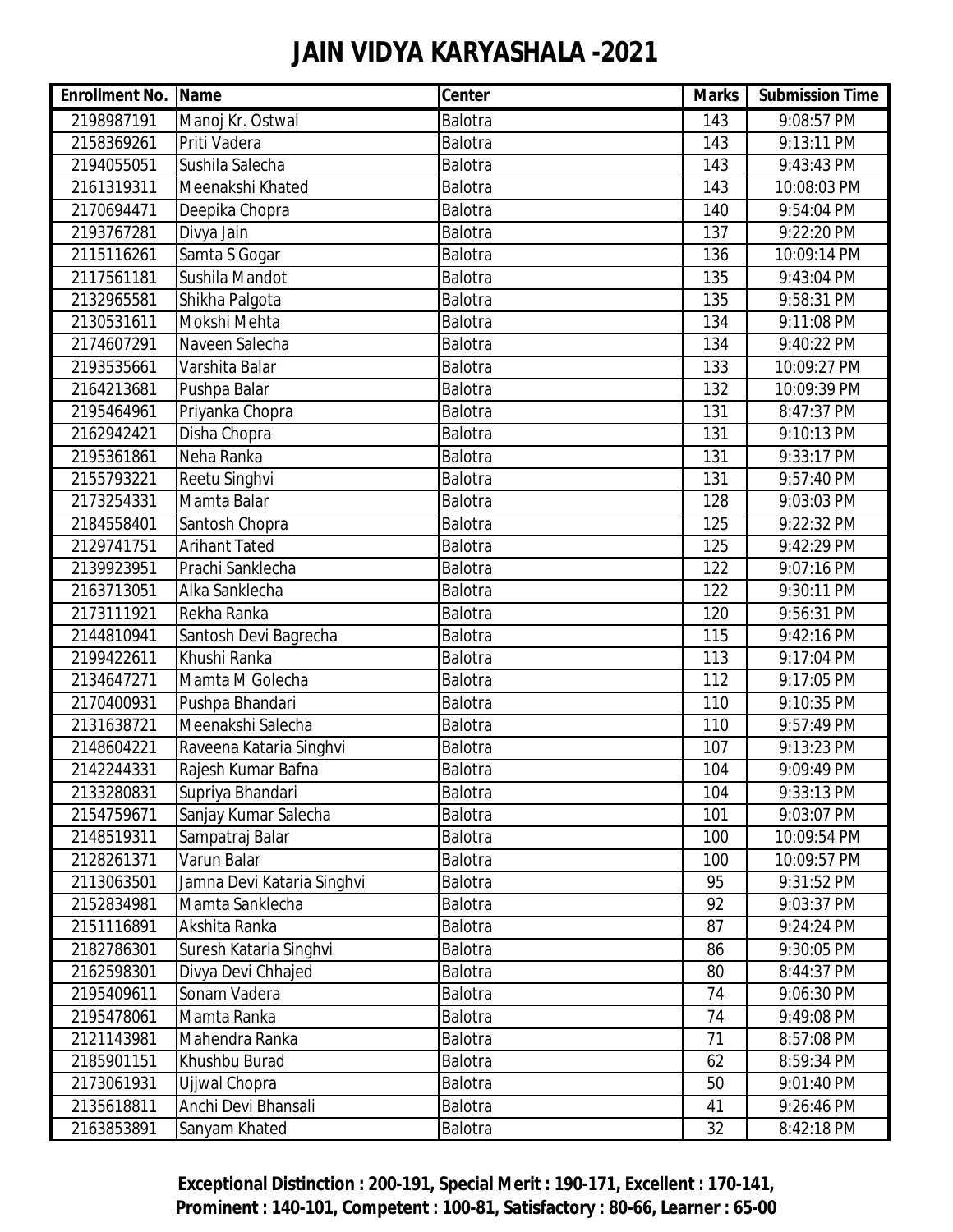# JAIN VIDYA KARYASHALA -2021

| Enrollment No. | Name | Center | Marks | Submission Time |
|---|---|---|---|---|
| 2198987191 | Manoj Kr. Ostwal | Balotra | 143 | 9:08:57 PM |
| 2158369261 | Priti Vadera | Balotra | 143 | 9:13:11 PM |
| 2194055051 | Sushila Salecha | Balotra | 143 | 9:43:43 PM |
| 2161319311 | Meenakshi Khated | Balotra | 143 | 10:08:03 PM |
| 2170694471 | Deepika Chopra | Balotra | 140 | 9:54:04 PM |
| 2193767281 | Divya Jain | Balotra | 137 | 9:22:20 PM |
| 2115116261 | Samta S Gogar | Balotra | 136 | 10:09:14 PM |
| 2117561181 | Sushila Mandot | Balotra | 135 | 9:43:04 PM |
| 2132965581 | Shikha Palgota | Balotra | 135 | 9:58:31 PM |
| 2130531611 | Mokshi Mehta | Balotra | 134 | 9:11:08 PM |
| 2174607291 | Naveen Salecha | Balotra | 134 | 9:40:22 PM |
| 2193535661 | Varshita Balar | Balotra | 133 | 10:09:27 PM |
| 2164213681 | Pushpa Balar | Balotra | 132 | 10:09:39 PM |
| 2195464961 | Priyanka Chopra | Balotra | 131 | 8:47:37 PM |
| 2162942421 | Disha Chopra | Balotra | 131 | 9:10:13 PM |
| 2195361861 | Neha Ranka | Balotra | 131 | 9:33:17 PM |
| 2155793221 | Reetu Singhvi | Balotra | 131 | 9:57:40 PM |
| 2173254331 | Mamta Balar | Balotra | 128 | 9:03:03 PM |
| 2184558401 | Santosh Chopra | Balotra | 125 | 9:22:32 PM |
| 2129741751 | Arihant Tated | Balotra | 125 | 9:42:29 PM |
| 2139923951 | Prachi Sanklecha | Balotra | 122 | 9:07:16 PM |
| 2163713051 | Alka Sanklecha | Balotra | 122 | 9:30:11 PM |
| 2173111921 | Rekha Ranka | Balotra | 120 | 9:56:31 PM |
| 2144810941 | Santosh Devi Bagrecha | Balotra | 115 | 9:42:16 PM |
| 2199422611 | Khushi Ranka | Balotra | 113 | 9:17:04 PM |
| 2134647271 | Mamta M Golecha | Balotra | 112 | 9:17:05 PM |
| 2170400931 | Pushpa Bhandari | Balotra | 110 | 9:10:35 PM |
| 2131638721 | Meenakshi Salecha | Balotra | 110 | 9:57:49 PM |
| 2148604221 | Raveena Kataria Singhvi | Balotra | 107 | 9:13:23 PM |
| 2142244331 | Rajesh Kumar Bafna | Balotra | 104 | 9:09:49 PM |
| 2133280831 | Supriya Bhandari | Balotra | 104 | 9:33:13 PM |
| 2154759671 | Sanjay Kumar Salecha | Balotra | 101 | 9:03:07 PM |
| 2148519311 | Sampatraj Balar | Balotra | 100 | 10:09:54 PM |
| 2128261371 | Varun Balar | Balotra | 100 | 10:09:57 PM |
| 2113063501 | Jamna Devi Kataria Singhvi | Balotra | 95 | 9:31:52 PM |
| 2152834981 | Mamta Sanklecha | Balotra | 92 | 9:03:37 PM |
| 2151116891 | Akshita Ranka | Balotra | 87 | 9:24:24 PM |
| 2182786301 | Suresh Kataria Singhvi | Balotra | 86 | 9:30:05 PM |
| 2162598301 | Divya Devi Chhajed | Balotra | 80 | 8:44:37 PM |
| 2195409611 | Sonam Vadera | Balotra | 74 | 9:06:30 PM |
| 2195478061 | Mamta Ranka | Balotra | 74 | 9:49:08 PM |
| 2121143981 | Mahendra Ranka | Balotra | 71 | 8:57:08 PM |
| 2185901151 | Khushbu Burad | Balotra | 62 | 8:59:34 PM |
| 2173061931 | Ujjwal Chopra | Balotra | 50 | 9:01:40 PM |
| 2135618811 | Anchi Devi Bhansali | Balotra | 41 | 9:26:46 PM |
| 2163853891 | Sanyam Khated | Balotra | 32 | 8:42:18 PM |

**Exceptional Distinction : 200-191, Special Merit : 190-171, Excellent : 170-141, Prominent : 140-101, Competent : 100-81, Satisfactory : 80-66, Learner : 65-00**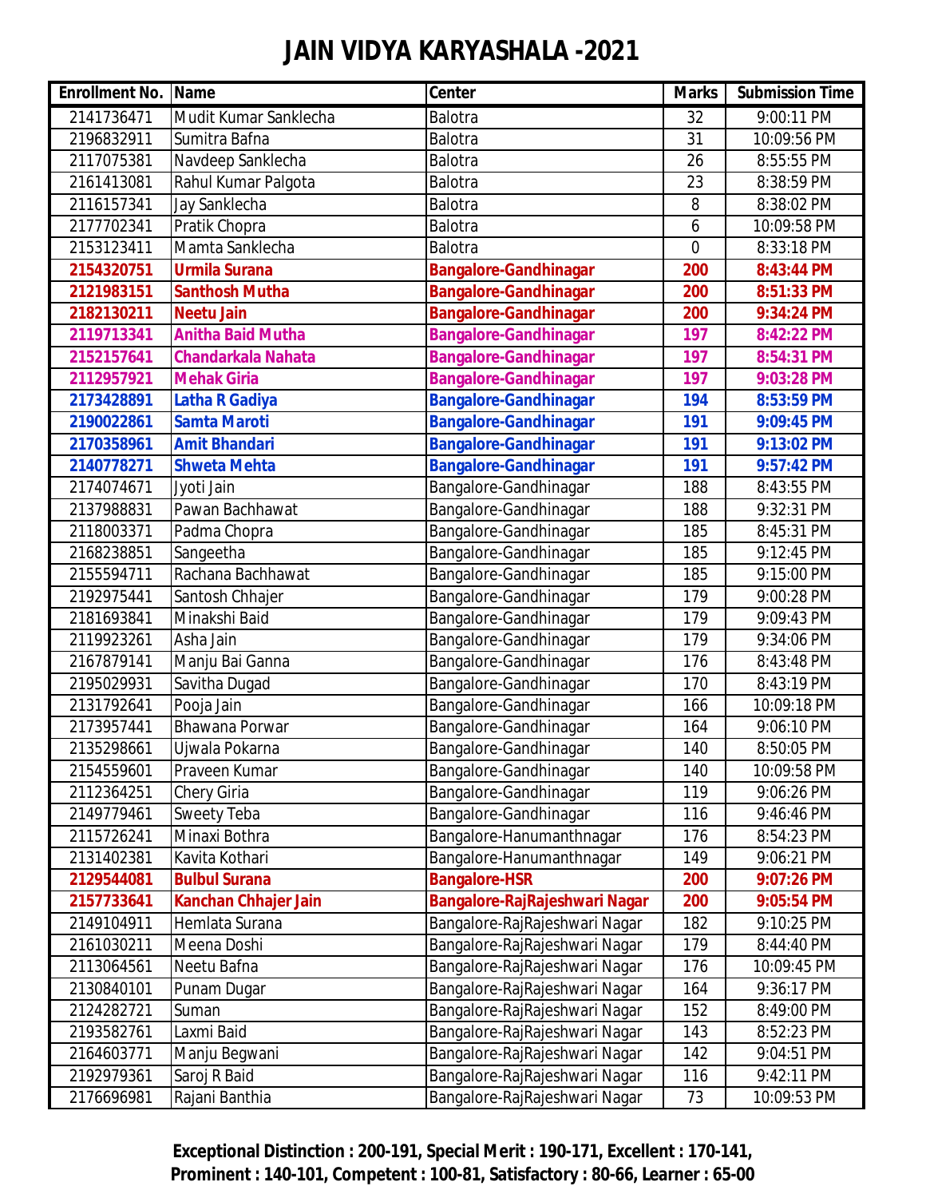# JAIN VIDYA KARYASHALA -2021

| Enrollment No. | Name | Center | Marks | Submission Time |
|---|---|---|---|---|
| 2141736471 | Mudit Kumar Sanklecha | Balotra | 32 | 9:00:11 PM |
| 2196832911 | Sumitra Bafna | Balotra | 31 | 10:09:56 PM |
| 2117075381 | Navdeep Sanklecha | Balotra | 26 | 8:55:55 PM |
| 2161413081 | Rahul Kumar Palgota | Balotra | 23 | 8:38:59 PM |
| 2116157341 | Jay Sanklecha | Balotra | 8 | 8:38:02 PM |
| 2177702341 | Pratik Chopra | Balotra | 6 | 10:09:58 PM |
| 2153123411 | Mamta Sanklecha | Balotra | 0 | 8:33:18 PM |
| **2154320751** | **Urmila Surana** | **Bangalore-Gandhinagar** | **200** | **8:43:44 PM** |
| **2121983151** | **Santhosh Mutha** | **Bangalore-Gandhinagar** | **200** | **8:51:33 PM** |
| **2182130211** | **Neetu Jain** | **Bangalore-Gandhinagar** | **200** | **9:34:24 PM** |
| **2119713341** | **Anitha Baid Mutha** | **Bangalore-Gandhinagar** | **197** | **8:42:22 PM** |
| **2152157641** | **Chandarkala Nahata** | **Bangalore-Gandhinagar** | **197** | **8:54:31 PM** |
| **2112957921** | **Mehak Giria** | **Bangalore-Gandhinagar** | **197** | **9:03:28 PM** |
| **2173428891** | **Latha R Gadiya** | **Bangalore-Gandhinagar** | **194** | **8:53:59 PM** |
| **2190022861** | **Samta Maroti** | **Bangalore-Gandhinagar** | **191** | **9:09:45 PM** |
| **2170358961** | **Amit Bhandari** | **Bangalore-Gandhinagar** | **191** | **9:13:02 PM** |
| **2140778271** | **Shweta Mehta** | **Bangalore-Gandhinagar** | **191** | **9:57:42 PM** |
| 2174074671 | Jyoti Jain | Bangalore-Gandhinagar | 188 | 8:43:55 PM |
| 2137988831 | Pawan Bachhawat | Bangalore-Gandhinagar | 188 | 9:32:31 PM |
| 2118003371 | Padma Chopra | Bangalore-Gandhinagar | 185 | 8:45:31 PM |
| 2168238851 | Sangeetha | Bangalore-Gandhinagar | 185 | 9:12:45 PM |
| 2155594711 | Rachana Bachhawat | Bangalore-Gandhinagar | 185 | 9:15:00 PM |
| 2192975441 | Santosh Chhajer | Bangalore-Gandhinagar | 179 | 9:00:28 PM |
| 2181693841 | Minakshi Baid | Bangalore-Gandhinagar | 179 | 9:09:43 PM |
| 2119923261 | Asha Jain | Bangalore-Gandhinagar | 179 | 9:34:06 PM |
| 2167879141 | Manju Bai Ganna | Bangalore-Gandhinagar | 176 | 8:43:48 PM |
| 2195029931 | Savitha Dugad | Bangalore-Gandhinagar | 170 | 8:43:19 PM |
| 2131792641 | Pooja Jain | Bangalore-Gandhinagar | 166 | 10:09:18 PM |
| 2173957441 | Bhawana Porwar | Bangalore-Gandhinagar | 164 | 9:06:10 PM |
| 2135298661 | Ujwala Pokarna | Bangalore-Gandhinagar | 140 | 8:50:05 PM |
| 2154559601 | Praveen Kumar | Bangalore-Gandhinagar | 140 | 10:09:58 PM |
| 2112364251 | Chery Giria | Bangalore-Gandhinagar | 119 | 9:06:26 PM |
| 2149779461 | Sweety Teba | Bangalore-Gandhinagar | 116 | 9:46:46 PM |
| 2115726241 | Minaxi Bothra | Bangalore-Hanumanthnagar | 176 | 8:54:23 PM |
| 2131402381 | Kavita Kothari | Bangalore-Hanumanthnagar | 149 | 9:06:21 PM |
| **2129544081** | **Bulbul Surana** | **Bangalore-HSR** | **200** | **9:07:26 PM** |
| **2157733641** | **Kanchan Chhajer Jain** | **Bangalore-RajRajeshwari Nagar** | **200** | **9:05:54 PM** |
| 2149104911 | Hemlata Surana | Bangalore-RajRajeshwari Nagar | 182 | 9:10:25 PM |
| 2161030211 | Meena Doshi | Bangalore-RajRajeshwari Nagar | 179 | 8:44:40 PM |
| 2113064561 | Neetu Bafna | Bangalore-RajRajeshwari Nagar | 176 | 10:09:45 PM |
| 2130840101 | Punam Dugar | Bangalore-RajRajeshwari Nagar | 164 | 9:36:17 PM |
| 2124282721 | Suman | Bangalore-RajRajeshwari Nagar | 152 | 8:49:00 PM |
| 2193582761 | Laxmi Baid | Bangalore-RajRajeshwari Nagar | 143 | 8:52:23 PM |
| 2164603771 | Manju Begwani | Bangalore-RajRajeshwari Nagar | 142 | 9:04:51 PM |
| 2192979361 | Saroj R Baid | Bangalore-RajRajeshwari Nagar | 116 | 9:42:11 PM |
| 2176696981 | Rajani Banthia | Bangalore-RajRajeshwari Nagar | 73 | 10:09:53 PM |

**Exceptional Distinction : 200-191, Special Merit : 190-171, Excellent : 170-141, Prominent : 140-101, Competent : 100-81, Satisfactory : 80-66, Learner : 65-00**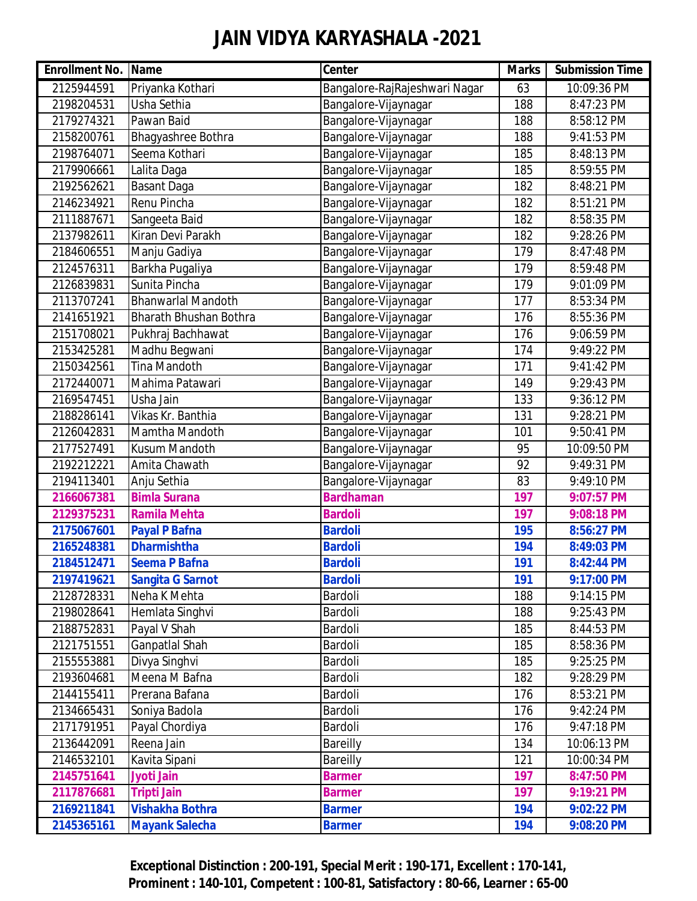# JAIN VIDYA KARYASHALA -2021

| Enrollment No. | Name | Center | Marks | Submission Time |
|---|---|---|---|---|
| 2125944591 | Priyanka Kothari | Bangalore-RajRajeshwari Nagar | 63 | 10:09:36 PM |
| 2198204531 | Usha Sethia | Bangalore-Vijaynagar | 188 | 8:47:23 PM |
| 2179274321 | Pawan Baid | Bangalore-Vijaynagar | 188 | 8:58:12 PM |
| 2158200761 | Bhagyashree Bothra | Bangalore-Vijaynagar | 188 | 9:41:53 PM |
| 2198764071 | Seema Kothari | Bangalore-Vijaynagar | 185 | 8:48:13 PM |
| 2179906661 | Lalita Daga | Bangalore-Vijaynagar | 185 | 8:59:55 PM |
| 2192562621 | Basant Daga | Bangalore-Vijaynagar | 182 | 8:48:21 PM |
| 2146234921 | Renu Pincha | Bangalore-Vijaynagar | 182 | 8:51:21 PM |
| 2111887671 | Sangeeta Baid | Bangalore-Vijaynagar | 182 | 8:58:35 PM |
| 2137982611 | Kiran Devi Parakh | Bangalore-Vijaynagar | 182 | 9:28:26 PM |
| 2184606551 | Manju Gadiya | Bangalore-Vijaynagar | 179 | 8:47:48 PM |
| 2124576311 | Barkha Pugaliya | Bangalore-Vijaynagar | 179 | 8:59:48 PM |
| 2126839831 | Sunita Pincha | Bangalore-Vijaynagar | 179 | 9:01:09 PM |
| 2113707241 | Bhanwarlal Mandoth | Bangalore-Vijaynagar | 177 | 8:53:34 PM |
| 2141651921 | Bharath Bhushan Bothra | Bangalore-Vijaynagar | 176 | 8:55:36 PM |
| 2151708021 | Pukhraj Bachhawat | Bangalore-Vijaynagar | 176 | 9:06:59 PM |
| 2153425281 | Madhu Begwani | Bangalore-Vijaynagar | 174 | 9:49:22 PM |
| 2150342561 | Tina Mandoth | Bangalore-Vijaynagar | 171 | 9:41:42 PM |
| 2172440071 | Mahima Patawari | Bangalore-Vijaynagar | 149 | 9:29:43 PM |
| 2169547451 | Usha Jain | Bangalore-Vijaynagar | 133 | 9:36:12 PM |
| 2188286141 | Vikas Kr. Banthia | Bangalore-Vijaynagar | 131 | 9:28:21 PM |
| 2126042831 | Mamtha Mandoth | Bangalore-Vijaynagar | 101 | 9:50:41 PM |
| 2177527491 | Kusum Mandoth | Bangalore-Vijaynagar | 95 | 10:09:50 PM |
| 2192212221 | Amita Chawath | Bangalore-Vijaynagar | 92 | 9:49:31 PM |
| 2194113401 | Anju Sethia | Bangalore-Vijaynagar | 83 | 9:49:10 PM |
| **2166067381** | **Bimla Surana** | **Bardhaman** | **197** | **9:07:57 PM** |
| **2129375231** | **Ramila Mehta** | **Bardoli** | **197** | **9:08:18 PM** |
| **2175067601** | **Payal P Bafna** | **Bardoli** | **195** | **8:56:27 PM** |
| **2165248381** | **Dharmishtha** | **Bardoli** | **194** | **8:49:03 PM** |
| **2184512471** | **Seema P Bafna** | **Bardoli** | **191** | **8:42:44 PM** |
| **2197419621** | **Sangita G Sarnot** | **Bardoli** | **191** | **9:17:00 PM** |
| 2128728331 | Neha K Mehta | Bardoli | 188 | 9:14:15 PM |
| 2198028641 | Hemlata Singhvi | Bardoli | 188 | 9:25:43 PM |
| 2188752831 | Payal V Shah | Bardoli | 185 | 8:44:53 PM |
| 2121751551 | Ganpatlal Shah | Bardoli | 185 | 8:58:36 PM |
| 2155553881 | Divya Singhvi | Bardoli | 185 | 9:25:25 PM |
| 2193604681 | Meena M Bafna | Bardoli | 182 | 9:28:29 PM |
| 2144155411 | Prerana Bafana | Bardoli | 176 | 8:53:21 PM |
| 2134665431 | Soniya Badola | Bardoli | 176 | 9:42:24 PM |
| 2171791951 | Payal Chordiya | Bardoli | 176 | 9:47:18 PM |
| 2136442091 | Reena Jain | Bareilly | 134 | 10:06:13 PM |
| 2146532101 | Kavita Sipani | Bareilly | 121 | 10:00:34 PM |
| **2145751641** | **Jyoti Jain** | **Barmer** | **197** | **8:47:50 PM** |
| **2117876681** | **Tripti Jain** | **Barmer** | **197** | **9:19:21 PM** |
| **2169211841** | **Vishakha Bothra** | **Barmer** | **194** | **9:02:22 PM** |
| **2145365161** | **Mayank Salecha** | **Barmer** | **194** | **9:08:20 PM** |

**Exceptional Distinction : 200-191, Special Merit : 190-171, Excellent : 170-141, Prominent : 140-101, Competent : 100-81, Satisfactory : 80-66, Learner : 65-00**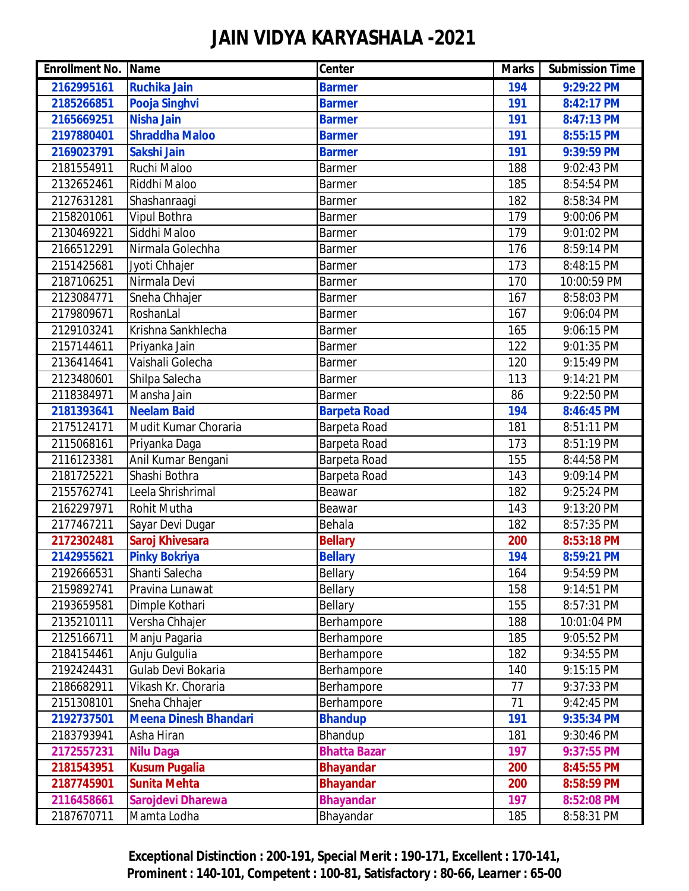# JAIN VIDYA KARYASHALA -2021

| Enrollment No. | Name | Center | Marks | Submission Time |
|---|---|---|---|---|
| **2162995161** | **Ruchika Jain** | **Barmer** | **194** | **9:29:22 PM** |
| **2185266851** | **Pooja Singhvi** | **Barmer** | **191** | **8:42:17 PM** |
| **2165669251** | **Nisha Jain** | **Barmer** | **191** | **8:47:13 PM** |
| **2197880401** | **Shraddha Maloo** | **Barmer** | **191** | **8:55:15 PM** |
| **2169023791** | **Sakshi Jain** | **Barmer** | **191** | **9:39:59 PM** |
| 2181554911 | Ruchi Maloo | Barmer | 188 | 9:02:43 PM |
| 2132652461 | Riddhi Maloo | Barmer | 185 | 8:54:54 PM |
| 2127631281 | Shashanraagi | Barmer | 182 | 8:58:34 PM |
| 2158201061 | Vipul Bothra | Barmer | 179 | 9:00:06 PM |
| 2130469221 | Siddhi Maloo | Barmer | 179 | 9:01:02 PM |
| 2166512291 | Nirmala Golechha | Barmer | 176 | 8:59:14 PM |
| 2151425681 | Jyoti Chhajer | Barmer | 173 | 8:48:15 PM |
| 2187106251 | Nirmala Devi | Barmer | 170 | 10:00:59 PM |
| 2123084771 | Sneha Chhajer | Barmer | 167 | 8:58:03 PM |
| 2179809671 | RoshanLal | Barmer | 167 | 9:06:04 PM |
| 2129103241 | Krishna Sankhlecha | Barmer | 165 | 9:06:15 PM |
| 2157144611 | Priyanka Jain | Barmer | 122 | 9:01:35 PM |
| 2136414641 | Vaishali Golecha | Barmer | 120 | 9:15:49 PM |
| 2123480601 | Shilpa Salecha | Barmer | 113 | 9:14:21 PM |
| 2118384971 | Mansha Jain | Barmer | 86 | 9:22:50 PM |
| **2181393641** | **Neelam Baid** | **Barpeta Road** | **194** | **8:46:45 PM** |
| 2175124171 | Mudit Kumar Choraria | Barpeta Road | 181 | 8:51:11 PM |
| 2115068161 | Priyanka Daga | Barpeta Road | 173 | 8:51:19 PM |
| 2116123381 | Anil Kumar Bengani | Barpeta Road | 155 | 8:44:58 PM |
| 2181725221 | Shashi Bothra | Barpeta Road | 143 | 9:09:14 PM |
| 2155762741 | Leela Shrishrimal | Beawar | 182 | 9:25:24 PM |
| 2162297971 | Rohit Mutha | Beawar | 143 | 9:13:20 PM |
| 2177467211 | Sayar Devi Dugar | Behala | 182 | 8:57:35 PM |
| **2172302481** | **Saroj Khivesara** | **Bellary** | **200** | **8:53:18 PM** |
| **2142955621** | **Pinky Bokriya** | **Bellary** | **194** | **8:59:21 PM** |
| 2192666531 | Shanti Salecha | Bellary | 164 | 9:54:59 PM |
| 2159892741 | Pravina Lunawat | Bellary | 158 | 9:14:51 PM |
| 2193659581 | Dimple Kothari | Bellary | 155 | 8:57:31 PM |
| 2135210111 | Versha Chhajer | Berhampore | 188 | 10:01:04 PM |
| 2125166711 | Manju Pagaria | Berhampore | 185 | 9:05:52 PM |
| 2184154461 | Anju Gulgulia | Berhampore | 182 | 9:34:55 PM |
| 2192424431 | Gulab Devi Bokaria | Berhampore | 140 | 9:15:15 PM |
| 2186682911 | Vikash Kr. Choraria | Berhampore | 77 | 9:37:33 PM |
| 2151308101 | Sneha Chhajer | Berhampore | 71 | 9:42:45 PM |
| **2192737501** | **Meena Dinesh Bhandari** | **Bhandup** | **191** | **9:35:34 PM** |
| 2183793941 | Asha Hiran | Bhandup | 181 | 9:30:46 PM |
| **2172557231** | **Nilu Daga** | **Bhatta Bazar** | **197** | **9:37:55 PM** |
| **2181543951** | **Kusum Pugalia** | **Bhayandar** | **200** | **8:45:55 PM** |
| **2187745901** | **Sunita Mehta** | **Bhayandar** | **200** | **8:58:59 PM** |
| **2116458661** | **Sarojdevi Dharewa** | **Bhayandar** | **197** | **8:52:08 PM** |
| 2187670711 | Mamta Lodha | Bhayandar | 185 | 8:58:31 PM |

**Exceptional Distinction : 200-191, Special Merit : 190-171, Excellent : 170-141, Prominent : 140-101, Competent : 100-81, Satisfactory : 80-66, Learner : 65-00**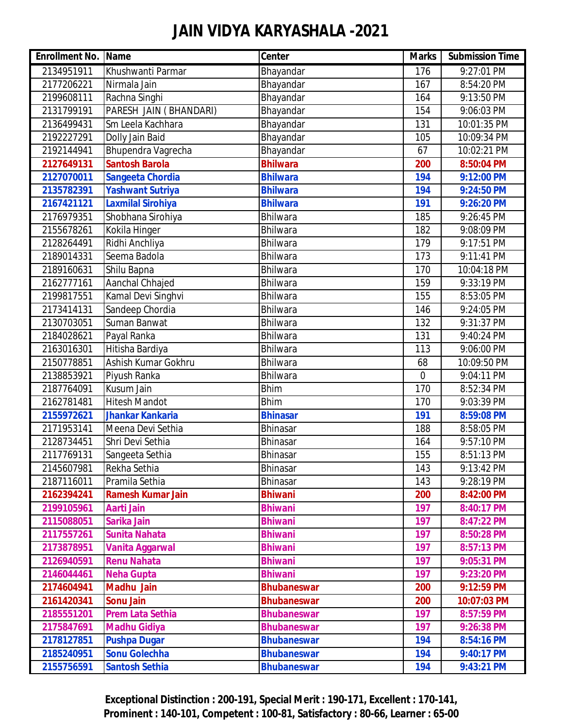# JAIN VIDYA KARYASHALA -2021

| Enrollment No. | Name | Center | Marks | Submission Time |
|---|---|---|---|---|
| 2134951911 | Khushwanti Parmar | Bhayandar | 176 | 9:27:01 PM |
| 2177206221 | Nirmala Jain | Bhayandar | 167 | 8:54:20 PM |
| 2199608111 | Rachna Singhi | Bhayandar | 164 | 9:13:50 PM |
| 2131799191 | PARESH JAIN ( BHANDARI) | Bhayandar | 154 | 9:06:03 PM |
| 2136499431 | Sm Leela Kachhara | Bhayandar | 131 | 10:01:35 PM |
| 2192227291 | Dolly Jain Baid | Bhayandar | 105 | 10:09:34 PM |
| 2192144941 | Bhupendra Vagrecha | Bhayandar | 67 | 10:02:21 PM |
| **2127649131** | **Santosh Barola** | **Bhilwara** | **200** | **8:50:04 PM** |
| **2127070011** | **Sangeeta Chordia** | **Bhilwara** | **194** | **9:12:00 PM** |
| **2135782391** | **Yashwant Sutriya** | **Bhilwara** | **194** | **9:24:50 PM** |
| **2167421121** | **Laxmilal Sirohiya** | **Bhilwara** | **191** | **9:26:20 PM** |
| 2176979351 | Shobhana Sirohiya | Bhilwara | 185 | 9:26:45 PM |
| 2155678261 | Kokila Hinger | Bhilwara | 182 | 9:08:09 PM |
| 2128264491 | Ridhi Anchliya | Bhilwara | 179 | 9:17:51 PM |
| 2189014331 | Seema Badola | Bhilwara | 173 | 9:11:41 PM |
| 2189160631 | Shilu Bapna | Bhilwara | 170 | 10:04:18 PM |
| 2162777161 | Aanchal Chhajed | Bhilwara | 159 | 9:33:19 PM |
| 2199817551 | Kamal Devi Singhvi | Bhilwara | 155 | 8:53:05 PM |
| 2173414131 | Sandeep Chordia | Bhilwara | 146 | 9:24:05 PM |
| 2130703051 | Suman Banwat | Bhilwara | 132 | 9:31:37 PM |
| 2184028621 | Payal Ranka | Bhilwara | 131 | 9:40:24 PM |
| 2163016301 | Hitisha Bardiya | Bhilwara | 113 | 9:06:00 PM |
| 2150778851 | Ashish Kumar Gokhru | Bhilwara | 68 | 10:09:50 PM |
| 2138853921 | Piyush Ranka | Bhilwara | 0 | 9:04:11 PM |
| 2187764091 | Kusum Jain | Bhim | 170 | 8:52:34 PM |
| 2162781481 | Hitesh Mandot | Bhim | 170 | 9:03:39 PM |
| **2155972621** | **Jhankar Kankaria** | **Bhinasar** | **191** | **8:59:08 PM** |
| 2171953141 | Meena Devi Sethia | Bhinasar | 188 | 8:58:05 PM |
| 2128734451 | Shri Devi Sethia | Bhinasar | 164 | 9:57:10 PM |
| 2117769131 | Sangeeta Sethia | Bhinasar | 155 | 8:51:13 PM |
| 2145607981 | Rekha Sethia | Bhinasar | 143 | 9:13:42 PM |
| 2187116011 | Pramila Sethia | Bhinasar | 143 | 9:28:19 PM |
| **2162394241** | **Ramesh Kumar Jain** | **Bhiwani** | **200** | **8:42:00 PM** |
| **2199105961** | **Aarti Jain** | **Bhiwani** | **197** | **8:40:17 PM** |
| **2115088051** | **Sarika Jain** | **Bhiwani** | **197** | **8:47:22 PM** |
| **2117557261** | **Sunita Nahata** | **Bhiwani** | **197** | **8:50:28 PM** |
| **2173878951** | **Vanita Aggarwal** | **Bhiwani** | **197** | **8:57:13 PM** |
| **2126940591** | **Renu Nahata** | **Bhiwani** | **197** | **9:05:31 PM** |
| **2146044461** | **Neha Gupta** | **Bhiwani** | **197** | **9:23:20 PM** |
| **2174604941** | **Madhu Jain** | **Bhubaneswar** | **200** | **9:12:59 PM** |
| **2161420341** | **Sonu Jain** | **Bhubaneswar** | **200** | **10:07:03 PM** |
| **2185551201** | **Prem Lata Sethia** | **Bhubaneswar** | **197** | **8:57:59 PM** |
| **2175847691** | **Madhu Gidiya** | **Bhubaneswar** | **197** | **9:26:38 PM** |
| **2178127851** | **Pushpa Dugar** | **Bhubaneswar** | **194** | **8:54:16 PM** |
| **2185240951** | **Sonu Golechha** | **Bhubaneswar** | **194** | **9:40:17 PM** |
| **2155756591** | **Santosh Sethia** | **Bhubaneswar** | **194** | **9:43:21 PM** |

**Exceptional Distinction : 200-191, Special Merit : 190-171, Excellent : 170-141, Prominent : 140-101, Competent : 100-81, Satisfactory : 80-66, Learner : 65-00**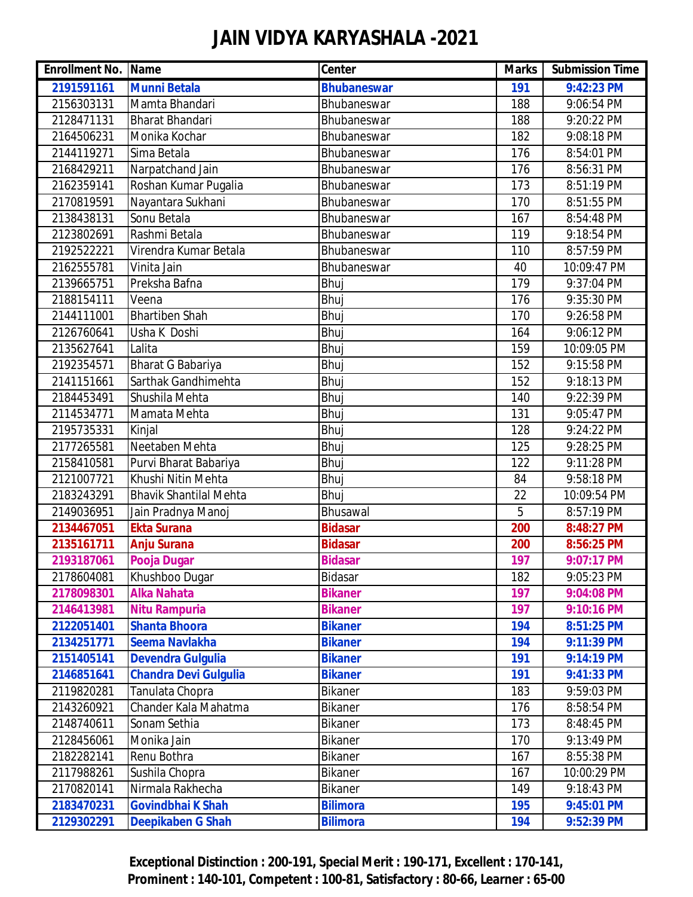# JAIN VIDYA KARYASHALA -2021

| Enrollment No. | Name | Center | Marks | Submission Time |
|---|---|---|---|---|
| **2191591161** | **Munni Betala** | **Bhubaneswar** | **191** | **9:42:23 PM** |
| 2156303131 | Mamta Bhandari | Bhubaneswar | 188 | 9:06:54 PM |
| 2128471131 | Bharat Bhandari | Bhubaneswar | 188 | 9:20:22 PM |
| 2164506231 | Monika Kochar | Bhubaneswar | 182 | 9:08:18 PM |
| 2144119271 | Sima Betala | Bhubaneswar | 176 | 8:54:01 PM |
| 2168429211 | Narpatchand Jain | Bhubaneswar | 176 | 8:56:31 PM |
| 2162359141 | Roshan Kumar Pugalia | Bhubaneswar | 173 | 8:51:19 PM |
| 2170819591 | Nayantara Sukhani | Bhubaneswar | 170 | 8:51:55 PM |
| 2138438131 | Sonu Betala | Bhubaneswar | 167 | 8:54:48 PM |
| 2123802691 | Rashmi Betala | Bhubaneswar | 119 | 9:18:54 PM |
| 2192522221 | Virendra Kumar Betala | Bhubaneswar | 110 | 8:57:59 PM |
| 2162555781 | Vinita Jain | Bhubaneswar | 40 | 10:09:47 PM |
| 2139665751 | Preksha Bafna | Bhuj | 179 | 9:37:04 PM |
| 2188154111 | Veena | Bhuj | 176 | 9:35:30 PM |
| 2144111001 | Bhartiben Shah | Bhuj | 170 | 9:26:58 PM |
| 2126760641 | Usha K Doshi | Bhuj | 164 | 9:06:12 PM |
| 2135627641 | Lalita | Bhuj | 159 | 10:09:05 PM |
| 2192354571 | Bharat G Babariya | Bhuj | 152 | 9:15:58 PM |
| 2141151661 | Sarthak Gandhimehta | Bhuj | 152 | 9:18:13 PM |
| 2184453491 | Shushila Mehta | Bhuj | 140 | 9:22:39 PM |
| 2114534771 | Mamata Mehta | Bhuj | 131 | 9:05:47 PM |
| 2195735331 | Kinjal | Bhuj | 128 | 9:24:22 PM |
| 2177265581 | Neetaben Mehta | Bhuj | 125 | 9:28:25 PM |
| 2158410581 | Purvi Bharat Babariya | Bhuj | 122 | 9:11:28 PM |
| 2121007721 | Khushi Nitin Mehta | Bhuj | 84 | 9:58:18 PM |
| 2183243291 | Bhavik Shantilal Mehta | Bhuj | 22 | 10:09:54 PM |
| 2149036951 | Jain Pradnya Manoj | Bhusawal | 5 | 8:57:19 PM |
| **2134467051** | **Ekta Surana** | **Bidasar** | **200** | **8:48:27 PM** |
| **2135161711** | **Anju Surana** | **Bidasar** | **200** | **8:56:25 PM** |
| **2193187061** | **Pooja Dugar** | **Bidasar** | **197** | **9:07:17 PM** |
| 2178604081 | Khushboo Dugar | Bidasar | 182 | 9:05:23 PM |
| **2178098301** | **Alka Nahata** | **Bikaner** | **197** | **9:04:08 PM** |
| **2146413981** | **Nitu Rampuria** | **Bikaner** | **197** | **9:10:16 PM** |
| **2122051401** | **Shanta Bhoora** | **Bikaner** | **194** | **8:51:25 PM** |
| **2134251771** | **Seema Navlakha** | **Bikaner** | **194** | **9:11:39 PM** |
| **2151405141** | **Devendra Gulgulia** | **Bikaner** | **191** | **9:14:19 PM** |
| **2146851641** | **Chandra Devi Gulgulia** | **Bikaner** | **191** | **9:41:33 PM** |
| 2119820281 | Tanulata Chopra | Bikaner | 183 | 9:59:03 PM |
| 2143260921 | Chander Kala Mahatma | Bikaner | 176 | 8:58:54 PM |
| 2148740611 | Sonam Sethia | Bikaner | 173 | 8:48:45 PM |
| 2128456061 | Monika Jain | Bikaner | 170 | 9:13:49 PM |
| 2182282141 | Renu Bothra | Bikaner | 167 | 8:55:38 PM |
| 2117988261 | Sushila Chopra | Bikaner | 167 | 10:00:29 PM |
| 2170820141 | Nirmala Rakhecha | Bikaner | 149 | 9:18:43 PM |
| **2183470231** | **Govindbhai K Shah** | **Bilimora** | **195** | **9:45:01 PM** |
| **2129302291** | **Deepikaben G Shah** | **Bilimora** | **194** | **9:52:39 PM** |

**Exceptional Distinction : 200-191, Special Merit : 190-171, Excellent : 170-141, Prominent : 140-101, Competent : 100-81, Satisfactory : 80-66, Learner : 65-00**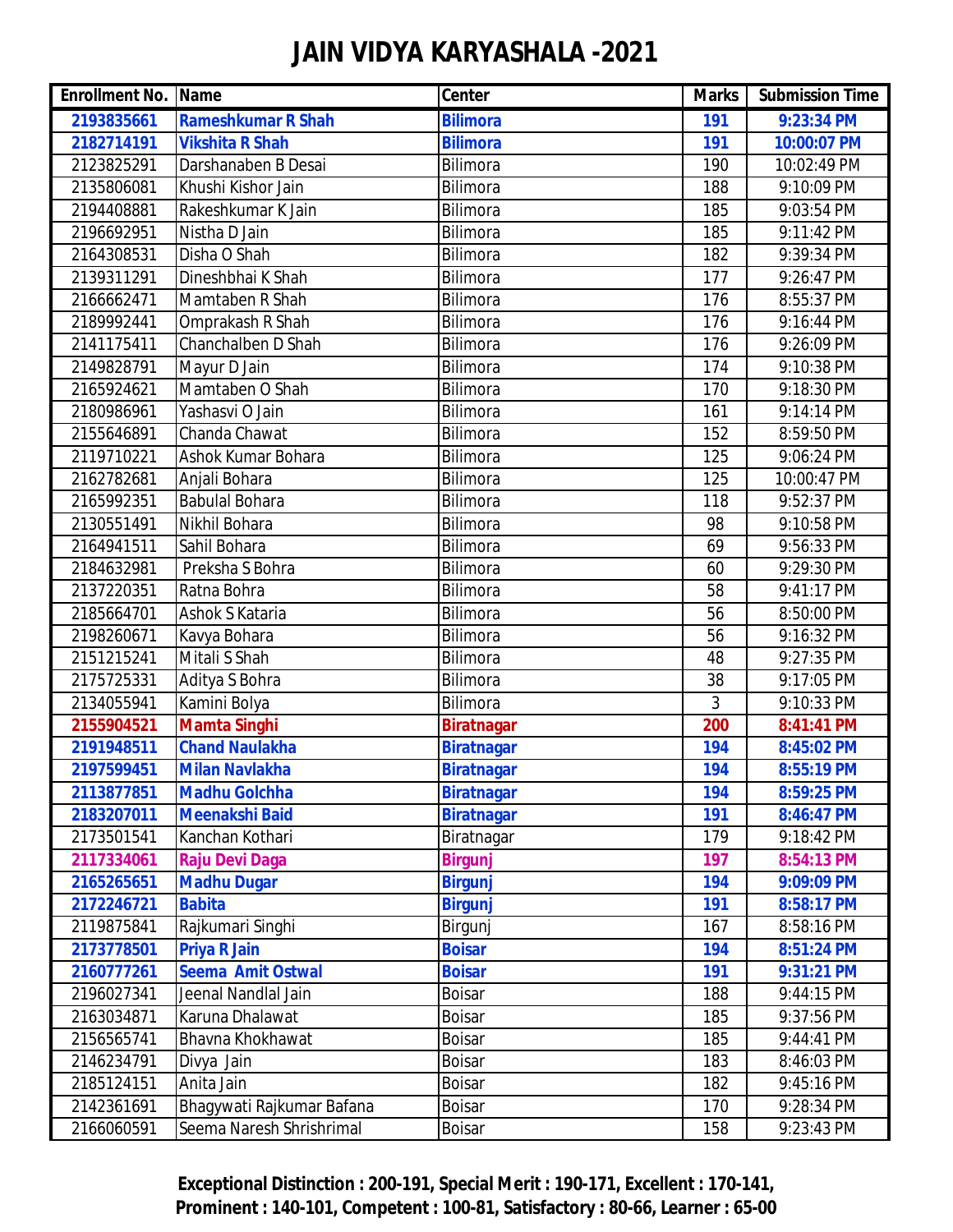# JAIN VIDYA KARYASHALA -2021

| Enrollment No. | Name | Center | Marks | Submission Time |
|---|---|---|---|---|
| **2193835661** | **Rameshkumar R Shah** | **Bilimora** | **191** | **9:23:34 PM** |
| **2182714191** | **Vikshita R Shah** | **Bilimora** | **191** | **10:00:07 PM** |
| 2123825291 | Darshanaben B Desai | Bilimora | 190 | 10:02:49 PM |
| 2135806081 | Khushi Kishor Jain | Bilimora | 188 | 9:10:09 PM |
| 2194408881 | Rakeshkumar K Jain | Bilimora | 185 | 9:03:54 PM |
| 2196692951 | Nistha D Jain | Bilimora | 185 | 9:11:42 PM |
| 2164308531 | Disha O Shah | Bilimora | 182 | 9:39:34 PM |
| 2139311291 | Dineshbhai K Shah | Bilimora | 177 | 9:26:47 PM |
| 2166662471 | Mamtaben R Shah | Bilimora | 176 | 8:55:37 PM |
| 2189992441 | Omprakash R Shah | Bilimora | 176 | 9:16:44 PM |
| 2141175411 | Chanchalben D Shah | Bilimora | 176 | 9:26:09 PM |
| 2149828791 | Mayur D Jain | Bilimora | 174 | 9:10:38 PM |
| 2165924621 | Mamtaben O Shah | Bilimora | 170 | 9:18:30 PM |
| 2180986961 | Yashasvi O Jain | Bilimora | 161 | 9:14:14 PM |
| 2155646891 | Chanda Chawat | Bilimora | 152 | 8:59:50 PM |
| 2119710221 | Ashok Kumar Bohara | Bilimora | 125 | 9:06:24 PM |
| 2162782681 | Anjali Bohara | Bilimora | 125 | 10:00:47 PM |
| 2165992351 | Babulal Bohara | Bilimora | 118 | 9:52:37 PM |
| 2130551491 | Nikhil Bohara | Bilimora | 98 | 9:10:58 PM |
| 2164941511 | Sahil Bohara | Bilimora | 69 | 9:56:33 PM |
| 2184632981 | Preksha S Bohra | Bilimora | 60 | 9:29:30 PM |
| 2137220351 | Ratna Bohra | Bilimora | 58 | 9:41:17 PM |
| 2185664701 | Ashok S Kataria | Bilimora | 56 | 8:50:00 PM |
| 2198260671 | Kavya Bohara | Bilimora | 56 | 9:16:32 PM |
| 2151215241 | Mitali S Shah | Bilimora | 48 | 9:27:35 PM |
| 2175725331 | Aditya S Bohra | Bilimora | 38 | 9:17:05 PM |
| 2134055941 | Kamini Bolya | Bilimora | 3 | 9:10:33 PM |
| **2155904521** | **Mamta Singhi** | **Biratnagar** | **200** | **8:41:41 PM** |
| **2191948511** | **Chand Naulakha** | **Biratnagar** | **194** | **8:45:02 PM** |
| **2197599451** | **Milan Navlakha** | **Biratnagar** | **194** | **8:55:19 PM** |
| **2113877851** | **Madhu Golchha** | **Biratnagar** | **194** | **8:59:25 PM** |
| **2183207011** | **Meenakshi Baid** | **Biratnagar** | **191** | **8:46:47 PM** |
| 2173501541 | Kanchan Kothari | Biratnagar | 179 | 9:18:42 PM |
| **2117334061** | **Raju Devi Daga** | **Birgunj** | **197** | **8:54:13 PM** |
| **2165265651** | **Madhu Dugar** | **Birgunj** | **194** | **9:09:09 PM** |
| **2172246721** | **Babita** | **Birgunj** | **191** | **8:58:17 PM** |
| 2119875841 | Rajkumari Singhi | Birgunj | 167 | 8:58:16 PM |
| **2173778501** | **Priya R Jain** | **Boisar** | **194** | **8:51:24 PM** |
| **2160777261** | **Seema Amit Ostwal** | **Boisar** | **191** | **9:31:21 PM** |
| 2196027341 | Jeenal Nandlal Jain | Boisar | 188 | 9:44:15 PM |
| 2163034871 | Karuna Dhalawat | Boisar | 185 | 9:37:56 PM |
| 2156565741 | Bhavna Khokhawat | Boisar | 185 | 9:44:41 PM |
| 2146234791 | Divya Jain | Boisar | 183 | 8:46:03 PM |
| 2185124151 | Anita Jain | Boisar | 182 | 9:45:16 PM |
| 2142361691 | Bhagywati Rajkumar Bafana | Boisar | 170 | 9:28:34 PM |
| 2166060591 | Seema Naresh Shrishrimal | Boisar | 158 | 9:23:43 PM |

**Exceptional Distinction : 200-191, Special Merit : 190-171, Excellent : 170-141, Prominent : 140-101, Competent : 100-81, Satisfactory : 80-66, Learner : 65-00**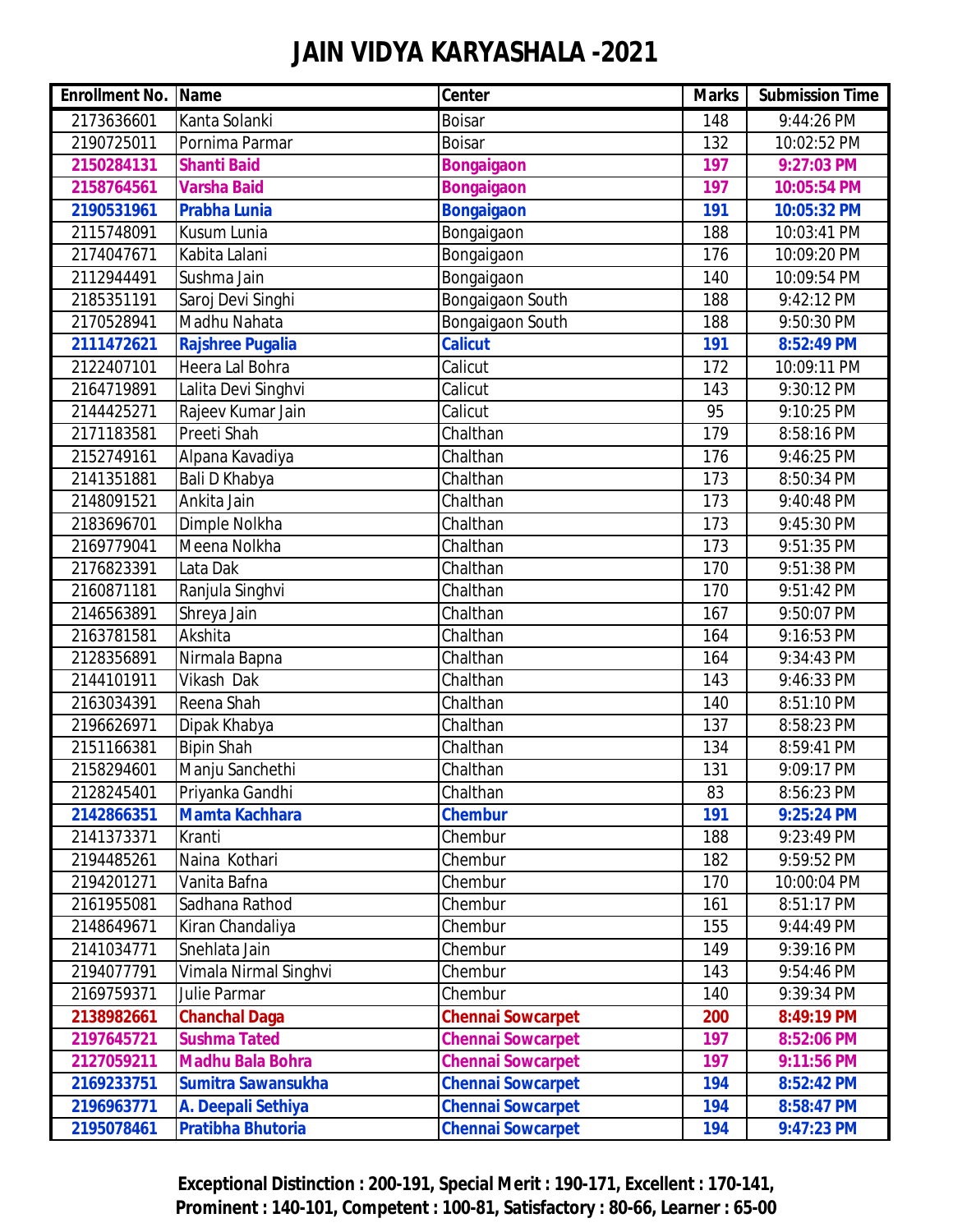# JAIN VIDYA KARYASHALA -2021

| Enrollment No. | Name | Center | Marks | Submission Time |
|---|---|---|---|---|
| 2173636601 | Kanta Solanki | Boisar | 148 | 9:44:26 PM |
| 2190725011 | Pornima Parmar | Boisar | 132 | 10:02:52 PM |
| **2150284131** | **Shanti Baid** | **Bongaigaon** | **197** | **9:27:03 PM** |
| **2158764561** | **Varsha Baid** | **Bongaigaon** | **197** | **10:05:54 PM** |
| **2190531961** | **Prabha Lunia** | **Bongaigaon** | **191** | **10:05:32 PM** |
| 2115748091 | Kusum Lunia | Bongaigaon | 188 | 10:03:41 PM |
| 2174047671 | Kabita Lalani | Bongaigaon | 176 | 10:09:20 PM |
| 2112944491 | Sushma Jain | Bongaigaon | 140 | 10:09:54 PM |
| 2185351191 | Saroj Devi Singhi | Bongaigaon South | 188 | 9:42:12 PM |
| 2170528941 | Madhu Nahata | Bongaigaon South | 188 | 9:50:30 PM |
| **2111472621** | **Rajshree Pugalia** | **Calicut** | **191** | **8:52:49 PM** |
| 2122407101 | Heera Lal Bohra | Calicut | 172 | 10:09:11 PM |
| 2164719891 | Lalita Devi Singhvi | Calicut | 143 | 9:30:12 PM |
| 2144425271 | Rajeev Kumar Jain | Calicut | 95 | 9:10:25 PM |
| 2171183581 | Preeti Shah | Chalthan | 179 | 8:58:16 PM |
| 2152749161 | Alpana Kavadiya | Chalthan | 176 | 9:46:25 PM |
| 2141351881 | Bali D Khabya | Chalthan | 173 | 8:50:34 PM |
| 2148091521 | Ankita Jain | Chalthan | 173 | 9:40:48 PM |
| 2183696701 | Dimple Nolkha | Chalthan | 173 | 9:45:30 PM |
| 2169779041 | Meena Nolkha | Chalthan | 173 | 9:51:35 PM |
| 2176823391 | Lata Dak | Chalthan | 170 | 9:51:38 PM |
| 2160871181 | Ranjula Singhvi | Chalthan | 170 | 9:51:42 PM |
| 2146563891 | Shreya Jain | Chalthan | 167 | 9:50:07 PM |
| 2163781581 | Akshita | Chalthan | 164 | 9:16:53 PM |
| 2128356891 | Nirmala Bapna | Chalthan | 164 | 9:34:43 PM |
| 2144101911 | Vikash Dak | Chalthan | 143 | 9:46:33 PM |
| 2163034391 | Reena Shah | Chalthan | 140 | 8:51:10 PM |
| 2196626971 | Dipak Khabya | Chalthan | 137 | 8:58:23 PM |
| 2151166381 | Bipin Shah | Chalthan | 134 | 8:59:41 PM |
| 2158294601 | Manju Sanchethi | Chalthan | 131 | 9:09:17 PM |
| 2128245401 | Priyanka Gandhi | Chalthan | 83 | 8:56:23 PM |
| **2142866351** | **Mamta Kachhara** | **Chembur** | **191** | **9:25:24 PM** |
| 2141373371 | Kranti | Chembur | 188 | 9:23:49 PM |
| 2194485261 | Naina Kothari | Chembur | 182 | 9:59:52 PM |
| 2194201271 | Vanita Bafna | Chembur | 170 | 10:00:04 PM |
| 2161955081 | Sadhana Rathod | Chembur | 161 | 8:51:17 PM |
| 2148649671 | Kiran Chandaliya | Chembur | 155 | 9:44:49 PM |
| 2141034771 | Snehlata Jain | Chembur | 149 | 9:39:16 PM |
| 2194077791 | Vimala Nirmal Singhvi | Chembur | 143 | 9:54:46 PM |
| 2169759371 | Julie Parmar | Chembur | 140 | 9:39:34 PM |
| **2138982661** | **Chanchal Daga** | **Chennai Sowcarpet** | **200** | **8:49:19 PM** |
| **2197645721** | **Sushma Tated** | **Chennai Sowcarpet** | **197** | **8:52:06 PM** |
| **2127059211** | **Madhu Bala Bohra** | **Chennai Sowcarpet** | **197** | **9:11:56 PM** |
| **2169233751** | **Sumitra Sawansukha** | **Chennai Sowcarpet** | **194** | **8:52:42 PM** |
| **2196963771** | **A. Deepali Sethiya** | **Chennai Sowcarpet** | **194** | **8:58:47 PM** |
| **2195078461** | **Pratibha Bhutoria** | **Chennai Sowcarpet** | **194** | **9:47:23 PM** |

**Exceptional Distinction : 200-191, Special Merit : 190-171, Excellent : 170-141, Prominent : 140-101, Competent : 100-81, Satisfactory : 80-66, Learner : 65-00**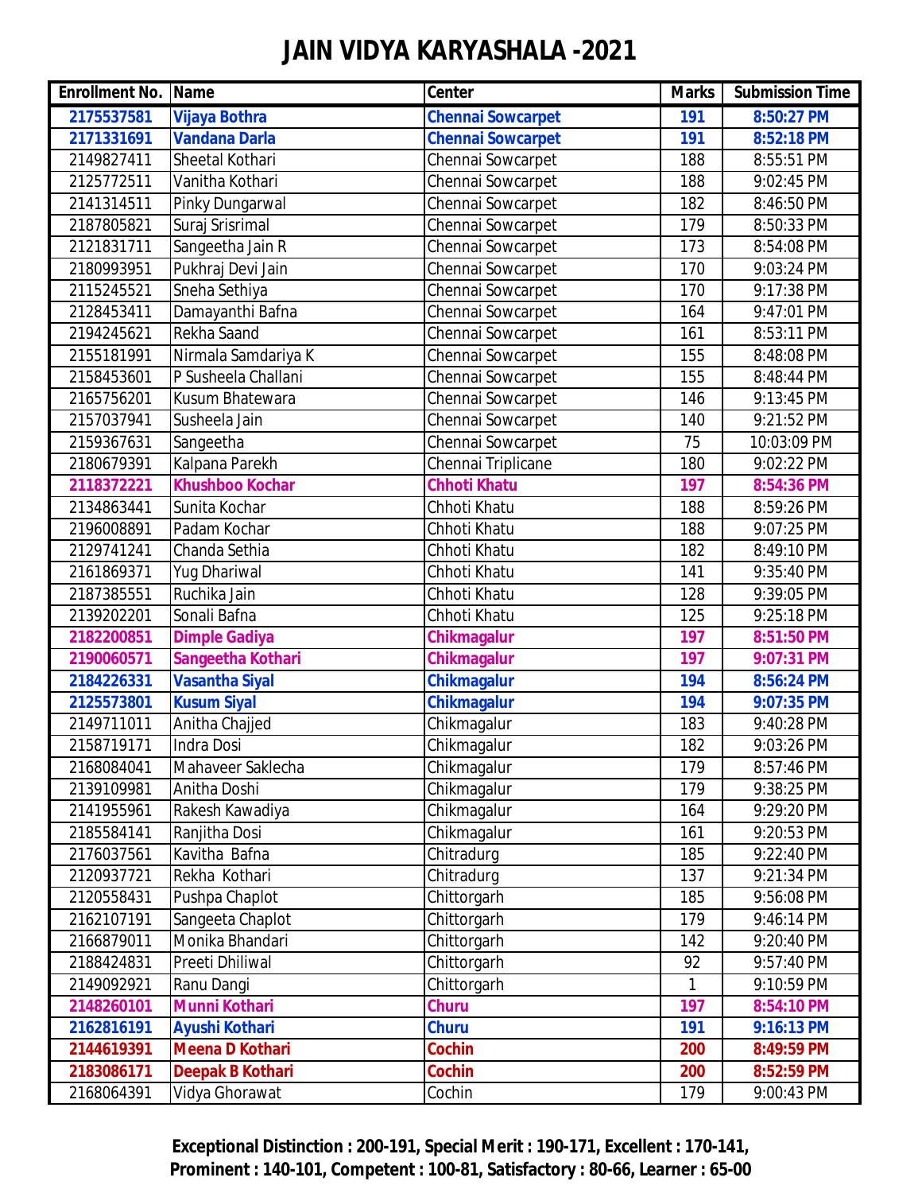# JAIN VIDYA KARYASHALA -2021

| Enrollment No. | Name | Center | Marks | Submission Time |
|---|---|---|---|---|
| **2175537581** | **Vijaya Bothra** | **Chennai Sowcarpet** | **191** | **8:50:27 PM** |
| **2171331691** | **Vandana Darla** | **Chennai Sowcarpet** | **191** | **8:52:18 PM** |
| 2149827411 | Sheetal Kothari | Chennai Sowcarpet | 188 | 8:55:51 PM |
| 2125772511 | Vanitha Kothari | Chennai Sowcarpet | 188 | 9:02:45 PM |
| 2141314511 | Pinky Dungarwal | Chennai Sowcarpet | 182 | 8:46:50 PM |
| 2187805821 | Suraj Srisrimal | Chennai Sowcarpet | 179 | 8:50:33 PM |
| 2121831711 | Sangeetha Jain R | Chennai Sowcarpet | 173 | 8:54:08 PM |
| 2180993951 | Pukhraj Devi Jain | Chennai Sowcarpet | 170 | 9:03:24 PM |
| 2115245521 | Sneha Sethiya | Chennai Sowcarpet | 170 | 9:17:38 PM |
| 2128453411 | Damayanthi Bafna | Chennai Sowcarpet | 164 | 9:47:01 PM |
| 2194245621 | Rekha Saand | Chennai Sowcarpet | 161 | 8:53:11 PM |
| 2155181991 | Nirmala Samdariya K | Chennai Sowcarpet | 155 | 8:48:08 PM |
| 2158453601 | P Susheela Challani | Chennai Sowcarpet | 155 | 8:48:44 PM |
| 2165756201 | Kusum Bhatewara | Chennai Sowcarpet | 146 | 9:13:45 PM |
| 2157037941 | Susheela Jain | Chennai Sowcarpet | 140 | 9:21:52 PM |
| 2159367631 | Sangeetha | Chennai Sowcarpet | 75 | 10:03:09 PM |
| 2180679391 | Kalpana Parekh | Chennai Triplicane | 180 | 9:02:22 PM |
| **2118372221** | **Khushboo Kochar** | **Chhoti Khatu** | **197** | **8:54:36 PM** |
| 2134863441 | Sunita Kochar | Chhoti Khatu | 188 | 8:59:26 PM |
| 2196008891 | Padam Kochar | Chhoti Khatu | 188 | 9:07:25 PM |
| 2129741241 | Chanda Sethia | Chhoti Khatu | 182 | 8:49:10 PM |
| 2161869371 | Yug Dhariwal | Chhoti Khatu | 141 | 9:35:40 PM |
| 2187385551 | Ruchika Jain | Chhoti Khatu | 128 | 9:39:05 PM |
| 2139202201 | Sonali Bafna | Chhoti Khatu | 125 | 9:25:18 PM |
| **2182200851** | **Dimple Gadiya** | **Chikmagalur** | **197** | **8:51:50 PM** |
| **2190060571** | **Sangeetha Kothari** | **Chikmagalur** | **197** | **9:07:31 PM** |
| **2184226331** | **Vasantha Siyal** | **Chikmagalur** | **194** | **8:56:24 PM** |
| **2125573801** | **Kusum Siyal** | **Chikmagalur** | **194** | **9:07:35 PM** |
| 2149711011 | Anitha Chajjed | Chikmagalur | 183 | 9:40:28 PM |
| 2158719171 | Indra Dosi | Chikmagalur | 182 | 9:03:26 PM |
| 2168084041 | Mahaveer Saklecha | Chikmagalur | 179 | 8:57:46 PM |
| 2139109981 | Anitha Doshi | Chikmagalur | 179 | 9:38:25 PM |
| 2141955961 | Rakesh Kawadiya | Chikmagalur | 164 | 9:29:20 PM |
| 2185584141 | Ranjitha Dosi | Chikmagalur | 161 | 9:20:53 PM |
| 2176037561 | Kavitha Bafna | Chitradurg | 185 | 9:22:40 PM |
| 2120937721 | Rekha Kothari | Chitradurg | 137 | 9:21:34 PM |
| 2120558431 | Pushpa Chaplot | Chittorgarh | 185 | 9:56:08 PM |
| 2162107191 | Sangeeta Chaplot | Chittorgarh | 179 | 9:46:14 PM |
| 2166879011 | Monika Bhandari | Chittorgarh | 142 | 9:20:40 PM |
| 2188424831 | Preeti Dhiliwal | Chittorgarh | 92 | 9:57:40 PM |
| 2149092921 | Ranu Dangi | Chittorgarh | 1 | 9:10:59 PM |
| **2148260101** | **Munni Kothari** | **Churu** | **197** | **8:54:10 PM** |
| **2162816191** | **Ayushi Kothari** | **Churu** | **191** | **9:16:13 PM** |
| **2144619391** | **Meena D Kothari** | **Cochin** | **200** | **8:49:59 PM** |
| **2183086171** | **Deepak B Kothari** | **Cochin** | **200** | **8:52:59 PM** |
| 2168064391 | Vidya Ghorawat | Cochin | 179 | 9:00:43 PM |

**Exceptional Distinction : 200-191, Special Merit : 190-171, Excellent : 170-141, Prominent : 140-101, Competent : 100-81, Satisfactory : 80-66, Learner : 65-00**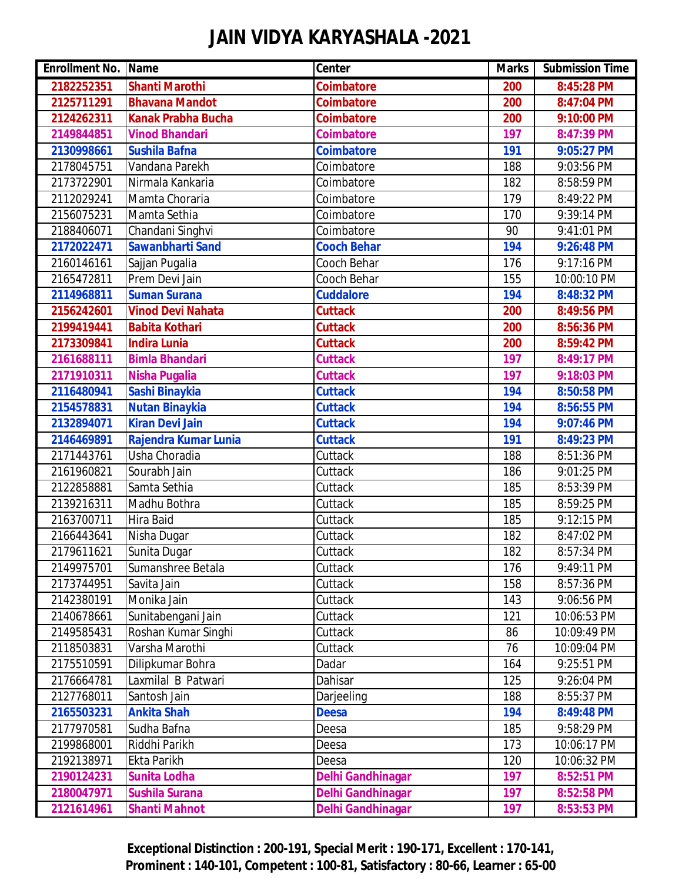# JAIN VIDYA KARYASHALA -2021

| Enrollment No. | Name | Center | Marks | Submission Time |
|---|---|---|---|---|
| **2182252351** | **Shanti Marothi** | **Coimbatore** | **200** | **8:45:28 PM** |
| **2125711291** | **Bhavana Mandot** | **Coimbatore** | **200** | **8:47:04 PM** |
| **2124262311** | **Kanak Prabha Bucha** | **Coimbatore** | **200** | **9:10:00 PM** |
| **2149844851** | **Vinod Bhandari** | **Coimbatore** | **197** | **8:47:39 PM** |
| **2130998661** | **Sushila Bafna** | **Coimbatore** | **191** | **9:05:27 PM** |
| 2178045751 | Vandana Parekh | Coimbatore | 188 | 9:03:56 PM |
| 2173722901 | Nirmala Kankaria | Coimbatore | 182 | 8:58:59 PM |
| 2112029241 | Mamta Choraria | Coimbatore | 179 | 8:49:22 PM |
| 2156075231 | Mamta Sethia | Coimbatore | 170 | 9:39:14 PM |
| 2188406071 | Chandani Singhvi | Coimbatore | 90 | 9:41:01 PM |
| **2172022471** | **Sawanbharti Sand** | **Cooch Behar** | **194** | **9:26:48 PM** |
| 2160146161 | Sajjan Pugalia | Cooch Behar | 176 | 9:17:16 PM |
| 2165472811 | Prem Devi Jain | Cooch Behar | 155 | 10:00:10 PM |
| **2114968811** | **Suman Surana** | **Cuddalore** | **194** | **8:48:32 PM** |
| **2156242601** | **Vinod Devi Nahata** | **Cuttack** | **200** | **8:49:56 PM** |
| **2199419441** | **Babita Kothari** | **Cuttack** | **200** | **8:56:36 PM** |
| **2173309841** | **Indira Lunia** | **Cuttack** | **200** | **8:59:42 PM** |
| **2161688111** | **Bimla Bhandari** | **Cuttack** | **197** | **8:49:17 PM** |
| **2171910311** | **Nisha Pugalia** | **Cuttack** | **197** | **9:18:03 PM** |
| **2116480941** | **Sashi Binaykia** | **Cuttack** | **194** | **8:50:58 PM** |
| **2154578831** | **Nutan Binaykia** | **Cuttack** | **194** | **8:56:55 PM** |
| **2132894071** | **Kiran Devi Jain** | **Cuttack** | **194** | **9:07:46 PM** |
| **2146469891** | **Rajendra Kumar Lunia** | **Cuttack** | **191** | **8:49:23 PM** |
| 2171443761 | Usha Choradia | Cuttack | 188 | 8:51:36 PM |
| 2161960821 | Sourabh Jain | Cuttack | 186 | 9:01:25 PM |
| 2122858881 | Samta Sethia | Cuttack | 185 | 8:53:39 PM |
| 2139216311 | Madhu Bothra | Cuttack | 185 | 8:59:25 PM |
| 2163700711 | Hira Baid | Cuttack | 185 | 9:12:15 PM |
| 2166443641 | Nisha Dugar | Cuttack | 182 | 8:47:02 PM |
| 2179611621 | Sunita Dugar | Cuttack | 182 | 8:57:34 PM |
| 2149975701 | Sumanshree Betala | Cuttack | 176 | 9:49:11 PM |
| 2173744951 | Savita Jain | Cuttack | 158 | 8:57:36 PM |
| 2142380191 | Monika Jain | Cuttack | 143 | 9:06:56 PM |
| 2140678661 | Sunitabengani Jain | Cuttack | 121 | 10:06:53 PM |
| 2149585431 | Roshan Kumar Singhi | Cuttack | 86 | 10:09:49 PM |
| 2118503831 | Varsha Marothi | Cuttack | 76 | 10:09:04 PM |
| 2175510591 | Dilipkumar Bohra | Dadar | 164 | 9:25:51 PM |
| 2176664781 | Laxmilal B Patwari | Dahisar | 125 | 9:26:04 PM |
| 2127768011 | Santosh Jain | Darjeeling | 188 | 8:55:37 PM |
| **2165503231** | **Ankita Shah** | **Deesa** | **194** | **8:49:48 PM** |
| 2177970581 | Sudha Bafna | Deesa | 185 | 9:58:29 PM |
| 2199868001 | Riddhi Parikh | Deesa | 173 | 10:06:17 PM |
| 2192138971 | Ekta Parikh | Deesa | 120 | 10:06:32 PM |
| **2190124231** | **Sunita Lodha** | **Delhi Gandhinagar** | **197** | **8:52:51 PM** |
| **2180047971** | **Sushila Surana** | **Delhi Gandhinagar** | **197** | **8:52:58 PM** |
| **2121614961** | **Shanti Mahnot** | **Delhi Gandhinagar** | **197** | **8:53:53 PM** |

**Exceptional Distinction : 200-191, Special Merit : 190-171, Excellent : 170-141, Prominent : 140-101, Competent : 100-81, Satisfactory : 80-66, Learner : 65-00**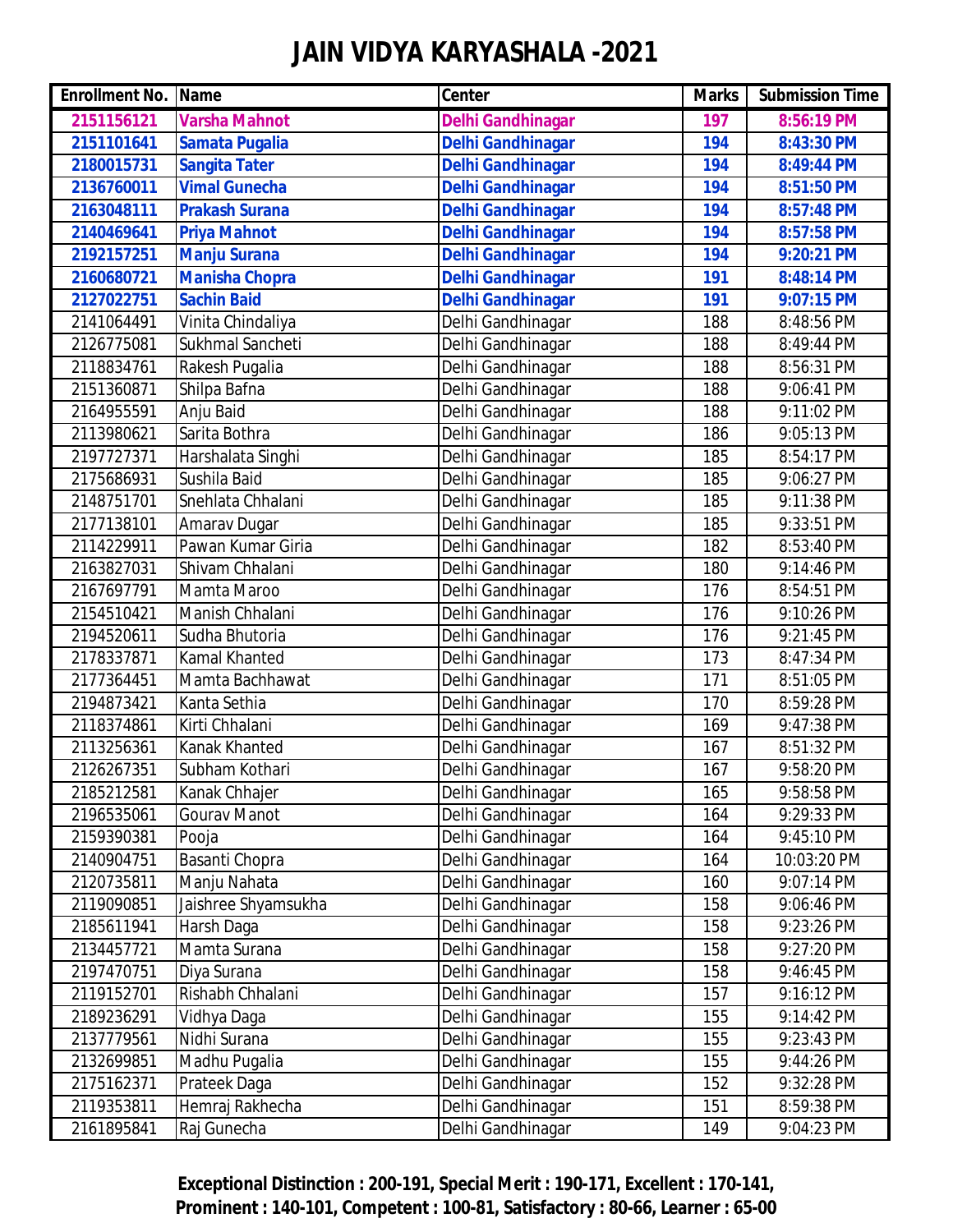# JAIN VIDYA KARYASHALA -2021

| Enrollment No. | Name | Center | Marks | Submission Time |
|---|---|---|---|---|
| **2151156121** | **Varsha Mahnot** | **Delhi Gandhinagar** | **197** | **8:56:19 PM** |
| **2151101641** | **Samata Pugalia** | **Delhi Gandhinagar** | **194** | **8:43:30 PM** |
| **2180015731** | **Sangita Tater** | **Delhi Gandhinagar** | **194** | **8:49:44 PM** |
| **2136760011** | **Vimal Gunecha** | **Delhi Gandhinagar** | **194** | **8:51:50 PM** |
| **2163048111** | **Prakash Surana** | **Delhi Gandhinagar** | **194** | **8:57:48 PM** |
| **2140469641** | **Priya Mahnot** | **Delhi Gandhinagar** | **194** | **8:57:58 PM** |
| **2192157251** | **Manju Surana** | **Delhi Gandhinagar** | **194** | **9:20:21 PM** |
| **2160680721** | **Manisha Chopra** | **Delhi Gandhinagar** | **191** | **8:48:14 PM** |
| **2127022751** | **Sachin Baid** | **Delhi Gandhinagar** | **191** | **9:07:15 PM** |
| 2141064491 | Vinita Chindaliya | Delhi Gandhinagar | 188 | 8:48:56 PM |
| 2126775081 | Sukhmal Sancheti | Delhi Gandhinagar | 188 | 8:49:44 PM |
| 2118834761 | Rakesh Pugalia | Delhi Gandhinagar | 188 | 8:56:31 PM |
| 2151360871 | Shilpa Bafna | Delhi Gandhinagar | 188 | 9:06:41 PM |
| 2164955591 | Anju Baid | Delhi Gandhinagar | 188 | 9:11:02 PM |
| 2113980621 | Sarita Bothra | Delhi Gandhinagar | 186 | 9:05:13 PM |
| 2197727371 | Harshalata Singhi | Delhi Gandhinagar | 185 | 8:54:17 PM |
| 2175686931 | Sushila Baid | Delhi Gandhinagar | 185 | 9:06:27 PM |
| 2148751701 | Snehlata Chhalani | Delhi Gandhinagar | 185 | 9:11:38 PM |
| 2177138101 | Amarav Dugar | Delhi Gandhinagar | 185 | 9:33:51 PM |
| 2114229911 | Pawan Kumar Giria | Delhi Gandhinagar | 182 | 8:53:40 PM |
| 2163827031 | Shivam Chhalani | Delhi Gandhinagar | 180 | 9:14:46 PM |
| 2167697791 | Mamta Maroo | Delhi Gandhinagar | 176 | 8:54:51 PM |
| 2154510421 | Manish Chhalani | Delhi Gandhinagar | 176 | 9:10:26 PM |
| 2194520611 | Sudha Bhutoria | Delhi Gandhinagar | 176 | 9:21:45 PM |
| 2178337871 | Kamal Khanted | Delhi Gandhinagar | 173 | 8:47:34 PM |
| 2177364451 | Mamta Bachhawat | Delhi Gandhinagar | 171 | 8:51:05 PM |
| 2194873421 | Kanta Sethia | Delhi Gandhinagar | 170 | 8:59:28 PM |
| 2118374861 | Kirti Chhalani | Delhi Gandhinagar | 169 | 9:47:38 PM |
| 2113256361 | Kanak Khanted | Delhi Gandhinagar | 167 | 8:51:32 PM |
| 2126267351 | Subham Kothari | Delhi Gandhinagar | 167 | 9:58:20 PM |
| 2185212581 | Kanak Chhajer | Delhi Gandhinagar | 165 | 9:58:58 PM |
| 2196535061 | Gourav Manot | Delhi Gandhinagar | 164 | 9:29:33 PM |
| 2159390381 | Pooja | Delhi Gandhinagar | 164 | 9:45:10 PM |
| 2140904751 | Basanti Chopra | Delhi Gandhinagar | 164 | 10:03:20 PM |
| 2120735811 | Manju Nahata | Delhi Gandhinagar | 160 | 9:07:14 PM |
| 2119090851 | Jaishree Shyamsukha | Delhi Gandhinagar | 158 | 9:06:46 PM |
| 2185611941 | Harsh Daga | Delhi Gandhinagar | 158 | 9:23:26 PM |
| 2134457721 | Mamta Surana | Delhi Gandhinagar | 158 | 9:27:20 PM |
| 2197470751 | Diya Surana | Delhi Gandhinagar | 158 | 9:46:45 PM |
| 2119152701 | Rishabh Chhalani | Delhi Gandhinagar | 157 | 9:16:12 PM |
| 2189236291 | Vidhya Daga | Delhi Gandhinagar | 155 | 9:14:42 PM |
| 2137779561 | Nidhi Surana | Delhi Gandhinagar | 155 | 9:23:43 PM |
| 2132699851 | Madhu Pugalia | Delhi Gandhinagar | 155 | 9:44:26 PM |
| 2175162371 | Prateek Daga | Delhi Gandhinagar | 152 | 9:32:28 PM |
| 2119353811 | Hemraj Rakhecha | Delhi Gandhinagar | 151 | 8:59:38 PM |
| 2161895841 | Raj Gunecha | Delhi Gandhinagar | 149 | 9:04:23 PM |

**Exceptional Distinction : 200-191, Special Merit : 190-171, Excellent : 170-141, Prominent : 140-101, Competent : 100-81, Satisfactory : 80-66, Learner : 65-00**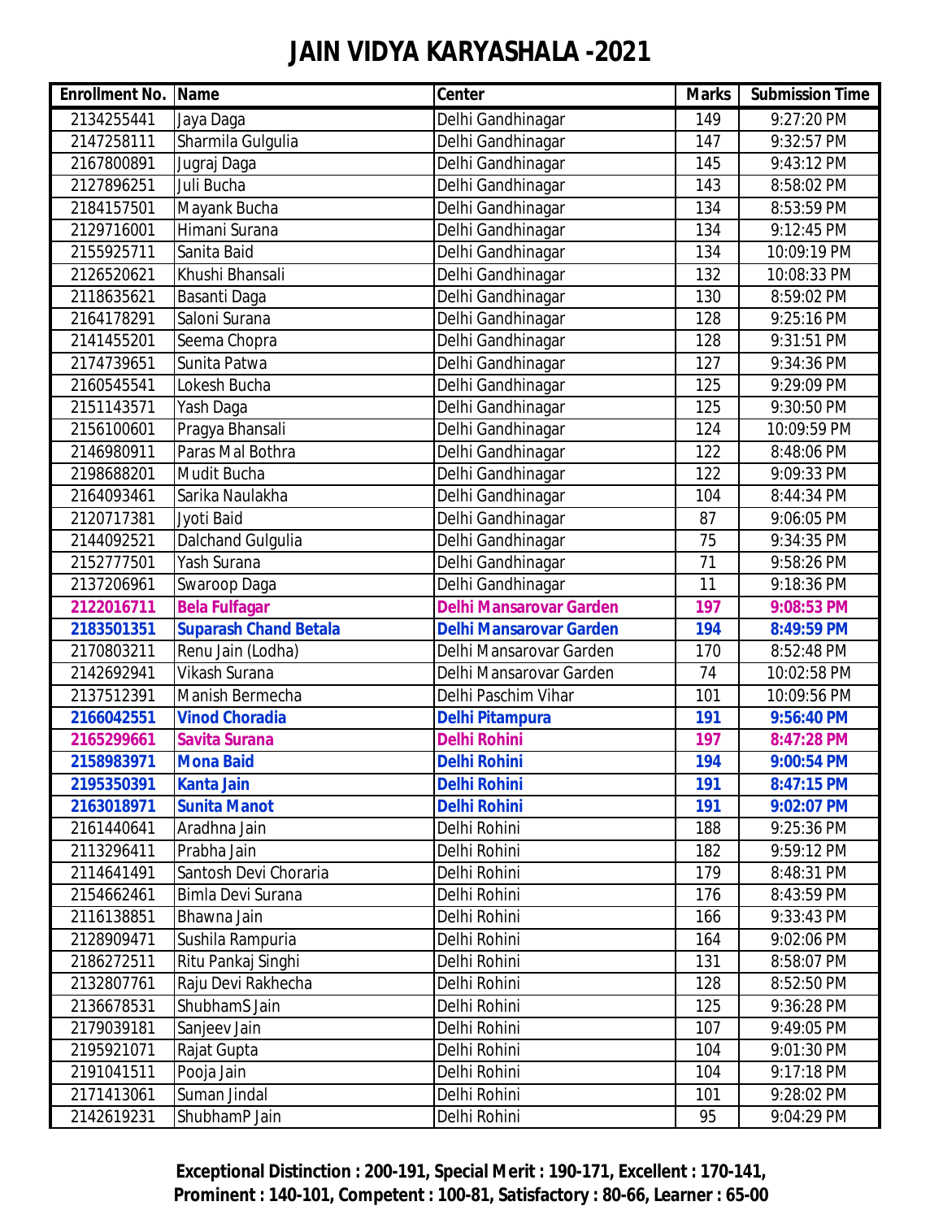# JAIN VIDYA KARYASHALA -2021

| Enrollment No. | Name | Center | Marks | Submission Time |
|---|---|---|---|---|
| 2134255441 | Jaya Daga | Delhi Gandhinagar | 149 | 9:27:20 PM |
| 2147258111 | Sharmila Gulgulia | Delhi Gandhinagar | 147 | 9:32:57 PM |
| 2167800891 | Jugraj Daga | Delhi Gandhinagar | 145 | 9:43:12 PM |
| 2127896251 | Juli Bucha | Delhi Gandhinagar | 143 | 8:58:02 PM |
| 2184157501 | Mayank Bucha | Delhi Gandhinagar | 134 | 8:53:59 PM |
| 2129716001 | Himani Surana | Delhi Gandhinagar | 134 | 9:12:45 PM |
| 2155925711 | Sanita Baid | Delhi Gandhinagar | 134 | 10:09:19 PM |
| 2126520621 | Khushi Bhansali | Delhi Gandhinagar | 132 | 10:08:33 PM |
| 2118635621 | Basanti Daga | Delhi Gandhinagar | 130 | 8:59:02 PM |
| 2164178291 | Saloni Surana | Delhi Gandhinagar | 128 | 9:25:16 PM |
| 2141455201 | Seema Chopra | Delhi Gandhinagar | 128 | 9:31:51 PM |
| 2174739651 | Sunita Patwa | Delhi Gandhinagar | 127 | 9:34:36 PM |
| 2160545541 | Lokesh Bucha | Delhi Gandhinagar | 125 | 9:29:09 PM |
| 2151143571 | Yash Daga | Delhi Gandhinagar | 125 | 9:30:50 PM |
| 2156100601 | Pragya Bhansali | Delhi Gandhinagar | 124 | 10:09:59 PM |
| 2146980911 | Paras Mal Bothra | Delhi Gandhinagar | 122 | 8:48:06 PM |
| 2198688201 | Mudit Bucha | Delhi Gandhinagar | 122 | 9:09:33 PM |
| 2164093461 | Sarika Naulakha | Delhi Gandhinagar | 104 | 8:44:34 PM |
| 2120717381 | Jyoti Baid | Delhi Gandhinagar | 87 | 9:06:05 PM |
| 2144092521 | Dalchand Gulgulia | Delhi Gandhinagar | 75 | 9:34:35 PM |
| 2152777501 | Yash Surana | Delhi Gandhinagar | 71 | 9:58:26 PM |
| 2137206961 | Swaroop Daga | Delhi Gandhinagar | 11 | 9:18:36 PM |
| **2122016711** | **Bela Fulfagar** | **Delhi Mansarovar Garden** | **197** | **9:08:53 PM** |
| **2183501351** | **Suparash Chand Betala** | **Delhi Mansarovar Garden** | **194** | **8:49:59 PM** |
| 2170803211 | Renu Jain (Lodha) | Delhi Mansarovar Garden | 170 | 8:52:48 PM |
| 2142692941 | Vikash Surana | Delhi Mansarovar Garden | 74 | 10:02:58 PM |
| 2137512391 | Manish Bermecha | Delhi Paschim Vihar | 101 | 10:09:56 PM |
| **2166042551** | **Vinod Choradia** | **Delhi Pitampura** | **191** | **9:56:40 PM** |
| **2165299661** | **Savita Surana** | **Delhi Rohini** | **197** | **8:47:28 PM** |
| **2158983971** | **Mona Baid** | **Delhi Rohini** | **194** | **9:00:54 PM** |
| **2195350391** | **Kanta Jain** | **Delhi Rohini** | **191** | **8:47:15 PM** |
| **2163018971** | **Sunita Manot** | **Delhi Rohini** | **191** | **9:02:07 PM** |
| 2161440641 | Aradhna Jain | Delhi Rohini | 188 | 9:25:36 PM |
| 2113296411 | Prabha Jain | Delhi Rohini | 182 | 9:59:12 PM |
| 2114641491 | Santosh Devi Choraria | Delhi Rohini | 179 | 8:48:31 PM |
| 2154662461 | Bimla Devi Surana | Delhi Rohini | 176 | 8:43:59 PM |
| 2116138851 | Bhawna Jain | Delhi Rohini | 166 | 9:33:43 PM |
| 2128909471 | Sushila Rampuria | Delhi Rohini | 164 | 9:02:06 PM |
| 2186272511 | Ritu Pankaj Singhi | Delhi Rohini | 131 | 8:58:07 PM |
| 2132807761 | Raju Devi Rakhecha | Delhi Rohini | 128 | 8:52:50 PM |
| 2136678531 | ShubhamS Jain | Delhi Rohini | 125 | 9:36:28 PM |
| 2179039181 | Sanjeev Jain | Delhi Rohini | 107 | 9:49:05 PM |
| 2195921071 | Rajat Gupta | Delhi Rohini | 104 | 9:01:30 PM |
| 2191041511 | Pooja Jain | Delhi Rohini | 104 | 9:17:18 PM |
| 2171413061 | Suman Jindal | Delhi Rohini | 101 | 9:28:02 PM |
| 2142619231 | ShubhamP Jain | Delhi Rohini | 95 | 9:04:29 PM |

**Exceptional Distinction : 200-191, Special Merit : 190-171, Excellent : 170-141, Prominent : 140-101, Competent : 100-81, Satisfactory : 80-66, Learner : 65-00**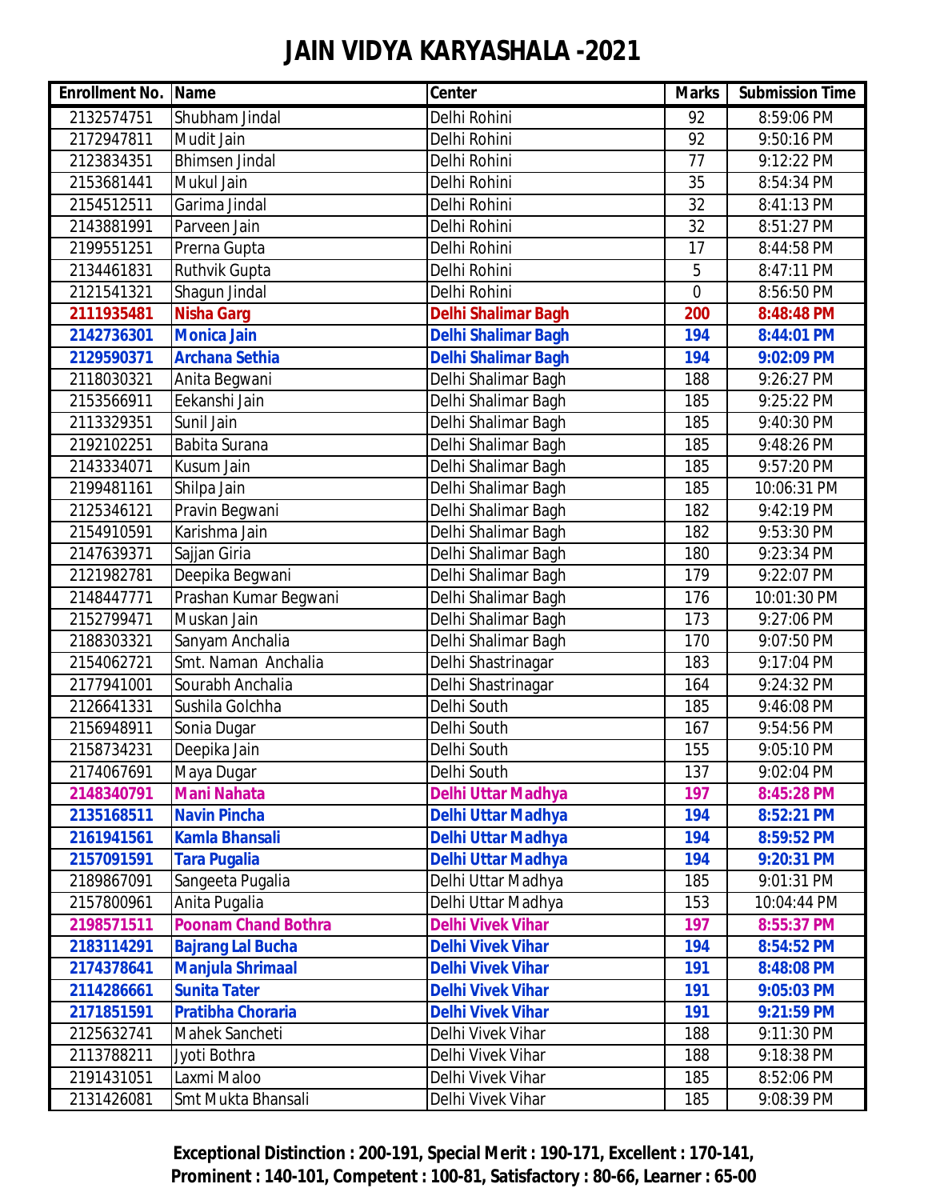# JAIN VIDYA KARYASHALA -2021

| Enrollment No. | Name | Center | Marks | Submission Time |
|---|---|---|---|---|
| 2132574751 | Shubham Jindal | Delhi Rohini | 92 | 8:59:06 PM |
| 2172947811 | Mudit Jain | Delhi Rohini | 92 | 9:50:16 PM |
| 2123834351 | Bhimsen Jindal | Delhi Rohini | 77 | 9:12:22 PM |
| 2153681441 | Mukul Jain | Delhi Rohini | 35 | 8:54:34 PM |
| 2154512511 | Garima Jindal | Delhi Rohini | 32 | 8:41:13 PM |
| 2143881991 | Parveen Jain | Delhi Rohini | 32 | 8:51:27 PM |
| 2199551251 | Prerna Gupta | Delhi Rohini | 17 | 8:44:58 PM |
| 2134461831 | Ruthvik Gupta | Delhi Rohini | 5 | 8:47:11 PM |
| 2121541321 | Shagun Jindal | Delhi Rohini | 0 | 8:56:50 PM |
| **2111935481** | **Nisha Garg** | **Delhi Shalimar Bagh** | **200** | **8:48:48 PM** |
| **2142736301** | **Monica Jain** | **Delhi Shalimar Bagh** | **194** | **8:44:01 PM** |
| **2129590371** | **Archana Sethia** | **Delhi Shalimar Bagh** | **194** | **9:02:09 PM** |
| 2118030321 | Anita Begwani | Delhi Shalimar Bagh | 188 | 9:26:27 PM |
| 2153566911 | Eekanshi Jain | Delhi Shalimar Bagh | 185 | 9:25:22 PM |
| 2113329351 | Sunil Jain | Delhi Shalimar Bagh | 185 | 9:40:30 PM |
| 2192102251 | Babita Surana | Delhi Shalimar Bagh | 185 | 9:48:26 PM |
| 2143334071 | Kusum Jain | Delhi Shalimar Bagh | 185 | 9:57:20 PM |
| 2199481161 | Shilpa Jain | Delhi Shalimar Bagh | 185 | 10:06:31 PM |
| 2125346121 | Pravin Begwani | Delhi Shalimar Bagh | 182 | 9:42:19 PM |
| 2154910591 | Karishma Jain | Delhi Shalimar Bagh | 182 | 9:53:30 PM |
| 2147639371 | Sajjan Giria | Delhi Shalimar Bagh | 180 | 9:23:34 PM |
| 2121982781 | Deepika Begwani | Delhi Shalimar Bagh | 179 | 9:22:07 PM |
| 2148447771 | Prashan Kumar Begwani | Delhi Shalimar Bagh | 176 | 10:01:30 PM |
| 2152799471 | Muskan Jain | Delhi Shalimar Bagh | 173 | 9:27:06 PM |
| 2188303321 | Sanyam Anchalia | Delhi Shalimar Bagh | 170 | 9:07:50 PM |
| 2154062721 | Smt. Naman Anchalia | Delhi Shastrinagar | 183 | 9:17:04 PM |
| 2177941001 | Sourabh Anchalia | Delhi Shastrinagar | 164 | 9:24:32 PM |
| 2126641331 | Sushila Golchha | Delhi South | 185 | 9:46:08 PM |
| 2156948911 | Sonia Dugar | Delhi South | 167 | 9:54:56 PM |
| 2158734231 | Deepika Jain | Delhi South | 155 | 9:05:10 PM |
| 2174067691 | Maya Dugar | Delhi South | 137 | 9:02:04 PM |
| **2148340791** | **Mani Nahata** | **Delhi Uttar Madhya** | **197** | **8:45:28 PM** |
| **2135168511** | **Navin Pincha** | **Delhi Uttar Madhya** | **194** | **8:52:21 PM** |
| **2161941561** | **Kamla Bhansali** | **Delhi Uttar Madhya** | **194** | **8:59:52 PM** |
| **2157091591** | **Tara Pugalia** | **Delhi Uttar Madhya** | **194** | **9:20:31 PM** |
| 2189867091 | Sangeeta Pugalia | Delhi Uttar Madhya | 185 | 9:01:31 PM |
| 2157800961 | Anita Pugalia | Delhi Uttar Madhya | 153 | 10:04:44 PM |
| **2198571511** | **Poonam Chand Bothra** | **Delhi Vivek Vihar** | **197** | **8:55:37 PM** |
| **2183114291** | **Bajrang Lal Bucha** | **Delhi Vivek Vihar** | **194** | **8:54:52 PM** |
| **2174378641** | **Manjula Shrimaal** | **Delhi Vivek Vihar** | **191** | **8:48:08 PM** |
| **2114286661** | **Sunita Tater** | **Delhi Vivek Vihar** | **191** | **9:05:03 PM** |
| **2171851591** | **Pratibha Choraria** | **Delhi Vivek Vihar** | **191** | **9:21:59 PM** |
| 2125632741 | Mahek Sancheti | Delhi Vivek Vihar | 188 | 9:11:30 PM |
| 2113788211 | Jyoti Bothra | Delhi Vivek Vihar | 188 | 9:18:38 PM |
| 2191431051 | Laxmi Maloo | Delhi Vivek Vihar | 185 | 8:52:06 PM |
| 2131426081 | Smt Mukta Bhansali | Delhi Vivek Vihar | 185 | 9:08:39 PM |

**Exceptional Distinction : 200-191, Special Merit : 190-171, Excellent : 170-141, Prominent : 140-101, Competent : 100-81, Satisfactory : 80-66, Learner : 65-00**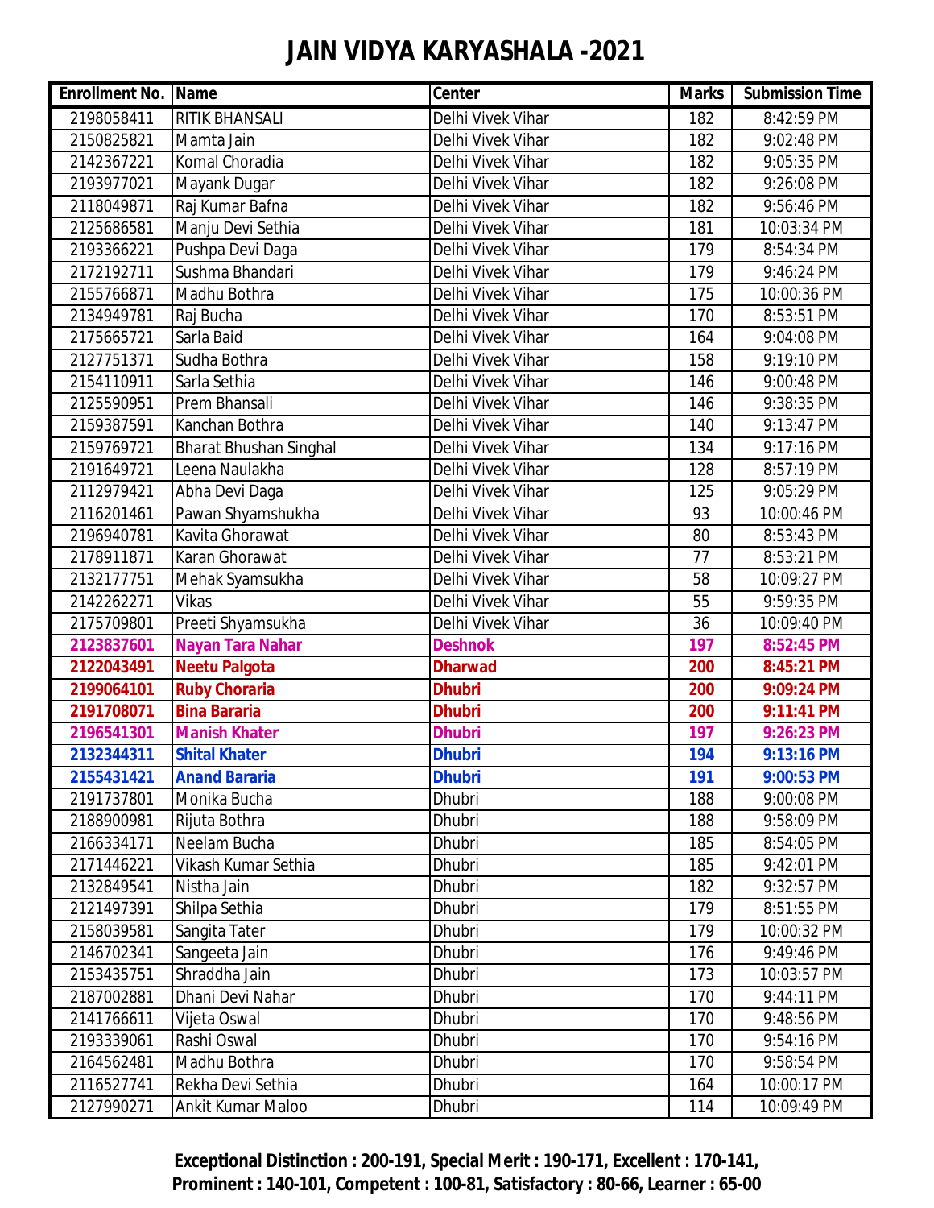# JAIN VIDYA KARYASHALA -2021

| Enrollment No. | Name | Center | Marks | Submission Time |
|---|---|---|---|---|
| 2198058411 | RITIK BHANSALI | Delhi Vivek Vihar | 182 | 8:42:59 PM |
| 2150825821 | Mamta Jain | Delhi Vivek Vihar | 182 | 9:02:48 PM |
| 2142367221 | Komal Choradia | Delhi Vivek Vihar | 182 | 9:05:35 PM |
| 2193977021 | Mayank Dugar | Delhi Vivek Vihar | 182 | 9:26:08 PM |
| 2118049871 | Raj Kumar Bafna | Delhi Vivek Vihar | 182 | 9:56:46 PM |
| 2125686581 | Manju Devi Sethia | Delhi Vivek Vihar | 181 | 10:03:34 PM |
| 2193366221 | Pushpa Devi Daga | Delhi Vivek Vihar | 179 | 8:54:34 PM |
| 2172192711 | Sushma Bhandari | Delhi Vivek Vihar | 179 | 9:46:24 PM |
| 2155766871 | Madhu Bothra | Delhi Vivek Vihar | 175 | 10:00:36 PM |
| 2134949781 | Raj Bucha | Delhi Vivek Vihar | 170 | 8:53:51 PM |
| 2175665721 | Sarla Baid | Delhi Vivek Vihar | 164 | 9:04:08 PM |
| 2127751371 | Sudha Bothra | Delhi Vivek Vihar | 158 | 9:19:10 PM |
| 2154110911 | Sarla Sethia | Delhi Vivek Vihar | 146 | 9:00:48 PM |
| 2125590951 | Prem Bhansali | Delhi Vivek Vihar | 146 | 9:38:35 PM |
| 2159387591 | Kanchan Bothra | Delhi Vivek Vihar | 140 | 9:13:47 PM |
| 2159769721 | Bharat Bhushan Singhal | Delhi Vivek Vihar | 134 | 9:17:16 PM |
| 2191649721 | Leena Naulakha | Delhi Vivek Vihar | 128 | 8:57:19 PM |
| 2112979421 | Abha Devi Daga | Delhi Vivek Vihar | 125 | 9:05:29 PM |
| 2116201461 | Pawan Shyamshukha | Delhi Vivek Vihar | 93 | 10:00:46 PM |
| 2196940781 | Kavita Ghorawat | Delhi Vivek Vihar | 80 | 8:53:43 PM |
| 2178911871 | Karan Ghorawat | Delhi Vivek Vihar | 77 | 8:53:21 PM |
| 2132177751 | Mehak Syamsukha | Delhi Vivek Vihar | 58 | 10:09:27 PM |
| 2142262271 | Vikas | Delhi Vivek Vihar | 55 | 9:59:35 PM |
| 2175709801 | Preeti Shyamsukha | Delhi Vivek Vihar | 36 | 10:09:40 PM |
| **2123837601** | **Nayan Tara Nahar** | **Deshnok** | **197** | **8:52:45 PM** |
| **2122043491** | **Neetu Palgota** | **Dharwad** | **200** | **8:45:21 PM** |
| **2199064101** | **Ruby Choraria** | **Dhubri** | **200** | **9:09:24 PM** |
| **2191708071** | **Bina Bararia** | **Dhubri** | **200** | **9:11:41 PM** |
| **2196541301** | **Manish Khater** | **Dhubri** | **197** | **9:26:23 PM** |
| **2132344311** | **Shital Khater** | **Dhubri** | **194** | **9:13:16 PM** |
| **2155431421** | **Anand Bararia** | **Dhubri** | **191** | **9:00:53 PM** |
| 2191737801 | Monika Bucha | Dhubri | 188 | 9:00:08 PM |
| 2188900981 | Rijuta Bothra | Dhubri | 188 | 9:58:09 PM |
| 2166334171 | Neelam Bucha | Dhubri | 185 | 8:54:05 PM |
| 2171446221 | Vikash Kumar Sethia | Dhubri | 185 | 9:42:01 PM |
| 2132849541 | Nistha Jain | Dhubri | 182 | 9:32:57 PM |
| 2121497391 | Shilpa Sethia | Dhubri | 179 | 8:51:55 PM |
| 2158039581 | Sangita Tater | Dhubri | 179 | 10:00:32 PM |
| 2146702341 | Sangeeta Jain | Dhubri | 176 | 9:49:46 PM |
| 2153435751 | Shraddha Jain | Dhubri | 173 | 10:03:57 PM |
| 2187002881 | Dhani Devi Nahar | Dhubri | 170 | 9:44:11 PM |
| 2141766611 | Vijeta Oswal | Dhubri | 170 | 9:48:56 PM |
| 2193339061 | Rashi Oswal | Dhubri | 170 | 9:54:16 PM |
| 2164562481 | Madhu Bothra | Dhubri | 170 | 9:58:54 PM |
| 2116527741 | Rekha Devi Sethia | Dhubri | 164 | 10:00:17 PM |
| 2127990271 | Ankit Kumar Maloo | Dhubri | 114 | 10:09:49 PM |

**Exceptional Distinction : 200-191, Special Merit : 190-171, Excellent : 170-141, Prominent : 140-101, Competent : 100-81, Satisfactory : 80-66, Learner : 65-00**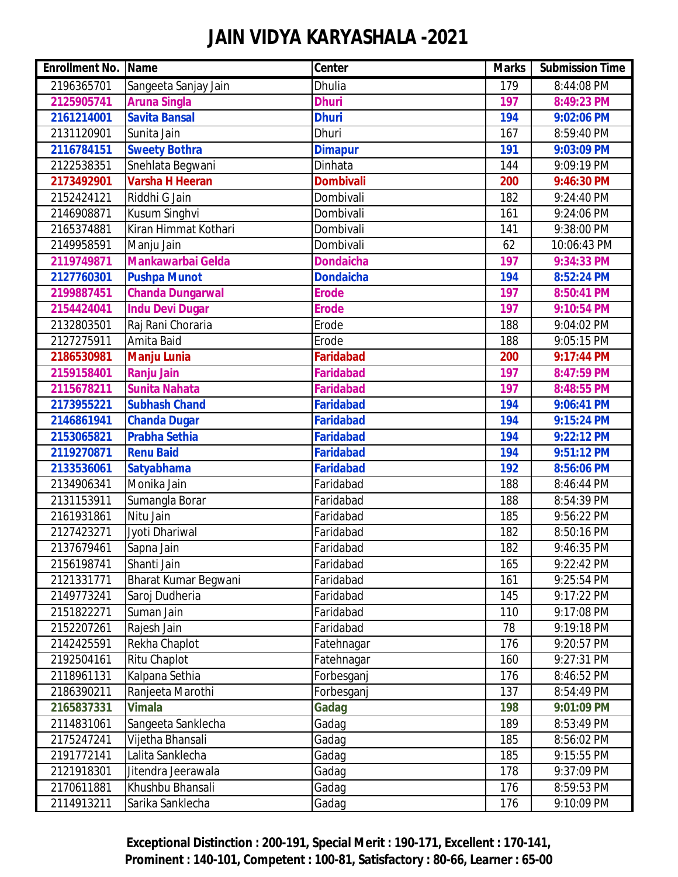# JAIN VIDYA KARYASHALA -2021

| Enrollment No. | Name | Center | Marks | Submission Time |
|---|---|---|---|---|
| 2196365701 | Sangeeta Sanjay Jain | Dhulia | 179 | 8:44:08 PM |
| **2125905741** | **Aruna Singla** | **Dhuri** | **197** | **8:49:23 PM** |
| **2161214001** | **Savita Bansal** | **Dhuri** | **194** | **9:02:06 PM** |
| 2131120901 | Sunita Jain | Dhuri | 167 | 8:59:40 PM |
| **2116784151** | **Sweety Bothra** | **Dimapur** | **191** | **9:03:09 PM** |
| 2122538351 | Snehlata Begwani | Dinhata | 144 | 9:09:19 PM |
| **2173492901** | **Varsha H Heeran** | **Dombivali** | **200** | **9:46:30 PM** |
| 2152424121 | Riddhi G Jain | Dombivali | 182 | 9:24:40 PM |
| 2146908871 | Kusum Singhvi | Dombivali | 161 | 9:24:06 PM |
| 2165374881 | Kiran Himmat Kothari | Dombivali | 141 | 9:38:00 PM |
| 2149958591 | Manju Jain | Dombivali | 62 | 10:06:43 PM |
| **2119749871** | **Mankawarbai Gelda** | **Dondaicha** | **197** | **9:34:33 PM** |
| **2127760301** | **Pushpa Munot** | **Dondaicha** | **194** | **8:52:24 PM** |
| **2199887451** | **Chanda Dungarwal** | **Erode** | **197** | **8:50:41 PM** |
| **2154424041** | **Indu Devi Dugar** | **Erode** | **197** | **9:10:54 PM** |
| 2132803501 | Raj Rani Choraria | Erode | 188 | 9:04:02 PM |
| 2127275911 | Amita Baid | Erode | 188 | 9:05:15 PM |
| **2186530981** | **Manju Lunia** | **Faridabad** | **200** | **9:17:44 PM** |
| **2159158401** | **Ranju Jain** | **Faridabad** | **197** | **8:47:59 PM** |
| **2115678211** | **Sunita Nahata** | **Faridabad** | **197** | **8:48:55 PM** |
| **2173955221** | **Subhash Chand** | **Faridabad** | **194** | **9:06:41 PM** |
| **2146861941** | **Chanda Dugar** | **Faridabad** | **194** | **9:15:24 PM** |
| **2153065821** | **Prabha Sethia** | **Faridabad** | **194** | **9:22:12 PM** |
| **2119270871** | **Renu Baid** | **Faridabad** | **194** | **9:51:12 PM** |
| **2133536061** | **Satyabhama** | **Faridabad** | **192** | **8:56:06 PM** |
| 2134906341 | Monika Jain | Faridabad | 188 | 8:46:44 PM |
| 2131153911 | Sumangla Borar | Faridabad | 188 | 8:54:39 PM |
| 2161931861 | Nitu Jain | Faridabad | 185 | 9:56:22 PM |
| 2127423271 | Jyoti Dhariwal | Faridabad | 182 | 8:50:16 PM |
| 2137679461 | Sapna Jain | Faridabad | 182 | 9:46:35 PM |
| 2156198741 | Shanti Jain | Faridabad | 165 | 9:22:42 PM |
| 2121331771 | Bharat Kumar Begwani | Faridabad | 161 | 9:25:54 PM |
| 2149773241 | Saroj Dudheria | Faridabad | 145 | 9:17:22 PM |
| 2151822271 | Suman Jain | Faridabad | 110 | 9:17:08 PM |
| 2152207261 | Rajesh Jain | Faridabad | 78 | 9:19:18 PM |
| 2142425591 | Rekha Chaplot | Fatehnagar | 176 | 9:20:57 PM |
| 2192504161 | Ritu Chaplot | Fatehnagar | 160 | 9:27:31 PM |
| 2118961131 | Kalpana Sethia | Forbesganj | 176 | 8:46:52 PM |
| 2186390211 | Ranjeeta Marothi | Forbesganj | 137 | 8:54:49 PM |
| **2165837331** | **Vimala** | **Gadag** | **198** | **9:01:09 PM** |
| 2114831061 | Sangeeta Sanklecha | Gadag | 189 | 8:53:49 PM |
| 2175247241 | Vijetha Bhansali | Gadag | 185 | 8:56:02 PM |
| 2191772141 | Lalita Sanklecha | Gadag | 185 | 9:15:55 PM |
| 2121918301 | Jitendra Jeerawala | Gadag | 178 | 9:37:09 PM |
| 2170611881 | Khushbu Bhansali | Gadag | 176 | 8:59:53 PM |
| 2114913211 | Sarika Sanklecha | Gadag | 176 | 9:10:09 PM |

**Exceptional Distinction : 200-191, Special Merit : 190-171, Excellent : 170-141, Prominent : 140-101, Competent : 100-81, Satisfactory : 80-66, Learner : 65-00**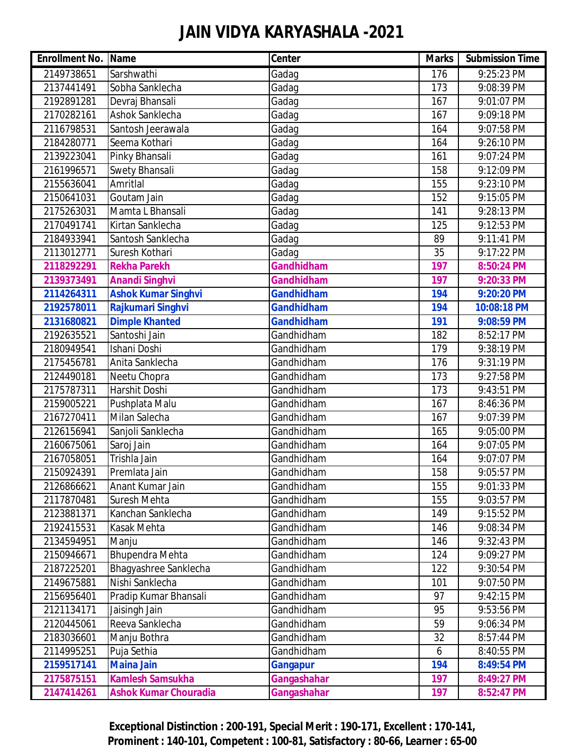# JAIN VIDYA KARYASHALA -2021

| Enrollment No. | Name | Center | Marks | Submission Time |
|---|---|---|---|---|
| 2149738651 | Sarshwathi | Gadag | 176 | 9:25:23 PM |
| 2137441491 | Sobha Sanklecha | Gadag | 173 | 9:08:39 PM |
| 2192891281 | Devraj Bhansali | Gadag | 167 | 9:01:07 PM |
| 2170282161 | Ashok Sanklecha | Gadag | 167 | 9:09:18 PM |
| 2116798531 | Santosh Jeerawala | Gadag | 164 | 9:07:58 PM |
| 2184280771 | Seema Kothari | Gadag | 164 | 9:26:10 PM |
| 2139223041 | Pinky Bhansali | Gadag | 161 | 9:07:24 PM |
| 2161996571 | Swety Bhansali | Gadag | 158 | 9:12:09 PM |
| 2155636041 | Amritlal | Gadag | 155 | 9:23:10 PM |
| 2150641031 | Goutam Jain | Gadag | 152 | 9:15:05 PM |
| 2175263031 | Mamta L Bhansali | Gadag | 141 | 9:28:13 PM |
| 2170491741 | Kirtan Sanklecha | Gadag | 125 | 9:12:53 PM |
| 2184933941 | Santosh Sanklecha | Gadag | 89 | 9:11:41 PM |
| 2113012771 | Suresh Kothari | Gadag | 35 | 9:17:22 PM |
| **2118292291** | **Rekha Parekh** | **Gandhidham** | **197** | **8:50:24 PM** |
| **2139373491** | **Anandi Singhvi** | **Gandhidham** | **197** | **9:20:33 PM** |
| **2114264311** | **Ashok Kumar Singhvi** | **Gandhidham** | **194** | **9:20:20 PM** |
| **2192578011** | **Rajkumari Singhvi** | **Gandhidham** | **194** | **10:08:18 PM** |
| **2131680821** | **Dimple Khanted** | **Gandhidham** | **191** | **9:08:59 PM** |
| 2192635521 | Santoshi Jain | Gandhidham | 182 | 8:52:17 PM |
| 2180949541 | Ishani Doshi | Gandhidham | 179 | 9:38:19 PM |
| 2175456781 | Anita Sanklecha | Gandhidham | 176 | 9:31:19 PM |
| 2124490181 | Neetu Chopra | Gandhidham | 173 | 9:27:58 PM |
| 2175787311 | Harshit Doshi | Gandhidham | 173 | 9:43:51 PM |
| 2159005221 | Pushplata Malu | Gandhidham | 167 | 8:46:36 PM |
| 2167270411 | Milan Salecha | Gandhidham | 167 | 9:07:39 PM |
| 2126156941 | Sanjoli Sanklecha | Gandhidham | 165 | 9:05:00 PM |
| 2160675061 | Saroj Jain | Gandhidham | 164 | 9:07:05 PM |
| 2167058051 | Trishla Jain | Gandhidham | 164 | 9:07:07 PM |
| 2150924391 | Premlata Jain | Gandhidham | 158 | 9:05:57 PM |
| 2126866621 | Anant Kumar Jain | Gandhidham | 155 | 9:01:33 PM |
| 2117870481 | Suresh Mehta | Gandhidham | 155 | 9:03:57 PM |
| 2123881371 | Kanchan Sanklecha | Gandhidham | 149 | 9:15:52 PM |
| 2192415531 | Kasak Mehta | Gandhidham | 146 | 9:08:34 PM |
| 2134594951 | Manju | Gandhidham | 146 | 9:32:43 PM |
| 2150946671 | Bhupendra Mehta | Gandhidham | 124 | 9:09:27 PM |
| 2187225201 | Bhagyashree Sanklecha | Gandhidham | 122 | 9:30:54 PM |
| 2149675881 | Nishi Sanklecha | Gandhidham | 101 | 9:07:50 PM |
| 2156956401 | Pradip Kumar Bhansali | Gandhidham | 97 | 9:42:15 PM |
| 2121134171 | Jaisingh Jain | Gandhidham | 95 | 9:53:56 PM |
| 2120445061 | Reeva Sanklecha | Gandhidham | 59 | 9:06:34 PM |
| 2183036601 | Manju Bothra | Gandhidham | 32 | 8:57:44 PM |
| 2114995251 | Puja Sethia | Gandhidham | 6 | 8:40:55 PM |
| **2159517141** | **Maina Jain** | **Gangapur** | **194** | **8:49:54 PM** |
| **2175875151** | **Kamlesh Samsukha** | **Gangashahar** | **197** | **8:49:27 PM** |
| **2147414261** | **Ashok Kumar Chouradia** | **Gangashahar** | **197** | **8:52:47 PM** |

**Exceptional Distinction : 200-191, Special Merit : 190-171, Excellent : 170-141, Prominent : 140-101, Competent : 100-81, Satisfactory : 80-66, Learner : 65-00**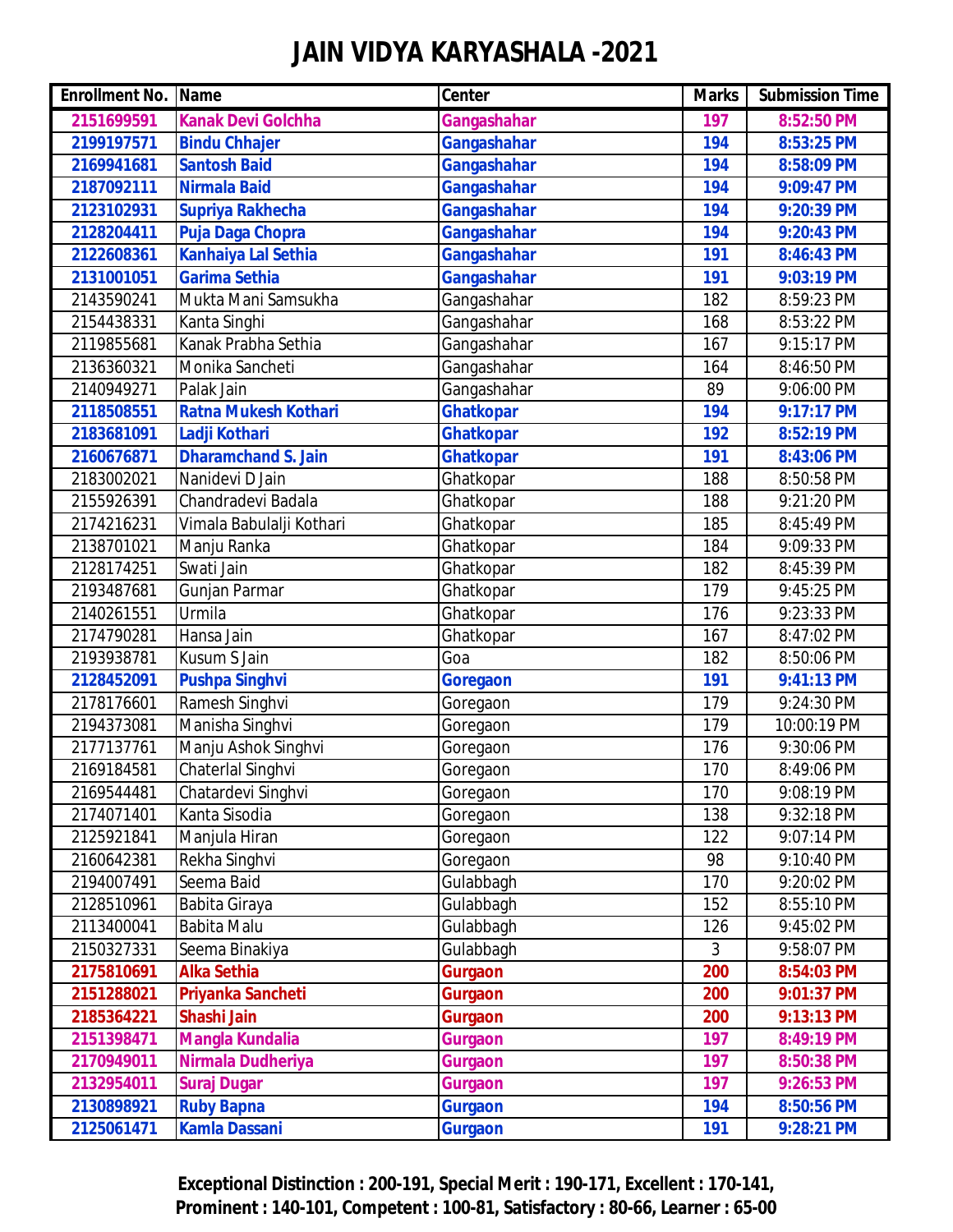# JAIN VIDYA KARYASHALA -2021

| Enrollment No. | Name | Center | Marks | Submission Time |
|---|---|---|---|---|
| **2151699591** | **Kanak Devi Golchha** | **Gangashahar** | **197** | **8:52:50 PM** |
| **2199197571** | **Bindu Chhajer** | **Gangashahar** | **194** | **8:53:25 PM** |
| **2169941681** | **Santosh Baid** | **Gangashahar** | **194** | **8:58:09 PM** |
| **2187092111** | **Nirmala Baid** | **Gangashahar** | **194** | **9:09:47 PM** |
| **2123102931** | **Supriya Rakhecha** | **Gangashahar** | **194** | **9:20:39 PM** |
| **2128204411** | **Puja Daga Chopra** | **Gangashahar** | **194** | **9:20:43 PM** |
| **2122608361** | **Kanhaiya Lal Sethia** | **Gangashahar** | **191** | **8:46:43 PM** |
| **2131001051** | **Garima Sethia** | **Gangashahar** | **191** | **9:03:19 PM** |
| 2143590241 | Mukta Mani Samsukha | Gangashahar | 182 | 8:59:23 PM |
| 2154438331 | Kanta Singhi | Gangashahar | 168 | 8:53:22 PM |
| 2119855681 | Kanak Prabha Sethia | Gangashahar | 167 | 9:15:17 PM |
| 2136360321 | Monika Sancheti | Gangashahar | 164 | 8:46:50 PM |
| 2140949271 | Palak Jain | Gangashahar | 89 | 9:06:00 PM |
| **2118508551** | **Ratna Mukesh Kothari** | **Ghatkopar** | **194** | **9:17:17 PM** |
| **2183681091** | **Ladji Kothari** | **Ghatkopar** | **192** | **8:52:19 PM** |
| **2160676871** | **Dharamchand S. Jain** | **Ghatkopar** | **191** | **8:43:06 PM** |
| 2183002021 | Nanidevi D Jain | Ghatkopar | 188 | 8:50:58 PM |
| 2155926391 | Chandradevi Badala | Ghatkopar | 188 | 9:21:20 PM |
| 2174216231 | Vimala Babulalji Kothari | Ghatkopar | 185 | 8:45:49 PM |
| 2138701021 | Manju Ranka | Ghatkopar | 184 | 9:09:33 PM |
| 2128174251 | Swati Jain | Ghatkopar | 182 | 8:45:39 PM |
| 2193487681 | Gunjan Parmar | Ghatkopar | 179 | 9:45:25 PM |
| 2140261551 | Urmila | Ghatkopar | 176 | 9:23:33 PM |
| 2174790281 | Hansa Jain | Ghatkopar | 167 | 8:47:02 PM |
| 2193938781 | Kusum S Jain | Goa | 182 | 8:50:06 PM |
| **2128452091** | **Pushpa Singhvi** | **Goregaon** | **191** | **9:41:13 PM** |
| 2178176601 | Ramesh Singhvi | Goregaon | 179 | 9:24:30 PM |
| 2194373081 | Manisha Singhvi | Goregaon | 179 | 10:00:19 PM |
| 2177137761 | Manju Ashok Singhvi | Goregaon | 176 | 9:30:06 PM |
| 2169184581 | Chaterlal Singhvi | Goregaon | 170 | 8:49:06 PM |
| 2169544481 | Chatardevi Singhvi | Goregaon | 170 | 9:08:19 PM |
| 2174071401 | Kanta Sisodia | Goregaon | 138 | 9:32:18 PM |
| 2125921841 | Manjula Hiran | Goregaon | 122 | 9:07:14 PM |
| 2160642381 | Rekha Singhvi | Goregaon | 98 | 9:10:40 PM |
| 2194007491 | Seema Baid | Gulabbagh | 170 | 9:20:02 PM |
| 2128510961 | Babita Giraya | Gulabbagh | 152 | 8:55:10 PM |
| 2113400041 | Babita Malu | Gulabbagh | 126 | 9:45:02 PM |
| 2150327331 | Seema Binakiya | Gulabbagh | 3 | 9:58:07 PM |
| **2175810691** | **Alka Sethia** | **Gurgaon** | **200** | **8:54:03 PM** |
| **2151288021** | **Priyanka Sancheti** | **Gurgaon** | **200** | **9:01:37 PM** |
| **2185364221** | **Shashi Jain** | **Gurgaon** | **200** | **9:13:13 PM** |
| **2151398471** | **Mangla Kundalia** | **Gurgaon** | **197** | **8:49:19 PM** |
| **2170949011** | **Nirmala Dudheriya** | **Gurgaon** | **197** | **8:50:38 PM** |
| **2132954011** | **Suraj Dugar** | **Gurgaon** | **197** | **9:26:53 PM** |
| **2130898921** | **Ruby Bapna** | **Gurgaon** | **194** | **8:50:56 PM** |
| **2125061471** | **Kamla Dassani** | **Gurgaon** | **191** | **9:28:21 PM** |

**Exceptional Distinction : 200-191, Special Merit : 190-171, Excellent : 170-141, Prominent : 140-101, Competent : 100-81, Satisfactory : 80-66, Learner : 65-00**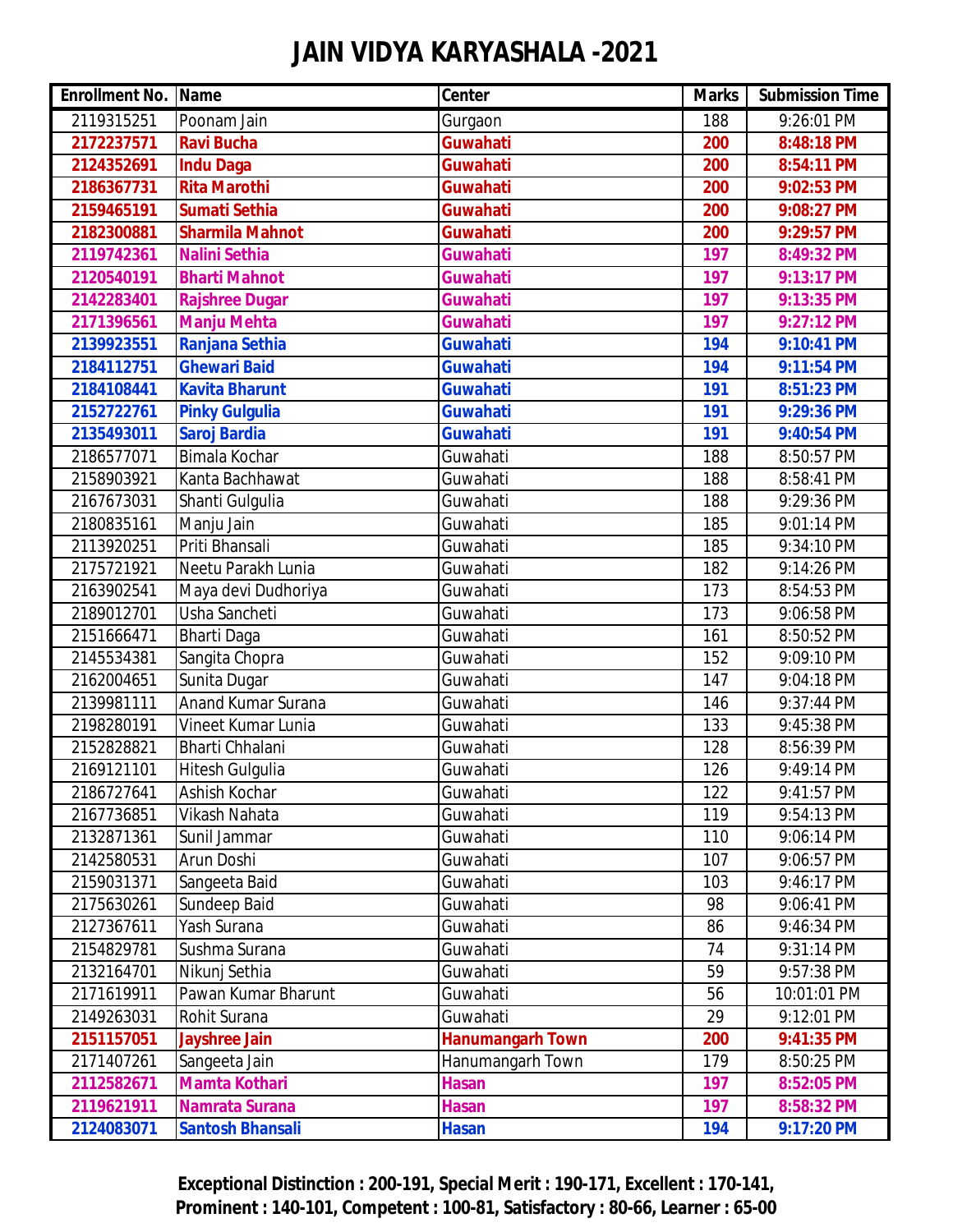# JAIN VIDYA KARYASHALA -2021

| Enrollment No. | Name | Center | Marks | Submission Time |
|---|---|---|---|---|
| 2119315251 | Poonam Jain | Gurgaon | 188 | 9:26:01 PM |
| **2172237571** | **Ravi Bucha** | **Guwahati** | **200** | **8:48:18 PM** |
| **2124352691** | **Indu Daga** | **Guwahati** | **200** | **8:54:11 PM** |
| **2186367731** | **Rita Marothi** | **Guwahati** | **200** | **9:02:53 PM** |
| **2159465191** | **Sumati Sethia** | **Guwahati** | **200** | **9:08:27 PM** |
| **2182300881** | **Sharmila Mahnot** | **Guwahati** | **200** | **9:29:57 PM** |
| **2119742361** | **Nalini Sethia** | **Guwahati** | **197** | **8:49:32 PM** |
| **2120540191** | **Bharti Mahnot** | **Guwahati** | **197** | **9:13:17 PM** |
| **2142283401** | **Rajshree Dugar** | **Guwahati** | **197** | **9:13:35 PM** |
| **2171396561** | **Manju Mehta** | **Guwahati** | **197** | **9:27:12 PM** |
| **2139923551** | **Ranjana Sethia** | **Guwahati** | **194** | **9:10:41 PM** |
| **2184112751** | **Ghewari Baid** | **Guwahati** | **194** | **9:11:54 PM** |
| **2184108441** | **Kavita Bharunt** | **Guwahati** | **191** | **8:51:23 PM** |
| **2152722761** | **Pinky Gulgulia** | **Guwahati** | **191** | **9:29:36 PM** |
| **2135493011** | **Saroj Bardia** | **Guwahati** | **191** | **9:40:54 PM** |
| 2186577071 | Bimala Kochar | Guwahati | 188 | 8:50:57 PM |
| 2158903921 | Kanta Bachhawat | Guwahati | 188 | 8:58:41 PM |
| 2167673031 | Shanti Gulgulia | Guwahati | 188 | 9:29:36 PM |
| 2180835161 | Manju Jain | Guwahati | 185 | 9:01:14 PM |
| 2113920251 | Priti Bhansali | Guwahati | 185 | 9:34:10 PM |
| 2175721921 | Neetu Parakh Lunia | Guwahati | 182 | 9:14:26 PM |
| 2163902541 | Maya devi Dudhoriya | Guwahati | 173 | 8:54:53 PM |
| 2189012701 | Usha Sancheti | Guwahati | 173 | 9:06:58 PM |
| 2151666471 | Bharti Daga | Guwahati | 161 | 8:50:52 PM |
| 2145534381 | Sangita Chopra | Guwahati | 152 | 9:09:10 PM |
| 2162004651 | Sunita Dugar | Guwahati | 147 | 9:04:18 PM |
| 2139981111 | Anand Kumar Surana | Guwahati | 146 | 9:37:44 PM |
| 2198280191 | Vineet Kumar Lunia | Guwahati | 133 | 9:45:38 PM |
| 2152828821 | Bharti Chhalani | Guwahati | 128 | 8:56:39 PM |
| 2169121101 | Hitesh Gulgulia | Guwahati | 126 | 9:49:14 PM |
| 2186727641 | Ashish Kochar | Guwahati | 122 | 9:41:57 PM |
| 2167736851 | Vikash Nahata | Guwahati | 119 | 9:54:13 PM |
| 2132871361 | Sunil Jammar | Guwahati | 110 | 9:06:14 PM |
| 2142580531 | Arun Doshi | Guwahati | 107 | 9:06:57 PM |
| 2159031371 | Sangeeta Baid | Guwahati | 103 | 9:46:17 PM |
| 2175630261 | Sundeep Baid | Guwahati | 98 | 9:06:41 PM |
| 2127367611 | Yash Surana | Guwahati | 86 | 9:46:34 PM |
| 2154829781 | Sushma Surana | Guwahati | 74 | 9:31:14 PM |
| 2132164701 | Nikunj Sethia | Guwahati | 59 | 9:57:38 PM |
| 2171619911 | Pawan Kumar Bharunt | Guwahati | 56 | 10:01:01 PM |
| 2149263031 | Rohit Surana | Guwahati | 29 | 9:12:01 PM |
| **2151157051** | **Jayshree Jain** | **Hanumangarh Town** | **200** | **9:41:35 PM** |
| 2171407261 | Sangeeta Jain | Hanumangarh Town | 179 | 8:50:25 PM |
| **2112582671** | **Mamta Kothari** | **Hasan** | **197** | **8:52:05 PM** |
| **2119621911** | **Namrata Surana** | **Hasan** | **197** | **8:58:32 PM** |
| **2124083071** | **Santosh Bhansali** | **Hasan** | **194** | **9:17:20 PM** |

**Exceptional Distinction : 200-191, Special Merit : 190-171, Excellent : 170-141, Prominent : 140-101, Competent : 100-81, Satisfactory : 80-66, Learner : 65-00**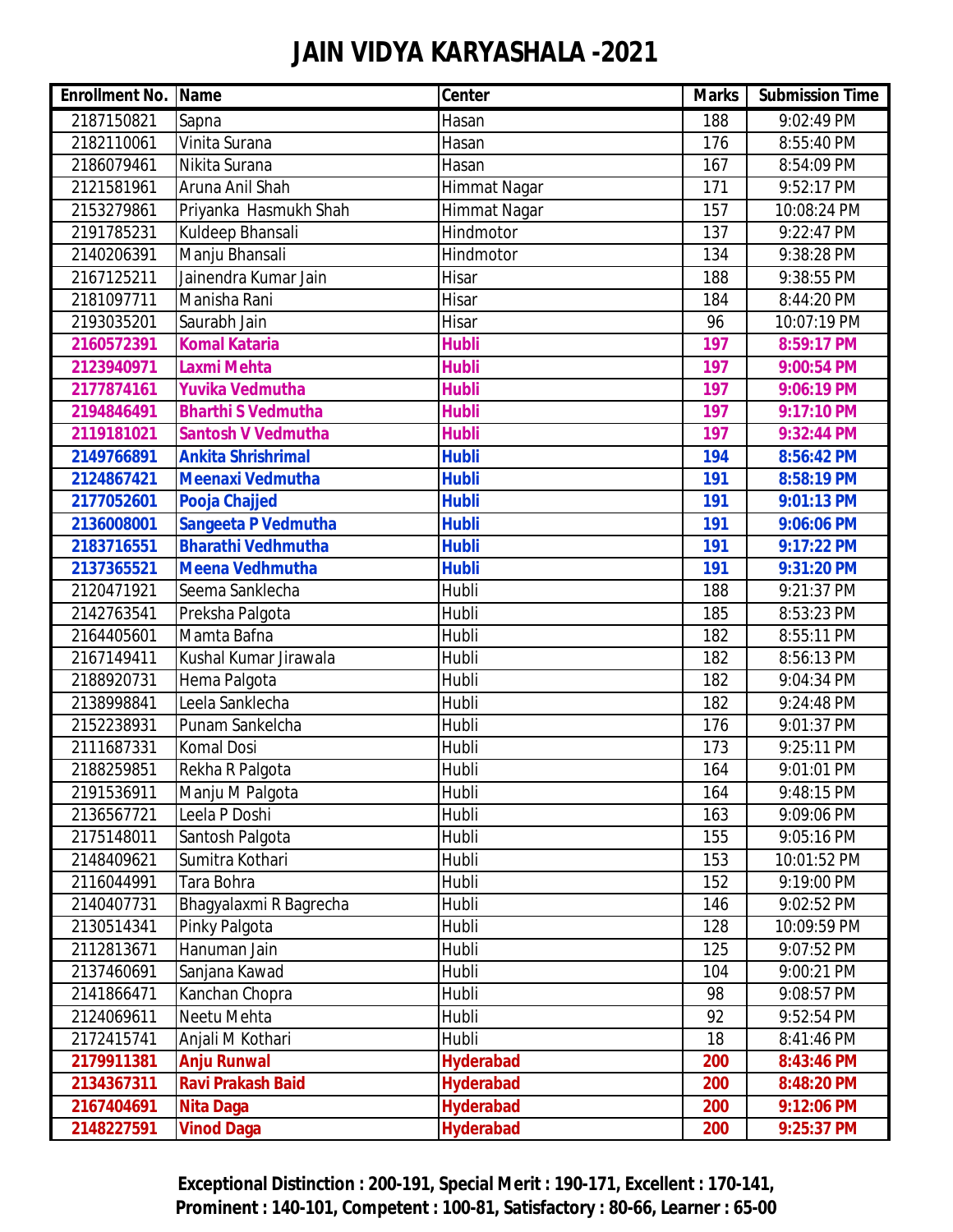# JAIN VIDYA KARYASHALA -2021

| Enrollment No. | Name | Center | Marks | Submission Time |
|---|---|---|---|---|
| 2187150821 | Sapna | Hasan | 188 | 9:02:49 PM |
| 2182110061 | Vinita Surana | Hasan | 176 | 8:55:40 PM |
| 2186079461 | Nikita Surana | Hasan | 167 | 8:54:09 PM |
| 2121581961 | Aruna Anil Shah | Himmat Nagar | 171 | 9:52:17 PM |
| 2153279861 | Priyanka Hasmukh Shah | Himmat Nagar | 157 | 10:08:24 PM |
| 2191785231 | Kuldeep Bhansali | Hindmotor | 137 | 9:22:47 PM |
| 2140206391 | Manju Bhansali | Hindmotor | 134 | 9:38:28 PM |
| 2167125211 | Jainendra Kumar Jain | Hisar | 188 | 9:38:55 PM |
| 2181097711 | Manisha Rani | Hisar | 184 | 8:44:20 PM |
| 2193035201 | Saurabh Jain | Hisar | 96 | 10:07:19 PM |
| **2160572391** | **Komal Kataria** | **Hubli** | **197** | **8:59:17 PM** |
| **2123940971** | **Laxmi Mehta** | **Hubli** | **197** | **9:00:54 PM** |
| **2177874161** | **Yuvika Vedmutha** | **Hubli** | **197** | **9:06:19 PM** |
| **2194846491** | **Bharthi S Vedmutha** | **Hubli** | **197** | **9:17:10 PM** |
| **2119181021** | **Santosh V Vedmutha** | **Hubli** | **197** | **9:32:44 PM** |
| **2149766891** | **Ankita Shrishrimal** | **Hubli** | **194** | **8:56:42 PM** |
| **2124867421** | **Meenaxi Vedmutha** | **Hubli** | **191** | **8:58:19 PM** |
| **2177052601** | **Pooja Chajjed** | **Hubli** | **191** | **9:01:13 PM** |
| **2136008001** | **Sangeeta P Vedmutha** | **Hubli** | **191** | **9:06:06 PM** |
| **2183716551** | **Bharathi Vedhmutha** | **Hubli** | **191** | **9:17:22 PM** |
| **2137365521** | **Meena Vedhmutha** | **Hubli** | **191** | **9:31:20 PM** |
| 2120471921 | Seema Sanklecha | Hubli | 188 | 9:21:37 PM |
| 2142763541 | Preksha Palgota | Hubli | 185 | 8:53:23 PM |
| 2164405601 | Mamta Bafna | Hubli | 182 | 8:55:11 PM |
| 2167149411 | Kushal Kumar Jirawala | Hubli | 182 | 8:56:13 PM |
| 2188920731 | Hema Palgota | Hubli | 182 | 9:04:34 PM |
| 2138998841 | Leela Sanklecha | Hubli | 182 | 9:24:48 PM |
| 2152238931 | Punam Sankelcha | Hubli | 176 | 9:01:37 PM |
| 2111687331 | Komal Dosi | Hubli | 173 | 9:25:11 PM |
| 2188259851 | Rekha R Palgota | Hubli | 164 | 9:01:01 PM |
| 2191536911 | Manju M Palgota | Hubli | 164 | 9:48:15 PM |
| 2136567721 | Leela P Doshi | Hubli | 163 | 9:09:06 PM |
| 2175148011 | Santosh Palgota | Hubli | 155 | 9:05:16 PM |
| 2148409621 | Sumitra Kothari | Hubli | 153 | 10:01:52 PM |
| 2116044991 | Tara Bohra | Hubli | 152 | 9:19:00 PM |
| 2140407731 | Bhagyalaxmi R Bagrecha | Hubli | 146 | 9:02:52 PM |
| 2130514341 | Pinky Palgota | Hubli | 128 | 10:09:59 PM |
| 2112813671 | Hanuman Jain | Hubli | 125 | 9:07:52 PM |
| 2137460691 | Sanjana Kawad | Hubli | 104 | 9:00:21 PM |
| 2141866471 | Kanchan Chopra | Hubli | 98 | 9:08:57 PM |
| 2124069611 | Neetu Mehta | Hubli | 92 | 9:52:54 PM |
| 2172415741 | Anjali M Kothari | Hubli | 18 | 8:41:46 PM |
| **2179911381** | **Anju Runwal** | **Hyderabad** | **200** | **8:43:46 PM** |
| **2134367311** | **Ravi Prakash Baid** | **Hyderabad** | **200** | **8:48:20 PM** |
| **2167404691** | **Nita Daga** | **Hyderabad** | **200** | **9:12:06 PM** |
| **2148227591** | **Vinod Daga** | **Hyderabad** | **200** | **9:25:37 PM** |

**Exceptional Distinction : 200-191, Special Merit : 190-171, Excellent : 170-141, Prominent : 140-101, Competent : 100-81, Satisfactory : 80-66, Learner : 65-00**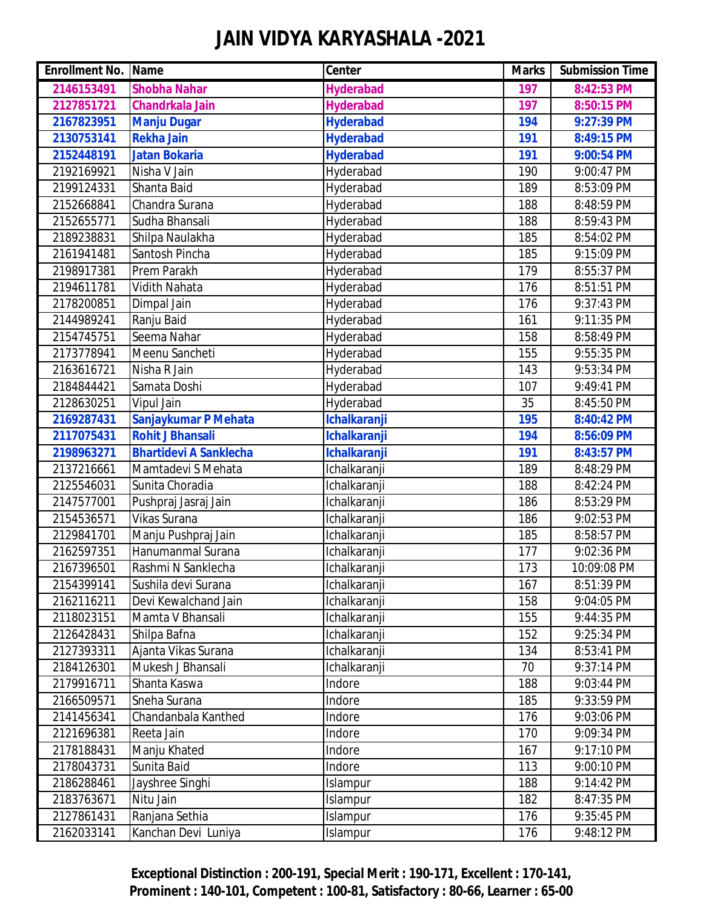# JAIN VIDYA KARYASHALA -2021

| Enrollment No. | Name | Center | Marks | Submission Time |
|---|---|---|---|---|
| **2146153491** | **Shobha Nahar** | **Hyderabad** | **197** | **8:42:53 PM** |
| **2127851721** | **Chandrkala Jain** | **Hyderabad** | **197** | **8:50:15 PM** |
| **2167823951** | **Manju Dugar** | **Hyderabad** | **194** | **9:27:39 PM** |
| **2130753141** | **Rekha Jain** | **Hyderabad** | **191** | **8:49:15 PM** |
| **2152448191** | **Jatan Bokaria** | **Hyderabad** | **191** | **9:00:54 PM** |
| 2192169921 | Nisha V Jain | Hyderabad | 190 | 9:00:47 PM |
| 2199124331 | Shanta Baid | Hyderabad | 189 | 8:53:09 PM |
| 2152668841 | Chandra Surana | Hyderabad | 188 | 8:48:59 PM |
| 2152655771 | Sudha Bhansali | Hyderabad | 188 | 8:59:43 PM |
| 2189238831 | Shilpa Naulakha | Hyderabad | 185 | 8:54:02 PM |
| 2161941481 | Santosh Pincha | Hyderabad | 185 | 9:15:09 PM |
| 2198917381 | Prem Parakh | Hyderabad | 179 | 8:55:37 PM |
| 2194611781 | Vidith Nahata | Hyderabad | 176 | 8:51:51 PM |
| 2178200851 | Dimpal Jain | Hyderabad | 176 | 9:37:43 PM |
| 2144989241 | Ranju Baid | Hyderabad | 161 | 9:11:35 PM |
| 2154745751 | Seema Nahar | Hyderabad | 158 | 8:58:49 PM |
| 2173778941 | Meenu Sancheti | Hyderabad | 155 | 9:55:35 PM |
| 2163616721 | Nisha R Jain | Hyderabad | 143 | 9:53:34 PM |
| 2184844421 | Samata Doshi | Hyderabad | 107 | 9:49:41 PM |
| 2128630251 | Vipul Jain | Hyderabad | 35 | 8:45:50 PM |
| **2169287431** | **Sanjaykumar P Mehata** | **Ichalkaranji** | **195** | **8:40:42 PM** |
| **2117075431** | **Rohit J Bhansali** | **Ichalkaranji** | **194** | **8:56:09 PM** |
| **2198963271** | **Bhartidevi A Sanklecha** | **Ichalkaranji** | **191** | **8:43:57 PM** |
| 2137216661 | Mamtadevi S Mehata | Ichalkaranji | 189 | 8:48:29 PM |
| 2125546031 | Sunita Choradia | Ichalkaranji | 188 | 8:42:24 PM |
| 2147577001 | Pushpraj Jasraj Jain | Ichalkaranji | 186 | 8:53:29 PM |
| 2154536571 | Vikas Surana | Ichalkaranji | 186 | 9:02:53 PM |
| 2129841701 | Manju Pushpraj Jain | Ichalkaranji | 185 | 8:58:57 PM |
| 2162597351 | Hanumanmal Surana | Ichalkaranji | 177 | 9:02:36 PM |
| 2167396501 | Rashmi N Sanklecha | Ichalkaranji | 173 | 10:09:08 PM |
| 2154399141 | Sushila devi Surana | Ichalkaranji | 167 | 8:51:39 PM |
| 2162116211 | Devi Kewalchand Jain | Ichalkaranji | 158 | 9:04:05 PM |
| 2118023151 | Mamta V Bhansali | Ichalkaranji | 155 | 9:44:35 PM |
| 2126428431 | Shilpa Bafna | Ichalkaranji | 152 | 9:25:34 PM |
| 2127393311 | Ajanta Vikas Surana | Ichalkaranji | 134 | 8:53:41 PM |
| 2184126301 | Mukesh J Bhansali | Ichalkaranji | 70 | 9:37:14 PM |
| 2179916711 | Shanta Kaswa | Indore | 188 | 9:03:44 PM |
| 2166509571 | Sneha Surana | Indore | 185 | 9:33:59 PM |
| 2141456341 | Chandanbala Kanthed | Indore | 176 | 9:03:06 PM |
| 2121696381 | Reeta Jain | Indore | 170 | 9:09:34 PM |
| 2178188431 | Manju Khated | Indore | 167 | 9:17:10 PM |
| 2178043731 | Sunita Baid | Indore | 113 | 9:00:10 PM |
| 2186288461 | Jayshree Singhi | Islampur | 188 | 9:14:42 PM |
| 2183763671 | Nitu Jain | Islampur | 182 | 8:47:35 PM |
| 2127861431 | Ranjana Sethia | Islampur | 176 | 9:35:45 PM |
| 2162033141 | Kanchan Devi Luniya | Islampur | 176 | 9:48:12 PM |

**Exceptional Distinction : 200-191, Special Merit : 190-171, Excellent : 170-141, Prominent : 140-101, Competent : 100-81, Satisfactory : 80-66, Learner : 65-00**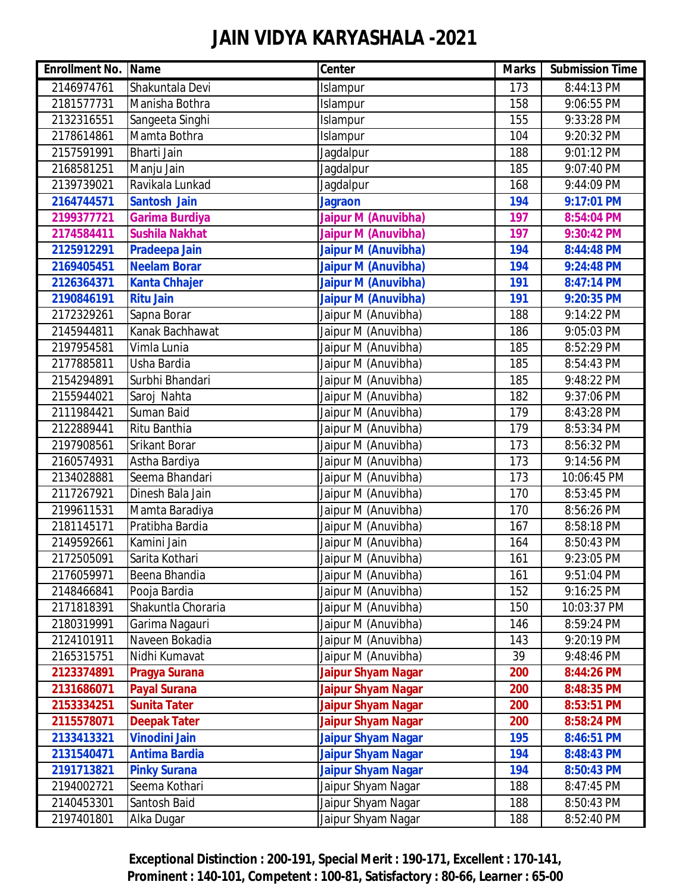# JAIN VIDYA KARYASHALA -2021

| Enrollment No. | Name | Center | Marks | Submission Time |
|---|---|---|---|---|
| 2146974761 | Shakuntala Devi | Islampur | 173 | 8:44:13 PM |
| 2181577731 | Manisha Bothra | Islampur | 158 | 9:06:55 PM |
| 2132316551 | Sangeeta Singhi | Islampur | 155 | 9:33:28 PM |
| 2178614861 | Mamta Bothra | Islampur | 104 | 9:20:32 PM |
| 2157591991 | Bharti Jain | Jagdalpur | 188 | 9:01:12 PM |
| 2168581251 | Manju Jain | Jagdalpur | 185 | 9:07:40 PM |
| 2139739021 | Ravikala Lunkad | Jagdalpur | 168 | 9:44:09 PM |
| **2164744571** | **Santosh Jain** | **Jagraon** | **194** | **9:17:01 PM** |
| **2199377721** | **Garima Burdiya** | **Jaipur M (Anuvibha)** | **197** | **8:54:04 PM** |
| **2174584411** | **Sushila Nakhat** | **Jaipur M (Anuvibha)** | **197** | **9:30:42 PM** |
| **2125912291** | **Pradeepa Jain** | **Jaipur M (Anuvibha)** | **194** | **8:44:48 PM** |
| **2169405451** | **Neelam Borar** | **Jaipur M (Anuvibha)** | **194** | **9:24:48 PM** |
| **2126364371** | **Kanta Chhajer** | **Jaipur M (Anuvibha)** | **191** | **8:47:14 PM** |
| **2190846191** | **Ritu Jain** | **Jaipur M (Anuvibha)** | **191** | **9:20:35 PM** |
| 2172329261 | Sapna Borar | Jaipur M (Anuvibha) | 188 | 9:14:22 PM |
| 2145944811 | Kanak Bachhawat | Jaipur M (Anuvibha) | 186 | 9:05:03 PM |
| 2197954581 | Vimla Lunia | Jaipur M (Anuvibha) | 185 | 8:52:29 PM |
| 2177885811 | Usha Bardia | Jaipur M (Anuvibha) | 185 | 8:54:43 PM |
| 2154294891 | Surbhi Bhandari | Jaipur M (Anuvibha) | 185 | 9:48:22 PM |
| 2155944021 | Saroj Nahta | Jaipur M (Anuvibha) | 182 | 9:37:06 PM |
| 2111984421 | Suman Baid | Jaipur M (Anuvibha) | 179 | 8:43:28 PM |
| 2122889441 | Ritu Banthia | Jaipur M (Anuvibha) | 179 | 8:53:34 PM |
| 2197908561 | Srikant Borar | Jaipur M (Anuvibha) | 173 | 8:56:32 PM |
| 2160574931 | Astha Bardiya | Jaipur M (Anuvibha) | 173 | 9:14:56 PM |
| 2134028881 | Seema Bhandari | Jaipur M (Anuvibha) | 173 | 10:06:45 PM |
| 2117267921 | Dinesh Bala Jain | Jaipur M (Anuvibha) | 170 | 8:53:45 PM |
| 2199611531 | Mamta Baradiya | Jaipur M (Anuvibha) | 170 | 8:56:26 PM |
| 2181145171 | Pratibha Bardia | Jaipur M (Anuvibha) | 167 | 8:58:18 PM |
| 2149592661 | Kamini Jain | Jaipur M (Anuvibha) | 164 | 8:50:43 PM |
| 2172505091 | Sarita Kothari | Jaipur M (Anuvibha) | 161 | 9:23:05 PM |
| 2176059971 | Beena Bhandia | Jaipur M (Anuvibha) | 161 | 9:51:04 PM |
| 2148466841 | Pooja Bardia | Jaipur M (Anuvibha) | 152 | 9:16:25 PM |
| 2171818391 | Shakuntla Choraria | Jaipur M (Anuvibha) | 150 | 10:03:37 PM |
| 2180319991 | Garima Nagauri | Jaipur M (Anuvibha) | 146 | 8:59:24 PM |
| 2124101911 | Naveen Bokadia | Jaipur M (Anuvibha) | 143 | 9:20:19 PM |
| 2165315751 | Nidhi Kumavat | Jaipur M (Anuvibha) | 39 | 9:48:46 PM |
| **2123374891** | **Pragya Surana** | **Jaipur Shyam Nagar** | **200** | **8:44:26 PM** |
| **2131686071** | **Payal Surana** | **Jaipur Shyam Nagar** | **200** | **8:48:35 PM** |
| **2153334251** | **Sunita Tater** | **Jaipur Shyam Nagar** | **200** | **8:53:51 PM** |
| **2115578071** | **Deepak Tater** | **Jaipur Shyam Nagar** | **200** | **8:58:24 PM** |
| **2133413321** | **Vinodini Jain** | **Jaipur Shyam Nagar** | **195** | **8:46:51 PM** |
| **2131540471** | **Antima Bardia** | **Jaipur Shyam Nagar** | **194** | **8:48:43 PM** |
| **2191713821** | **Pinky Surana** | **Jaipur Shyam Nagar** | **194** | **8:50:43 PM** |
| 2194002721 | Seema Kothari | Jaipur Shyam Nagar | 188 | 8:47:45 PM |
| 2140453301 | Santosh Baid | Jaipur Shyam Nagar | 188 | 8:50:43 PM |
| 2197401801 | Alka Dugar | Jaipur Shyam Nagar | 188 | 8:52:40 PM |

**Exceptional Distinction : 200-191, Special Merit : 190-171, Excellent : 170-141, Prominent : 140-101, Competent : 100-81, Satisfactory : 80-66, Learner : 65-00**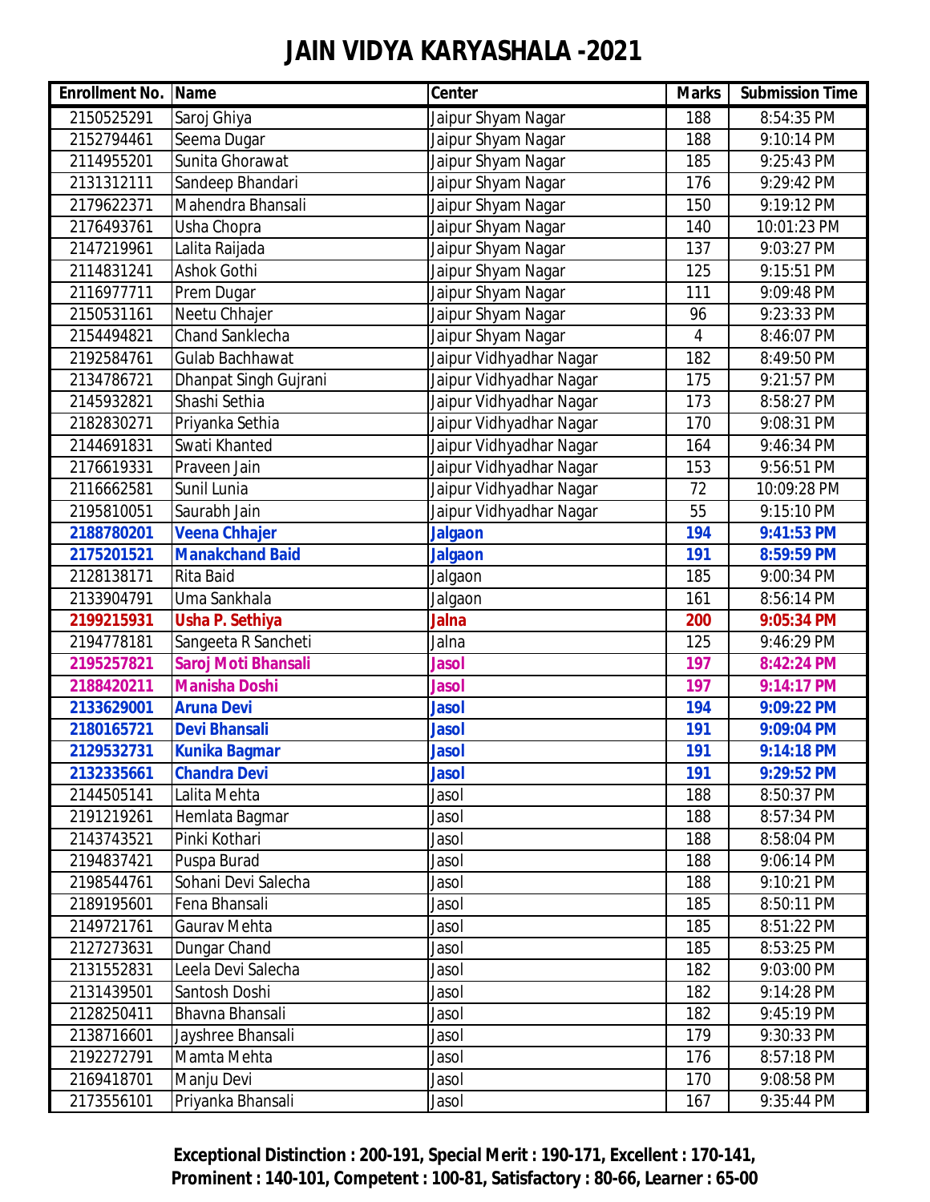# JAIN VIDYA KARYASHALA -2021

| Enrollment No. | Name | Center | Marks | Submission Time |
|---|---|---|---|---|
| 2150525291 | Saroj Ghiya | Jaipur Shyam Nagar | 188 | 8:54:35 PM |
| 2152794461 | Seema Dugar | Jaipur Shyam Nagar | 188 | 9:10:14 PM |
| 2114955201 | Sunita Ghorawat | Jaipur Shyam Nagar | 185 | 9:25:43 PM |
| 2131312111 | Sandeep Bhandari | Jaipur Shyam Nagar | 176 | 9:29:42 PM |
| 2179622371 | Mahendra Bhansali | Jaipur Shyam Nagar | 150 | 9:19:12 PM |
| 2176493761 | Usha Chopra | Jaipur Shyam Nagar | 140 | 10:01:23 PM |
| 2147219961 | Lalita Raijada | Jaipur Shyam Nagar | 137 | 9:03:27 PM |
| 2114831241 | Ashok Gothi | Jaipur Shyam Nagar | 125 | 9:15:51 PM |
| 2116977711 | Prem Dugar | Jaipur Shyam Nagar | 111 | 9:09:48 PM |
| 2150531161 | Neetu Chhajer | Jaipur Shyam Nagar | 96 | 9:23:33 PM |
| 2154494821 | Chand Sanklecha | Jaipur Shyam Nagar | 4 | 8:46:07 PM |
| 2192584761 | Gulab Bachhawat | Jaipur Vidhyadhar Nagar | 182 | 8:49:50 PM |
| 2134786721 | Dhanpat Singh Gujrani | Jaipur Vidhyadhar Nagar | 175 | 9:21:57 PM |
| 2145932821 | Shashi Sethia | Jaipur Vidhyadhar Nagar | 173 | 8:58:27 PM |
| 2182830271 | Priyanka Sethia | Jaipur Vidhyadhar Nagar | 170 | 9:08:31 PM |
| 2144691831 | Swati Khanted | Jaipur Vidhyadhar Nagar | 164 | 9:46:34 PM |
| 2176619331 | Praveen Jain | Jaipur Vidhyadhar Nagar | 153 | 9:56:51 PM |
| 2116662581 | Sunil Lunia | Jaipur Vidhyadhar Nagar | 72 | 10:09:28 PM |
| 2195810051 | Saurabh Jain | Jaipur Vidhyadhar Nagar | 55 | 9:15:10 PM |
| **2188780201** | **Veena Chhajer** | **Jalgaon** | **194** | **9:41:53 PM** |
| **2175201521** | **Manakchand Baid** | **Jalgaon** | **191** | **8:59:59 PM** |
| 2128138171 | Rita Baid | Jalgaon | 185 | 9:00:34 PM |
| 2133904791 | Uma Sankhala | Jalgaon | 161 | 8:56:14 PM |
| **2199215931** | **Usha P. Sethiya** | **Jalna** | **200** | **9:05:34 PM** |
| 2194778181 | Sangeeta R Sancheti | Jalna | 125 | 9:46:29 PM |
| **2195257821** | **Saroj Moti Bhansali** | **Jasol** | **197** | **8:42:24 PM** |
| **2188420211** | **Manisha Doshi** | **Jasol** | **197** | **9:14:17 PM** |
| **2133629001** | **Aruna Devi** | **Jasol** | **194** | **9:09:22 PM** |
| **2180165721** | **Devi Bhansali** | **Jasol** | **191** | **9:09:04 PM** |
| **2129532731** | **Kunika Bagmar** | **Jasol** | **191** | **9:14:18 PM** |
| **2132335661** | **Chandra Devi** | **Jasol** | **191** | **9:29:52 PM** |
| 2144505141 | Lalita Mehta | Jasol | 188 | 8:50:37 PM |
| 2191219261 | Hemlata Bagmar | Jasol | 188 | 8:57:34 PM |
| 2143743521 | Pinki Kothari | Jasol | 188 | 8:58:04 PM |
| 2194837421 | Puspa Burad | Jasol | 188 | 9:06:14 PM |
| 2198544761 | Sohani Devi Salecha | Jasol | 188 | 9:10:21 PM |
| 2189195601 | Fena Bhansali | Jasol | 185 | 8:50:11 PM |
| 2149721761 | Gaurav Mehta | Jasol | 185 | 8:51:22 PM |
| 2127273631 | Dungar Chand | Jasol | 185 | 8:53:25 PM |
| 2131552831 | Leela Devi Salecha | Jasol | 182 | 9:03:00 PM |
| 2131439501 | Santosh Doshi | Jasol | 182 | 9:14:28 PM |
| 2128250411 | Bhavna Bhansali | Jasol | 182 | 9:45:19 PM |
| 2138716601 | Jayshree Bhansali | Jasol | 179 | 9:30:33 PM |
| 2192272791 | Mamta Mehta | Jasol | 176 | 8:57:18 PM |
| 2169418701 | Manju Devi | Jasol | 170 | 9:08:58 PM |
| 2173556101 | Priyanka Bhansali | Jasol | 167 | 9:35:44 PM |

**Exceptional Distinction : 200-191, Special Merit : 190-171, Excellent : 170-141, Prominent : 140-101, Competent : 100-81, Satisfactory : 80-66, Learner : 65-00**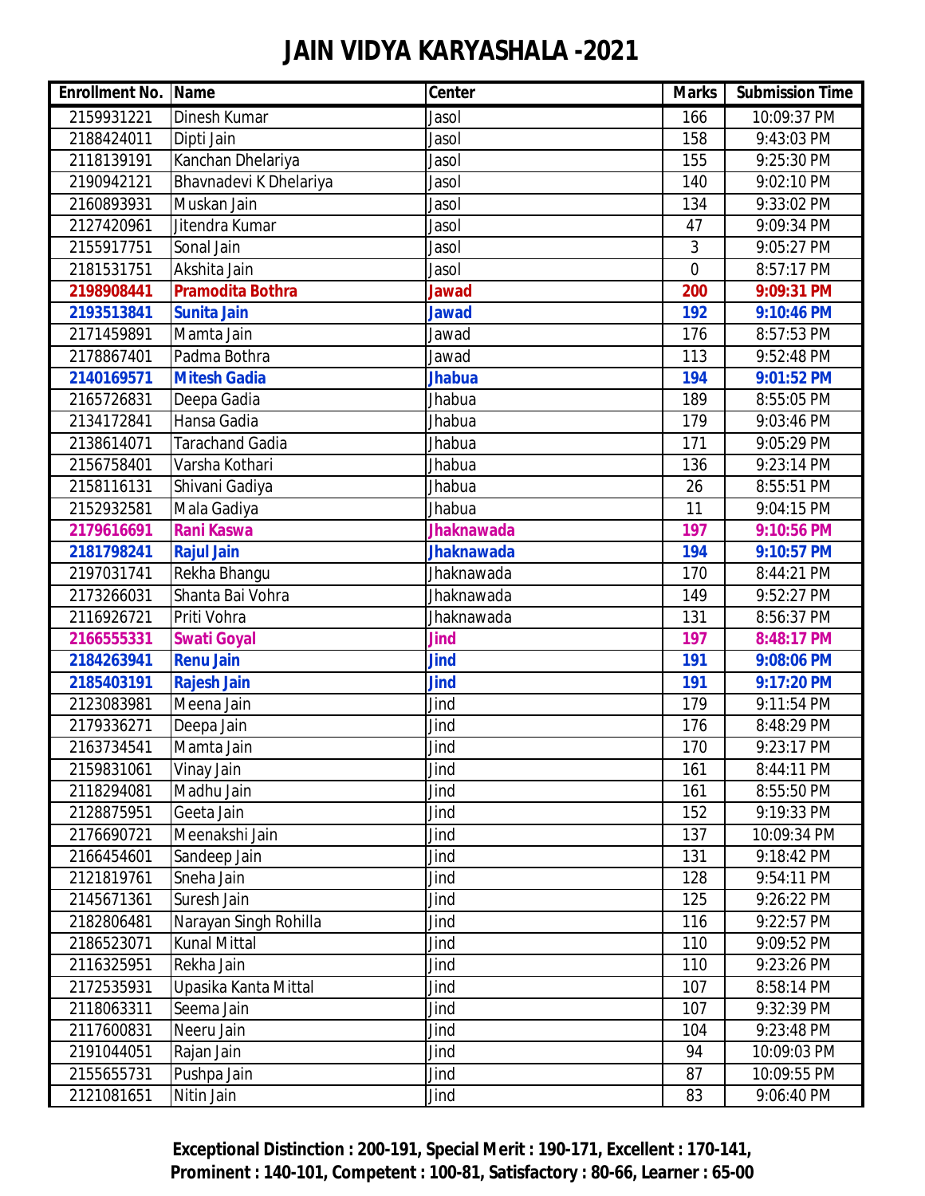# JAIN VIDYA KARYASHALA -2021

| Enrollment No. | Name | Center | Marks | Submission Time |
|---|---|---|---|---|
| 2159931221 | Dinesh Kumar | Jasol | 166 | 10:09:37 PM |
| 2188424011 | Dipti Jain | Jasol | 158 | 9:43:03 PM |
| 2118139191 | Kanchan Dhelariya | Jasol | 155 | 9:25:30 PM |
| 2190942121 | Bhavnadevi K Dhelariya | Jasol | 140 | 9:02:10 PM |
| 2160893931 | Muskan Jain | Jasol | 134 | 9:33:02 PM |
| 2127420961 | Jitendra Kumar | Jasol | 47 | 9:09:34 PM |
| 2155917751 | Sonal Jain | Jasol | 3 | 9:05:27 PM |
| 2181531751 | Akshita Jain | Jasol | 0 | 8:57:17 PM |
| **2198908441** | **Pramodita Bothra** | **Jawad** | **200** | **9:09:31 PM** |
| **2193513841** | **Sunita Jain** | **Jawad** | **192** | **9:10:46 PM** |
| 2171459891 | Mamta Jain | Jawad | 176 | 8:57:53 PM |
| 2178867401 | Padma Bothra | Jawad | 113 | 9:52:48 PM |
| **2140169571** | **Mitesh Gadia** | **Jhabua** | **194** | **9:01:52 PM** |
| 2165726831 | Deepa Gadia | Jhabua | 189 | 8:55:05 PM |
| 2134172841 | Hansa Gadia | Jhabua | 179 | 9:03:46 PM |
| 2138614071 | Tarachand Gadia | Jhabua | 171 | 9:05:29 PM |
| 2156758401 | Varsha Kothari | Jhabua | 136 | 9:23:14 PM |
| 2158116131 | Shivani Gadiya | Jhabua | 26 | 8:55:51 PM |
| 2152932581 | Mala Gadiya | Jhabua | 11 | 9:04:15 PM |
| **2179616691** | **Rani Kaswa** | **Jhaknawada** | **197** | **9:10:56 PM** |
| **2181798241** | **Rajul Jain** | **Jhaknawada** | **194** | **9:10:57 PM** |
| 2197031741 | Rekha Bhangu | Jhaknawada | 170 | 8:44:21 PM |
| 2173266031 | Shanta Bai Vohra | Jhaknawada | 149 | 9:52:27 PM |
| 2116926721 | Priti Vohra | Jhaknawada | 131 | 8:56:37 PM |
| **2166555331** | **Swati Goyal** | **Jind** | **197** | **8:48:17 PM** |
| **2184263941** | **Renu Jain** | **Jind** | **191** | **9:08:06 PM** |
| **2185403191** | **Rajesh Jain** | **Jind** | **191** | **9:17:20 PM** |
| 2123083981 | Meena Jain | Jind | 179 | 9:11:54 PM |
| 2179336271 | Deepa Jain | Jind | 176 | 8:48:29 PM |
| 2163734541 | Mamta Jain | Jind | 170 | 9:23:17 PM |
| 2159831061 | Vinay Jain | Jind | 161 | 8:44:11 PM |
| 2118294081 | Madhu Jain | Jind | 161 | 8:55:50 PM |
| 2128875951 | Geeta Jain | Jind | 152 | 9:19:33 PM |
| 2176690721 | Meenakshi Jain | Jind | 137 | 10:09:34 PM |
| 2166454601 | Sandeep Jain | Jind | 131 | 9:18:42 PM |
| 2121819761 | Sneha Jain | Jind | 128 | 9:54:11 PM |
| 2145671361 | Suresh Jain | Jind | 125 | 9:26:22 PM |
| 2182806481 | Narayan Singh Rohilla | Jind | 116 | 9:22:57 PM |
| 2186523071 | Kunal Mittal | Jind | 110 | 9:09:52 PM |
| 2116325951 | Rekha Jain | Jind | 110 | 9:23:26 PM |
| 2172535931 | Upasika Kanta Mittal | Jind | 107 | 8:58:14 PM |
| 2118063311 | Seema Jain | Jind | 107 | 9:32:39 PM |
| 2117600831 | Neeru Jain | Jind | 104 | 9:23:48 PM |
| 2191044051 | Rajan Jain | Jind | 94 | 10:09:03 PM |
| 2155655731 | Pushpa Jain | Jind | 87 | 10:09:55 PM |
| 2121081651 | Nitin Jain | Jind | 83 | 9:06:40 PM |

**Exceptional Distinction : 200-191, Special Merit : 190-171, Excellent : 170-141, Prominent : 140-101, Competent : 100-81, Satisfactory : 80-66, Learner : 65-00**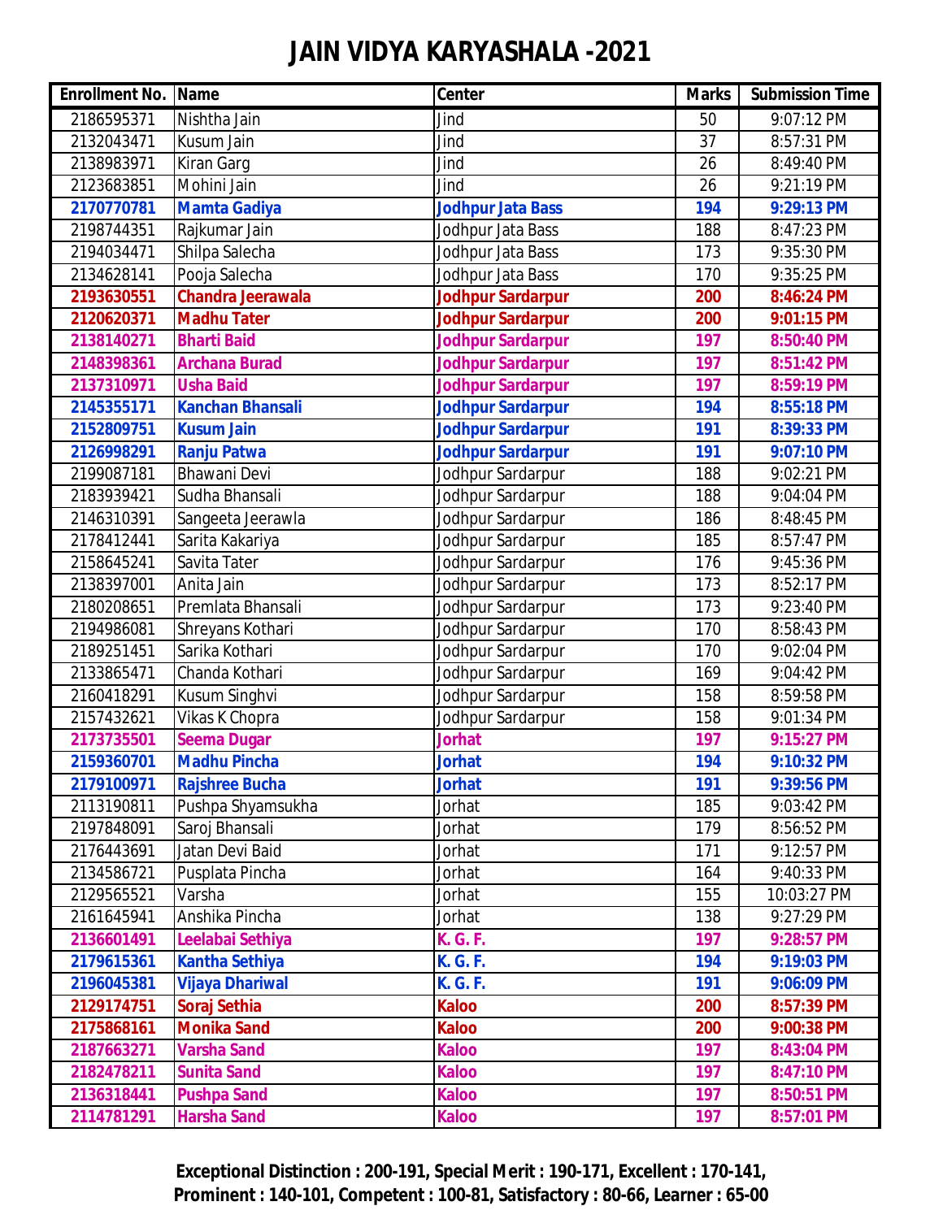# JAIN VIDYA KARYASHALA -2021

| Enrollment No. | Name | Center | Marks | Submission Time |
|---|---|---|---|---|
| 2186595371 | Nishtha Jain | Jind | 50 | 9:07:12 PM |
| 2132043471 | Kusum Jain | Jind | 37 | 8:57:31 PM |
| 2138983971 | Kiran Garg | Jind | 26 | 8:49:40 PM |
| 2123683851 | Mohini Jain | Jind | 26 | 9:21:19 PM |
| **2170770781** | **Mamta Gadiya** | **Jodhpur Jata Bass** | **194** | **9:29:13 PM** |
| 2198744351 | Rajkumar Jain | Jodhpur Jata Bass | 188 | 8:47:23 PM |
| 2194034471 | Shilpa Salecha | Jodhpur Jata Bass | 173 | 9:35:30 PM |
| 2134628141 | Pooja Salecha | Jodhpur Jata Bass | 170 | 9:35:25 PM |
| **2193630551** | **Chandra Jeerawala** | **Jodhpur Sardarpur** | **200** | **8:46:24 PM** |
| **2120620371** | **Madhu Tater** | **Jodhpur Sardarpur** | **200** | **9:01:15 PM** |
| **2138140271** | **Bharti Baid** | **Jodhpur Sardarpur** | **197** | **8:50:40 PM** |
| **2148398361** | **Archana Burad** | **Jodhpur Sardarpur** | **197** | **8:51:42 PM** |
| **2137310971** | **Usha Baid** | **Jodhpur Sardarpur** | **197** | **8:59:19 PM** |
| **2145355171** | **Kanchan Bhansali** | **Jodhpur Sardarpur** | **194** | **8:55:18 PM** |
| **2152809751** | **Kusum Jain** | **Jodhpur Sardarpur** | **191** | **8:39:33 PM** |
| **2126998291** | **Ranju Patwa** | **Jodhpur Sardarpur** | **191** | **9:07:10 PM** |
| 2199087181 | Bhawani Devi | Jodhpur Sardarpur | 188 | 9:02:21 PM |
| 2183939421 | Sudha Bhansali | Jodhpur Sardarpur | 188 | 9:04:04 PM |
| 2146310391 | Sangeeta Jeerawla | Jodhpur Sardarpur | 186 | 8:48:45 PM |
| 2178412441 | Sarita Kakariya | Jodhpur Sardarpur | 185 | 8:57:47 PM |
| 2158645241 | Savita Tater | Jodhpur Sardarpur | 176 | 9:45:36 PM |
| 2138397001 | Anita Jain | Jodhpur Sardarpur | 173 | 8:52:17 PM |
| 2180208651 | Premlata Bhansali | Jodhpur Sardarpur | 173 | 9:23:40 PM |
| 2194986081 | Shreyans Kothari | Jodhpur Sardarpur | 170 | 8:58:43 PM |
| 2189251451 | Sarika Kothari | Jodhpur Sardarpur | 170 | 9:02:04 PM |
| 2133865471 | Chanda Kothari | Jodhpur Sardarpur | 169 | 9:04:42 PM |
| 2160418291 | Kusum Singhvi | Jodhpur Sardarpur | 158 | 8:59:58 PM |
| 2157432621 | Vikas K Chopra | Jodhpur Sardarpur | 158 | 9:01:34 PM |
| **2173735501** | **Seema Dugar** | **Jorhat** | **197** | **9:15:27 PM** |
| **2159360701** | **Madhu Pincha** | **Jorhat** | **194** | **9:10:32 PM** |
| **2179100971** | **Rajshree Bucha** | **Jorhat** | **191** | **9:39:56 PM** |
| 2113190811 | Pushpa Shyamsukha | Jorhat | 185 | 9:03:42 PM |
| 2197848091 | Saroj Bhansali | Jorhat | 179 | 8:56:52 PM |
| 2176443691 | Jatan Devi Baid | Jorhat | 171 | 9:12:57 PM |
| 2134586721 | Pusplata Pincha | Jorhat | 164 | 9:40:33 PM |
| 2129565521 | Varsha | Jorhat | 155 | 10:03:27 PM |
| 2161645941 | Anshika Pincha | Jorhat | 138 | 9:27:29 PM |
| **2136601491** | **Leelabai Sethiya** | **K. G. F.** | **197** | **9:28:57 PM** |
| **2179615361** | **Kantha Sethiya** | **K. G. F.** | **194** | **9:19:03 PM** |
| **2196045381** | **Vijaya Dhariwal** | **K. G. F.** | **191** | **9:06:09 PM** |
| **2129174751** | **Soraj Sethia** | **Kaloo** | **200** | **8:57:39 PM** |
| **2175868161** | **Monika Sand** | **Kaloo** | **200** | **9:00:38 PM** |
| **2187663271** | **Varsha Sand** | **Kaloo** | **197** | **8:43:04 PM** |
| **2182478211** | **Sunita Sand** | **Kaloo** | **197** | **8:47:10 PM** |
| **2136318441** | **Pushpa Sand** | **Kaloo** | **197** | **8:50:51 PM** |
| **2114781291** | **Harsha Sand** | **Kaloo** | **197** | **8:57:01 PM** |

**Exceptional Distinction : 200-191, Special Merit : 190-171, Excellent : 170-141, Prominent : 140-101, Competent : 100-81, Satisfactory : 80-66, Learner : 65-00**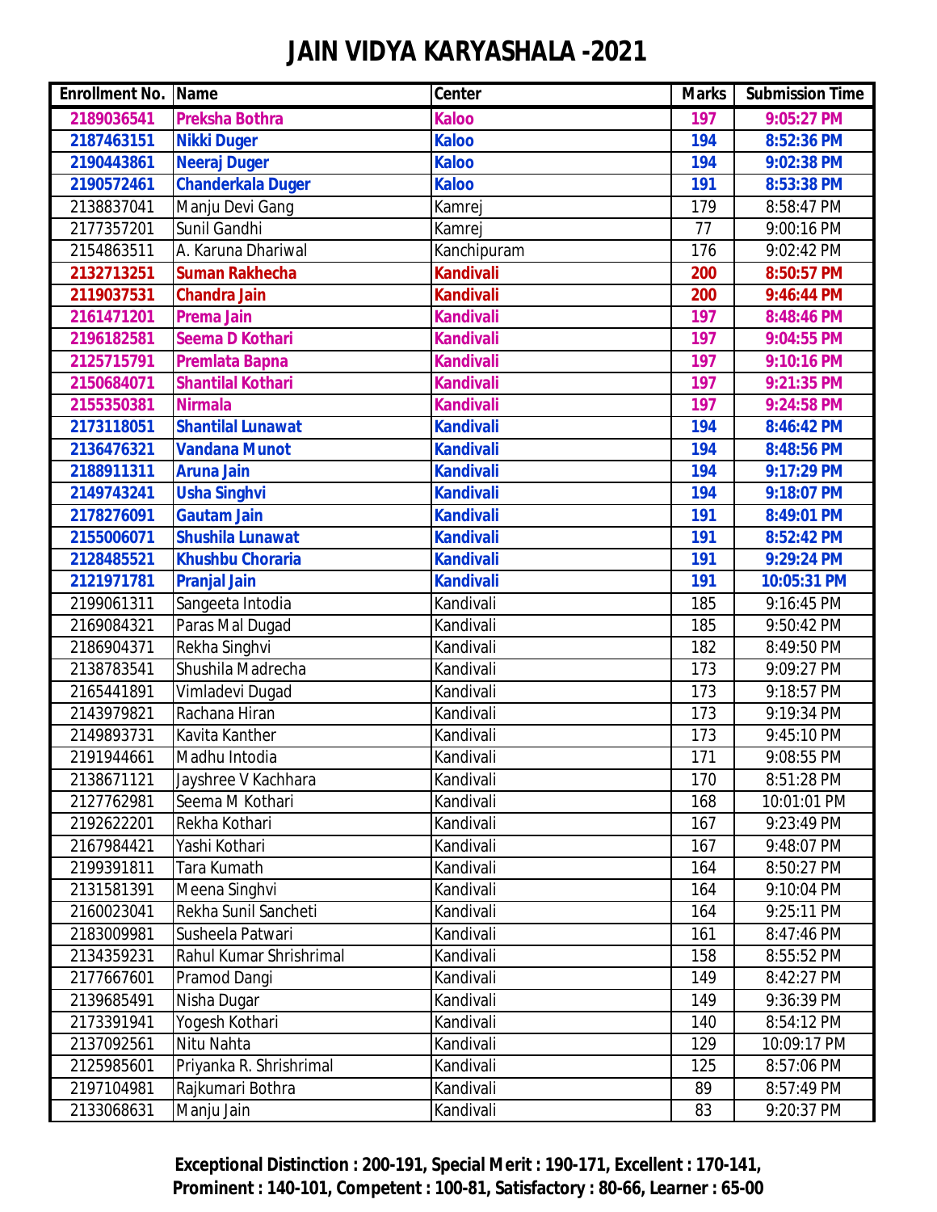# JAIN VIDYA KARYASHALA -2021

| Enrollment No. | Name | Center | Marks | Submission Time |
|---|---|---|---|---|
| **2189036541** | **Preksha Bothra** | **Kaloo** | **197** | **9:05:27 PM** |
| **2187463151** | **Nikki Duger** | **Kaloo** | **194** | **8:52:36 PM** |
| **2190443861** | **Neeraj Duger** | **Kaloo** | **194** | **9:02:38 PM** |
| **2190572461** | **Chanderkala Duger** | **Kaloo** | **191** | **8:53:38 PM** |
| 2138837041 | Manju Devi Gang | Kamrej | 179 | 8:58:47 PM |
| 2177357201 | Sunil Gandhi | Kamrej | 77 | 9:00:16 PM |
| 2154863511 | A. Karuna Dhariwal | Kanchipuram | 176 | 9:02:42 PM |
| **2132713251** | **Suman Rakhecha** | **Kandivali** | **200** | **8:50:57 PM** |
| **2119037531** | **Chandra Jain** | **Kandivali** | **200** | **9:46:44 PM** |
| **2161471201** | **Prema Jain** | **Kandivali** | **197** | **8:48:46 PM** |
| **2196182581** | **Seema D Kothari** | **Kandivali** | **197** | **9:04:55 PM** |
| **2125715791** | **Premlata Bapna** | **Kandivali** | **197** | **9:10:16 PM** |
| **2150684071** | **Shantilal Kothari** | **Kandivali** | **197** | **9:21:35 PM** |
| **2155350381** | **Nirmala** | **Kandivali** | **197** | **9:24:58 PM** |
| **2173118051** | **Shantilal Lunawat** | **Kandivali** | **194** | **8:46:42 PM** |
| **2136476321** | **Vandana Munot** | **Kandivali** | **194** | **8:48:56 PM** |
| **2188911311** | **Aruna Jain** | **Kandivali** | **194** | **9:17:29 PM** |
| **2149743241** | **Usha Singhvi** | **Kandivali** | **194** | **9:18:07 PM** |
| **2178276091** | **Gautam Jain** | **Kandivali** | **191** | **8:49:01 PM** |
| **2155006071** | **Shushila Lunawat** | **Kandivali** | **191** | **8:52:42 PM** |
| **2128485521** | **Khushbu Choraria** | **Kandivali** | **191** | **9:29:24 PM** |
| **2121971781** | **Pranjal Jain** | **Kandivali** | **191** | **10:05:31 PM** |
| 2199061311 | Sangeeta Intodia | Kandivali | 185 | 9:16:45 PM |
| 2169084321 | Paras Mal Dugad | Kandivali | 185 | 9:50:42 PM |
| 2186904371 | Rekha Singhvi | Kandivali | 182 | 8:49:50 PM |
| 2138783541 | Shushila Madrecha | Kandivali | 173 | 9:09:27 PM |
| 2165441891 | Vimladevi Dugad | Kandivali | 173 | 9:18:57 PM |
| 2143979821 | Rachana Hiran | Kandivali | 173 | 9:19:34 PM |
| 2149893731 | Kavita Kanther | Kandivali | 173 | 9:45:10 PM |
| 2191944661 | Madhu Intodia | Kandivali | 171 | 9:08:55 PM |
| 2138671121 | Jayshree V Kachhara | Kandivali | 170 | 8:51:28 PM |
| 2127762981 | Seema M Kothari | Kandivali | 168 | 10:01:01 PM |
| 2192622201 | Rekha Kothari | Kandivali | 167 | 9:23:49 PM |
| 2167984421 | Yashi Kothari | Kandivali | 167 | 9:48:07 PM |
| 2199391811 | Tara Kumath | Kandivali | 164 | 8:50:27 PM |
| 2131581391 | Meena Singhvi | Kandivali | 164 | 9:10:04 PM |
| 2160023041 | Rekha Sunil Sancheti | Kandivali | 164 | 9:25:11 PM |
| 2183009981 | Susheela Patwari | Kandivali | 161 | 8:47:46 PM |
| 2134359231 | Rahul Kumar Shrishrimal | Kandivali | 158 | 8:55:52 PM |
| 2177667601 | Pramod Dangi | Kandivali | 149 | 8:42:27 PM |
| 2139685491 | Nisha Dugar | Kandivali | 149 | 9:36:39 PM |
| 2173391941 | Yogesh Kothari | Kandivali | 140 | 8:54:12 PM |
| 2137092561 | Nitu Nahta | Kandivali | 129 | 10:09:17 PM |
| 2125985601 | Priyanka R. Shrishrimal | Kandivali | 125 | 8:57:06 PM |
| 2197104981 | Rajkumari Bothra | Kandivali | 89 | 8:57:49 PM |
| 2133068631 | Manju Jain | Kandivali | 83 | 9:20:37 PM |

**Exceptional Distinction : 200-191, Special Merit : 190-171, Excellent : 170-141, Prominent : 140-101, Competent : 100-81, Satisfactory : 80-66, Learner : 65-00**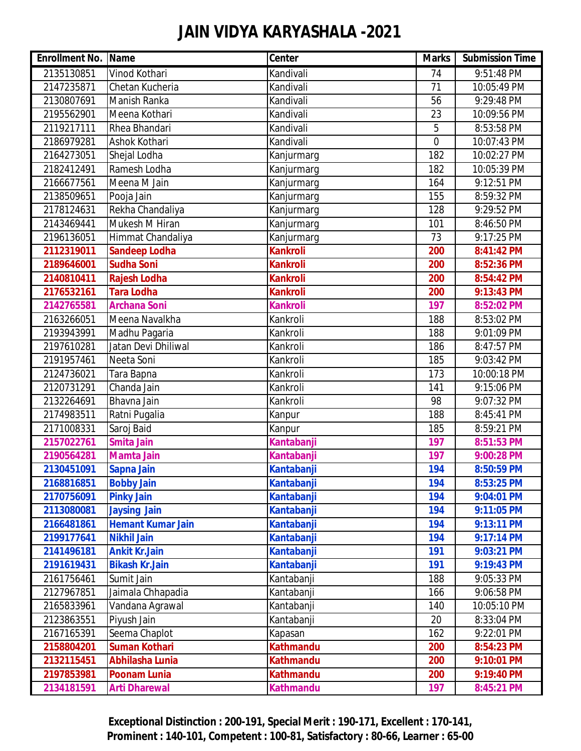# JAIN VIDYA KARYASHALA -2021

| Enrollment No. | Name | Center | Marks | Submission Time |
|---|---|---|---|---|
| 2135130851 | Vinod Kothari | Kandivali | 74 | 9:51:48 PM |
| 2147235871 | Chetan Kucheria | Kandivali | 71 | 10:05:49 PM |
| 2130807691 | Manish Ranka | Kandivali | 56 | 9:29:48 PM |
| 2195562901 | Meena Kothari | Kandivali | 23 | 10:09:56 PM |
| 2119217111 | Rhea Bhandari | Kandivali | 5 | 8:53:58 PM |
| 2186979281 | Ashok Kothari | Kandivali | 0 | 10:07:43 PM |
| 2164273051 | Shejal Lodha | Kanjurmarg | 182 | 10:02:27 PM |
| 2182412491 | Ramesh Lodha | Kanjurmarg | 182 | 10:05:39 PM |
| 2166677561 | Meena M Jain | Kanjurmarg | 164 | 9:12:51 PM |
| 2138509651 | Pooja Jain | Kanjurmarg | 155 | 8:59:32 PM |
| 2178124631 | Rekha Chandaliya | Kanjurmarg | 128 | 9:29:52 PM |
| 2143469441 | Mukesh M Hiran | Kanjurmarg | 101 | 8:46:50 PM |
| 2196136051 | Himmat Chandaliya | Kanjurmarg | 73 | 9:17:25 PM |
| **2112319011** | **Sandeep Lodha** | **Kankroli** | **200** | **8:41:42 PM** |
| **2189646001** | **Sudha Soni** | **Kankroli** | **200** | **8:52:36 PM** |
| **2140810411** | **Rajesh Lodha** | **Kankroli** | **200** | **8:54:42 PM** |
| **2176532161** | **Tara Lodha** | **Kankroli** | **200** | **9:13:43 PM** |
| **2142765581** | **Archana Soni** | **Kankroli** | **197** | **8:52:02 PM** |
| 2163266051 | Meena Navalkha | Kankroli | 188 | 8:53:02 PM |
| 2193943991 | Madhu Pagaria | Kankroli | 188 | 9:01:09 PM |
| 2197610281 | Jatan Devi Dhiliwal | Kankroli | 186 | 8:47:57 PM |
| 2191957461 | Neeta Soni | Kankroli | 185 | 9:03:42 PM |
| 2124736021 | Tara Bapna | Kankroli | 173 | 10:00:18 PM |
| 2120731291 | Chanda Jain | Kankroli | 141 | 9:15:06 PM |
| 2132264691 | Bhavna Jain | Kankroli | 98 | 9:07:32 PM |
| 2174983511 | Ratni Pugalia | Kanpur | 188 | 8:45:41 PM |
| 2171008331 | Saroj Baid | Kanpur | 185 | 8:59:21 PM |
| **2157022761** | **Smita Jain** | **Kantabanji** | **197** | **8:51:53 PM** |
| **2190564281** | **Mamta Jain** | **Kantabanji** | **197** | **9:00:28 PM** |
| **2130451091** | **Sapna Jain** | **Kantabanji** | **194** | **8:50:59 PM** |
| **2168816851** | **Bobby Jain** | **Kantabanji** | **194** | **8:53:25 PM** |
| **2170756091** | **Pinky Jain** | **Kantabanji** | **194** | **9:04:01 PM** |
| **2113080081** | **Jaysing Jain** | **Kantabanji** | **194** | **9:11:05 PM** |
| **2166481861** | **Hemant Kumar Jain** | **Kantabanji** | **194** | **9:13:11 PM** |
| **2199177641** | **Nikhil Jain** | **Kantabanji** | **194** | **9:17:14 PM** |
| **2141496181** | **Ankit Kr.Jain** | **Kantabanji** | **191** | **9:03:21 PM** |
| **2191619431** | **Bikash Kr.Jain** | **Kantabanji** | **191** | **9:19:43 PM** |
| 2161756461 | Sumit Jain | Kantabanji | 188 | 9:05:33 PM |
| 2127967851 | Jaimala Chhapadia | Kantabanji | 166 | 9:06:58 PM |
| 2165833961 | Vandana Agrawal | Kantabanji | 140 | 10:05:10 PM |
| 2123863551 | Piyush Jain | Kantabanji | 20 | 8:33:04 PM |
| 2167165391 | Seema Chaplot | Kapasan | 162 | 9:22:01 PM |
| **2158804201** | **Suman Kothari** | **Kathmandu** | **200** | **8:54:23 PM** |
| **2132115451** | **Abhilasha Lunia** | **Kathmandu** | **200** | **9:10:01 PM** |
| **2197853981** | **Poonam Lunia** | **Kathmandu** | **200** | **9:19:40 PM** |
| **2134181591** | **Arti Dharewal** | **Kathmandu** | **197** | **8:45:21 PM** |

**Exceptional Distinction : 200-191, Special Merit : 190-171, Excellent : 170-141, Prominent : 140-101, Competent : 100-81, Satisfactory : 80-66, Learner : 65-00**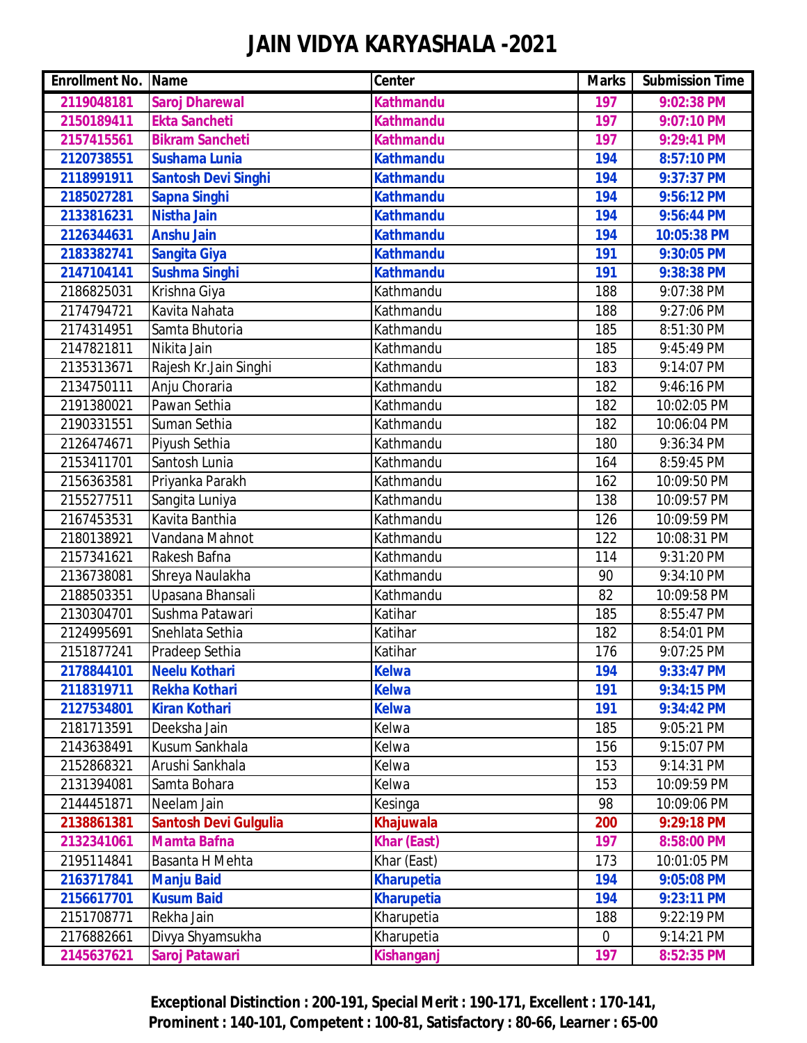# JAIN VIDYA KARYASHALA -2021

| Enrollment No. | Name | Center | Marks | Submission Time |
|---|---|---|---|---|
| **2119048181** | **Saroj Dharewal** | **Kathmandu** | **197** | **9:02:38 PM** |
| **2150189411** | **Ekta Sancheti** | **Kathmandu** | **197** | **9:07:10 PM** |
| **2157415561** | **Bikram Sancheti** | **Kathmandu** | **197** | **9:29:41 PM** |
| **2120738551** | **Sushama Lunia** | **Kathmandu** | **194** | **8:57:10 PM** |
| **2118991911** | **Santosh Devi Singhi** | **Kathmandu** | **194** | **9:37:37 PM** |
| **2185027281** | **Sapna Singhi** | **Kathmandu** | **194** | **9:56:12 PM** |
| **2133816231** | **Nistha Jain** | **Kathmandu** | **194** | **9:56:44 PM** |
| **2126344631** | **Anshu Jain** | **Kathmandu** | **194** | **10:05:38 PM** |
| **2183382741** | **Sangita Giya** | **Kathmandu** | **191** | **9:30:05 PM** |
| **2147104141** | **Sushma Singhi** | **Kathmandu** | **191** | **9:38:38 PM** |
| 2186825031 | Krishna Giya | Kathmandu | 188 | 9:07:38 PM |
| 2174794721 | Kavita Nahata | Kathmandu | 188 | 9:27:06 PM |
| 2174314951 | Samta Bhutoria | Kathmandu | 185 | 8:51:30 PM |
| 2147821811 | Nikita Jain | Kathmandu | 185 | 9:45:49 PM |
| 2135313671 | Rajesh Kr.Jain Singhi | Kathmandu | 183 | 9:14:07 PM |
| 2134750111 | Anju Choraria | Kathmandu | 182 | 9:46:16 PM |
| 2191380021 | Pawan Sethia | Kathmandu | 182 | 10:02:05 PM |
| 2190331551 | Suman Sethia | Kathmandu | 182 | 10:06:04 PM |
| 2126474671 | Piyush Sethia | Kathmandu | 180 | 9:36:34 PM |
| 2153411701 | Santosh Lunia | Kathmandu | 164 | 8:59:45 PM |
| 2156363581 | Priyanka Parakh | Kathmandu | 162 | 10:09:50 PM |
| 2155277511 | Sangita Luniya | Kathmandu | 138 | 10:09:57 PM |
| 2167453531 | Kavita Banthia | Kathmandu | 126 | 10:09:59 PM |
| 2180138921 | Vandana Mahnot | Kathmandu | 122 | 10:08:31 PM |
| 2157341621 | Rakesh Bafna | Kathmandu | 114 | 9:31:20 PM |
| 2136738081 | Shreya Naulakha | Kathmandu | 90 | 9:34:10 PM |
| 2188503351 | Upasana Bhansali | Kathmandu | 82 | 10:09:58 PM |
| 2130304701 | Sushma Patawari | Katihar | 185 | 8:55:47 PM |
| 2124995691 | Snehlata Sethia | Katihar | 182 | 8:54:01 PM |
| 2151877241 | Pradeep Sethia | Katihar | 176 | 9:07:25 PM |
| **2178844101** | **Neelu Kothari** | **Kelwa** | **194** | **9:33:47 PM** |
| **2118319711** | **Rekha Kothari** | **Kelwa** | **191** | **9:34:15 PM** |
| **2127534801** | **Kiran Kothari** | **Kelwa** | **191** | **9:34:42 PM** |
| 2181713591 | Deeksha Jain | Kelwa | 185 | 9:05:21 PM |
| 2143638491 | Kusum Sankhala | Kelwa | 156 | 9:15:07 PM |
| 2152868321 | Arushi Sankhala | Kelwa | 153 | 9:14:31 PM |
| 2131394081 | Samta Bohara | Kelwa | 153 | 10:09:59 PM |
| 2144451871 | Neelam Jain | Kesinga | 98 | 10:09:06 PM |
| **2138861381** | **Santosh Devi Gulgulia** | **Khajuwala** | **200** | **9:29:18 PM** |
| **2132341061** | **Mamta Bafna** | **Khar (East)** | **197** | **8:58:00 PM** |
| 2195114841 | Basanta H Mehta | Khar (East) | 173 | 10:01:05 PM |
| **2163717841** | **Manju Baid** | **Kharupetia** | **194** | **9:05:08 PM** |
| **2156617701** | **Kusum Baid** | **Kharupetia** | **194** | **9:23:11 PM** |
| 2151708771 | Rekha Jain | Kharupetia | 188 | 9:22:19 PM |
| 2176882661 | Divya Shyamsukha | Kharupetia | 0 | 9:14:21 PM |
| **2145637621** | **Saroj Patawari** | **Kishanganj** | **197** | **8:52:35 PM** |

**Exceptional Distinction : 200-191, Special Merit : 190-171, Excellent : 170-141, Prominent : 140-101, Competent : 100-81, Satisfactory : 80-66, Learner : 65-00**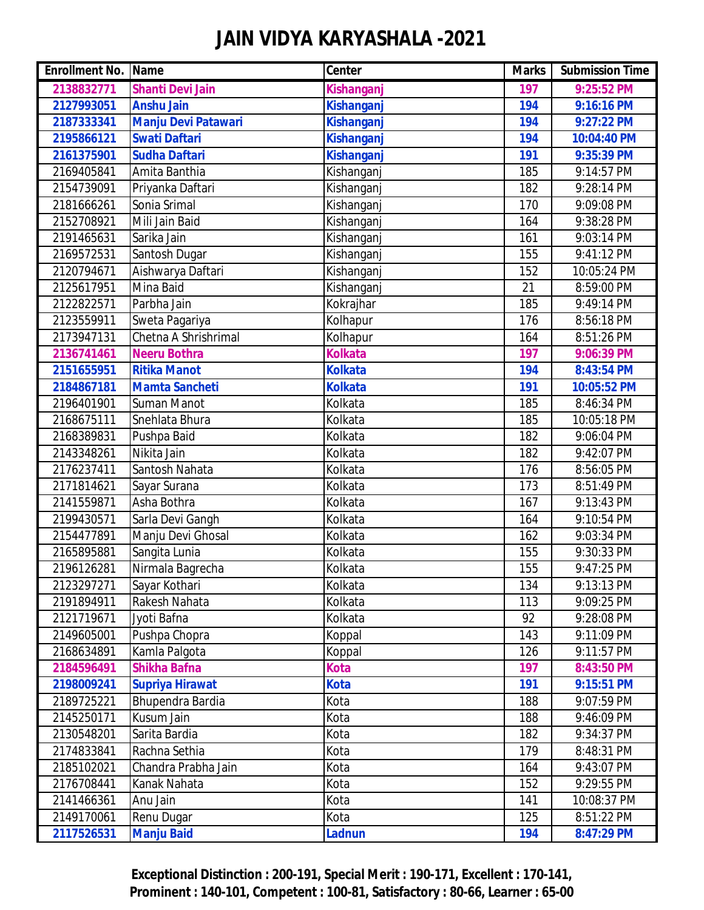# JAIN VIDYA KARYASHALA -2021

| Enrollment No. | Name | Center | Marks | Submission Time |
|---|---|---|---|---|
| **2138832771** | **Shanti Devi Jain** | **Kishanganj** | **197** | **9:25:52 PM** |
| **2127993051** | **Anshu Jain** | **Kishanganj** | **194** | **9:16:16 PM** |
| **2187333341** | **Manju Devi Patawari** | **Kishanganj** | **194** | **9:27:22 PM** |
| **2195866121** | **Swati Daftari** | **Kishanganj** | **194** | **10:04:40 PM** |
| **2161375901** | **Sudha Daftari** | **Kishanganj** | **191** | **9:35:39 PM** |
| 2169405841 | Amita Banthia | Kishanganj | 185 | 9:14:57 PM |
| 2154739091 | Priyanka Daftari | Kishanganj | 182 | 9:28:14 PM |
| 2181666261 | Sonia Srimal | Kishanganj | 170 | 9:09:08 PM |
| 2152708921 | Mili Jain Baid | Kishanganj | 164 | 9:38:28 PM |
| 2191465631 | Sarika Jain | Kishanganj | 161 | 9:03:14 PM |
| 2169572531 | Santosh Dugar | Kishanganj | 155 | 9:41:12 PM |
| 2120794671 | Aishwarya Daftari | Kishanganj | 152 | 10:05:24 PM |
| 2125617951 | Mina Baid | Kishanganj | 21 | 8:59:00 PM |
| 2122822571 | Parbha Jain | Kokrajhar | 185 | 9:49:14 PM |
| 2123559911 | Sweta Pagariya | Kolhapur | 176 | 8:56:18 PM |
| 2173947131 | Chetna A Shrishrimal | Kolhapur | 164 | 8:51:26 PM |
| **2136741461** | **Neeru Bothra** | **Kolkata** | **197** | **9:06:39 PM** |
| **2151655951** | **Ritika Manot** | **Kolkata** | **194** | **8:43:54 PM** |
| **2184867181** | **Mamta Sancheti** | **Kolkata** | **191** | **10:05:52 PM** |
| 2196401901 | Suman Manot | Kolkata | 185 | 8:46:34 PM |
| 2168675111 | Snehlata Bhura | Kolkata | 185 | 10:05:18 PM |
| 2168389831 | Pushpa Baid | Kolkata | 182 | 9:06:04 PM |
| 2143348261 | Nikita Jain | Kolkata | 182 | 9:42:07 PM |
| 2176237411 | Santosh Nahata | Kolkata | 176 | 8:56:05 PM |
| 2171814621 | Sayar Surana | Kolkata | 173 | 8:51:49 PM |
| 2141559871 | Asha Bothra | Kolkata | 167 | 9:13:43 PM |
| 2199430571 | Sarla Devi Gangh | Kolkata | 164 | 9:10:54 PM |
| 2154477891 | Manju Devi Ghosal | Kolkata | 162 | 9:03:34 PM |
| 2165895881 | Sangita Lunia | Kolkata | 155 | 9:30:33 PM |
| 2196126281 | Nirmala Bagrecha | Kolkata | 155 | 9:47:25 PM |
| 2123297271 | Sayar Kothari | Kolkata | 134 | 9:13:13 PM |
| 2191894911 | Rakesh Nahata | Kolkata | 113 | 9:09:25 PM |
| 2121719671 | Jyoti Bafna | Kolkata | 92 | 9:28:08 PM |
| 2149605001 | Pushpa Chopra | Koppal | 143 | 9:11:09 PM |
| 2168634891 | Kamla Palgota | Koppal | 126 | 9:11:57 PM |
| **2184596491** | **Shikha Bafna** | **Kota** | **197** | **8:43:50 PM** |
| **2198009241** | **Supriya Hirawat** | **Kota** | **191** | **9:15:51 PM** |
| 2189725221 | Bhupendra Bardia | Kota | 188 | 9:07:59 PM |
| 2145250171 | Kusum Jain | Kota | 188 | 9:46:09 PM |
| 2130548201 | Sarita Bardia | Kota | 182 | 9:34:37 PM |
| 2174833841 | Rachna Sethia | Kota | 179 | 8:48:31 PM |
| 2185102021 | Chandra Prabha Jain | Kota | 164 | 9:43:07 PM |
| 2176708441 | Kanak Nahata | Kota | 152 | 9:29:55 PM |
| 2141466361 | Anu Jain | Kota | 141 | 10:08:37 PM |
| 2149170061 | Renu Dugar | Kota | 125 | 8:51:22 PM |
| **2117526531** | **Manju Baid** | **Ladnun** | **194** | **8:47:29 PM** |

**Exceptional Distinction : 200-191, Special Merit : 190-171, Excellent : 170-141, Prominent : 140-101, Competent : 100-81, Satisfactory : 80-66, Learner : 65-00**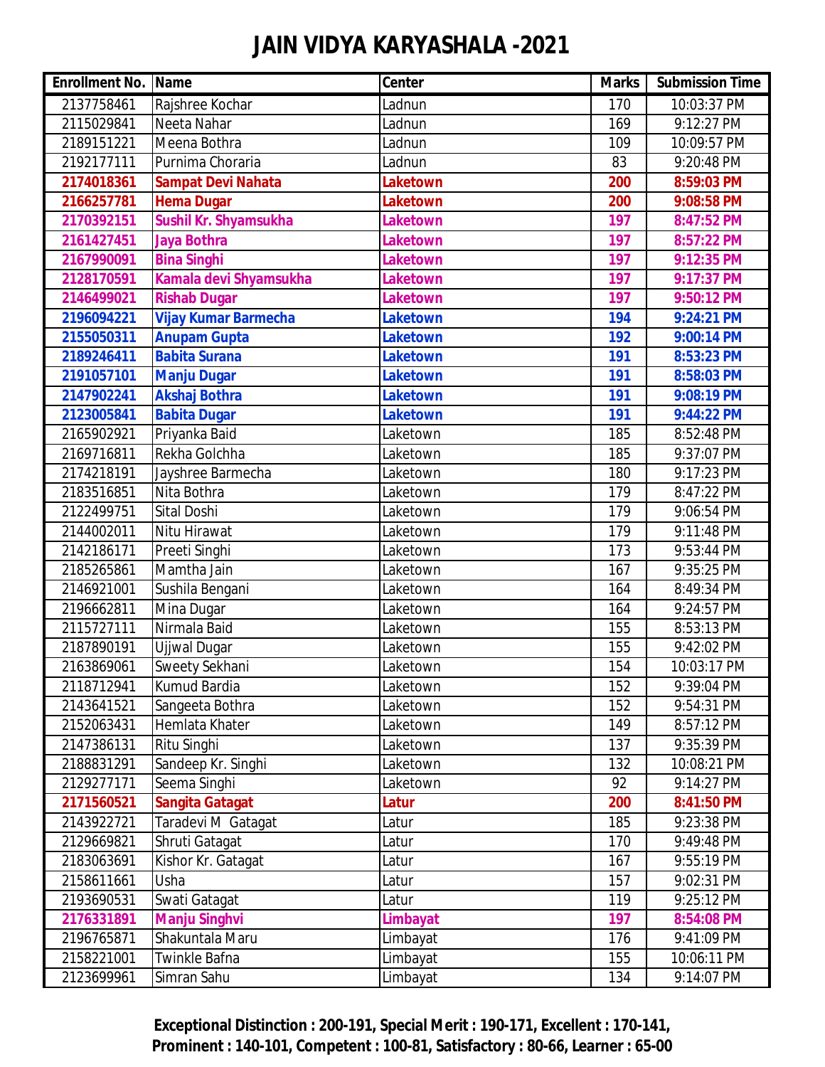# JAIN VIDYA KARYASHALA -2021

| Enrollment No. | Name | Center | Marks | Submission Time |
|---|---|---|---|---|
| 2137758461 | Rajshree Kochar | Ladnun | 170 | 10:03:37 PM |
| 2115029841 | Neeta Nahar | Ladnun | 169 | 9:12:27 PM |
| 2189151221 | Meena Bothra | Ladnun | 109 | 10:09:57 PM |
| 2192177111 | Purnima Choraria | Ladnun | 83 | 9:20:48 PM |
| **2174018361** | **Sampat Devi Nahata** | **Laketown** | **200** | **8:59:03 PM** |
| **2166257781** | **Hema Dugar** | **Laketown** | **200** | **9:08:58 PM** |
| **2170392151** | **Sushil Kr. Shyamsukha** | **Laketown** | **197** | **8:47:52 PM** |
| **2161427451** | **Jaya Bothra** | **Laketown** | **197** | **8:57:22 PM** |
| **2167990091** | **Bina Singhi** | **Laketown** | **197** | **9:12:35 PM** |
| **2128170591** | **Kamala devi Shyamsukha** | **Laketown** | **197** | **9:17:37 PM** |
| **2146499021** | **Rishab Dugar** | **Laketown** | **197** | **9:50:12 PM** |
| **2196094221** | **Vijay Kumar Barmecha** | **Laketown** | **194** | **9:24:21 PM** |
| **2155050311** | **Anupam Gupta** | **Laketown** | **192** | **9:00:14 PM** |
| **2189246411** | **Babita Surana** | **Laketown** | **191** | **8:53:23 PM** |
| **2191057101** | **Manju Dugar** | **Laketown** | **191** | **8:58:03 PM** |
| **2147902241** | **Akshaj Bothra** | **Laketown** | **191** | **9:08:19 PM** |
| **2123005841** | **Babita Dugar** | **Laketown** | **191** | **9:44:22 PM** |
| 2165902921 | Priyanka Baid | Laketown | 185 | 8:52:48 PM |
| 2169716811 | Rekha Golchha | Laketown | 185 | 9:37:07 PM |
| 2174218191 | Jayshree Barmecha | Laketown | 180 | 9:17:23 PM |
| 2183516851 | Nita Bothra | Laketown | 179 | 8:47:22 PM |
| 2122499751 | Sital Doshi | Laketown | 179 | 9:06:54 PM |
| 2144002011 | Nitu Hirawat | Laketown | 179 | 9:11:48 PM |
| 2142186171 | Preeti Singhi | Laketown | 173 | 9:53:44 PM |
| 2185265861 | Mamtha Jain | Laketown | 167 | 9:35:25 PM |
| 2146921001 | Sushila Bengani | Laketown | 164 | 8:49:34 PM |
| 2196662811 | Mina Dugar | Laketown | 164 | 9:24:57 PM |
| 2115727111 | Nirmala Baid | Laketown | 155 | 8:53:13 PM |
| 2187890191 | Ujjwal Dugar | Laketown | 155 | 9:42:02 PM |
| 2163869061 | Sweety Sekhani | Laketown | 154 | 10:03:17 PM |
| 2118712941 | Kumud Bardia | Laketown | 152 | 9:39:04 PM |
| 2143641521 | Sangeeta Bothra | Laketown | 152 | 9:54:31 PM |
| 2152063431 | Hemlata Khater | Laketown | 149 | 8:57:12 PM |
| 2147386131 | Ritu Singhi | Laketown | 137 | 9:35:39 PM |
| 2188831291 | Sandeep Kr. Singhi | Laketown | 132 | 10:08:21 PM |
| 2129277171 | Seema Singhi | Laketown | 92 | 9:14:27 PM |
| **2171560521** | **Sangita Gatagat** | **Latur** | **200** | **8:41:50 PM** |
| 2143922721 | Taradevi M Gatagat | Latur | 185 | 9:23:38 PM |
| 2129669821 | Shruti Gatagat | Latur | 170 | 9:49:48 PM |
| 2183063691 | Kishor Kr. Gatagat | Latur | 167 | 9:55:19 PM |
| 2158611661 | Usha | Latur | 157 | 9:02:31 PM |
| 2193690531 | Swati Gatagat | Latur | 119 | 9:25:12 PM |
| **2176331891** | **Manju Singhvi** | **Limbayat** | **197** | **8:54:08 PM** |
| 2196765871 | Shakuntala Maru | Limbayat | 176 | 9:41:09 PM |
| 2158221001 | Twinkle Bafna | Limbayat | 155 | 10:06:11 PM |
| 2123699961 | Simran Sahu | Limbayat | 134 | 9:14:07 PM |

**Exceptional Distinction : 200-191, Special Merit : 190-171, Excellent : 170-141, Prominent : 140-101, Competent : 100-81, Satisfactory : 80-66, Learner : 65-00**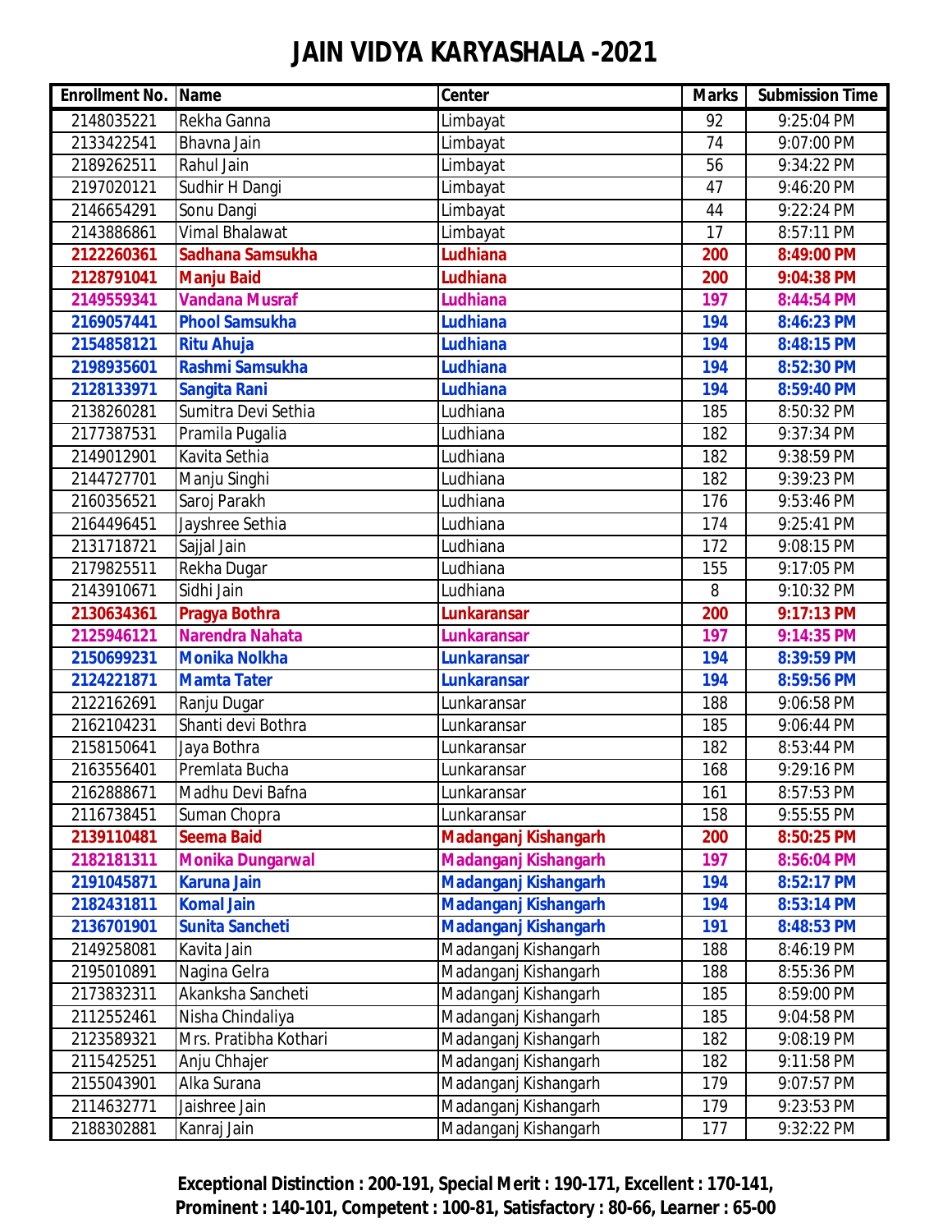# JAIN VIDYA KARYASHALA -2021

| Enrollment No. | Name | Center | Marks | Submission Time |
|---|---|---|---|---|
| 2148035221 | Rekha Ganna | Limbayat | 92 | 9:25:04 PM |
| 2133422541 | Bhavna Jain | Limbayat | 74 | 9:07:00 PM |
| 2189262511 | Rahul Jain | Limbayat | 56 | 9:34:22 PM |
| 2197020121 | Sudhir H Dangi | Limbayat | 47 | 9:46:20 PM |
| 2146654291 | Sonu Dangi | Limbayat | 44 | 9:22:24 PM |
| 2143886861 | Vimal Bhalawat | Limbayat | 17 | 8:57:11 PM |
| **2122260361** | **Sadhana Samsukha** | **Ludhiana** | **200** | **8:49:00 PM** |
| **2128791041** | **Manju Baid** | **Ludhiana** | **200** | **9:04:38 PM** |
| **2149559341** | **Vandana Musraf** | **Ludhiana** | **197** | **8:44:54 PM** |
| **2169057441** | **Phool Samsukha** | **Ludhiana** | **194** | **8:46:23 PM** |
| **2154858121** | **Ritu Ahuja** | **Ludhiana** | **194** | **8:48:15 PM** |
| **2198935601** | **Rashmi Samsukha** | **Ludhiana** | **194** | **8:52:30 PM** |
| **2128133971** | **Sangita Rani** | **Ludhiana** | **194** | **8:59:40 PM** |
| 2138260281 | Sumitra Devi Sethia | Ludhiana | 185 | 8:50:32 PM |
| 2177387531 | Pramila Pugalia | Ludhiana | 182 | 9:37:34 PM |
| 2149012901 | Kavita Sethia | Ludhiana | 182 | 9:38:59 PM |
| 2144727701 | Manju Singhi | Ludhiana | 182 | 9:39:23 PM |
| 2160356521 | Saroj Parakh | Ludhiana | 176 | 9:53:46 PM |
| 2164496451 | Jayshree Sethia | Ludhiana | 174 | 9:25:41 PM |
| 2131718721 | Sajjal Jain | Ludhiana | 172 | 9:08:15 PM |
| 2179825511 | Rekha Dugar | Ludhiana | 155 | 9:17:05 PM |
| 2143910671 | Sidhi Jain | Ludhiana | 8 | 9:10:32 PM |
| **2130634361** | **Pragya Bothra** | **Lunkaransar** | **200** | **9:17:13 PM** |
| **2125946121** | **Narendra Nahata** | **Lunkaransar** | **197** | **9:14:35 PM** |
| **2150699231** | **Monika Nolkha** | **Lunkaransar** | **194** | **8:39:59 PM** |
| **2124221871** | **Mamta Tater** | **Lunkaransar** | **194** | **8:59:56 PM** |
| 2122162691 | Ranju Dugar | Lunkaransar | 188 | 9:06:58 PM |
| 2162104231 | Shanti devi Bothra | Lunkaransar | 185 | 9:06:44 PM |
| 2158150641 | Jaya Bothra | Lunkaransar | 182 | 8:53:44 PM |
| 2163556401 | Premlata Bucha | Lunkaransar | 168 | 9:29:16 PM |
| 2162888671 | Madhu Devi Bafna | Lunkaransar | 161 | 8:57:53 PM |
| 2116738451 | Suman Chopra | Lunkaransar | 158 | 9:55:55 PM |
| **2139110481** | **Seema Baid** | **Madanganj Kishangarh** | **200** | **8:50:25 PM** |
| **2182181311** | **Monika Dungarwal** | **Madanganj Kishangarh** | **197** | **8:56:04 PM** |
| **2191045871** | **Karuna Jain** | **Madanganj Kishangarh** | **194** | **8:52:17 PM** |
| **2182431811** | **Komal Jain** | **Madanganj Kishangarh** | **194** | **8:53:14 PM** |
| **2136701901** | **Sunita Sancheti** | **Madanganj Kishangarh** | **191** | **8:48:53 PM** |
| 2149258081 | Kavita Jain | Madanganj Kishangarh | 188 | 8:46:19 PM |
| 2195010891 | Nagina Gelra | Madanganj Kishangarh | 188 | 8:55:36 PM |
| 2173832311 | Akanksha Sancheti | Madanganj Kishangarh | 185 | 8:59:00 PM |
| 2112552461 | Nisha Chindaliya | Madanganj Kishangarh | 185 | 9:04:58 PM |
| 2123589321 | Mrs. Pratibha Kothari | Madanganj Kishangarh | 182 | 9:08:19 PM |
| 2115425251 | Anju Chhajer | Madanganj Kishangarh | 182 | 9:11:58 PM |
| 2155043901 | Alka Surana | Madanganj Kishangarh | 179 | 9:07:57 PM |
| 2114632771 | Jaishree Jain | Madanganj Kishangarh | 179 | 9:23:53 PM |
| 2188302881 | Kanraj Jain | Madanganj Kishangarh | 177 | 9:32:22 PM |

**Exceptional Distinction : 200-191, Special Merit : 190-171, Excellent : 170-141, Prominent : 140-101, Competent : 100-81, Satisfactory : 80-66, Learner : 65-00**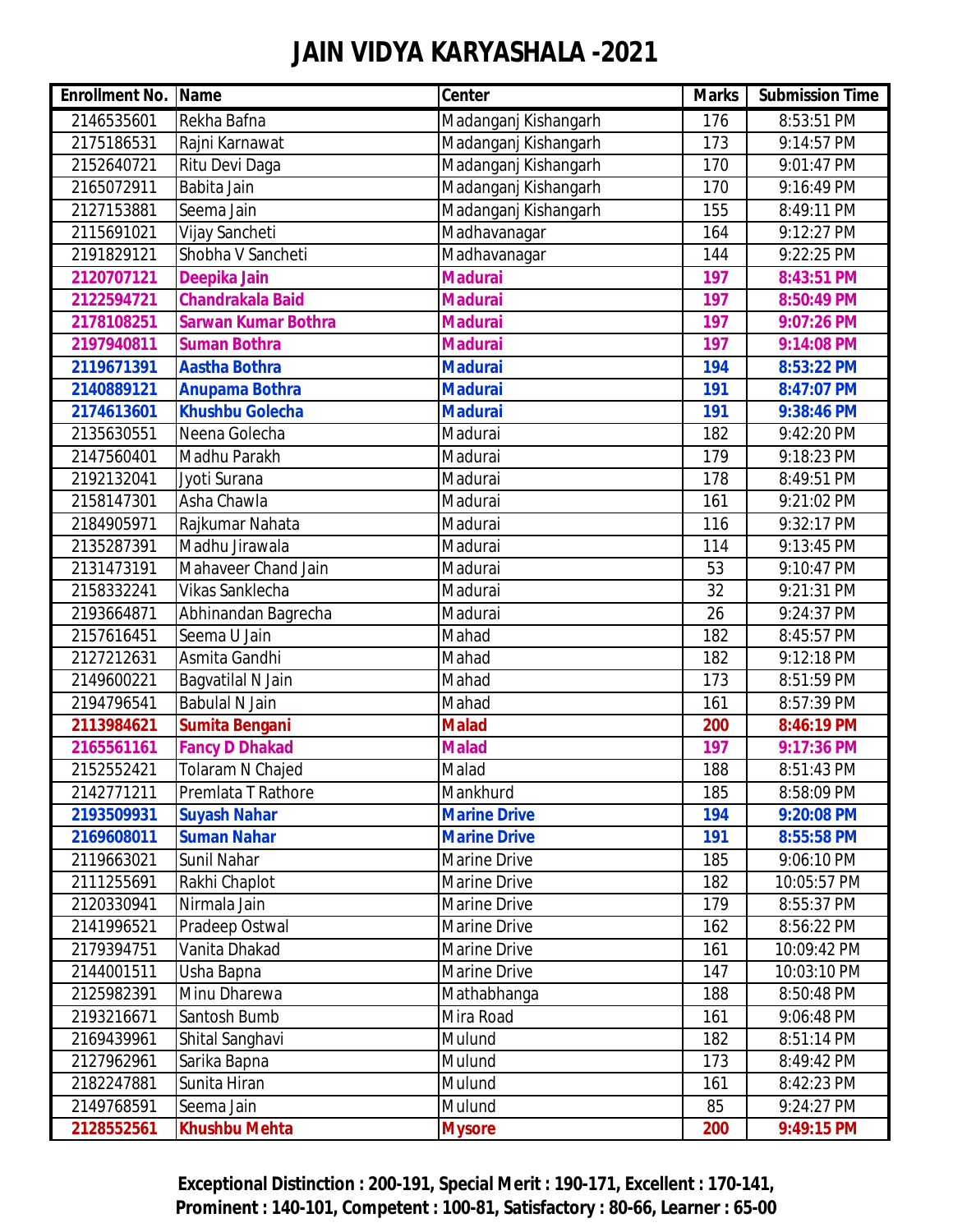# JAIN VIDYA KARYASHALA -2021

| Enrollment No. | Name | Center | Marks | Submission Time |
|---|---|---|---|---|
| 2146535601 | Rekha Bafna | Madanganj Kishangarh | 176 | 8:53:51 PM |
| 2175186531 | Rajni Karnawat | Madanganj Kishangarh | 173 | 9:14:57 PM |
| 2152640721 | Ritu Devi Daga | Madanganj Kishangarh | 170 | 9:01:47 PM |
| 2165072911 | Babita Jain | Madanganj Kishangarh | 170 | 9:16:49 PM |
| 2127153881 | Seema Jain | Madanganj Kishangarh | 155 | 8:49:11 PM |
| 2115691021 | Vijay Sancheti | Madhavanagar | 164 | 9:12:27 PM |
| 2191829121 | Shobha V Sancheti | Madhavanagar | 144 | 9:22:25 PM |
| **2120707121** | **Deepika Jain** | **Madurai** | **197** | **8:43:51 PM** |
| **2122594721** | **Chandrakala Baid** | **Madurai** | **197** | **8:50:49 PM** |
| **2178108251** | **Sarwan Kumar Bothra** | **Madurai** | **197** | **9:07:26 PM** |
| **2197940811** | **Suman Bothra** | **Madurai** | **197** | **9:14:08 PM** |
| **2119671391** | **Aastha Bothra** | **Madurai** | **194** | **8:53:22 PM** |
| **2140889121** | **Anupama Bothra** | **Madurai** | **191** | **8:47:07 PM** |
| **2174613601** | **Khushbu Golecha** | **Madurai** | **191** | **9:38:46 PM** |
| 2135630551 | Neena Golecha | Madurai | 182 | 9:42:20 PM |
| 2147560401 | Madhu Parakh | Madurai | 179 | 9:18:23 PM |
| 2192132041 | Jyoti Surana | Madurai | 178 | 8:49:51 PM |
| 2158147301 | Asha Chawla | Madurai | 161 | 9:21:02 PM |
| 2184905971 | Rajkumar Nahata | Madurai | 116 | 9:32:17 PM |
| 2135287391 | Madhu Jirawala | Madurai | 114 | 9:13:45 PM |
| 2131473191 | Mahaveer Chand Jain | Madurai | 53 | 9:10:47 PM |
| 2158332241 | Vikas Sanklecha | Madurai | 32 | 9:21:31 PM |
| 2193664871 | Abhinandan Bagrecha | Madurai | 26 | 9:24:37 PM |
| 2157616451 | Seema U Jain | Mahad | 182 | 8:45:57 PM |
| 2127212631 | Asmita Gandhi | Mahad | 182 | 9:12:18 PM |
| 2149600221 | Bagvatilal N Jain | Mahad | 173 | 8:51:59 PM |
| 2194796541 | Babulal N Jain | Mahad | 161 | 8:57:39 PM |
| **2113984621** | **Sumita Bengani** | **Malad** | **200** | **8:46:19 PM** |
| **2165561161** | **Fancy D Dhakad** | **Malad** | **197** | **9:17:36 PM** |
| 2152552421 | Tolaram N Chajed | Malad | 188 | 8:51:43 PM |
| 2142771211 | Premlata T Rathore | Mankhurd | 185 | 8:58:09 PM |
| **2193509931** | **Suyash Nahar** | **Marine Drive** | **194** | **9:20:08 PM** |
| **2169608011** | **Suman Nahar** | **Marine Drive** | **191** | **8:55:58 PM** |
| 2119663021 | Sunil Nahar | Marine Drive | 185 | 9:06:10 PM |
| 2111255691 | Rakhi Chaplot | Marine Drive | 182 | 10:05:57 PM |
| 2120330941 | Nirmala Jain | Marine Drive | 179 | 8:55:37 PM |
| 2141996521 | Pradeep Ostwal | Marine Drive | 162 | 8:56:22 PM |
| 2179394751 | Vanita Dhakad | Marine Drive | 161 | 10:09:42 PM |
| 2144001511 | Usha Bapna | Marine Drive | 147 | 10:03:10 PM |
| 2125982391 | Minu Dharewa | Mathabhanga | 188 | 8:50:48 PM |
| 2193216671 | Santosh Bumb | Mira Road | 161 | 9:06:48 PM |
| 2169439961 | Shital Sanghavi | Mulund | 182 | 8:51:14 PM |
| 2127962961 | Sarika Bapna | Mulund | 173 | 8:49:42 PM |
| 2182247881 | Sunita Hiran | Mulund | 161 | 8:42:23 PM |
| 2149768591 | Seema Jain | Mulund | 85 | 9:24:27 PM |
| **2128552561** | **Khushbu Mehta** | **Mysore** | **200** | **9:49:15 PM** |

**Exceptional Distinction : 200-191, Special Merit : 190-171, Excellent : 170-141, Prominent : 140-101, Competent : 100-81, Satisfactory : 80-66, Learner : 65-00**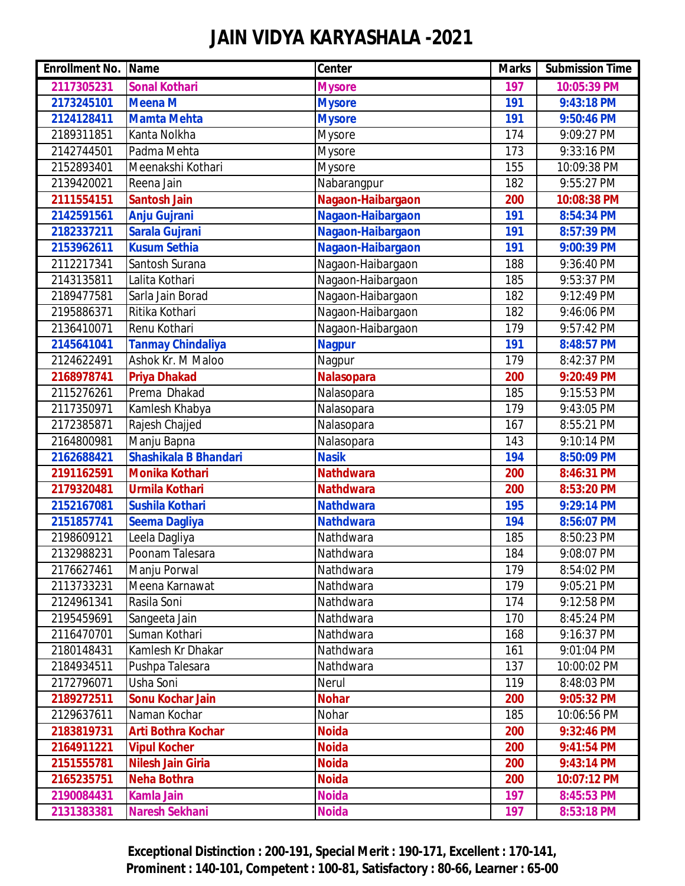# JAIN VIDYA KARYASHALA -2021

| Enrollment No. | Name | Center | Marks | Submission Time |
|---|---|---|---|---|
| 2117305231 | Sonal Kothari | Mysore | 197 | 10:05:39 PM |
| 2173245101 | Meena M | Mysore | 191 | 9:43:18 PM |
| 2124128411 | Mamta Mehta | Mysore | 191 | 9:50:46 PM |
| 2189311851 | Kanta Nolkha | Mysore | 174 | 9:09:27 PM |
| 2142744501 | Padma Mehta | Mysore | 173 | 9:33:16 PM |
| 2152893401 | Meenakshi Kothari | Mysore | 155 | 10:09:38 PM |
| 2139420021 | Reena Jain | Nabarangpur | 182 | 9:55:27 PM |
| 2111554151 | Santosh Jain | Nagaon-Haibargaon | 200 | 10:08:38 PM |
| 2142591561 | Anju Gujrani | Nagaon-Haibargaon | 191 | 8:54:34 PM |
| 2182337211 | Sarala Gujrani | Nagaon-Haibargaon | 191 | 8:57:39 PM |
| 2153962611 | Kusum Sethia | Nagaon-Haibargaon | 191 | 9:00:39 PM |
| 2112217341 | Santosh Surana | Nagaon-Haibargaon | 188 | 9:36:40 PM |
| 2143135811 | Lalita Kothari | Nagaon-Haibargaon | 185 | 9:53:37 PM |
| 2189477581 | Sarla Jain Borad | Nagaon-Haibargaon | 182 | 9:12:49 PM |
| 2195886371 | Ritika Kothari | Nagaon-Haibargaon | 182 | 9:46:06 PM |
| 2136410071 | Renu Kothari | Nagaon-Haibargaon | 179 | 9:57:42 PM |
| 2145641041 | Tanmay Chindaliya | Nagpur | 191 | 8:48:57 PM |
| 2124622491 | Ashok Kr. M Maloo | Nagpur | 179 | 8:42:37 PM |
| 2168978741 | Priya Dhakad | Nalasopara | 200 | 9:20:49 PM |
| 2115276261 | Prema Dhakad | Nalasopara | 185 | 9:15:53 PM |
| 2117350971 | Kamlesh Khabya | Nalasopara | 179 | 9:43:05 PM |
| 2172385871 | Rajesh Chajjed | Nalasopara | 167 | 8:55:21 PM |
| 2164800981 | Manju Bapna | Nalasopara | 143 | 9:10:14 PM |
| 2162688421 | Shashikala B Bhandari | Nasik | 194 | 8:50:09 PM |
| 2191162591 | Monika Kothari | Nathdwara | 200 | 8:46:31 PM |
| 2179320481 | Urmila Kothari | Nathdwara | 200 | 8:53:20 PM |
| 2152167081 | Sushila Kothari | Nathdwara | 195 | 9:29:14 PM |
| 2151857741 | Seema Dagliya | Nathdwara | 194 | 8:56:07 PM |
| 2198609121 | Leela Dagliya | Nathdwara | 185 | 8:50:23 PM |
| 2132988231 | Poonam Talesara | Nathdwara | 184 | 9:08:07 PM |
| 2176627461 | Manju Porwal | Nathdwara | 179 | 8:54:02 PM |
| 2113733231 | Meena Karnawat | Nathdwara | 179 | 9:05:21 PM |
| 2124961341 | Rasila Soni | Nathdwara | 174 | 9:12:58 PM |
| 2195459691 | Sangeeta Jain | Nathdwara | 170 | 8:45:24 PM |
| 2116470701 | Suman Kothari | Nathdwara | 168 | 9:16:37 PM |
| 2180148431 | Kamlesh Kr Dhakar | Nathdwara | 161 | 9:01:04 PM |
| 2184934511 | Pushpa Talesara | Nathdwara | 137 | 10:00:02 PM |
| 2172796071 | Usha Soni | Nerul | 119 | 8:48:03 PM |
| 2189272511 | Sonu Kochar Jain | Nohar | 200 | 9:05:32 PM |
| 2129637611 | Naman Kochar | Nohar | 185 | 10:06:56 PM |
| 2183819731 | Arti Bothra Kochar | Noida | 200 | 9:32:46 PM |
| 2164911221 | Vipul Kocher | Noida | 200 | 9:41:54 PM |
| 2151555781 | Nilesh Jain Giria | Noida | 200 | 9:43:14 PM |
| 2165235751 | Neha Bothra | Noida | 200 | 10:07:12 PM |
| 2190084431 | Kamla Jain | Noida | 197 | 8:45:53 PM |
| 2131383381 | Naresh Sekhani | Noida | 197 | 8:53:18 PM |

**Exceptional Distinction : 200-191, Special Merit : 190-171, Excellent : 170-141, Prominent : 140-101, Competent : 100-81, Satisfactory : 80-66, Learner : 65-00**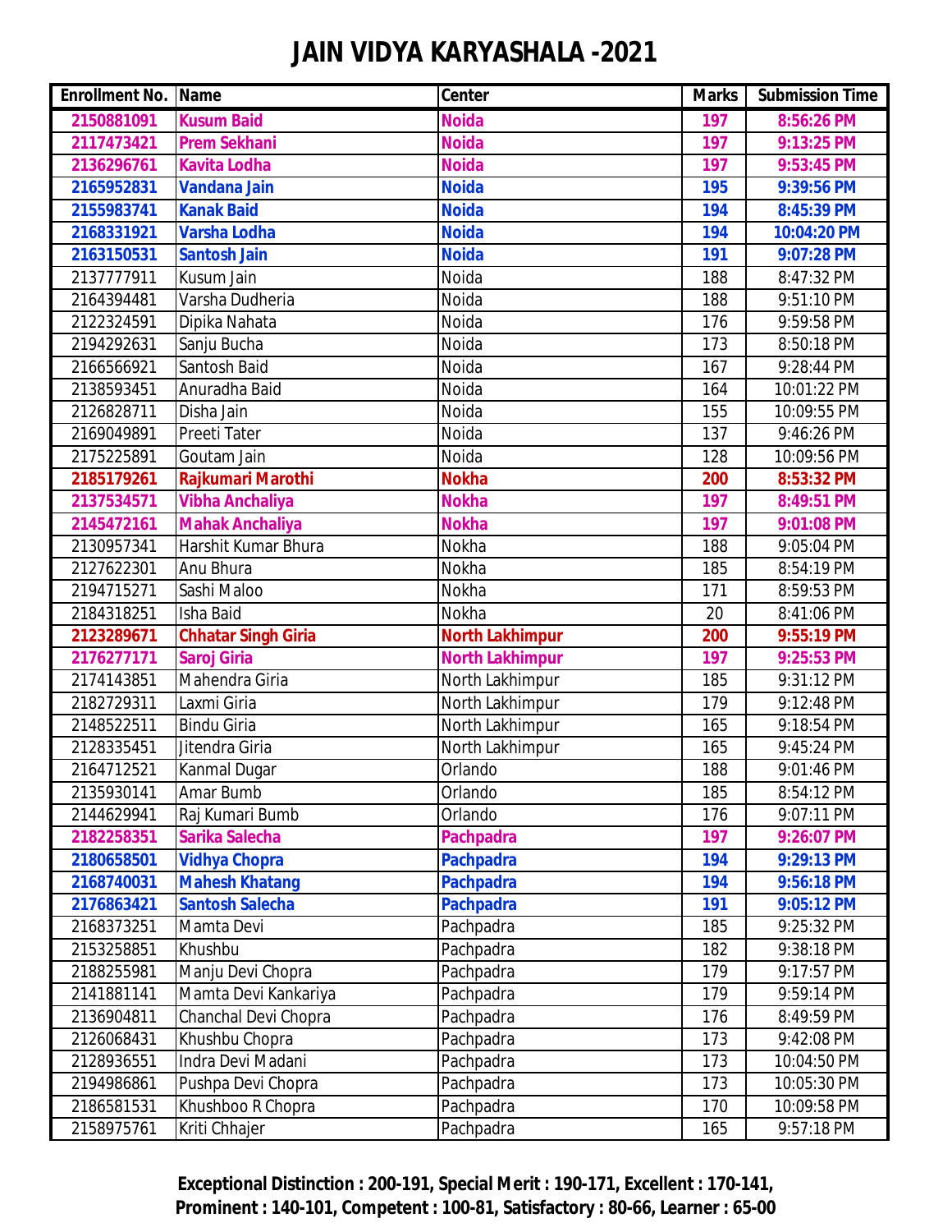# JAIN VIDYA KARYASHALA -2021

| Enrollment No. | Name | Center | Marks | Submission Time |
|---|---|---|---|---|
| **2150881091** | **Kusum Baid** | **Noida** | **197** | **8:56:26 PM** |
| **2117473421** | **Prem Sekhani** | **Noida** | **197** | **9:13:25 PM** |
| **2136296761** | **Kavita Lodha** | **Noida** | **197** | **9:53:45 PM** |
| **2165952831** | **Vandana Jain** | **Noida** | **195** | **9:39:56 PM** |
| **2155983741** | **Kanak Baid** | **Noida** | **194** | **8:45:39 PM** |
| **2168331921** | **Varsha Lodha** | **Noida** | **194** | **10:04:20 PM** |
| **2163150531** | **Santosh Jain** | **Noida** | **191** | **9:07:28 PM** |
| 2137777911 | Kusum Jain | Noida | 188 | 8:47:32 PM |
| 2164394481 | Varsha Dudheria | Noida | 188 | 9:51:10 PM |
| 2122324591 | Dipika Nahata | Noida | 176 | 9:59:58 PM |
| 2194292631 | Sanju Bucha | Noida | 173 | 8:50:18 PM |
| 2166566921 | Santosh Baid | Noida | 167 | 9:28:44 PM |
| 2138593451 | Anuradha Baid | Noida | 164 | 10:01:22 PM |
| 2126828711 | Disha Jain | Noida | 155 | 10:09:55 PM |
| 2169049891 | Preeti Tater | Noida | 137 | 9:46:26 PM |
| 2175225891 | Goutam Jain | Noida | 128 | 10:09:56 PM |
| **2185179261** | **Rajkumari Marothi** | **Nokha** | **200** | **8:53:32 PM** |
| **2137534571** | **Vibha Anchaliya** | **Nokha** | **197** | **8:49:51 PM** |
| **2145472161** | **Mahak Anchaliya** | **Nokha** | **197** | **9:01:08 PM** |
| 2130957341 | Harshit Kumar Bhura | Nokha | 188 | 9:05:04 PM |
| 2127622301 | Anu Bhura | Nokha | 185 | 8:54:19 PM |
| 2194715271 | Sashi Maloo | Nokha | 171 | 8:59:53 PM |
| 2184318251 | Isha Baid | Nokha | 20 | 8:41:06 PM |
| **2123289671** | **Chhatar Singh Giria** | **North Lakhimpur** | **200** | **9:55:19 PM** |
| **2176277171** | **Saroj Giria** | **North Lakhimpur** | **197** | **9:25:53 PM** |
| 2174143851 | Mahendra Giria | North Lakhimpur | 185 | 9:31:12 PM |
| 2182729311 | Laxmi Giria | North Lakhimpur | 179 | 9:12:48 PM |
| 2148522511 | Bindu Giria | North Lakhimpur | 165 | 9:18:54 PM |
| 2128335451 | Jitendra Giria | North Lakhimpur | 165 | 9:45:24 PM |
| 2164712521 | Kanmal Dugar | Orlando | 188 | 9:01:46 PM |
| 2135930141 | Amar Bumb | Orlando | 185 | 8:54:12 PM |
| 2144629941 | Raj Kumari Bumb | Orlando | 176 | 9:07:11 PM |
| **2182258351** | **Sarika Salecha** | **Pachpadra** | **197** | **9:26:07 PM** |
| **2180658501** | **Vidhya Chopra** | **Pachpadra** | **194** | **9:29:13 PM** |
| **2168740031** | **Mahesh Khatang** | **Pachpadra** | **194** | **9:56:18 PM** |
| **2176863421** | **Santosh Salecha** | **Pachpadra** | **191** | **9:05:12 PM** |
| 2168373251 | Mamta Devi | Pachpadra | 185 | 9:25:32 PM |
| 2153258851 | Khushbu | Pachpadra | 182 | 9:38:18 PM |
| 2188255981 | Manju Devi Chopra | Pachpadra | 179 | 9:17:57 PM |
| 2141881141 | Mamta Devi Kankariya | Pachpadra | 179 | 9:59:14 PM |
| 2136904811 | Chanchal Devi Chopra | Pachpadra | 176 | 8:49:59 PM |
| 2126068431 | Khushbu Chopra | Pachpadra | 173 | 9:42:08 PM |
| 2128936551 | Indra Devi Madani | Pachpadra | 173 | 10:04:50 PM |
| 2194986861 | Pushpa Devi Chopra | Pachpadra | 173 | 10:05:30 PM |
| 2186581531 | Khushboo R Chopra | Pachpadra | 170 | 10:09:58 PM |
| 2158975761 | Kriti Chhajer | Pachpadra | 165 | 9:57:18 PM |

**Exceptional Distinction : 200-191, Special Merit : 190-171, Excellent : 170-141, Prominent : 140-101, Competent : 100-81, Satisfactory : 80-66, Learner : 65-00**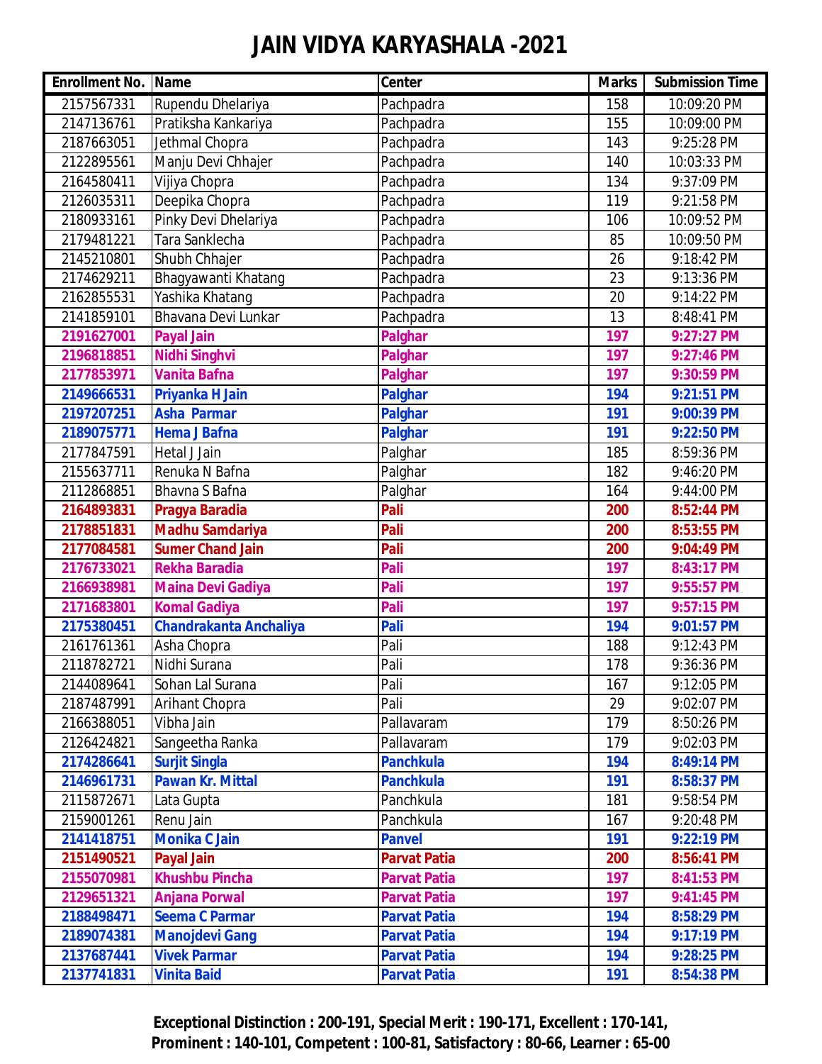# JAIN VIDYA KARYASHALA -2021

| Enrollment No. | Name | Center | Marks | Submission Time |
|---|---|---|---|---|
| 2157567331 | Rupendu Dhelariya | Pachpadra | 158 | 10:09:20 PM |
| 2147136761 | Pratiksha Kankariya | Pachpadra | 155 | 10:09:00 PM |
| 2187663051 | Jethmal Chopra | Pachpadra | 143 | 9:25:28 PM |
| 2122895561 | Manju Devi Chhajer | Pachpadra | 140 | 10:03:33 PM |
| 2164580411 | Vijiya Chopra | Pachpadra | 134 | 9:37:09 PM |
| 2126035311 | Deepika Chopra | Pachpadra | 119 | 9:21:58 PM |
| 2180933161 | Pinky Devi Dhelariya | Pachpadra | 106 | 10:09:52 PM |
| 2179481221 | Tara Sanklecha | Pachpadra | 85 | 10:09:50 PM |
| 2145210801 | Shubh Chhajer | Pachpadra | 26 | 9:18:42 PM |
| 2174629211 | Bhagyawanti Khatang | Pachpadra | 23 | 9:13:36 PM |
| 2162855531 | Yashika Khatang | Pachpadra | 20 | 9:14:22 PM |
| 2141859101 | Bhavana Devi Lunkar | Pachpadra | 13 | 8:48:41 PM |
| **2191627001** | **Payal Jain** | **Palghar** | **197** | **9:27:27 PM** |
| **2196818851** | **Nidhi Singhvi** | **Palghar** | **197** | **9:27:46 PM** |
| **2177853971** | **Vanita Bafna** | **Palghar** | **197** | **9:30:59 PM** |
| **2149666531** | **Priyanka H Jain** | **Palghar** | **194** | **9:21:51 PM** |
| **2197207251** | **Asha Parmar** | **Palghar** | **191** | **9:00:39 PM** |
| **2189075771** | **Hema J Bafna** | **Palghar** | **191** | **9:22:50 PM** |
| 2177847591 | Hetal J Jain | Palghar | 185 | 8:59:36 PM |
| 2155637711 | Renuka N Bafna | Palghar | 182 | 9:46:20 PM |
| 2112868851 | Bhavna S Bafna | Palghar | 164 | 9:44:00 PM |
| **2164893831** | **Pragya Baradia** | **Pali** | **200** | **8:52:44 PM** |
| **2178851831** | **Madhu Samdariya** | **Pali** | **200** | **8:53:55 PM** |
| **2177084581** | **Sumer Chand Jain** | **Pali** | **200** | **9:04:49 PM** |
| **2176733021** | **Rekha Baradia** | **Pali** | **197** | **8:43:17 PM** |
| **2166938981** | **Maina Devi Gadiya** | **Pali** | **197** | **9:55:57 PM** |
| **2171683801** | **Komal Gadiya** | **Pali** | **197** | **9:57:15 PM** |
| **2175380451** | **Chandrakanta Anchaliya** | **Pali** | **194** | **9:01:57 PM** |
| 2161761361 | Asha Chopra | Pali | 188 | 9:12:43 PM |
| 2118782721 | Nidhi Surana | Pali | 178 | 9:36:36 PM |
| 2144089641 | Sohan Lal Surana | Pali | 167 | 9:12:05 PM |
| 2187487991 | Arihant Chopra | Pali | 29 | 9:02:07 PM |
| 2166388051 | Vibha Jain | Pallavaram | 179 | 8:50:26 PM |
| 2126424821 | Sangeetha Ranka | Pallavaram | 179 | 9:02:03 PM |
| **2174286641** | **Surjit Singla** | **Panchkula** | **194** | **8:49:14 PM** |
| **2146961731** | **Pawan Kr. Mittal** | **Panchkula** | **191** | **8:58:37 PM** |
| 2115872671 | Lata Gupta | Panchkula | 181 | 9:58:54 PM |
| 2159001261 | Renu Jain | Panchkula | 167 | 9:20:48 PM |
| **2141418751** | **Monika C Jain** | **Panvel** | **191** | **9:22:19 PM** |
| **2151490521** | **Payal Jain** | **Parvat Patia** | **200** | **8:56:41 PM** |
| **2155070981** | **Khushbu Pincha** | **Parvat Patia** | **197** | **8:41:53 PM** |
| **2129651321** | **Anjana Porwal** | **Parvat Patia** | **197** | **9:41:45 PM** |
| **2188498471** | **Seema C Parmar** | **Parvat Patia** | **194** | **8:58:29 PM** |
| **2189074381** | **Manojdevi Gang** | **Parvat Patia** | **194** | **9:17:19 PM** |
| **2137687441** | **Vivek Parmar** | **Parvat Patia** | **194** | **9:28:25 PM** |
| **2137741831** | **Vinita Baid** | **Parvat Patia** | **191** | **8:54:38 PM** |

**Exceptional Distinction : 200-191, Special Merit : 190-171, Excellent : 170-141, Prominent : 140-101, Competent : 100-81, Satisfactory : 80-66, Learner : 65-00**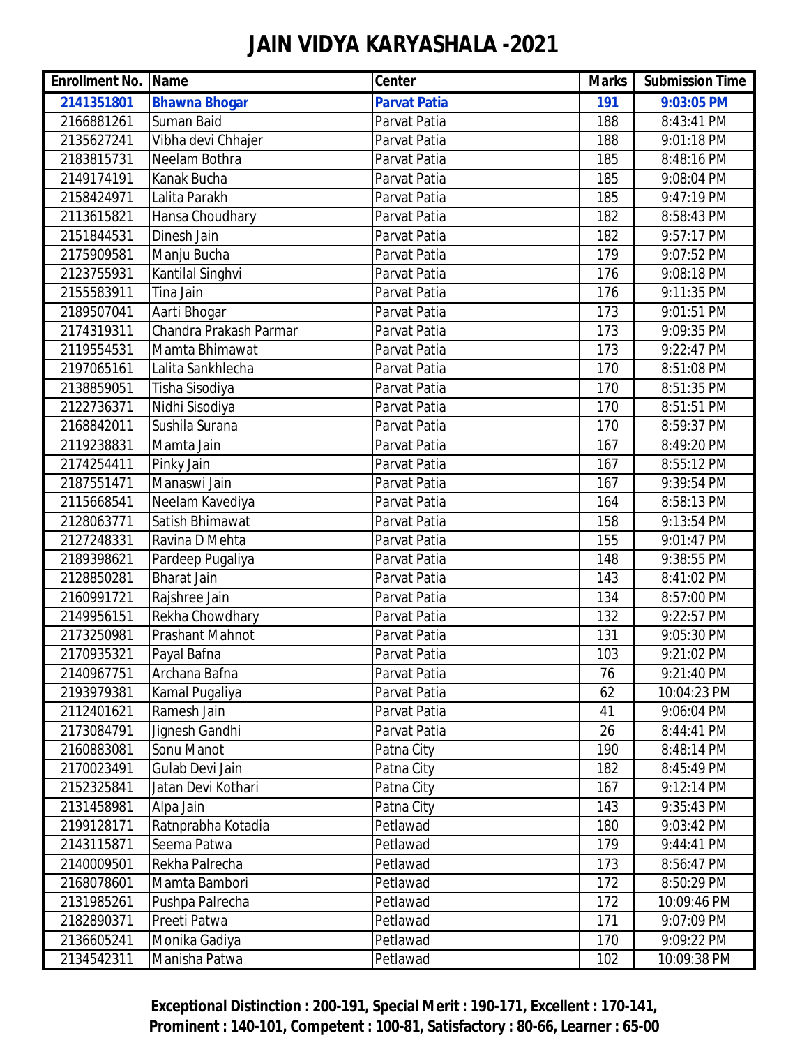# JAIN VIDYA KARYASHALA -2021

| Enrollment No. | Name | Center | Marks | Submission Time |
|---|---|---|---|---|
| **2141351801** | **Bhawna Bhogar** | **Parvat Patia** | **191** | **9:03:05 PM** |
| 2166881261 | Suman Baid | Parvat Patia | 188 | 8:43:41 PM |
| 2135627241 | Vibha devi Chhajer | Parvat Patia | 188 | 9:01:18 PM |
| 2183815731 | Neelam Bothra | Parvat Patia | 185 | 8:48:16 PM |
| 2149174191 | Kanak Bucha | Parvat Patia | 185 | 9:08:04 PM |
| 2158424971 | Lalita Parakh | Parvat Patia | 185 | 9:47:19 PM |
| 2113615821 | Hansa Choudhary | Parvat Patia | 182 | 8:58:43 PM |
| 2151844531 | Dinesh Jain | Parvat Patia | 182 | 9:57:17 PM |
| 2175909581 | Manju Bucha | Parvat Patia | 179 | 9:07:52 PM |
| 2123755931 | Kantilal Singhvi | Parvat Patia | 176 | 9:08:18 PM |
| 2155583911 | Tina Jain | Parvat Patia | 176 | 9:11:35 PM |
| 2189507041 | Aarti Bhogar | Parvat Patia | 173 | 9:01:51 PM |
| 2174319311 | Chandra Prakash Parmar | Parvat Patia | 173 | 9:09:35 PM |
| 2119554531 | Mamta Bhimawat | Parvat Patia | 173 | 9:22:47 PM |
| 2197065161 | Lalita Sankhlecha | Parvat Patia | 170 | 8:51:08 PM |
| 2138859051 | Tisha Sisodiya | Parvat Patia | 170 | 8:51:35 PM |
| 2122736371 | Nidhi Sisodiya | Parvat Patia | 170 | 8:51:51 PM |
| 2168842011 | Sushila Surana | Parvat Patia | 170 | 8:59:37 PM |
| 2119238831 | Mamta Jain | Parvat Patia | 167 | 8:49:20 PM |
| 2174254411 | Pinky Jain | Parvat Patia | 167 | 8:55:12 PM |
| 2187551471 | Manaswi Jain | Parvat Patia | 167 | 9:39:54 PM |
| 2115668541 | Neelam Kavediya | Parvat Patia | 164 | 8:58:13 PM |
| 2128063771 | Satish Bhimawat | Parvat Patia | 158 | 9:13:54 PM |
| 2127248331 | Ravina D Mehta | Parvat Patia | 155 | 9:01:47 PM |
| 2189398621 | Pardeep Pugaliya | Parvat Patia | 148 | 9:38:55 PM |
| 2128850281 | Bharat Jain | Parvat Patia | 143 | 8:41:02 PM |
| 2160991721 | Rajshree Jain | Parvat Patia | 134 | 8:57:00 PM |
| 2149956151 | Rekha Chowdhary | Parvat Patia | 132 | 9:22:57 PM |
| 2173250981 | Prashant Mahnot | Parvat Patia | 131 | 9:05:30 PM |
| 2170935321 | Payal Bafna | Parvat Patia | 103 | 9:21:02 PM |
| 2140967751 | Archana Bafna | Parvat Patia | 76 | 9:21:40 PM |
| 2193979381 | Kamal Pugaliya | Parvat Patia | 62 | 10:04:23 PM |
| 2112401621 | Ramesh Jain | Parvat Patia | 41 | 9:06:04 PM |
| 2173084791 | Jignesh Gandhi | Parvat Patia | 26 | 8:44:41 PM |
| 2160883081 | Sonu Manot | Patna City | 190 | 8:48:14 PM |
| 2170023491 | Gulab Devi Jain | Patna City | 182 | 8:45:49 PM |
| 2152325841 | Jatan Devi Kothari | Patna City | 167 | 9:12:14 PM |
| 2131458981 | Alpa Jain | Patna City | 143 | 9:35:43 PM |
| 2199128171 | Ratnprabha Kotadia | Petlawad | 180 | 9:03:42 PM |
| 2143115871 | Seema Patwa | Petlawad | 179 | 9:44:41 PM |
| 2140009501 | Rekha Palrecha | Petlawad | 173 | 8:56:47 PM |
| 2168078601 | Mamta Bambori | Petlawad | 172 | 8:50:29 PM |
| 2131985261 | Pushpa Palrecha | Petlawad | 172 | 10:09:46 PM |
| 2182890371 | Preeti Patwa | Petlawad | 171 | 9:07:09 PM |
| 2136605241 | Monika Gadiya | Petlawad | 170 | 9:09:22 PM |
| 2134542311 | Manisha Patwa | Petlawad | 102 | 10:09:38 PM |

**Exceptional Distinction : 200-191, Special Merit : 190-171, Excellent : 170-141, Prominent : 140-101, Competent : 100-81, Satisfactory : 80-66, Learner : 65-00**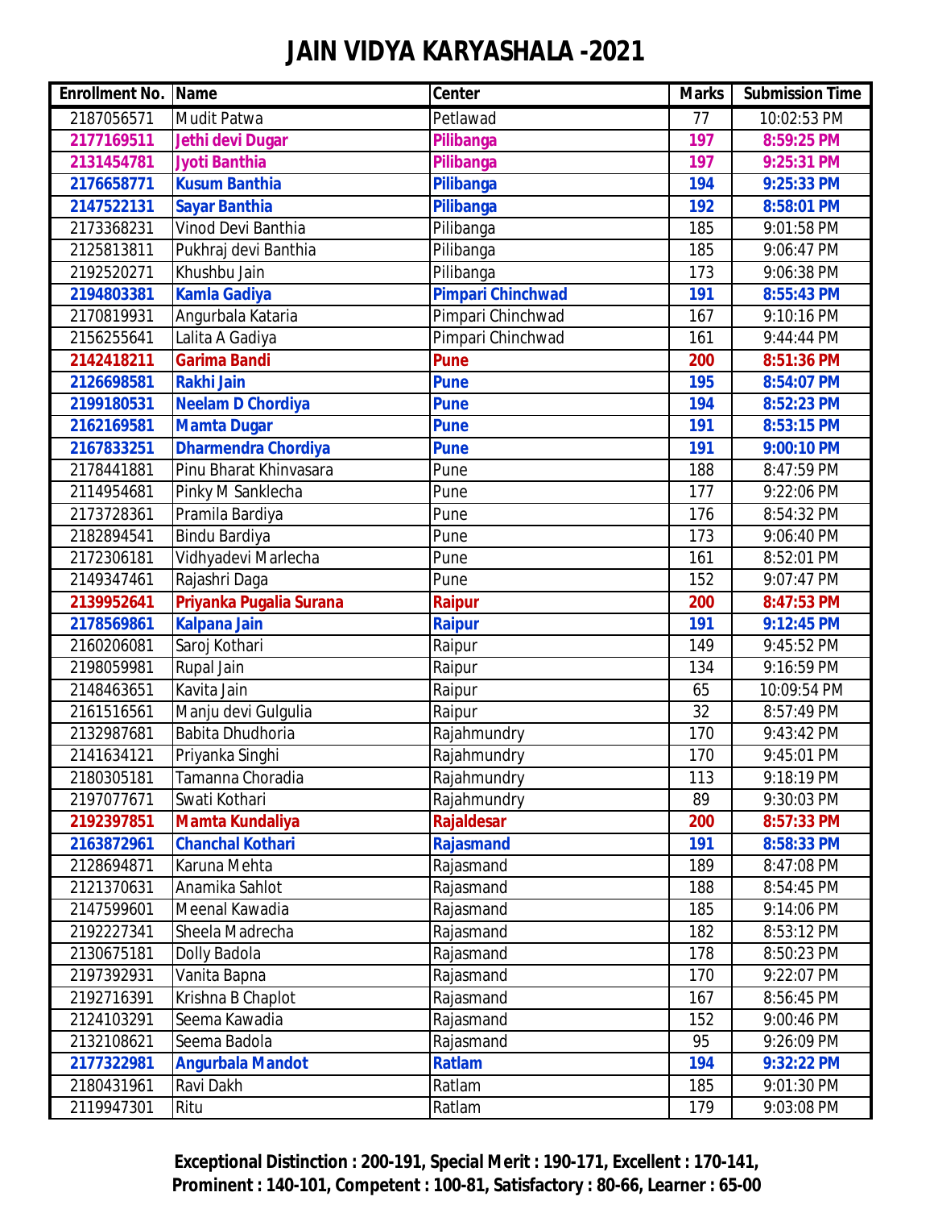# JAIN VIDYA KARYASHALA -2021

| Enrollment No. | Name | Center | Marks | Submission Time |
|---|---|---|---|---|
| 2187056571 | Mudit Patwa | Petlawad | 77 | 10:02:53 PM |
| **2177169511** | **Jethi devi Dugar** | **Pilibanga** | **197** | **8:59:25 PM** |
| **2131454781** | **Jyoti Banthia** | **Pilibanga** | **197** | **9:25:31 PM** |
| **2176658771** | **Kusum Banthia** | **Pilibanga** | **194** | **9:25:33 PM** |
| **2147522131** | **Sayar Banthia** | **Pilibanga** | **192** | **8:58:01 PM** |
| 2173368231 | Vinod Devi Banthia | Pilibanga | 185 | 9:01:58 PM |
| 2125813811 | Pukhraj devi Banthia | Pilibanga | 185 | 9:06:47 PM |
| 2192520271 | Khushbu Jain | Pilibanga | 173 | 9:06:38 PM |
| **2194803381** | **Kamla Gadiya** | **Pimpari Chinchwad** | **191** | **8:55:43 PM** |
| 2170819931 | Angurbala Kataria | Pimpari Chinchwad | 167 | 9:10:16 PM |
| 2156255641 | Lalita A Gadiya | Pimpari Chinchwad | 161 | 9:44:44 PM |
| **2142418211** | **Garima Bandi** | **Pune** | **200** | **8:51:36 PM** |
| **2126698581** | **Rakhi Jain** | **Pune** | **195** | **8:54:07 PM** |
| **2199180531** | **Neelam D Chordiya** | **Pune** | **194** | **8:52:23 PM** |
| **2162169581** | **Mamta Dugar** | **Pune** | **191** | **8:53:15 PM** |
| **2167833251** | **Dharmendra Chordiya** | **Pune** | **191** | **9:00:10 PM** |
| 2178441881 | Pinu Bharat Khinvasara | Pune | 188 | 8:47:59 PM |
| 2114954681 | Pinky M Sanklecha | Pune | 177 | 9:22:06 PM |
| 2173728361 | Pramila Bardiya | Pune | 176 | 8:54:32 PM |
| 2182894541 | Bindu Bardiya | Pune | 173 | 9:06:40 PM |
| 2172306181 | Vidhyadevi Marlecha | Pune | 161 | 8:52:01 PM |
| 2149347461 | Rajashri Daga | Pune | 152 | 9:07:47 PM |
| **2139952641** | **Priyanka Pugalia Surana** | **Raipur** | **200** | **8:47:53 PM** |
| **2178569861** | **Kalpana Jain** | **Raipur** | **191** | **9:12:45 PM** |
| 2160206081 | Saroj Kothari | Raipur | 149 | 9:45:52 PM |
| 2198059981 | Rupal Jain | Raipur | 134 | 9:16:59 PM |
| 2148463651 | Kavita Jain | Raipur | 65 | 10:09:54 PM |
| 2161516561 | Manju devi Gulgulia | Raipur | 32 | 8:57:49 PM |
| 2132987681 | Babita Dhudhoria | Rajahmundry | 170 | 9:43:42 PM |
| 2141634121 | Priyanka Singhi | Rajahmundry | 170 | 9:45:01 PM |
| 2180305181 | Tamanna Choradia | Rajahmundry | 113 | 9:18:19 PM |
| 2197077671 | Swati Kothari | Rajahmundry | 89 | 9:30:03 PM |
| **2192397851** | **Mamta Kundaliya** | **Rajaldesar** | **200** | **8:57:33 PM** |
| **2163872961** | **Chanchal Kothari** | **Rajasmand** | **191** | **8:58:33 PM** |
| 2128694871 | Karuna Mehta | Rajasmand | 189 | 8:47:08 PM |
| 2121370631 | Anamika Sahlot | Rajasmand | 188 | 8:54:45 PM |
| 2147599601 | Meenal Kawadia | Rajasmand | 185 | 9:14:06 PM |
| 2192227341 | Sheela Madrecha | Rajasmand | 182 | 8:53:12 PM |
| 2130675181 | Dolly Badola | Rajasmand | 178 | 8:50:23 PM |
| 2197392931 | Vanita Bapna | Rajasmand | 170 | 9:22:07 PM |
| 2192716391 | Krishna B Chaplot | Rajasmand | 167 | 8:56:45 PM |
| 2124103291 | Seema Kawadia | Rajasmand | 152 | 9:00:46 PM |
| 2132108621 | Seema Badola | Rajasmand | 95 | 9:26:09 PM |
| **2177322981** | **Angurbala Mandot** | **Ratlam** | **194** | **9:32:22 PM** |
| 2180431961 | Ravi Dakh | Ratlam | 185 | 9:01:30 PM |
| 2119947301 | Ritu | Ratlam | 179 | 9:03:08 PM |

**Exceptional Distinction : 200-191, Special Merit : 190-171, Excellent : 170-141, Prominent : 140-101, Competent : 100-81, Satisfactory : 80-66, Learner : 65-00**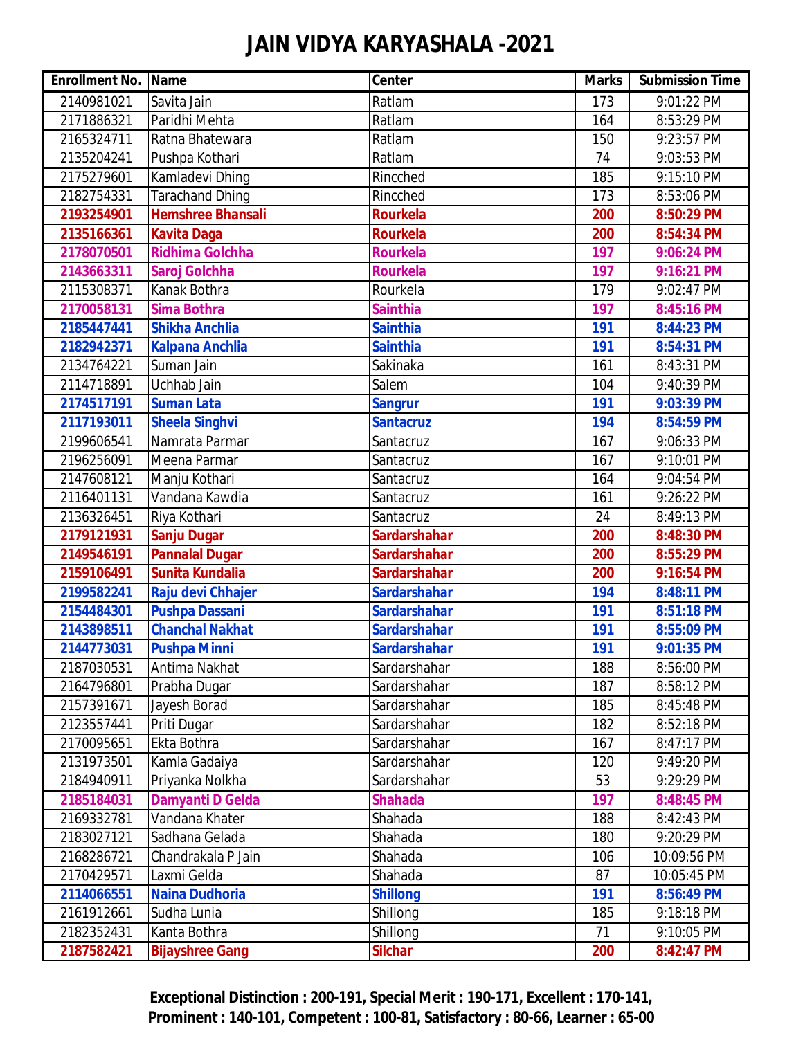# JAIN VIDYA KARYASHALA -2021

| Enrollment No. | Name | Center | Marks | Submission Time |
|---|---|---|---|---|
| 2140981021 | Savita Jain | Ratlam | 173 | 9:01:22 PM |
| 2171886321 | Paridhi Mehta | Ratlam | 164 | 8:53:29 PM |
| 2165324711 | Ratna Bhatewara | Ratlam | 150 | 9:23:57 PM |
| 2135204241 | Pushpa Kothari | Ratlam | 74 | 9:03:53 PM |
| 2175279601 | Kamladevi Dhing | Rincched | 185 | 9:15:10 PM |
| 2182754331 | Tarachand Dhing | Rincched | 173 | 8:53:06 PM |
| **2193254901** | **Hemshree Bhansali** | **Rourkela** | **200** | **8:50:29 PM** |
| **2135166361** | **Kavita Daga** | **Rourkela** | **200** | **8:54:34 PM** |
| **2178070501** | **Ridhima Golchha** | **Rourkela** | **197** | **9:06:24 PM** |
| **2143663311** | **Saroj Golchha** | **Rourkela** | **197** | **9:16:21 PM** |
| 2115308371 | Kanak Bothra | Rourkela | 179 | 9:02:47 PM |
| **2170058131** | **Sima Bothra** | **Sainthia** | **197** | **8:45:16 PM** |
| **2185447441** | **Shikha Anchlia** | **Sainthia** | **191** | **8:44:23 PM** |
| **2182942371** | **Kalpana Anchlia** | **Sainthia** | **191** | **8:54:31 PM** |
| 2134764221 | Suman Jain | Sakinaka | 161 | 8:43:31 PM |
| 2114718891 | Uchhab Jain | Salem | 104 | 9:40:39 PM |
| **2174517191** | **Suman Lata** | **Sangrur** | **191** | **9:03:39 PM** |
| **2117193011** | **Sheela Singhvi** | **Santacruz** | **194** | **8:54:59 PM** |
| 2199606541 | Namrata Parmar | Santacruz | 167 | 9:06:33 PM |
| 2196256091 | Meena Parmar | Santacruz | 167 | 9:10:01 PM |
| 2147608121 | Manju Kothari | Santacruz | 164 | 9:04:54 PM |
| 2116401131 | Vandana Kawdia | Santacruz | 161 | 9:26:22 PM |
| 2136326451 | Riya Kothari | Santacruz | 24 | 8:49:13 PM |
| **2179121931** | **Sanju Dugar** | **Sardarshahar** | **200** | **8:48:30 PM** |
| **2149546191** | **Pannalal Dugar** | **Sardarshahar** | **200** | **8:55:29 PM** |
| **2159106491** | **Sunita Kundalia** | **Sardarshahar** | **200** | **9:16:54 PM** |
| **2199582241** | **Raju devi Chhajer** | **Sardarshahar** | **194** | **8:48:11 PM** |
| **2154484301** | **Pushpa Dassani** | **Sardarshahar** | **191** | **8:51:18 PM** |
| **2143898511** | **Chanchal Nakhat** | **Sardarshahar** | **191** | **8:55:09 PM** |
| **2144773031** | **Pushpa Minni** | **Sardarshahar** | **191** | **9:01:35 PM** |
| 2187030531 | Antima Nakhat | Sardarshahar | 188 | 8:56:00 PM |
| 2164796801 | Prabha Dugar | Sardarshahar | 187 | 8:58:12 PM |
| 2157391671 | Jayesh Borad | Sardarshahar | 185 | 8:45:48 PM |
| 2123557441 | Priti Dugar | Sardarshahar | 182 | 8:52:18 PM |
| 2170095651 | Ekta Bothra | Sardarshahar | 167 | 8:47:17 PM |
| 2131973501 | Kamla Gadaiya | Sardarshahar | 120 | 9:49:20 PM |
| 2184940911 | Priyanka Nolkha | Sardarshahar | 53 | 9:29:29 PM |
| **2185184031** | **Damyanti D Gelda** | **Shahada** | **197** | **8:48:45 PM** |
| 2169332781 | Vandana Khater | Shahada | 188 | 8:42:43 PM |
| 2183027121 | Sadhana Gelada | Shahada | 180 | 9:20:29 PM |
| 2168286721 | Chandrakala P Jain | Shahada | 106 | 10:09:56 PM |
| 2170429571 | Laxmi Gelda | Shahada | 87 | 10:05:45 PM |
| **2114066551** | **Naina Dudhoria** | **Shillong** | **191** | **8:56:49 PM** |
| 2161912661 | Sudha Lunia | Shillong | 185 | 9:18:18 PM |
| 2182352431 | Kanta Bothra | Shillong | 71 | 9:10:05 PM |
| **2187582421** | **Bijayshree Gang** | **Silchar** | **200** | **8:42:47 PM** |

**Exceptional Distinction : 200-191, Special Merit : 190-171, Excellent : 170-141, Prominent : 140-101, Competent : 100-81, Satisfactory : 80-66, Learner : 65-00**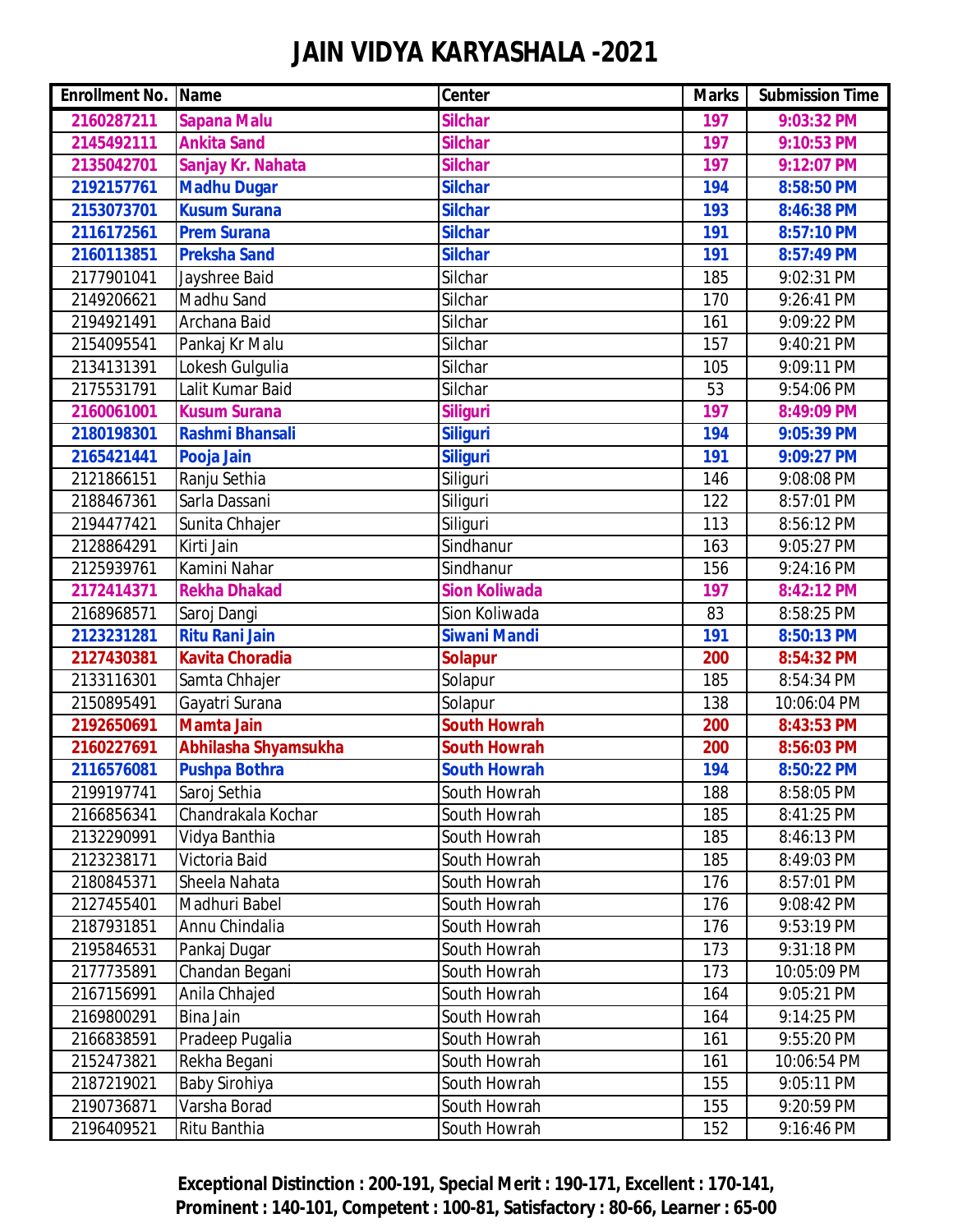# JAIN VIDYA KARYASHALA -2021

| Enrollment No. | Name | Center | Marks | Submission Time |
|---|---|---|---|---|
| **2160287211** | **Sapana Malu** | **Silchar** | **197** | **9:03:32 PM** |
| **2145492111** | **Ankita Sand** | **Silchar** | **197** | **9:10:53 PM** |
| **2135042701** | **Sanjay Kr. Nahata** | **Silchar** | **197** | **9:12:07 PM** |
| **2192157761** | **Madhu Dugar** | **Silchar** | **194** | **8:58:50 PM** |
| **2153073701** | **Kusum Surana** | **Silchar** | **193** | **8:46:38 PM** |
| **2116172561** | **Prem Surana** | **Silchar** | **191** | **8:57:10 PM** |
| **2160113851** | **Preksha Sand** | **Silchar** | **191** | **8:57:49 PM** |
| 2177901041 | Jayshree Baid | Silchar | 185 | 9:02:31 PM |
| 2149206621 | Madhu Sand | Silchar | 170 | 9:26:41 PM |
| 2194921491 | Archana Baid | Silchar | 161 | 9:09:22 PM |
| 2154095541 | Pankaj Kr Malu | Silchar | 157 | 9:40:21 PM |
| 2134131391 | Lokesh Gulgulia | Silchar | 105 | 9:09:11 PM |
| 2175531791 | Lalit Kumar Baid | Silchar | 53 | 9:54:06 PM |
| **2160061001** | **Kusum Surana** | **Siliguri** | **197** | **8:49:09 PM** |
| **2180198301** | **Rashmi Bhansali** | **Siliguri** | **194** | **9:05:39 PM** |
| **2165421441** | **Pooja Jain** | **Siliguri** | **191** | **9:09:27 PM** |
| 2121866151 | Ranju Sethia | Siliguri | 146 | 9:08:08 PM |
| 2188467361 | Sarla Dassani | Siliguri | 122 | 8:57:01 PM |
| 2194477421 | Sunita Chhajer | Siliguri | 113 | 8:56:12 PM |
| 2128864291 | Kirti Jain | Sindhanur | 163 | 9:05:27 PM |
| 2125939761 | Kamini Nahar | Sindhanur | 156 | 9:24:16 PM |
| **2172414371** | **Rekha Dhakad** | **Sion Koliwada** | **197** | **8:42:12 PM** |
| 2168968571 | Saroj Dangi | Sion Koliwada | 83 | 8:58:25 PM |
| **2123231281** | **Ritu Rani Jain** | **Siwani Mandi** | **191** | **8:50:13 PM** |
| **2127430381** | **Kavita Choradia** | **Solapur** | **200** | **8:54:32 PM** |
| 2133116301 | Samta Chhajer | Solapur | 185 | 8:54:34 PM |
| 2150895491 | Gayatri Surana | Solapur | 138 | 10:06:04 PM |
| **2192650691** | **Mamta Jain** | **South Howrah** | **200** | **8:43:53 PM** |
| **2160227691** | **Abhilasha Shyamsukha** | **South Howrah** | **200** | **8:56:03 PM** |
| **2116576081** | **Pushpa Bothra** | **South Howrah** | **194** | **8:50:22 PM** |
| 2199197741 | Saroj Sethia | South Howrah | 188 | 8:58:05 PM |
| 2166856341 | Chandrakala Kochar | South Howrah | 185 | 8:41:25 PM |
| 2132290991 | Vidya Banthia | South Howrah | 185 | 8:46:13 PM |
| 2123238171 | Victoria Baid | South Howrah | 185 | 8:49:03 PM |
| 2180845371 | Sheela Nahata | South Howrah | 176 | 8:57:01 PM |
| 2127455401 | Madhuri Babel | South Howrah | 176 | 9:08:42 PM |
| 2187931851 | Annu Chindalia | South Howrah | 176 | 9:53:19 PM |
| 2195846531 | Pankaj Dugar | South Howrah | 173 | 9:31:18 PM |
| 2177735891 | Chandan Begani | South Howrah | 173 | 10:05:09 PM |
| 2167156991 | Anila Chhajed | South Howrah | 164 | 9:05:21 PM |
| 2169800291 | Bina Jain | South Howrah | 164 | 9:14:25 PM |
| 2166838591 | Pradeep Pugalia | South Howrah | 161 | 9:55:20 PM |
| 2152473821 | Rekha Begani | South Howrah | 161 | 10:06:54 PM |
| 2187219021 | Baby Sirohiya | South Howrah | 155 | 9:05:11 PM |
| 2190736871 | Varsha Borad | South Howrah | 155 | 9:20:59 PM |
| 2196409521 | Ritu Banthia | South Howrah | 152 | 9:16:46 PM |

**Exceptional Distinction : 200-191, Special Merit : 190-171, Excellent : 170-141, Prominent : 140-101, Competent : 100-81, Satisfactory : 80-66, Learner : 65-00**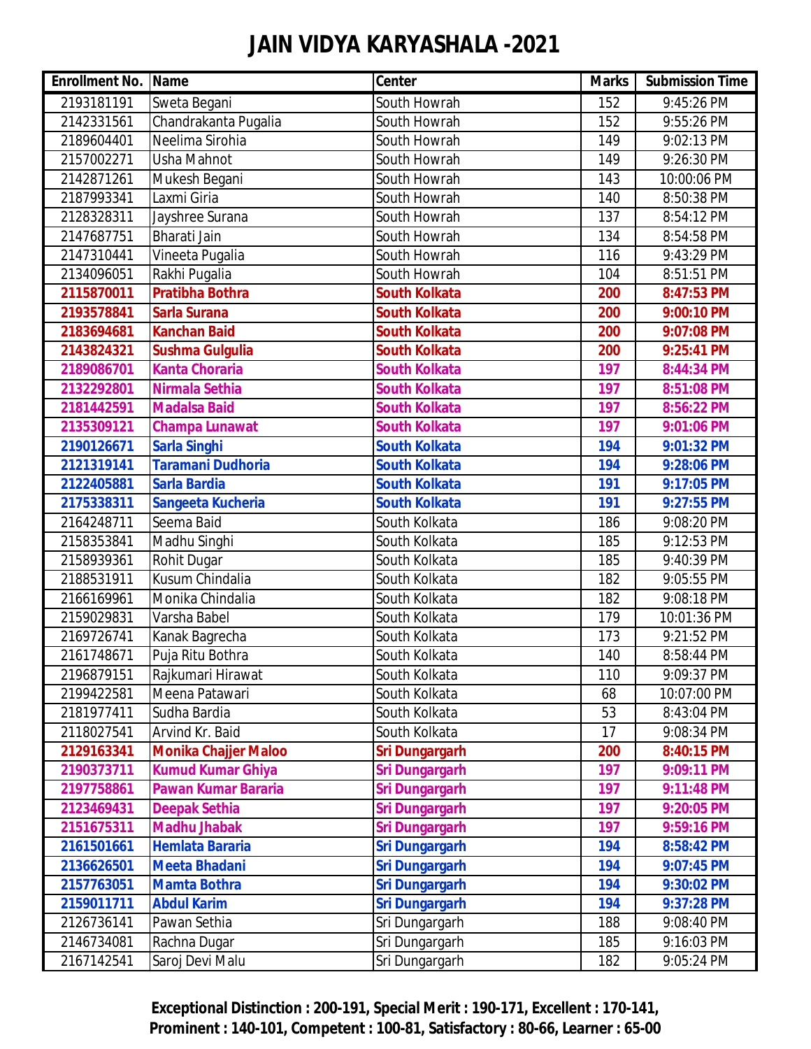# JAIN VIDYA KARYASHALA -2021

| Enrollment No. | Name | Center | Marks | Submission Time |
|---|---|---|---|---|
| 2193181191 | Sweta Begani | South Howrah | 152 | 9:45:26 PM |
| 2142331561 | Chandrakanta Pugalia | South Howrah | 152 | 9:55:26 PM |
| 2189604401 | Neelima Sirohia | South Howrah | 149 | 9:02:13 PM |
| 2157002271 | Usha Mahnot | South Howrah | 149 | 9:26:30 PM |
| 2142871261 | Mukesh Begani | South Howrah | 143 | 10:00:06 PM |
| 2187993341 | Laxmi Giria | South Howrah | 140 | 8:50:38 PM |
| 2128328311 | Jayshree Surana | South Howrah | 137 | 8:54:12 PM |
| 2147687751 | Bharati Jain | South Howrah | 134 | 8:54:58 PM |
| 2147310441 | Vineeta Pugalia | South Howrah | 116 | 9:43:29 PM |
| 2134096051 | Rakhi Pugalia | South Howrah | 104 | 8:51:51 PM |
| **2115870011** | **Pratibha Bothra** | **South Kolkata** | **200** | **8:47:53 PM** |
| **2193578841** | **Sarla Surana** | **South Kolkata** | **200** | **9:00:10 PM** |
| **2183694681** | **Kanchan Baid** | **South Kolkata** | **200** | **9:07:08 PM** |
| **2143824321** | **Sushma Gulgulia** | **South Kolkata** | **200** | **9:25:41 PM** |
| **2189086701** | **Kanta Choraria** | **South Kolkata** | **197** | **8:44:34 PM** |
| **2132292801** | **Nirmala Sethia** | **South Kolkata** | **197** | **8:51:08 PM** |
| **2181442591** | **Madalsa Baid** | **South Kolkata** | **197** | **8:56:22 PM** |
| **2135309121** | **Champa Lunawat** | **South Kolkata** | **197** | **9:01:06 PM** |
| **2190126671** | **Sarla Singhi** | **South Kolkata** | **194** | **9:01:32 PM** |
| **2121319141** | **Taramani Dudhoria** | **South Kolkata** | **194** | **9:28:06 PM** |
| **2122405881** | **Sarla Bardia** | **South Kolkata** | **191** | **9:17:05 PM** |
| **2175338311** | **Sangeeta Kucheria** | **South Kolkata** | **191** | **9:27:55 PM** |
| 2164248711 | Seema Baid | South Kolkata | 186 | 9:08:20 PM |
| 2158353841 | Madhu Singhi | South Kolkata | 185 | 9:12:53 PM |
| 2158939361 | Rohit Dugar | South Kolkata | 185 | 9:40:39 PM |
| 2188531911 | Kusum Chindalia | South Kolkata | 182 | 9:05:55 PM |
| 2166169961 | Monika Chindalia | South Kolkata | 182 | 9:08:18 PM |
| 2159029831 | Varsha Babel | South Kolkata | 179 | 10:01:36 PM |
| 2169726741 | Kanak Bagrecha | South Kolkata | 173 | 9:21:52 PM |
| 2161748671 | Puja Ritu Bothra | South Kolkata | 140 | 8:58:44 PM |
| 2196879151 | Rajkumari Hirawat | South Kolkata | 110 | 9:09:37 PM |
| 2199422581 | Meena Patawari | South Kolkata | 68 | 10:07:00 PM |
| 2181977411 | Sudha Bardia | South Kolkata | 53 | 8:43:04 PM |
| 2118027541 | Arvind Kr. Baid | South Kolkata | 17 | 9:08:34 PM |
| **2129163341** | **Monika Chajjer Maloo** | **Sri Dungargarh** | **200** | **8:40:15 PM** |
| **2190373711** | **Kumud Kumar Ghiya** | **Sri Dungargarh** | **197** | **9:09:11 PM** |
| **2197758861** | **Pawan Kumar Bararia** | **Sri Dungargarh** | **197** | **9:11:48 PM** |
| **2123469431** | **Deepak Sethia** | **Sri Dungargarh** | **197** | **9:20:05 PM** |
| **2151675311** | **Madhu Jhabak** | **Sri Dungargarh** | **197** | **9:59:16 PM** |
| **2161501661** | **Hemlata Bararia** | **Sri Dungargarh** | **194** | **8:58:42 PM** |
| **2136626501** | **Meeta Bhadani** | **Sri Dungargarh** | **194** | **9:07:45 PM** |
| **2157763051** | **Mamta Bothra** | **Sri Dungargarh** | **194** | **9:30:02 PM** |
| **2159011711** | **Abdul Karim** | **Sri Dungargarh** | **194** | **9:37:28 PM** |
| 2126736141 | Pawan Sethia | Sri Dungargarh | 188 | 9:08:40 PM |
| 2146734081 | Rachna Dugar | Sri Dungargarh | 185 | 9:16:03 PM |
| 2167142541 | Saroj Devi Malu | Sri Dungargarh | 182 | 9:05:24 PM |

**Exceptional Distinction : 200-191, Special Merit : 190-171, Excellent : 170-141, Prominent : 140-101, Competent : 100-81, Satisfactory : 80-66, Learner : 65-00**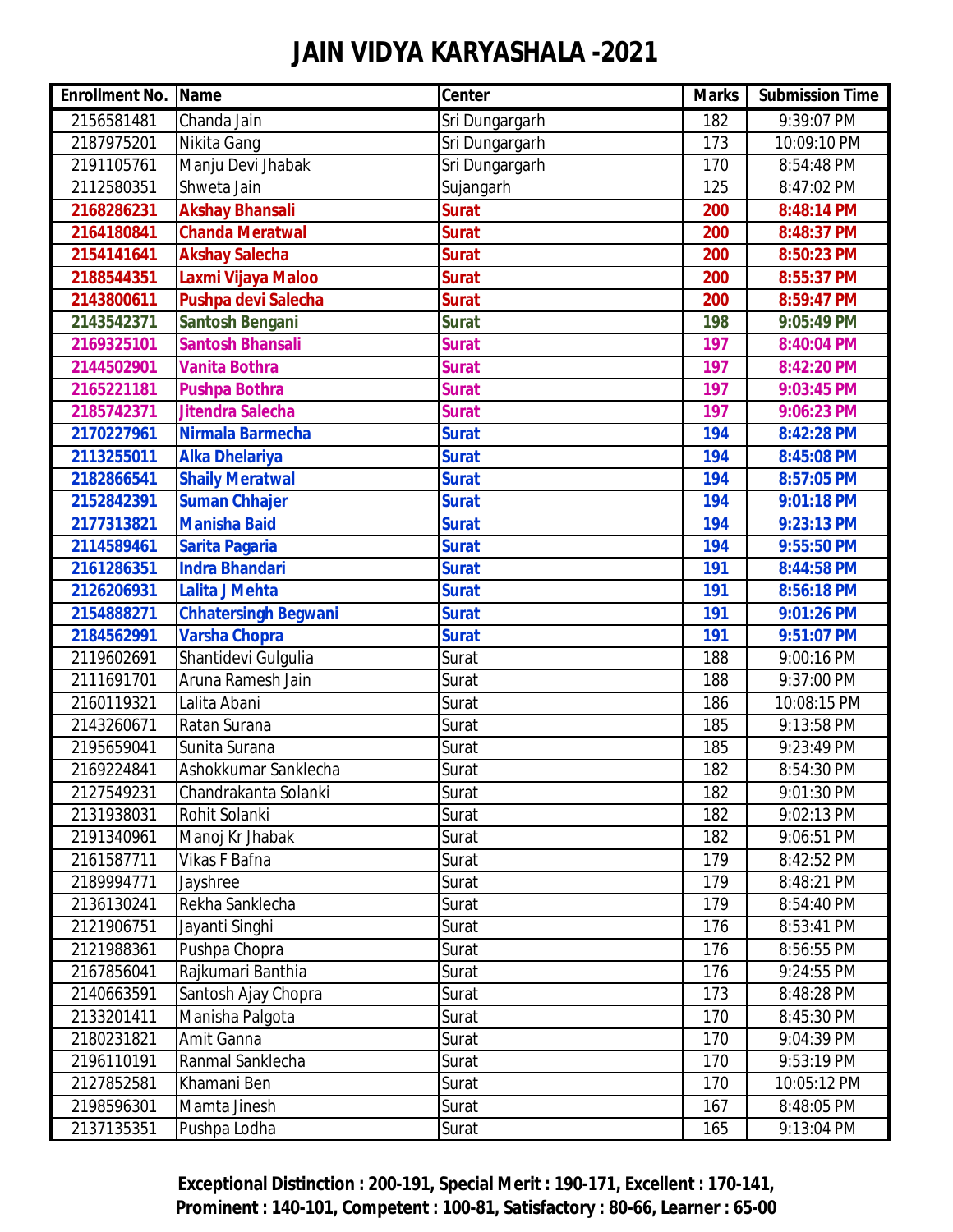# JAIN VIDYA KARYASHALA -2021

| Enrollment No. | Name | Center | Marks | Submission Time |
|---|---|---|---|---|
| 2156581481 | Chanda Jain | Sri Dungargarh | 182 | 9:39:07 PM |
| 2187975201 | Nikita Gang | Sri Dungargarh | 173 | 10:09:10 PM |
| 2191105761 | Manju Devi Jhabak | Sri Dungargarh | 170 | 8:54:48 PM |
| 2112580351 | Shweta Jain | Sujangarh | 125 | 8:47:02 PM |
| **2168286231** | **Akshay Bhansali** | **Surat** | **200** | **8:48:14 PM** |
| **2164180841** | **Chanda Meratwal** | **Surat** | **200** | **8:48:37 PM** |
| **2154141641** | **Akshay Salecha** | **Surat** | **200** | **8:50:23 PM** |
| **2188544351** | **Laxmi Vijaya Maloo** | **Surat** | **200** | **8:55:37 PM** |
| **2143800611** | **Pushpa devi Salecha** | **Surat** | **200** | **8:59:47 PM** |
| **2143542371** | **Santosh Bengani** | **Surat** | **198** | **9:05:49 PM** |
| **2169325101** | **Santosh Bhansali** | **Surat** | **197** | **8:40:04 PM** |
| **2144502901** | **Vanita Bothra** | **Surat** | **197** | **8:42:20 PM** |
| **2165221181** | **Pushpa Bothra** | **Surat** | **197** | **9:03:45 PM** |
| **2185742371** | **Jitendra Salecha** | **Surat** | **197** | **9:06:23 PM** |
| **2170227961** | **Nirmala Barmecha** | **Surat** | **194** | **8:42:28 PM** |
| **2113255011** | **Alka Dhelariya** | **Surat** | **194** | **8:45:08 PM** |
| **2182866541** | **Shaily Meratwal** | **Surat** | **194** | **8:57:05 PM** |
| **2152842391** | **Suman Chhajer** | **Surat** | **194** | **9:01:18 PM** |
| **2177313821** | **Manisha Baid** | **Surat** | **194** | **9:23:13 PM** |
| **2114589461** | **Sarita Pagaria** | **Surat** | **194** | **9:55:50 PM** |
| **2161286351** | **Indra Bhandari** | **Surat** | **191** | **8:44:58 PM** |
| **2126206931** | **Lalita J Mehta** | **Surat** | **191** | **8:56:18 PM** |
| **2154888271** | **Chhatersingh Begwani** | **Surat** | **191** | **9:01:26 PM** |
| **2184562991** | **Varsha Chopra** | **Surat** | **191** | **9:51:07 PM** |
| 2119602691 | Shantidevi Gulgulia | Surat | 188 | 9:00:16 PM |
| 2111691701 | Aruna Ramesh Jain | Surat | 188 | 9:37:00 PM |
| 2160119321 | Lalita Abani | Surat | 186 | 10:08:15 PM |
| 2143260671 | Ratan Surana | Surat | 185 | 9:13:58 PM |
| 2195659041 | Sunita Surana | Surat | 185 | 9:23:49 PM |
| 2169224841 | Ashokkumar Sanklecha | Surat | 182 | 8:54:30 PM |
| 2127549231 | Chandrakanta Solanki | Surat | 182 | 9:01:30 PM |
| 2131938031 | Rohit Solanki | Surat | 182 | 9:02:13 PM |
| 2191340961 | Manoj Kr Jhabak | Surat | 182 | 9:06:51 PM |
| 2161587711 | Vikas F Bafna | Surat | 179 | 8:42:52 PM |
| 2189994771 | Jayshree | Surat | 179 | 8:48:21 PM |
| 2136130241 | Rekha Sanklecha | Surat | 179 | 8:54:40 PM |
| 2121906751 | Jayanti Singhi | Surat | 176 | 8:53:41 PM |
| 2121988361 | Pushpa Chopra | Surat | 176 | 8:56:55 PM |
| 2167856041 | Rajkumari Banthia | Surat | 176 | 9:24:55 PM |
| 2140663591 | Santosh Ajay Chopra | Surat | 173 | 8:48:28 PM |
| 2133201411 | Manisha Palgota | Surat | 170 | 8:45:30 PM |
| 2180231821 | Amit Ganna | Surat | 170 | 9:04:39 PM |
| 2196110191 | Ranmal Sanklecha | Surat | 170 | 9:53:19 PM |
| 2127852581 | Khamani Ben | Surat | 170 | 10:05:12 PM |
| 2198596301 | Mamta Jinesh | Surat | 167 | 8:48:05 PM |
| 2137135351 | Pushpa Lodha | Surat | 165 | 9:13:04 PM |

**Exceptional Distinction : 200-191, Special Merit : 190-171, Excellent : 170-141, Prominent : 140-101, Competent : 100-81, Satisfactory : 80-66, Learner : 65-00**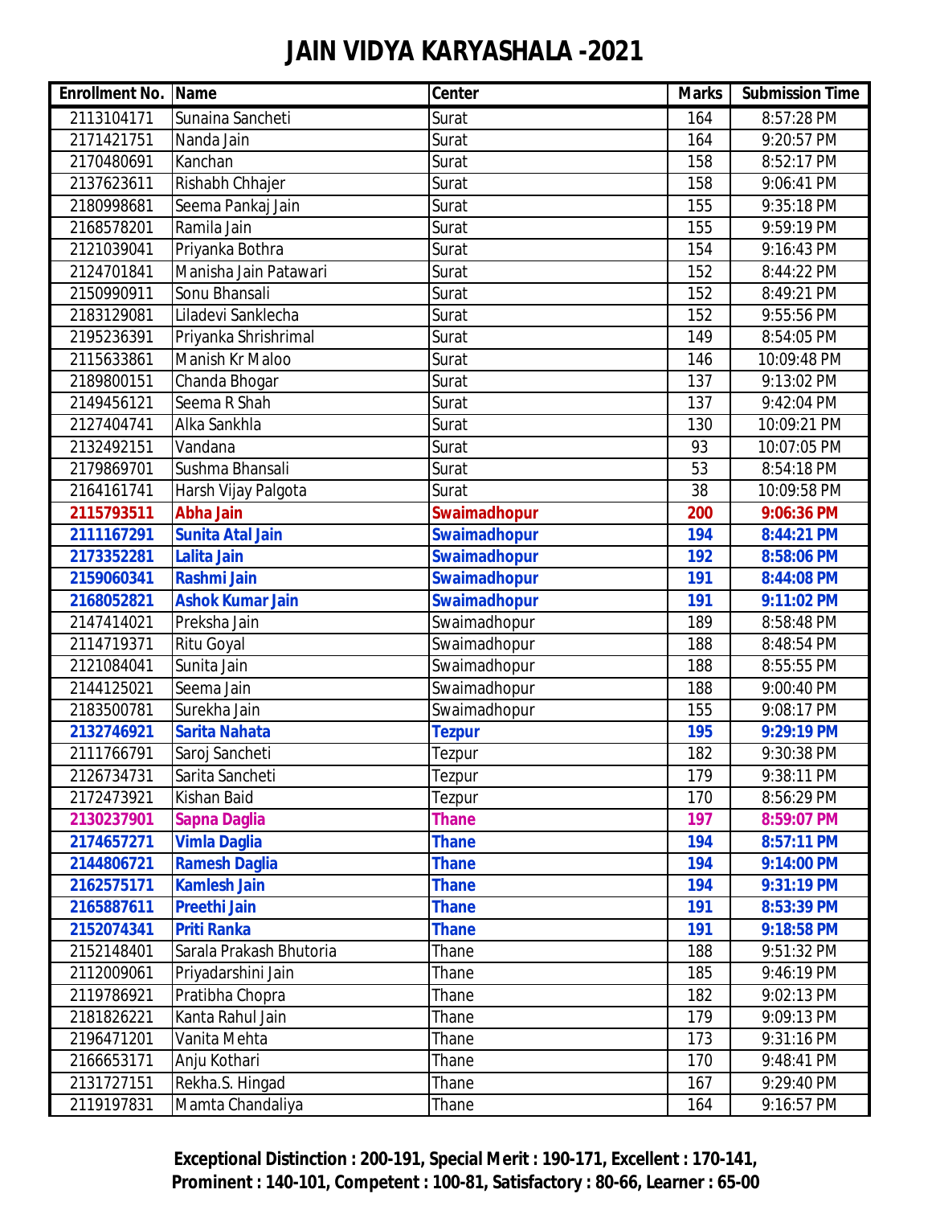# JAIN VIDYA KARYASHALA -2021

| Enrollment No. | Name | Center | Marks | Submission Time |
|---|---|---|---|---|
| 2113104171 | Sunaina Sancheti | Surat | 164 | 8:57:28 PM |
| 2171421751 | Nanda Jain | Surat | 164 | 9:20:57 PM |
| 2170480691 | Kanchan | Surat | 158 | 8:52:17 PM |
| 2137623611 | Rishabh Chhajer | Surat | 158 | 9:06:41 PM |
| 2180998681 | Seema Pankaj Jain | Surat | 155 | 9:35:18 PM |
| 2168578201 | Ramila Jain | Surat | 155 | 9:59:19 PM |
| 2121039041 | Priyanka Bothra | Surat | 154 | 9:16:43 PM |
| 2124701841 | Manisha Jain Patawari | Surat | 152 | 8:44:22 PM |
| 2150990911 | Sonu Bhansali | Surat | 152 | 8:49:21 PM |
| 2183129081 | Liladevi Sanklecha | Surat | 152 | 9:55:56 PM |
| 2195236391 | Priyanka Shrishrimal | Surat | 149 | 8:54:05 PM |
| 2115633861 | Manish Kr Maloo | Surat | 146 | 10:09:48 PM |
| 2189800151 | Chanda Bhogar | Surat | 137 | 9:13:02 PM |
| 2149456121 | Seema R Shah | Surat | 137 | 9:42:04 PM |
| 2127404741 | Alka Sankhla | Surat | 130 | 10:09:21 PM |
| 2132492151 | Vandana | Surat | 93 | 10:07:05 PM |
| 2179869701 | Sushma Bhansali | Surat | 53 | 8:54:18 PM |
| 2164161741 | Harsh Vijay Palgota | Surat | 38 | 10:09:58 PM |
| **2115793511** | **Abha Jain** | **Swaimadhopur** | **200** | **9:06:36 PM** |
| **2111167291** | **Sunita Atal Jain** | **Swaimadhopur** | **194** | **8:44:21 PM** |
| **2173352281** | **Lalita Jain** | **Swaimadhopur** | **192** | **8:58:06 PM** |
| **2159060341** | **Rashmi Jain** | **Swaimadhopur** | **191** | **8:44:08 PM** |
| **2168052821** | **Ashok Kumar Jain** | **Swaimadhopur** | **191** | **9:11:02 PM** |
| 2147414021 | Preksha Jain | Swaimadhopur | 189 | 8:58:48 PM |
| 2114719371 | Ritu Goyal | Swaimadhopur | 188 | 8:48:54 PM |
| 2121084041 | Sunita Jain | Swaimadhopur | 188 | 8:55:55 PM |
| 2144125021 | Seema Jain | Swaimadhopur | 188 | 9:00:40 PM |
| 2183500781 | Surekha Jain | Swaimadhopur | 155 | 9:08:17 PM |
| **2132746921** | **Sarita Nahata** | **Tezpur** | **195** | **9:29:19 PM** |
| 2111766791 | Saroj Sancheti | Tezpur | 182 | 9:30:38 PM |
| 2126734731 | Sarita Sancheti | Tezpur | 179 | 9:38:11 PM |
| 2172473921 | Kishan Baid | Tezpur | 170 | 8:56:29 PM |
| **2130237901** | **Sapna Daglia** | **Thane** | **197** | **8:59:07 PM** |
| **2174657271** | **Vimla Daglia** | **Thane** | **194** | **8:57:11 PM** |
| **2144806721** | **Ramesh Daglia** | **Thane** | **194** | **9:14:00 PM** |
| **2162575171** | **Kamlesh Jain** | **Thane** | **194** | **9:31:19 PM** |
| **2165887611** | **Preethi Jain** | **Thane** | **191** | **8:53:39 PM** |
| **2152074341** | **Priti Ranka** | **Thane** | **191** | **9:18:58 PM** |
| 2152148401 | Sarala Prakash Bhutoria | Thane | 188 | 9:51:32 PM |
| 2112009061 | Priyadarshini Jain | Thane | 185 | 9:46:19 PM |
| 2119786921 | Pratibha Chopra | Thane | 182 | 9:02:13 PM |
| 2181826221 | Kanta Rahul Jain | Thane | 179 | 9:09:13 PM |
| 2196471201 | Vanita Mehta | Thane | 173 | 9:31:16 PM |
| 2166653171 | Anju Kothari | Thane | 170 | 9:48:41 PM |
| 2131727151 | Rekha.S. Hingad | Thane | 167 | 9:29:40 PM |
| 2119197831 | Mamta Chandaliya | Thane | 164 | 9:16:57 PM |

**Exceptional Distinction : 200-191, Special Merit : 190-171, Excellent : 170-141, Prominent : 140-101, Competent : 100-81, Satisfactory : 80-66, Learner : 65-00**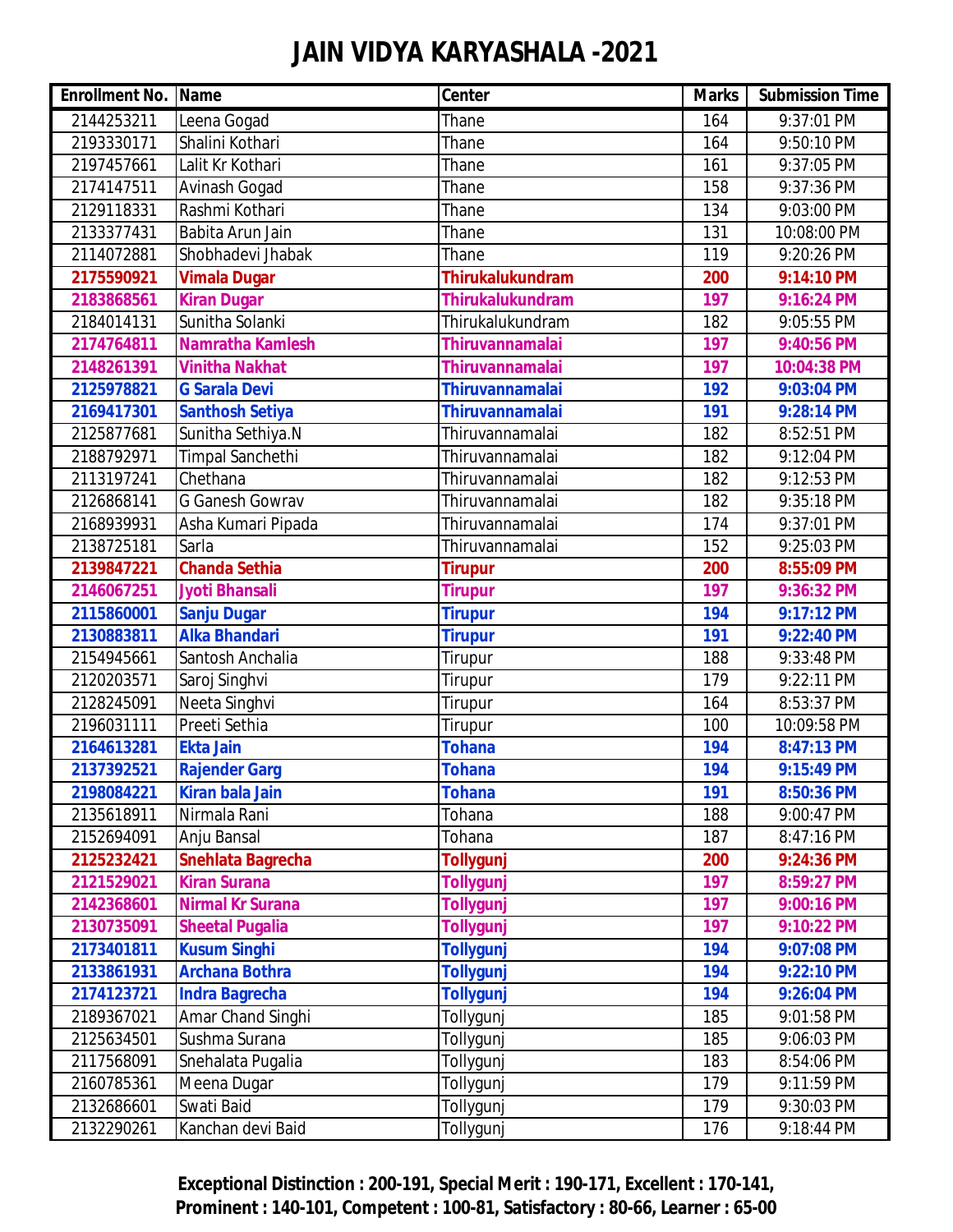# JAIN VIDYA KARYASHALA -2021

| Enrollment No. | Name | Center | Marks | Submission Time |
|---|---|---|---|---|
| 2144253211 | Leena Gogad | Thane | 164 | 9:37:01 PM |
| 2193330171 | Shalini Kothari | Thane | 164 | 9:50:10 PM |
| 2197457661 | Lalit Kr Kothari | Thane | 161 | 9:37:05 PM |
| 2174147511 | Avinash Gogad | Thane | 158 | 9:37:36 PM |
| 2129118331 | Rashmi Kothari | Thane | 134 | 9:03:00 PM |
| 2133377431 | Babita Arun Jain | Thane | 131 | 10:08:00 PM |
| 2114072881 | Shobhadevi Jhabak | Thane | 119 | 9:20:26 PM |
| **2175590921** | **Vimala Dugar** | **Thirukalukundram** | **200** | **9:14:10 PM** |
| **2183868561** | **Kiran Dugar** | **Thirukalukundram** | **197** | **9:16:24 PM** |
| 2184014131 | Sunitha Solanki | Thirukalukundram | 182 | 9:05:55 PM |
| **2174764811** | **Namratha Kamlesh** | **Thiruvannamalai** | **197** | **9:40:56 PM** |
| **2148261391** | **Vinitha Nakhat** | **Thiruvannamalai** | **197** | **10:04:38 PM** |
| **2125978821** | **G Sarala Devi** | **Thiruvannamalai** | **192** | **9:03:04 PM** |
| **2169417301** | **Santhosh Setiya** | **Thiruvannamalai** | **191** | **9:28:14 PM** |
| 2125877681 | Sunitha Sethiya.N | Thiruvannamalai | 182 | 8:52:51 PM |
| 2188792971 | Timpal Sanchethi | Thiruvannamalai | 182 | 9:12:04 PM |
| 2113197241 | Chethana | Thiruvannamalai | 182 | 9:12:53 PM |
| 2126868141 | G Ganesh Gowrav | Thiruvannamalai | 182 | 9:35:18 PM |
| 2168939931 | Asha Kumari Pipada | Thiruvannamalai | 174 | 9:37:01 PM |
| 2138725181 | Sarla | Thiruvannamalai | 152 | 9:25:03 PM |
| **2139847221** | **Chanda Sethia** | **Tirupur** | **200** | **8:55:09 PM** |
| **2146067251** | **Jyoti Bhansali** | **Tirupur** | **197** | **9:36:32 PM** |
| **2115860001** | **Sanju Dugar** | **Tirupur** | **194** | **9:17:12 PM** |
| **2130883811** | **Alka Bhandari** | **Tirupur** | **191** | **9:22:40 PM** |
| 2154945661 | Santosh Anchalia | Tirupur | 188 | 9:33:48 PM |
| 2120203571 | Saroj Singhvi | Tirupur | 179 | 9:22:11 PM |
| 2128245091 | Neeta Singhvi | Tirupur | 164 | 8:53:37 PM |
| 2196031111 | Preeti Sethia | Tirupur | 100 | 10:09:58 PM |
| **2164613281** | **Ekta Jain** | **Tohana** | **194** | **8:47:13 PM** |
| **2137392521** | **Rajender Garg** | **Tohana** | **194** | **9:15:49 PM** |
| **2198084221** | **Kiran bala Jain** | **Tohana** | **191** | **8:50:36 PM** |
| 2135618911 | Nirmala Rani | Tohana | 188 | 9:00:47 PM |
| 2152694091 | Anju Bansal | Tohana | 187 | 8:47:16 PM |
| **2125232421** | **Snehlata Bagrecha** | **Tollygunj** | **200** | **9:24:36 PM** |
| **2121529021** | **Kiran Surana** | **Tollygunj** | **197** | **8:59:27 PM** |
| **2142368601** | **Nirmal Kr Surana** | **Tollygunj** | **197** | **9:00:16 PM** |
| **2130735091** | **Sheetal Pugalia** | **Tollygunj** | **197** | **9:10:22 PM** |
| **2173401811** | **Kusum Singhi** | **Tollygunj** | **194** | **9:07:08 PM** |
| **2133861931** | **Archana Bothra** | **Tollygunj** | **194** | **9:22:10 PM** |
| **2174123721** | **Indra Bagrecha** | **Tollygunj** | **194** | **9:26:04 PM** |
| 2189367021 | Amar Chand Singhi | Tollygunj | 185 | 9:01:58 PM |
| 2125634501 | Sushma Surana | Tollygunj | 185 | 9:06:03 PM |
| 2117568091 | Snehalata Pugalia | Tollygunj | 183 | 8:54:06 PM |
| 2160785361 | Meena Dugar | Tollygunj | 179 | 9:11:59 PM |
| 2132686601 | Swati Baid | Tollygunj | 179 | 9:30:03 PM |
| 2132290261 | Kanchan devi Baid | Tollygunj | 176 | 9:18:44 PM |

**Exceptional Distinction : 200-191, Special Merit : 190-171, Excellent : 170-141, Prominent : 140-101, Competent : 100-81, Satisfactory : 80-66, Learner : 65-00**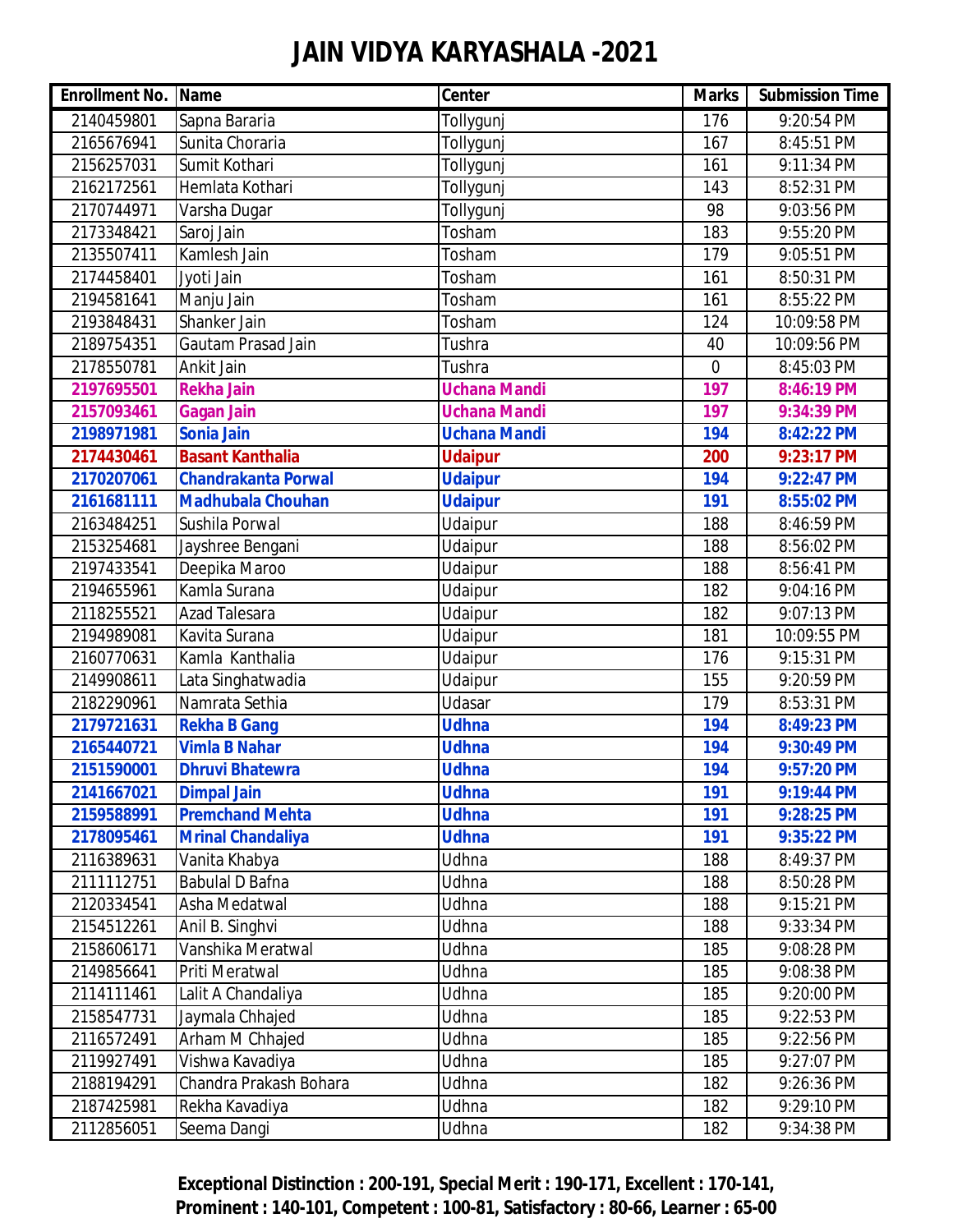# JAIN VIDYA KARYASHALA -2021

| Enrollment No. | Name | Center | Marks | Submission Time |
|---|---|---|---|---|
| 2140459801 | Sapna Bararia | Tollygunj | 176 | 9:20:54 PM |
| 2165676941 | Sunita Choraria | Tollygunj | 167 | 8:45:51 PM |
| 2156257031 | Sumit Kothari | Tollygunj | 161 | 9:11:34 PM |
| 2162172561 | Hemlata Kothari | Tollygunj | 143 | 8:52:31 PM |
| 2170744971 | Varsha Dugar | Tollygunj | 98 | 9:03:56 PM |
| 2173348421 | Saroj Jain | Tosham | 183 | 9:55:20 PM |
| 2135507411 | Kamlesh Jain | Tosham | 179 | 9:05:51 PM |
| 2174458401 | Jyoti Jain | Tosham | 161 | 8:50:31 PM |
| 2194581641 | Manju Jain | Tosham | 161 | 8:55:22 PM |
| 2193848431 | Shanker Jain | Tosham | 124 | 10:09:58 PM |
| 2189754351 | Gautam Prasad Jain | Tushra | 40 | 10:09:56 PM |
| 2178550781 | Ankit Jain | Tushra | 0 | 8:45:03 PM |
| **2197695501** | **Rekha Jain** | **Uchana Mandi** | **197** | **8:46:19 PM** |
| **2157093461** | **Gagan Jain** | **Uchana Mandi** | **197** | **9:34:39 PM** |
| **2198971981** | **Sonia Jain** | **Uchana Mandi** | **194** | **8:42:22 PM** |
| **2174430461** | **Basant Kanthalia** | **Udaipur** | **200** | **9:23:17 PM** |
| **2170207061** | **Chandrakanta Porwal** | **Udaipur** | **194** | **9:22:47 PM** |
| **2161681111** | **Madhubala Chouhan** | **Udaipur** | **191** | **8:55:02 PM** |
| 2163484251 | Sushila Porwal | Udaipur | 188 | 8:46:59 PM |
| 2153254681 | Jayshree Bengani | Udaipur | 188 | 8:56:02 PM |
| 2197433541 | Deepika Maroo | Udaipur | 188 | 8:56:41 PM |
| 2194655961 | Kamla Surana | Udaipur | 182 | 9:04:16 PM |
| 2118255521 | Azad Talesara | Udaipur | 182 | 9:07:13 PM |
| 2194989081 | Kavita Surana | Udaipur | 181 | 10:09:55 PM |
| 2160770631 | Kamla Kanthalia | Udaipur | 176 | 9:15:31 PM |
| 2149908611 | Lata Singhatwadia | Udaipur | 155 | 9:20:59 PM |
| 2182290961 | Namrata Sethia | Udasar | 179 | 8:53:31 PM |
| **2179721631** | **Rekha B Gang** | **Udhna** | **194** | **8:49:23 PM** |
| **2165440721** | **Vimla B Nahar** | **Udhna** | **194** | **9:30:49 PM** |
| **2151590001** | **Dhruvi Bhatewra** | **Udhna** | **194** | **9:57:20 PM** |
| **2141667021** | **Dimpal Jain** | **Udhna** | **191** | **9:19:44 PM** |
| **2159588991** | **Premchand Mehta** | **Udhna** | **191** | **9:28:25 PM** |
| **2178095461** | **Mrinal Chandaliya** | **Udhna** | **191** | **9:35:22 PM** |
| 2116389631 | Vanita Khabya | Udhna | 188 | 8:49:37 PM |
| 2111112751 | Babulal D Bafna | Udhna | 188 | 8:50:28 PM |
| 2120334541 | Asha Medatwal | Udhna | 188 | 9:15:21 PM |
| 2154512261 | Anil B. Singhvi | Udhna | 188 | 9:33:34 PM |
| 2158606171 | Vanshika Meratwal | Udhna | 185 | 9:08:28 PM |
| 2149856641 | Priti Meratwal | Udhna | 185 | 9:08:38 PM |
| 2114111461 | Lalit A Chandaliya | Udhna | 185 | 9:20:00 PM |
| 2158547731 | Jaymala Chhajed | Udhna | 185 | 9:22:53 PM |
| 2116572491 | Arham M Chhajed | Udhna | 185 | 9:22:56 PM |
| 2119927491 | Vishwa Kavadiya | Udhna | 185 | 9:27:07 PM |
| 2188194291 | Chandra Prakash Bohara | Udhna | 182 | 9:26:36 PM |
| 2187425981 | Rekha Kavadiya | Udhna | 182 | 9:29:10 PM |
| 2112856051 | Seema Dangi | Udhna | 182 | 9:34:38 PM |

**Exceptional Distinction : 200-191, Special Merit : 190-171, Excellent : 170-141, Prominent : 140-101, Competent : 100-81, Satisfactory : 80-66, Learner : 65-00**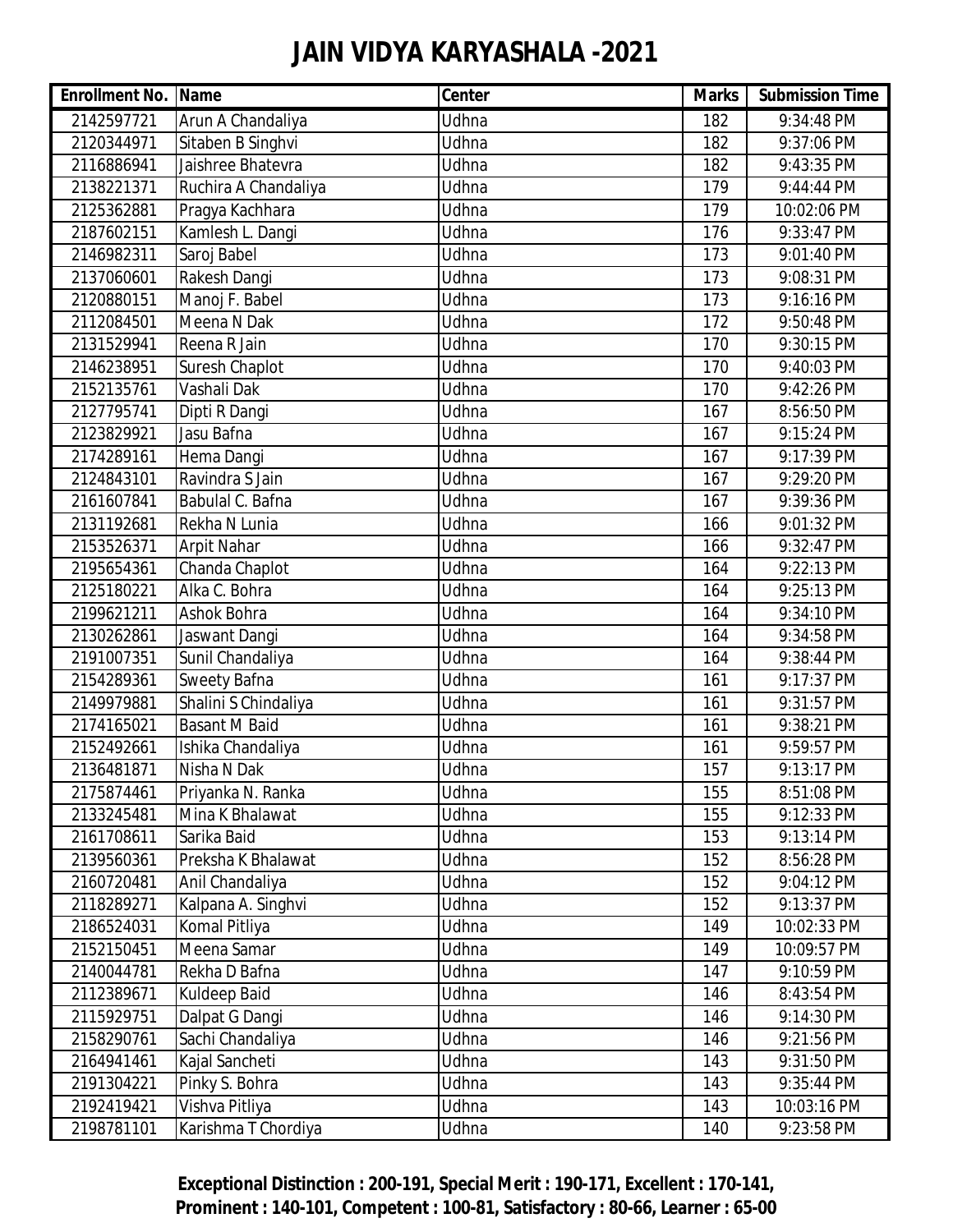# JAIN VIDYA KARYASHALA -2021

| Enrollment No. | Name | Center | Marks | Submission Time |
|---|---|---|---|---|
| 2142597721 | Arun A Chandaliya | Udhna | 182 | 9:34:48 PM |
| 2120344971 | Sitaben B Singhvi | Udhna | 182 | 9:37:06 PM |
| 2116886941 | Jaishree Bhatevra | Udhna | 182 | 9:43:35 PM |
| 2138221371 | Ruchira A Chandaliya | Udhna | 179 | 9:44:44 PM |
| 2125362881 | Pragya Kachhara | Udhna | 179 | 10:02:06 PM |
| 2187602151 | Kamlesh L. Dangi | Udhna | 176 | 9:33:47 PM |
| 2146982311 | Saroj Babel | Udhna | 173 | 9:01:40 PM |
| 2137060601 | Rakesh Dangi | Udhna | 173 | 9:08:31 PM |
| 2120880151 | Manoj F. Babel | Udhna | 173 | 9:16:16 PM |
| 2112084501 | Meena N Dak | Udhna | 172 | 9:50:48 PM |
| 2131529941 | Reena R Jain | Udhna | 170 | 9:30:15 PM |
| 2146238951 | Suresh Chaplot | Udhna | 170 | 9:40:03 PM |
| 2152135761 | Vashali Dak | Udhna | 170 | 9:42:26 PM |
| 2127795741 | Dipti R Dangi | Udhna | 167 | 8:56:50 PM |
| 2123829921 | Jasu Bafna | Udhna | 167 | 9:15:24 PM |
| 2174289161 | Hema Dangi | Udhna | 167 | 9:17:39 PM |
| 2124843101 | Ravindra S Jain | Udhna | 167 | 9:29:20 PM |
| 2161607841 | Babulal C. Bafna | Udhna | 167 | 9:39:36 PM |
| 2131192681 | Rekha N Lunia | Udhna | 166 | 9:01:32 PM |
| 2153526371 | Arpit Nahar | Udhna | 166 | 9:32:47 PM |
| 2195654361 | Chanda Chaplot | Udhna | 164 | 9:22:13 PM |
| 2125180221 | Alka C. Bohra | Udhna | 164 | 9:25:13 PM |
| 2199621211 | Ashok Bohra | Udhna | 164 | 9:34:10 PM |
| 2130262861 | Jaswant Dangi | Udhna | 164 | 9:34:58 PM |
| 2191007351 | Sunil Chandaliya | Udhna | 164 | 9:38:44 PM |
| 2154289361 | Sweety Bafna | Udhna | 161 | 9:17:37 PM |
| 2149979881 | Shalini S Chindaliya | Udhna | 161 | 9:31:57 PM |
| 2174165021 | Basant M Baid | Udhna | 161 | 9:38:21 PM |
| 2152492661 | Ishika Chandaliya | Udhna | 161 | 9:59:57 PM |
| 2136481871 | Nisha N Dak | Udhna | 157 | 9:13:17 PM |
| 2175874461 | Priyanka N. Ranka | Udhna | 155 | 8:51:08 PM |
| 2133245481 | Mina K Bhalawat | Udhna | 155 | 9:12:33 PM |
| 2161708611 | Sarika Baid | Udhna | 153 | 9:13:14 PM |
| 2139560361 | Preksha K Bhalawat | Udhna | 152 | 8:56:28 PM |
| 2160720481 | Anil Chandaliya | Udhna | 152 | 9:04:12 PM |
| 2118289271 | Kalpana A. Singhvi | Udhna | 152 | 9:13:37 PM |
| 2186524031 | Komal Pitliya | Udhna | 149 | 10:02:33 PM |
| 2152150451 | Meena Samar | Udhna | 149 | 10:09:57 PM |
| 2140044781 | Rekha D Bafna | Udhna | 147 | 9:10:59 PM |
| 2112389671 | Kuldeep Baid | Udhna | 146 | 8:43:54 PM |
| 2115929751 | Dalpat G Dangi | Udhna | 146 | 9:14:30 PM |
| 2158290761 | Sachi Chandaliya | Udhna | 146 | 9:21:56 PM |
| 2164941461 | Kajal Sancheti | Udhna | 143 | 9:31:50 PM |
| 2191304221 | Pinky S. Bohra | Udhna | 143 | 9:35:44 PM |
| 2192419421 | Vishva Pitliya | Udhna | 143 | 10:03:16 PM |
| 2198781101 | Karishma T Chordiya | Udhna | 140 | 9:23:58 PM |

**Exceptional Distinction : 200-191, Special Merit : 190-171, Excellent : 170-141, Prominent : 140-101, Competent : 100-81, Satisfactory : 80-66, Learner : 65-00**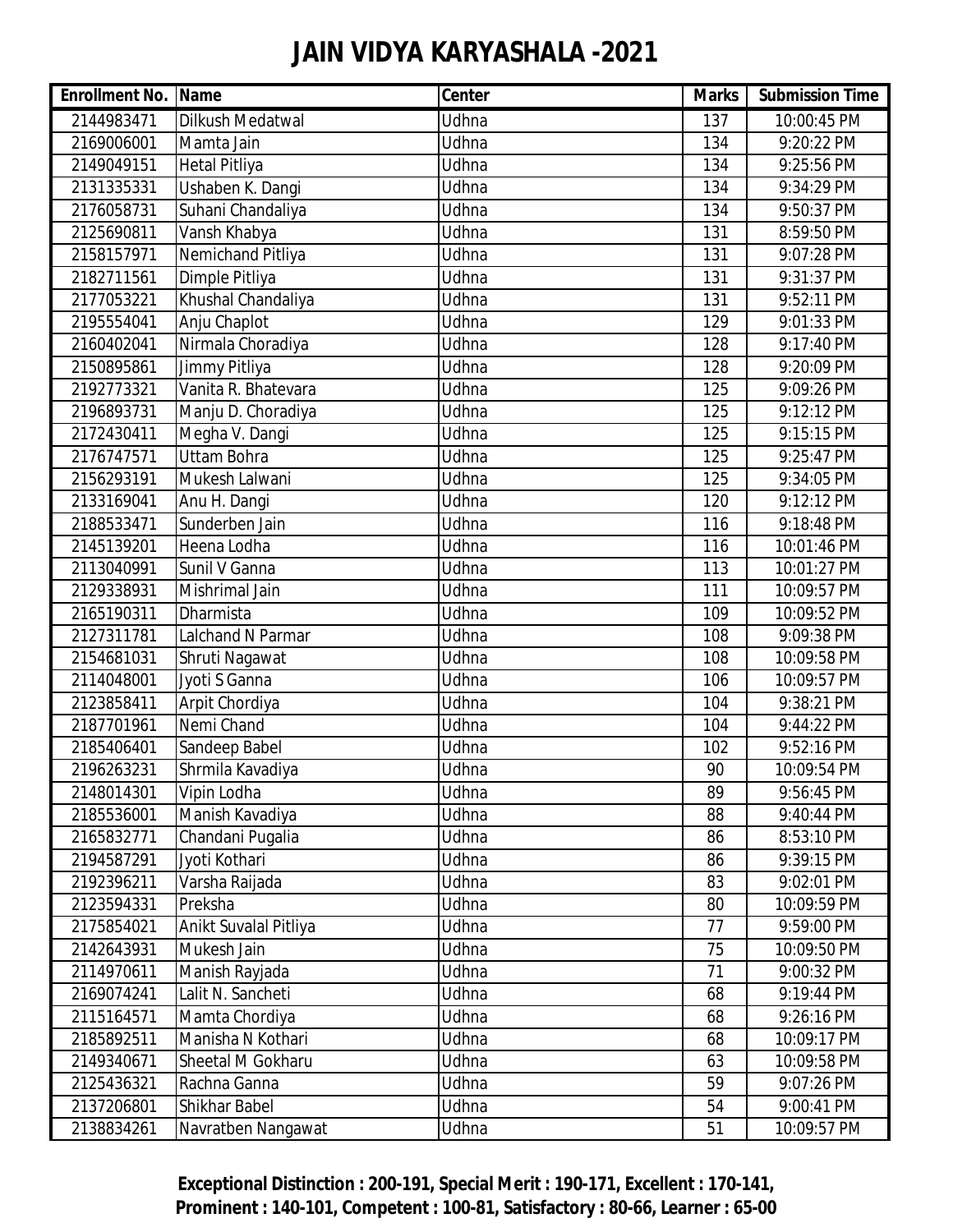# JAIN VIDYA KARYASHALA -2021

| Enrollment No. | Name | Center | Marks | Submission Time |
|---|---|---|---|---|
| 2144983471 | Dilkush Medatwal | Udhna | 137 | 10:00:45 PM |
| 2169006001 | Mamta Jain | Udhna | 134 | 9:20:22 PM |
| 2149049151 | Hetal Pitliya | Udhna | 134 | 9:25:56 PM |
| 2131335331 | Ushaben K. Dangi | Udhna | 134 | 9:34:29 PM |
| 2176058731 | Suhani Chandaliya | Udhna | 134 | 9:50:37 PM |
| 2125690811 | Vansh Khabya | Udhna | 131 | 8:59:50 PM |
| 2158157971 | Nemichand Pitliya | Udhna | 131 | 9:07:28 PM |
| 2182711561 | Dimple Pitliya | Udhna | 131 | 9:31:37 PM |
| 2177053221 | Khushal Chandaliya | Udhna | 131 | 9:52:11 PM |
| 2195554041 | Anju Chaplot | Udhna | 129 | 9:01:33 PM |
| 2160402041 | Nirmala Choradiya | Udhna | 128 | 9:17:40 PM |
| 2150895861 | Jimmy Pitliya | Udhna | 128 | 9:20:09 PM |
| 2192773321 | Vanita R. Bhatevara | Udhna | 125 | 9:09:26 PM |
| 2196893731 | Manju D. Choradiya | Udhna | 125 | 9:12:12 PM |
| 2172430411 | Megha V. Dangi | Udhna | 125 | 9:15:15 PM |
| 2176747571 | Uttam Bohra | Udhna | 125 | 9:25:47 PM |
| 2156293191 | Mukesh Lalwani | Udhna | 125 | 9:34:05 PM |
| 2133169041 | Anu H. Dangi | Udhna | 120 | 9:12:12 PM |
| 2188533471 | Sunderben Jain | Udhna | 116 | 9:18:48 PM |
| 2145139201 | Heena Lodha | Udhna | 116 | 10:01:46 PM |
| 2113040991 | Sunil V Ganna | Udhna | 113 | 10:01:27 PM |
| 2129338931 | Mishrimal Jain | Udhna | 111 | 10:09:57 PM |
| 2165190311 | Dharmista | Udhna | 109 | 10:09:52 PM |
| 2127311781 | Lalchand N Parmar | Udhna | 108 | 9:09:38 PM |
| 2154681031 | Shruti Nagawat | Udhna | 108 | 10:09:58 PM |
| 2114048001 | Jyoti S Ganna | Udhna | 106 | 10:09:57 PM |
| 2123858411 | Arpit Chordiya | Udhna | 104 | 9:38:21 PM |
| 2187701961 | Nemi Chand | Udhna | 104 | 9:44:22 PM |
| 2185406401 | Sandeep Babel | Udhna | 102 | 9:52:16 PM |
| 2196263231 | Shrmila Kavadiya | Udhna | 90 | 10:09:54 PM |
| 2148014301 | Vipin Lodha | Udhna | 89 | 9:56:45 PM |
| 2185536001 | Manish Kavadiya | Udhna | 88 | 9:40:44 PM |
| 2165832771 | Chandani Pugalia | Udhna | 86 | 8:53:10 PM |
| 2194587291 | Jyoti Kothari | Udhna | 86 | 9:39:15 PM |
| 2192396211 | Varsha Raijada | Udhna | 83 | 9:02:01 PM |
| 2123594331 | Preksha | Udhna | 80 | 10:09:59 PM |
| 2175854021 | Anikt Suvalal Pitliya | Udhna | 77 | 9:59:00 PM |
| 2142643931 | Mukesh Jain | Udhna | 75 | 10:09:50 PM |
| 2114970611 | Manish Rayjada | Udhna | 71 | 9:00:32 PM |
| 2169074241 | Lalit N. Sancheti | Udhna | 68 | 9:19:44 PM |
| 2115164571 | Mamta Chordiya | Udhna | 68 | 9:26:16 PM |
| 2185892511 | Manisha N Kothari | Udhna | 68 | 10:09:17 PM |
| 2149340671 | Sheetal M Gokharu | Udhna | 63 | 10:09:58 PM |
| 2125436321 | Rachna Ganna | Udhna | 59 | 9:07:26 PM |
| 2137206801 | Shikhar Babel | Udhna | 54 | 9:00:41 PM |
| 2138834261 | Navratben Nangawat | Udhna | 51 | 10:09:57 PM |

**Exceptional Distinction : 200-191, Special Merit : 190-171, Excellent : 170-141, Prominent : 140-101, Competent : 100-81, Satisfactory : 80-66, Learner : 65-00**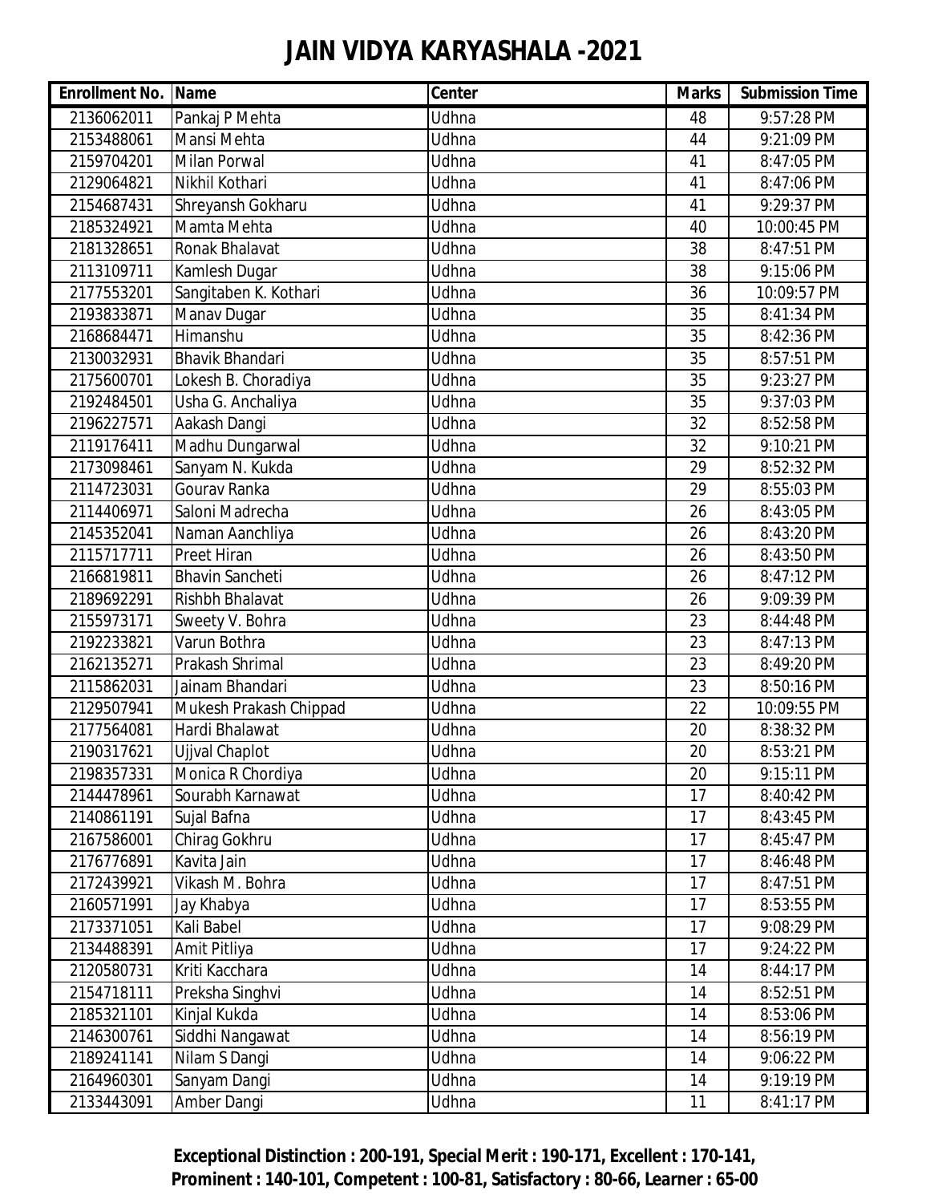# JAIN VIDYA KARYASHALA -2021

| Enrollment No. | Name | Center | Marks | Submission Time |
|---|---|---|---|---|
| 2136062011 | Pankaj P Mehta | Udhna | 48 | 9:57:28 PM |
| 2153488061 | Mansi Mehta | Udhna | 44 | 9:21:09 PM |
| 2159704201 | Milan Porwal | Udhna | 41 | 8:47:05 PM |
| 2129064821 | Nikhil Kothari | Udhna | 41 | 8:47:06 PM |
| 2154687431 | Shreyansh Gokharu | Udhna | 41 | 9:29:37 PM |
| 2185324921 | Mamta Mehta | Udhna | 40 | 10:00:45 PM |
| 2181328651 | Ronak Bhalavat | Udhna | 38 | 8:47:51 PM |
| 2113109711 | Kamlesh Dugar | Udhna | 38 | 9:15:06 PM |
| 2177553201 | Sangitaben K. Kothari | Udhna | 36 | 10:09:57 PM |
| 2193833871 | Manav Dugar | Udhna | 35 | 8:41:34 PM |
| 2168684471 | Himanshu | Udhna | 35 | 8:42:36 PM |
| 2130032931 | Bhavik Bhandari | Udhna | 35 | 8:57:51 PM |
| 2175600701 | Lokesh B. Choradiya | Udhna | 35 | 9:23:27 PM |
| 2192484501 | Usha G. Anchaliya | Udhna | 35 | 9:37:03 PM |
| 2196227571 | Aakash Dangi | Udhna | 32 | 8:52:58 PM |
| 2119176411 | Madhu Dungarwal | Udhna | 32 | 9:10:21 PM |
| 2173098461 | Sanyam N. Kukda | Udhna | 29 | 8:52:32 PM |
| 2114723031 | Gourav Ranka | Udhna | 29 | 8:55:03 PM |
| 2114406971 | Saloni Madrecha | Udhna | 26 | 8:43:05 PM |
| 2145352041 | Naman Aanchliya | Udhna | 26 | 8:43:20 PM |
| 2115717711 | Preet Hiran | Udhna | 26 | 8:43:50 PM |
| 2166819811 | Bhavin Sancheti | Udhna | 26 | 8:47:12 PM |
| 2189692291 | Rishbh Bhalavat | Udhna | 26 | 9:09:39 PM |
| 2155973171 | Sweety V. Bohra | Udhna | 23 | 8:44:48 PM |
| 2192233821 | Varun Bothra | Udhna | 23 | 8:47:13 PM |
| 2162135271 | Prakash Shrimal | Udhna | 23 | 8:49:20 PM |
| 2115862031 | Jainam Bhandari | Udhna | 23 | 8:50:16 PM |
| 2129507941 | Mukesh Prakash Chippad | Udhna | 22 | 10:09:55 PM |
| 2177564081 | Hardi Bhalawat | Udhna | 20 | 8:38:32 PM |
| 2190317621 | Ujjval Chaplot | Udhna | 20 | 8:53:21 PM |
| 2198357331 | Monica R Chordiya | Udhna | 20 | 9:15:11 PM |
| 2144478961 | Sourabh Karnawat | Udhna | 17 | 8:40:42 PM |
| 2140861191 | Sujal Bafna | Udhna | 17 | 8:43:45 PM |
| 2167586001 | Chirag Gokhru | Udhna | 17 | 8:45:47 PM |
| 2176776891 | Kavita Jain | Udhna | 17 | 8:46:48 PM |
| 2172439921 | Vikash M. Bohra | Udhna | 17 | 8:47:51 PM |
| 2160571991 | Jay Khabya | Udhna | 17 | 8:53:55 PM |
| 2173371051 | Kali Babel | Udhna | 17 | 9:08:29 PM |
| 2134488391 | Amit Pitliya | Udhna | 17 | 9:24:22 PM |
| 2120580731 | Kriti Kacchara | Udhna | 14 | 8:44:17 PM |
| 2154718111 | Preksha Singhvi | Udhna | 14 | 8:52:51 PM |
| 2185321101 | Kinjal Kukda | Udhna | 14 | 8:53:06 PM |
| 2146300761 | Siddhi Nangawat | Udhna | 14 | 8:56:19 PM |
| 2189241141 | Nilam S Dangi | Udhna | 14 | 9:06:22 PM |
| 2164960301 | Sanyam Dangi | Udhna | 14 | 9:19:19 PM |
| 2133443091 | Amber Dangi | Udhna | 11 | 8:41:17 PM |

**Exceptional Distinction : 200-191, Special Merit : 190-171, Excellent : 170-141, Prominent : 140-101, Competent : 100-81, Satisfactory : 80-66, Learner : 65-00**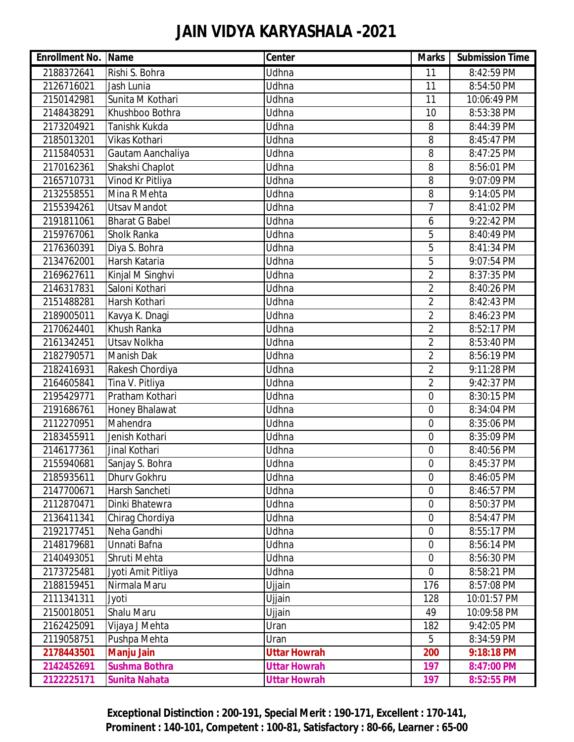# JAIN VIDYA KARYASHALA -2021

| Enrollment No. | Name | Center | Marks | Submission Time |
|---|---|---|---|---|
| 2188372641 | Rishi S. Bohra | Udhna | 11 | 8:42:59 PM |
| 2126716021 | Jash Lunia | Udhna | 11 | 8:54:50 PM |
| 2150142981 | Sunita M Kothari | Udhna | 11 | 10:06:49 PM |
| 2148438291 | Khushboo Bothra | Udhna | 10 | 8:53:38 PM |
| 2173204921 | Tanishk Kukda | Udhna | 8 | 8:44:39 PM |
| 2185013201 | Vikas Kothari | Udhna | 8 | 8:45:47 PM |
| 2115840531 | Gautam Aanchaliya | Udhna | 8 | 8:47:25 PM |
| 2170162361 | Shakshi Chaplot | Udhna | 8 | 8:56:01 PM |
| 2165710731 | Vinod Kr Pitliya | Udhna | 8 | 9:07:09 PM |
| 2132558551 | Mina R Mehta | Udhna | 8 | 9:14:05 PM |
| 2155394261 | Utsav Mandot | Udhna | 7 | 8:41:02 PM |
| 2191811061 | Bharat G Babel | Udhna | 6 | 9:22:42 PM |
| 2159767061 | Sholk Ranka | Udhna | 5 | 8:40:49 PM |
| 2176360391 | Diya S. Bohra | Udhna | 5 | 8:41:34 PM |
| 2134762001 | Harsh Kataria | Udhna | 5 | 9:07:54 PM |
| 2169627611 | Kinjal M Singhvi | Udhna | 2 | 8:37:35 PM |
| 2146317831 | Saloni Kothari | Udhna | 2 | 8:40:26 PM |
| 2151488281 | Harsh Kothari | Udhna | 2 | 8:42:43 PM |
| 2189005011 | Kavya K. Dnagi | Udhna | 2 | 8:46:23 PM |
| 2170624401 | Khush Ranka | Udhna | 2 | 8:52:17 PM |
| 2161342451 | Utsav Nolkha | Udhna | 2 | 8:53:40 PM |
| 2182790571 | Manish Dak | Udhna | 2 | 8:56:19 PM |
| 2182416931 | Rakesh Chordiya | Udhna | 2 | 9:11:28 PM |
| 2164605841 | Tina V. Pitliya | Udhna | 2 | 9:42:37 PM |
| 2195429771 | Pratham Kothari | Udhna | 0 | 8:30:15 PM |
| 2191686761 | Honey Bhalawat | Udhna | 0 | 8:34:04 PM |
| 2112270951 | Mahendra | Udhna | 0 | 8:35:06 PM |
| 2183455911 | Jenish Kothari | Udhna | 0 | 8:35:09 PM |
| 2146177361 | Jinal Kothari | Udhna | 0 | 8:40:56 PM |
| 2155940681 | Sanjay S. Bohra | Udhna | 0 | 8:45:37 PM |
| 2185935611 | Dhurv Gokhru | Udhna | 0 | 8:46:05 PM |
| 2147700671 | Harsh Sancheti | Udhna | 0 | 8:46:57 PM |
| 2112870471 | Dinki Bhatewra | Udhna | 0 | 8:50:37 PM |
| 2136411341 | Chirag Chordiya | Udhna | 0 | 8:54:47 PM |
| 2192177451 | Neha Gandhi | Udhna | 0 | 8:55:17 PM |
| 2148179681 | Unnati Bafna | Udhna | 0 | 8:56:14 PM |
| 2140493051 | Shruti Mehta | Udhna | 0 | 8:56:30 PM |
| 2173725481 | Jyoti Amit Pitliya | Udhna | 0 | 8:58:21 PM |
| 2188159451 | Nirmala Maru | Ujjain | 176 | 8:57:08 PM |
| 2111341311 | Jyoti | Ujjain | 128 | 10:01:57 PM |
| 2150018051 | Shalu Maru | Ujjain | 49 | 10:09:58 PM |
| 2162425091 | Vijaya J Mehta | Uran | 182 | 9:42:05 PM |
| 2119058751 | Pushpa Mehta | Uran | 5 | 8:34:59 PM |
| **2178443501** | **Manju Jain** | **Uttar Howrah** | **200** | **9:18:18 PM** |
| **2142452691** | **Sushma Bothra** | **Uttar Howrah** | **197** | **8:47:00 PM** |
| **2122225171** | **Sunita Nahata** | **Uttar Howrah** | **197** | **8:52:55 PM** |

**Exceptional Distinction : 200-191, Special Merit : 190-171, Excellent : 170-141, Prominent : 140-101, Competent : 100-81, Satisfactory : 80-66, Learner : 65-00**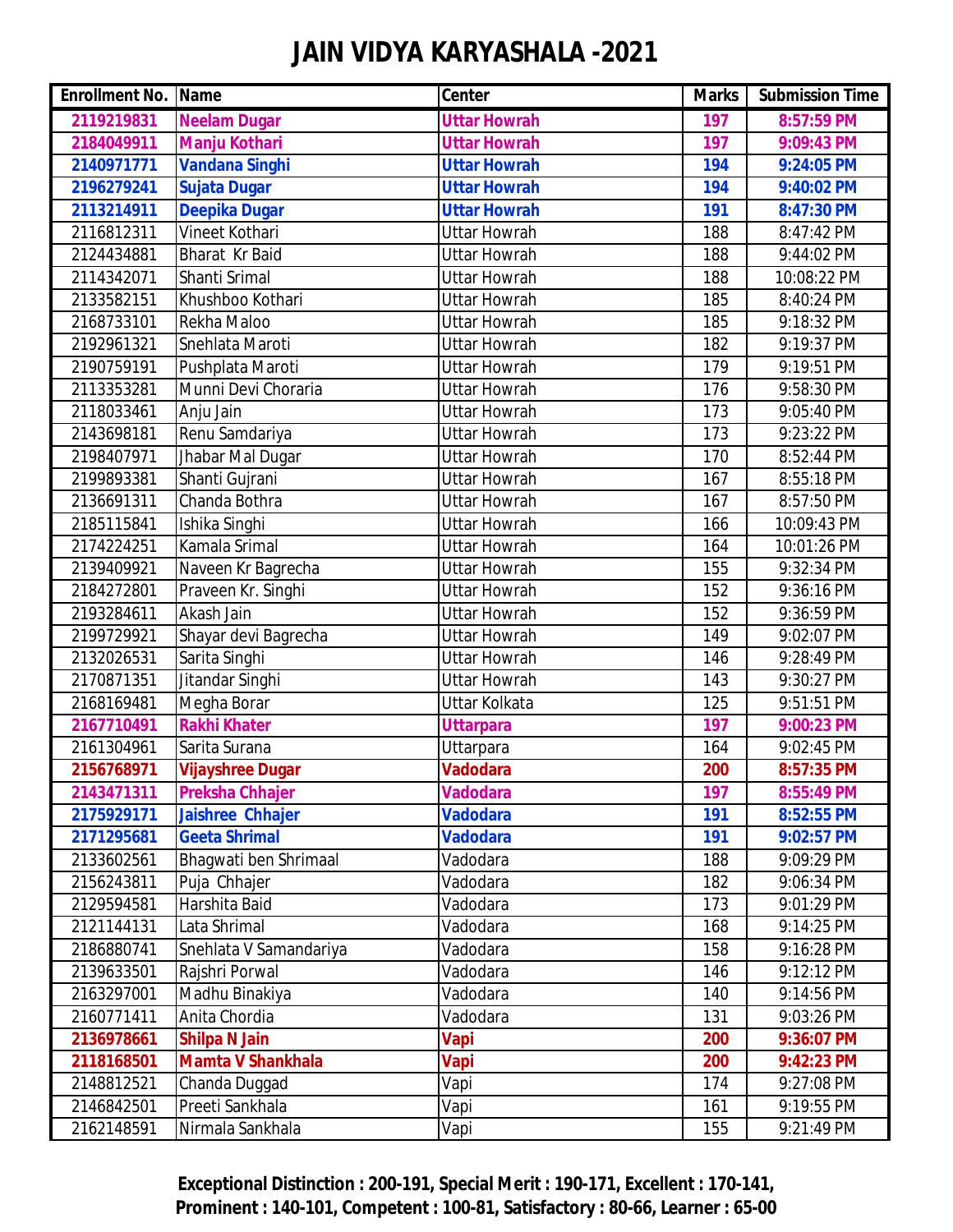# JAIN VIDYA KARYASHALA -2021

| Enrollment No. | Name | Center | Marks | Submission Time |
|---|---|---|---|---|
| **2119219831** | **Neelam Dugar** | **Uttar Howrah** | **197** | **8:57:59 PM** |
| **2184049911** | **Manju Kothari** | **Uttar Howrah** | **197** | **9:09:43 PM** |
| **2140971771** | **Vandana Singhi** | **Uttar Howrah** | **194** | **9:24:05 PM** |
| **2196279241** | **Sujata Dugar** | **Uttar Howrah** | **194** | **9:40:02 PM** |
| **2113214911** | **Deepika Dugar** | **Uttar Howrah** | **191** | **8:47:30 PM** |
| 2116812311 | Vineet Kothari | Uttar Howrah | 188 | 8:47:42 PM |
| 2124434881 | Bharat Kr Baid | Uttar Howrah | 188 | 9:44:02 PM |
| 2114342071 | Shanti Srimal | Uttar Howrah | 188 | 10:08:22 PM |
| 2133582151 | Khushboo Kothari | Uttar Howrah | 185 | 8:40:24 PM |
| 2168733101 | Rekha Maloo | Uttar Howrah | 185 | 9:18:32 PM |
| 2192961321 | Snehlata Maroti | Uttar Howrah | 182 | 9:19:37 PM |
| 2190759191 | Pushplata Maroti | Uttar Howrah | 179 | 9:19:51 PM |
| 2113353281 | Munni Devi Choraria | Uttar Howrah | 176 | 9:58:30 PM |
| 2118033461 | Anju Jain | Uttar Howrah | 173 | 9:05:40 PM |
| 2143698181 | Renu Samdariya | Uttar Howrah | 173 | 9:23:22 PM |
| 2198407971 | Jhabar Mal Dugar | Uttar Howrah | 170 | 8:52:44 PM |
| 2199893381 | Shanti Gujrani | Uttar Howrah | 167 | 8:55:18 PM |
| 2136691311 | Chanda Bothra | Uttar Howrah | 167 | 8:57:50 PM |
| 2185115841 | Ishika Singhi | Uttar Howrah | 166 | 10:09:43 PM |
| 2174224251 | Kamala Srimal | Uttar Howrah | 164 | 10:01:26 PM |
| 2139409921 | Naveen Kr Bagrecha | Uttar Howrah | 155 | 9:32:34 PM |
| 2184272801 | Praveen Kr. Singhi | Uttar Howrah | 152 | 9:36:16 PM |
| 2193284611 | Akash Jain | Uttar Howrah | 152 | 9:36:59 PM |
| 2199729921 | Shayar devi Bagrecha | Uttar Howrah | 149 | 9:02:07 PM |
| 2132026531 | Sarita Singhi | Uttar Howrah | 146 | 9:28:49 PM |
| 2170871351 | Jitandar Singhi | Uttar Howrah | 143 | 9:30:27 PM |
| 2168169481 | Megha Borar | Uttar Kolkata | 125 | 9:51:51 PM |
| **2167710491** | **Rakhi Khater** | **Uttarpara** | **197** | **9:00:23 PM** |
| 2161304961 | Sarita Surana | Uttarpara | 164 | 9:02:45 PM |
| **2156768971** | **Vijayshree Dugar** | **Vadodara** | **200** | **8:57:35 PM** |
| **2143471311** | **Preksha Chhajer** | **Vadodara** | **197** | **8:55:49 PM** |
| **2175929171** | **Jaishree Chhajer** | **Vadodara** | **191** | **8:52:55 PM** |
| **2171295681** | **Geeta Shrimal** | **Vadodara** | **191** | **9:02:57 PM** |
| 2133602561 | Bhagwati ben Shrimaal | Vadodara | 188 | 9:09:29 PM |
| 2156243811 | Puja Chhajer | Vadodara | 182 | 9:06:34 PM |
| 2129594581 | Harshita Baid | Vadodara | 173 | 9:01:29 PM |
| 2121144131 | Lata Shrimal | Vadodara | 168 | 9:14:25 PM |
| 2186880741 | Snehlata V Samandariya | Vadodara | 158 | 9:16:28 PM |
| 2139633501 | Rajshri Porwal | Vadodara | 146 | 9:12:12 PM |
| 2163297001 | Madhu Binakiya | Vadodara | 140 | 9:14:56 PM |
| 2160771411 | Anita Chordia | Vadodara | 131 | 9:03:26 PM |
| **2136978661** | **Shilpa N Jain** | **Vapi** | **200** | **9:36:07 PM** |
| **2118168501** | **Mamta V Shankhala** | **Vapi** | **200** | **9:42:23 PM** |
| 2148812521 | Chanda Duggad | Vapi | 174 | 9:27:08 PM |
| 2146842501 | Preeti Sankhala | Vapi | 161 | 9:19:55 PM |
| 2162148591 | Nirmala Sankhala | Vapi | 155 | 9:21:49 PM |

**Exceptional Distinction : 200-191, Special Merit : 190-171, Excellent : 170-141, Prominent : 140-101, Competent : 100-81, Satisfactory : 80-66, Learner : 65-00**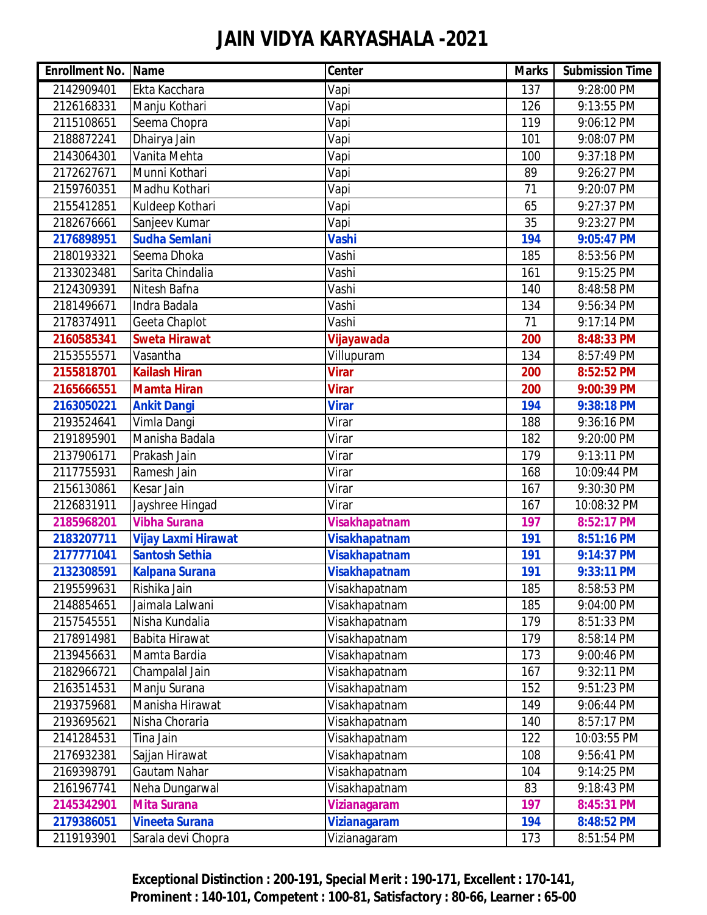# JAIN VIDYA KARYASHALA -2021

| Enrollment No. | Name | Center | Marks | Submission Time |
|---|---|---|---|---|
| 2142909401 | Ekta Kacchara | Vapi | 137 | 9:28:00 PM |
| 2126168331 | Manju Kothari | Vapi | 126 | 9:13:55 PM |
| 2115108651 | Seema Chopra | Vapi | 119 | 9:06:12 PM |
| 2188872241 | Dhairya Jain | Vapi | 101 | 9:08:07 PM |
| 2143064301 | Vanita Mehta | Vapi | 100 | 9:37:18 PM |
| 2172627671 | Munni Kothari | Vapi | 89 | 9:26:27 PM |
| 2159760351 | Madhu Kothari | Vapi | 71 | 9:20:07 PM |
| 2155412851 | Kuldeep Kothari | Vapi | 65 | 9:27:37 PM |
| 2182676661 | Sanjeev Kumar | Vapi | 35 | 9:23:27 PM |
| **2176898951** | **Sudha Semlani** | **Vashi** | **194** | **9:05:47 PM** |
| 2180193321 | Seema Dhoka | Vashi | 185 | 8:53:56 PM |
| 2133023481 | Sarita Chindalia | Vashi | 161 | 9:15:25 PM |
| 2124309391 | Nitesh Bafna | Vashi | 140 | 8:48:58 PM |
| 2181496671 | Indra Badala | Vashi | 134 | 9:56:34 PM |
| 2178374911 | Geeta Chaplot | Vashi | 71 | 9:17:14 PM |
| **2160585341** | **Sweta Hirawat** | **Vijayawada** | **200** | **8:48:33 PM** |
| 2153555571 | Vasantha | Villupuram | 134 | 8:57:49 PM |
| **2155818701** | **Kailash Hiran** | **Virar** | **200** | **8:52:52 PM** |
| **2165666551** | **Mamta Hiran** | **Virar** | **200** | **9:00:39 PM** |
| **2163050221** | **Ankit Dangi** | **Virar** | **194** | **9:38:18 PM** |
| 2193524641 | Vimla Dangi | Virar | 188 | 9:36:16 PM |
| 2191895901 | Manisha Badala | Virar | 182 | 9:20:00 PM |
| 2137906171 | Prakash Jain | Virar | 179 | 9:13:11 PM |
| 2117755931 | Ramesh Jain | Virar | 168 | 10:09:44 PM |
| 2156130861 | Kesar Jain | Virar | 167 | 9:30:30 PM |
| 2126831911 | Jayshree Hingad | Virar | 167 | 10:08:32 PM |
| **2185968201** | **Vibha Surana** | **Visakhapatnam** | **197** | **8:52:17 PM** |
| **2183207711** | **Vijay Laxmi Hirawat** | **Visakhapatnam** | **191** | **8:51:16 PM** |
| **2177771041** | **Santosh Sethia** | **Visakhapatnam** | **191** | **9:14:37 PM** |
| **2132308591** | **Kalpana Surana** | **Visakhapatnam** | **191** | **9:33:11 PM** |
| 2195599631 | Rishika Jain | Visakhapatnam | 185 | 8:58:53 PM |
| 2148854651 | Jaimala Lalwani | Visakhapatnam | 185 | 9:04:00 PM |
| 2157545551 | Nisha Kundalia | Visakhapatnam | 179 | 8:51:33 PM |
| 2178914981 | Babita Hirawat | Visakhapatnam | 179 | 8:58:14 PM |
| 2139456631 | Mamta Bardia | Visakhapatnam | 173 | 9:00:46 PM |
| 2182966721 | Champalal Jain | Visakhapatnam | 167 | 9:32:11 PM |
| 2163514531 | Manju Surana | Visakhapatnam | 152 | 9:51:23 PM |
| 2193759681 | Manisha Hirawat | Visakhapatnam | 149 | 9:06:44 PM |
| 2193695621 | Nisha Choraria | Visakhapatnam | 140 | 8:57:17 PM |
| 2141284531 | Tina Jain | Visakhapatnam | 122 | 10:03:55 PM |
| 2176932381 | Sajjan Hirawat | Visakhapatnam | 108 | 9:56:41 PM |
| 2169398791 | Gautam Nahar | Visakhapatnam | 104 | 9:14:25 PM |
| 2161967741 | Neha Dungarwal | Visakhapatnam | 83 | 9:18:43 PM |
| **2145342901** | **Mita Surana** | **Vizianagaram** | **197** | **8:45:31 PM** |
| **2179386051** | **Vineeta Surana** | **Vizianagaram** | **194** | **8:48:52 PM** |
| 2119193901 | Sarala devi Chopra | Vizianagaram | 173 | 8:51:54 PM |

**Exceptional Distinction : 200-191, Special Merit : 190-171, Excellent : 170-141, Prominent : 140-101, Competent : 100-81, Satisfactory : 80-66, Learner : 65-00**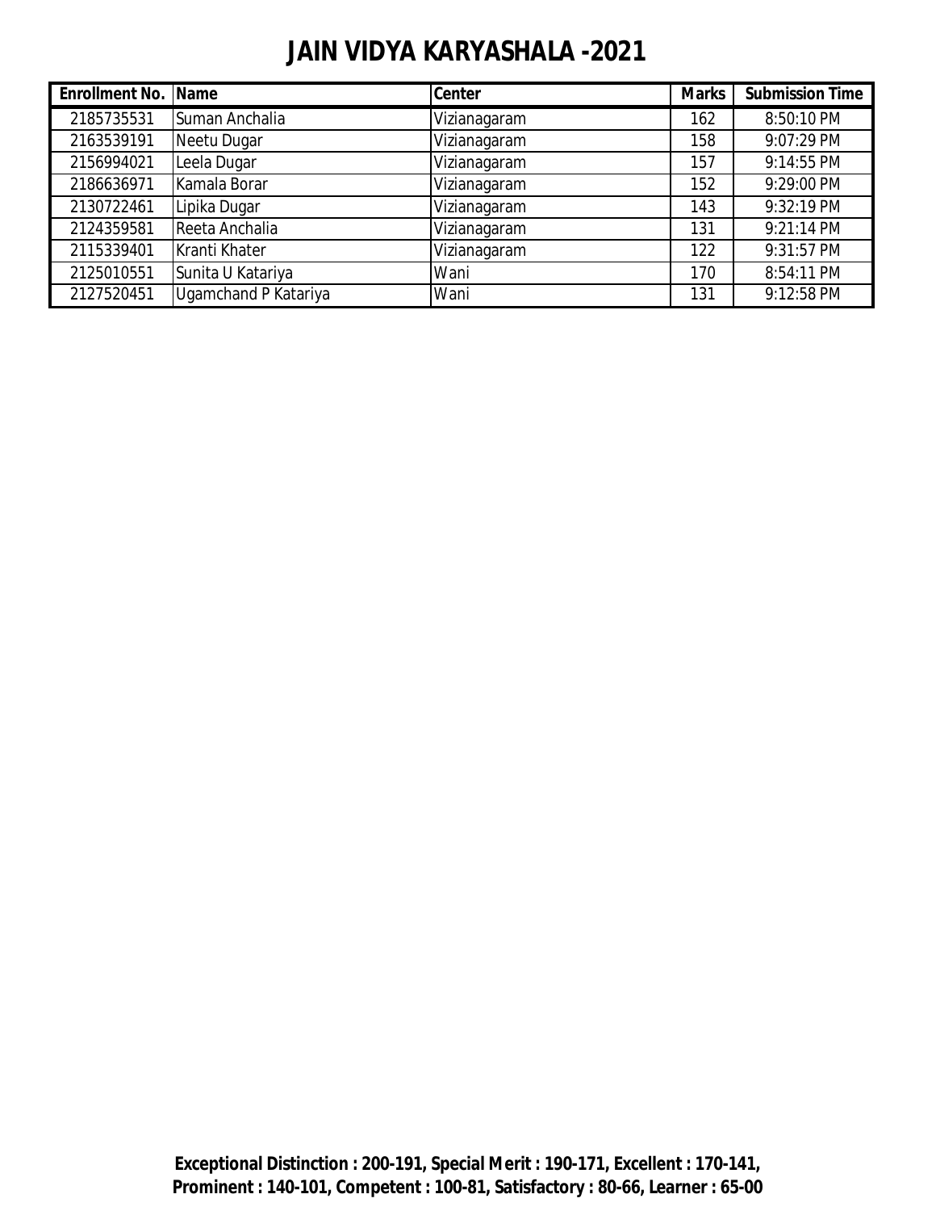# JAIN VIDYA KARYASHALA -2021

| Enrollment No. | Name | Center | Marks | Submission Time |
|---|---|---|---|---|
| 2185735531 | Suman Anchalia | Vizianagaram | 162 | 8:50:10 PM |
| 2163539191 | Neetu Dugar | Vizianagaram | 158 | 9:07:29 PM |
| 2156994021 | Leela Dugar | Vizianagaram | 157 | 9:14:55 PM |
| 2186636971 | Kamala Borar | Vizianagaram | 152 | 9:29:00 PM |
| 2130722461 | Lipika Dugar | Vizianagaram | 143 | 9:32:19 PM |
| 2124359581 | Reeta Anchalia | Vizianagaram | 131 | 9:21:14 PM |
| 2115339401 | Kranti Khater | Vizianagaram | 122 | 9:31:57 PM |
| 2125010551 | Sunita U Katariya | Wani | 170 | 8:54:11 PM |
| 2127520451 | Ugamchand P Katariya | Wani | 131 | 9:12:58 PM |

**Exceptional Distinction : 200-191, Special Merit : 190-171, Excellent : 170-141, Prominent : 140-101, Competent : 100-81, Satisfactory : 80-66, Learner : 65-00**